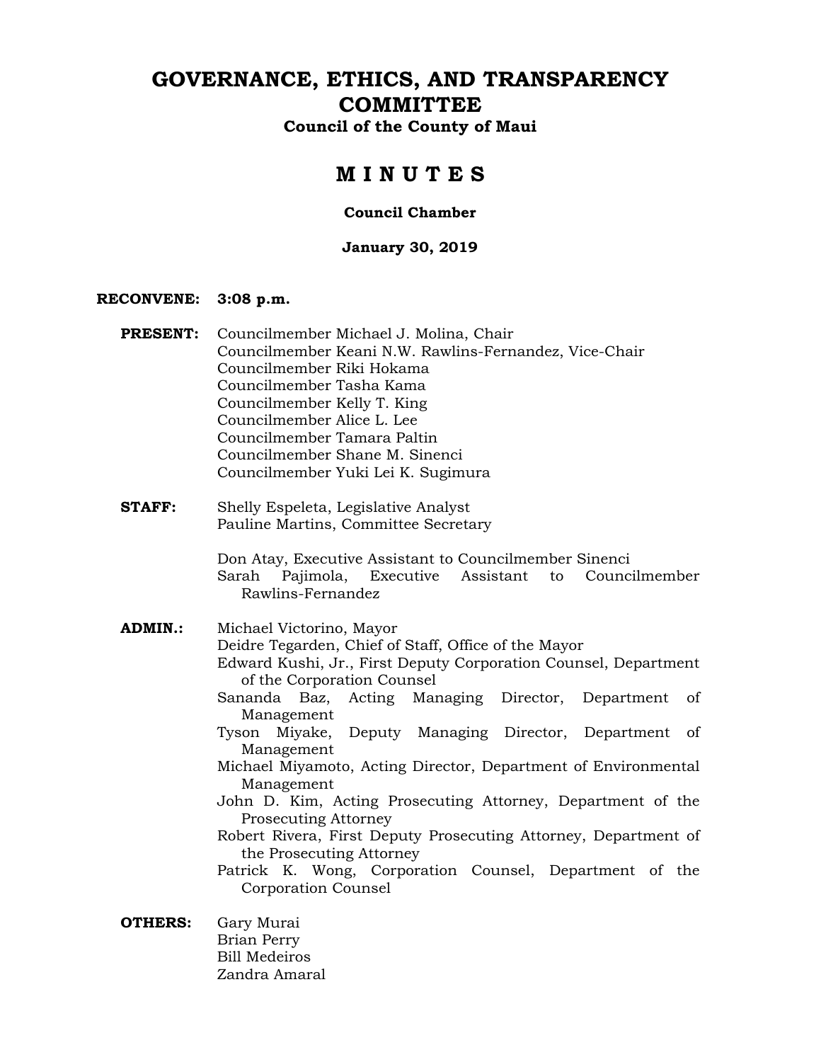# GOVERNANCE, ETHICS, AND TRANSPARENCY COMMITTEE

**Council of the County of Maui**

## M I N U T E S

**Council Chamber**

**January 30, 2019**

**RECONVENE:** **3:08 p.m.**

**PRESENT:**
Councilmember Michael J. Molina, Chair
Councilmember Keani N.W. Rawlins-Fernandez, Vice-Chair
Councilmember Riki Hokama
Councilmember Tasha Kama
Councilmember Kelly T. King
Councilmember Alice L. Lee
Councilmember Tamara Paltin
Councilmember Shane M. Sinenci
Councilmember Yuki Lei K. Sugimura

**STAFF:**
Shelly Espeleta, Legislative Analyst
Pauline Martins, Committee Secretary

Don Atay, Executive Assistant to Councilmember Sinenci
Sarah Pajimola, Executive Assistant to Councilmember Rawlins-Fernandez

**ADMIN.:**
Michael Victorino, Mayor
Deidre Tegarden, Chief of Staff, Office of the Mayor
Edward Kushi, Jr., First Deputy Corporation Counsel, Department of the Corporation Counsel
Sananda Baz, Acting Managing Director, Department of Management
Tyson Miyake, Deputy Managing Director, Department of Management
Michael Miyamoto, Acting Director, Department of Environmental Management
John D. Kim, Acting Prosecuting Attorney, Department of the Prosecuting Attorney
Robert Rivera, First Deputy Prosecuting Attorney, Department of the Prosecuting Attorney
Patrick K. Wong, Corporation Counsel, Department of the Corporation Counsel

**OTHERS:**
Gary Murai
Brian Perry
Bill Medeiros
Zandra Amaral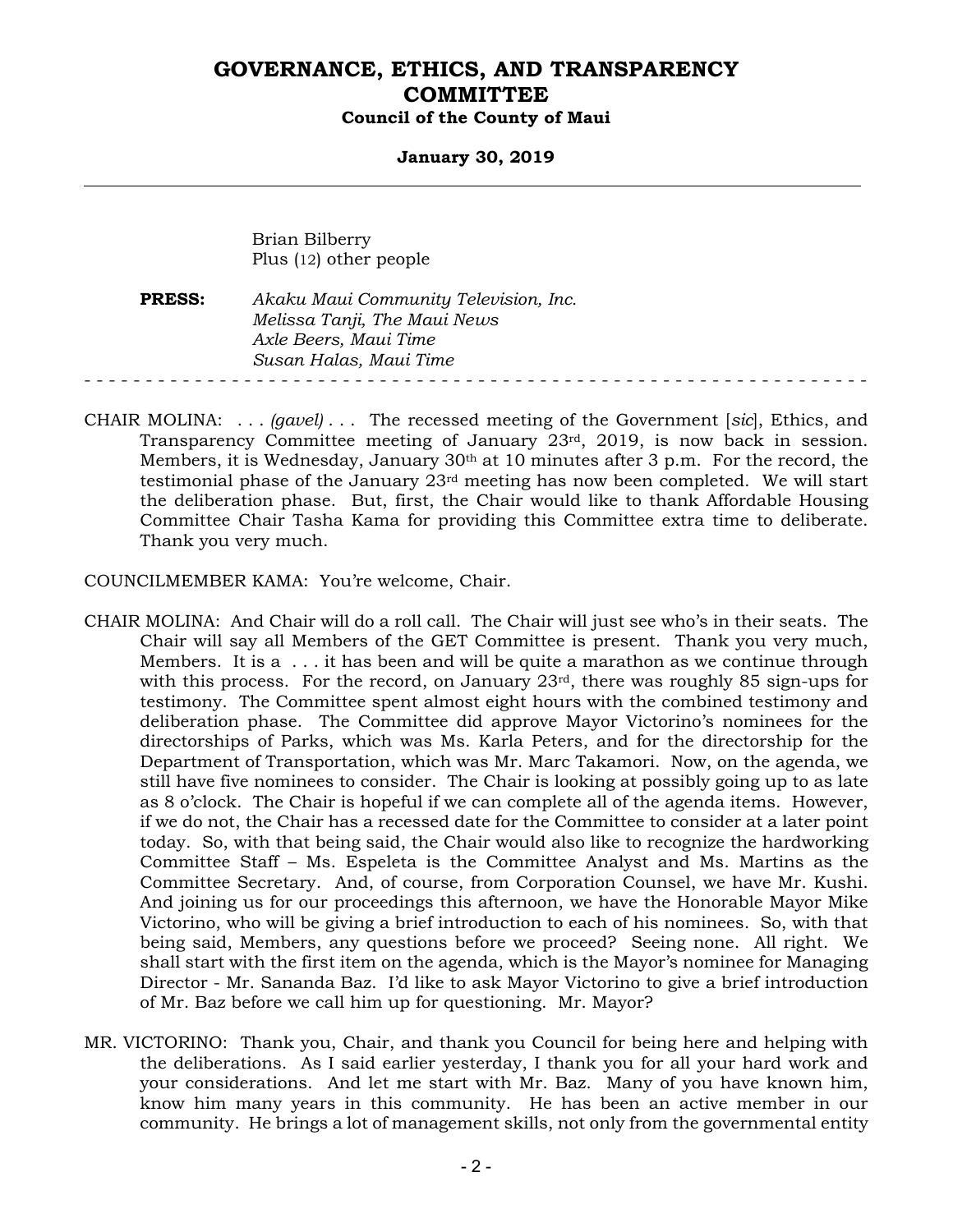Brian Bilberry
Plus (12) other people

**PRESS:** *Akaku Maui Community Television, Inc.*
*Melissa Tanji, The Maui News*
*Axle Beers, Maui Time*
*Susan Halas, Maui Time*

- - - - - - - - - - - - - - - - - - - - - - - - - - - - - - - - - - - - - - - - - - - - - - - - - - - - - - - - - - - - -

CHAIR MOLINA: . . . *(gavel)* . . . The recessed meeting of the Government [*sic*], Ethics, and Transparency Committee meeting of January 23rd, 2019, is now back in session. Members, it is Wednesday, January 30th at 10 minutes after 3 p.m. For the record, the testimonial phase of the January 23rd meeting has now been completed. We will start the deliberation phase. But, first, the Chair would like to thank Affordable Housing Committee Chair Tasha Kama for providing this Committee extra time to deliberate. Thank you very much.

COUNCILMEMBER KAMA: You're welcome, Chair.

CHAIR MOLINA: And Chair will do a roll call. The Chair will just see who's in their seats. The Chair will say all Members of the GET Committee is present. Thank you very much, Members. It is a . . . it has been and will be quite a marathon as we continue through with this process. For the record, on January 23rd, there was roughly 85 sign-ups for testimony. The Committee spent almost eight hours with the combined testimony and deliberation phase. The Committee did approve Mayor Victorino's nominees for the directorships of Parks, which was Ms. Karla Peters, and for the directorship for the Department of Transportation, which was Mr. Marc Takamori. Now, on the agenda, we still have five nominees to consider. The Chair is looking at possibly going up to as late as 8 o'clock. The Chair is hopeful if we can complete all of the agenda items. However, if we do not, the Chair has a recessed date for the Committee to consider at a later point today. So, with that being said, the Chair would also like to recognize the hardworking Committee Staff – Ms. Espeleta is the Committee Analyst and Ms. Martins as the Committee Secretary. And, of course, from Corporation Counsel, we have Mr. Kushi. And joining us for our proceedings this afternoon, we have the Honorable Mayor Mike Victorino, who will be giving a brief introduction to each of his nominees. So, with that being said, Members, any questions before we proceed? Seeing none. All right. We shall start with the first item on the agenda, which is the Mayor's nominee for Managing Director - Mr. Sananda Baz. I'd like to ask Mayor Victorino to give a brief introduction of Mr. Baz before we call him up for questioning. Mr. Mayor?

MR. VICTORINO: Thank you, Chair, and thank you Council for being here and helping with the deliberations. As I said earlier yesterday, I thank you for all your hard work and your considerations. And let me start with Mr. Baz. Many of you have known him, know him many years in this community. He has been an active member in our community. He brings a lot of management skills, not only from the governmental entity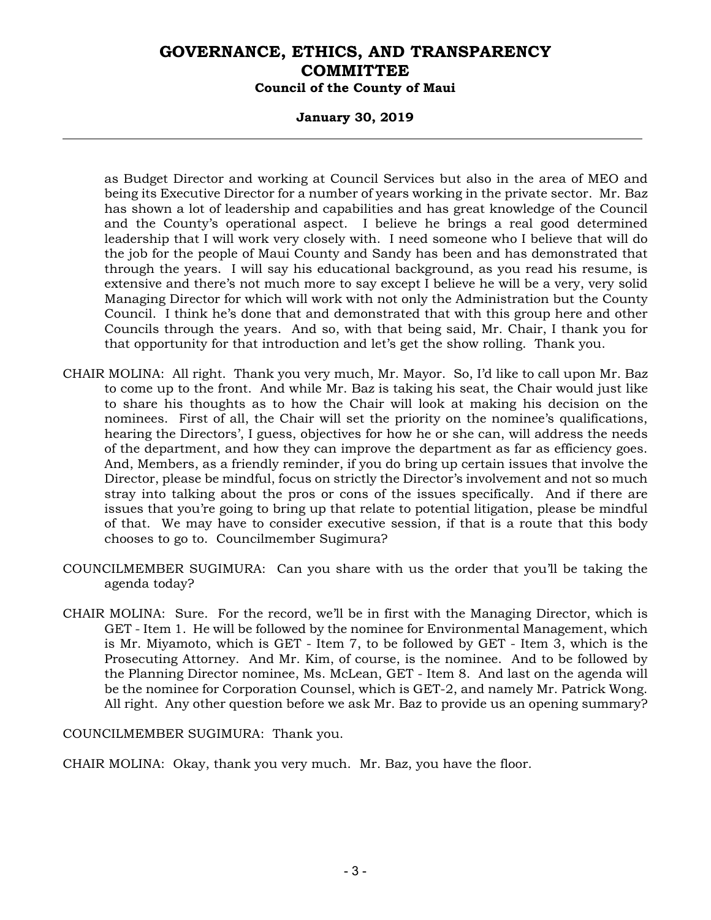as Budget Director and working at Council Services but also in the area of MEO and being its Executive Director for a number of years working in the private sector. Mr. Baz has shown a lot of leadership and capabilities and has great knowledge of the Council and the County's operational aspect. I believe he brings a real good determined leadership that I will work very closely with. I need someone who I believe that will do the job for the people of Maui County and Sandy has been and has demonstrated that through the years. I will say his educational background, as you read his resume, is extensive and there's not much more to say except I believe he will be a very, very solid Managing Director for which will work with not only the Administration but the County Council. I think he's done that and demonstrated that with this group here and other Councils through the years. And so, with that being said, Mr. Chair, I thank you for that opportunity for that introduction and let's get the show rolling. Thank you.

CHAIR MOLINA: All right. Thank you very much, Mr. Mayor. So, I'd like to call upon Mr. Baz to come up to the front. And while Mr. Baz is taking his seat, the Chair would just like to share his thoughts as to how the Chair will look at making his decision on the nominees. First of all, the Chair will set the priority on the nominee's qualifications, hearing the Directors', I guess, objectives for how he or she can, will address the needs of the department, and how they can improve the department as far as efficiency goes. And, Members, as a friendly reminder, if you do bring up certain issues that involve the Director, please be mindful, focus on strictly the Director's involvement and not so much stray into talking about the pros or cons of the issues specifically. And if there are issues that you're going to bring up that relate to potential litigation, please be mindful of that. We may have to consider executive session, if that is a route that this body chooses to go to. Councilmember Sugimura?

COUNCILMEMBER SUGIMURA: Can you share with us the order that you'll be taking the agenda today?

CHAIR MOLINA: Sure. For the record, we'll be in first with the Managing Director, which is GET - Item 1. He will be followed by the nominee for Environmental Management, which is Mr. Miyamoto, which is GET - Item 7, to be followed by GET - Item 3, which is the Prosecuting Attorney. And Mr. Kim, of course, is the nominee. And to be followed by the Planning Director nominee, Ms. McLean, GET - Item 8. And last on the agenda will be the nominee for Corporation Counsel, which is GET-2, and namely Mr. Patrick Wong. All right. Any other question before we ask Mr. Baz to provide us an opening summary?

COUNCILMEMBER SUGIMURA: Thank you.

CHAIR MOLINA: Okay, thank you very much. Mr. Baz, you have the floor.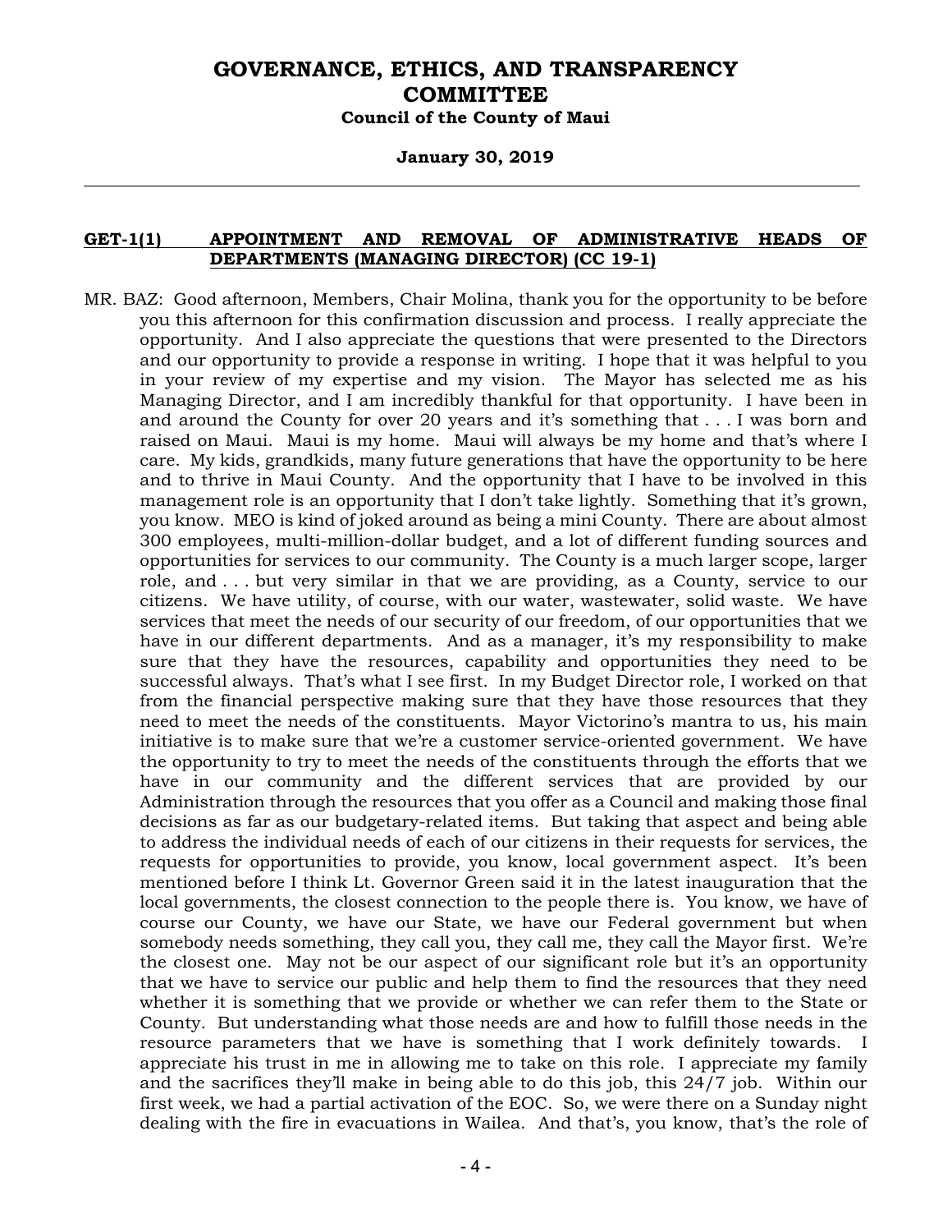**GET-1(1) APPOINTMENT AND REMOVAL OF ADMINISTRATIVE HEADS OF DEPARTMENTS (MANAGING DIRECTOR) (CC 19-1)**

MR. BAZ: Good afternoon, Members, Chair Molina, thank you for the opportunity to be before you this afternoon for this confirmation discussion and process. I really appreciate the opportunity. And I also appreciate the questions that were presented to the Directors and our opportunity to provide a response in writing. I hope that it was helpful to you in your review of my expertise and my vision. The Mayor has selected me as his Managing Director, and I am incredibly thankful for that opportunity. I have been in and around the County for over 20 years and it's something that . . . I was born and raised on Maui. Maui is my home. Maui will always be my home and that's where I care. My kids, grandkids, many future generations that have the opportunity to be here and to thrive in Maui County. And the opportunity that I have to be involved in this management role is an opportunity that I don't take lightly. Something that it's grown, you know. MEO is kind of joked around as being a mini County. There are about almost 300 employees, multi-million-dollar budget, and a lot of different funding sources and opportunities for services to our community. The County is a much larger scope, larger role, and . . . but very similar in that we are providing, as a County, service to our citizens. We have utility, of course, with our water, wastewater, solid waste. We have services that meet the needs of our security of our freedom, of our opportunities that we have in our different departments. And as a manager, it's my responsibility to make sure that they have the resources, capability and opportunities they need to be successful always. That's what I see first. In my Budget Director role, I worked on that from the financial perspective making sure that they have those resources that they need to meet the needs of the constituents. Mayor Victorino's mantra to us, his main initiative is to make sure that we're a customer service-oriented government. We have the opportunity to try to meet the needs of the constituents through the efforts that we have in our community and the different services that are provided by our Administration through the resources that you offer as a Council and making those final decisions as far as our budgetary-related items. But taking that aspect and being able to address the individual needs of each of our citizens in their requests for services, the requests for opportunities to provide, you know, local government aspect. It's been mentioned before I think Lt. Governor Green said it in the latest inauguration that the local governments, the closest connection to the people there is. You know, we have of course our County, we have our State, we have our Federal government but when somebody needs something, they call you, they call me, they call the Mayor first. We're the closest one. May not be our aspect of our significant role but it's an opportunity that we have to service our public and help them to find the resources that they need whether it is something that we provide or whether we can refer them to the State or County. But understanding what those needs are and how to fulfill those needs in the resource parameters that we have is something that I work definitely towards. I appreciate his trust in me in allowing me to take on this role. I appreciate my family and the sacrifices they'll make in being able to do this job, this 24/7 job. Within our first week, we had a partial activation of the EOC. So, we were there on a Sunday night dealing with the fire in evacuations in Wailea. And that's, you know, that's the role of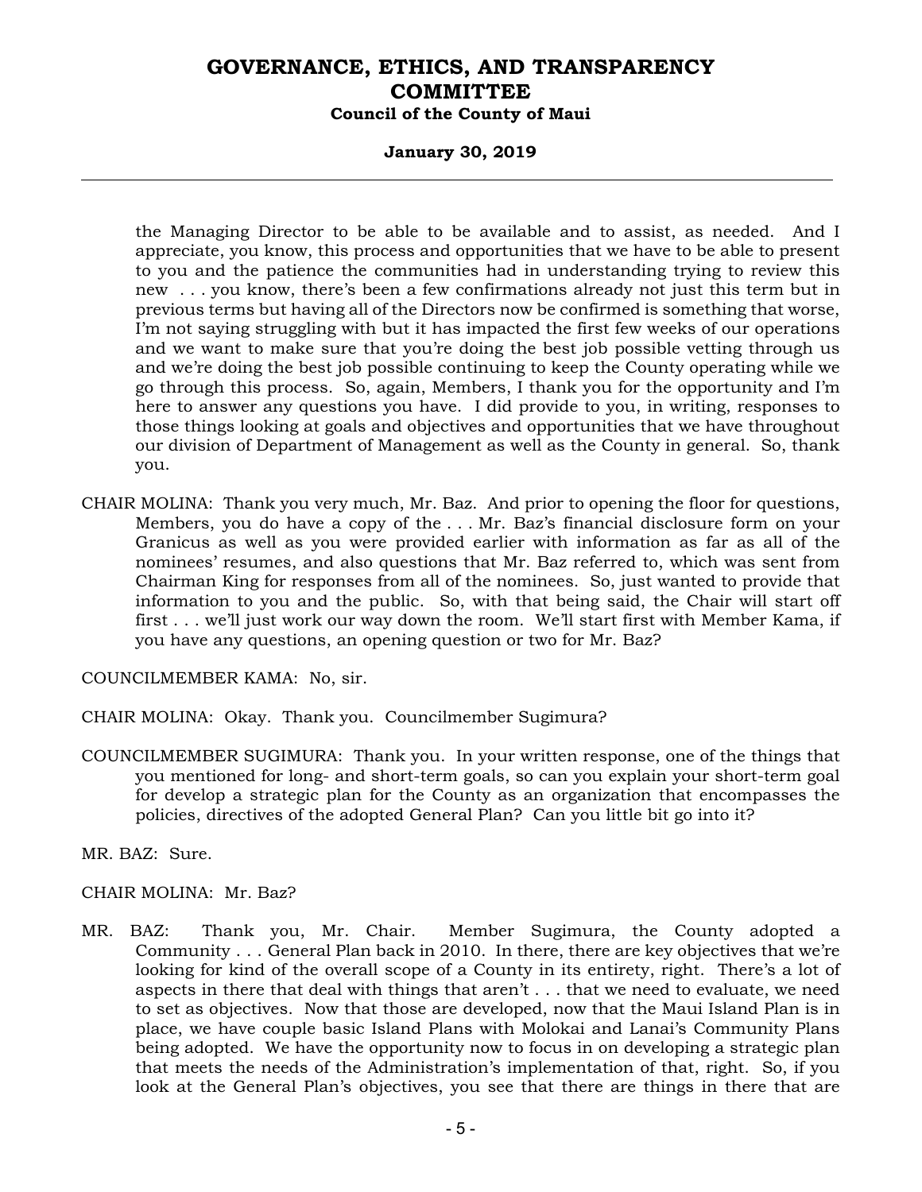the Managing Director to be able to be available and to assist, as needed. And I appreciate, you know, this process and opportunities that we have to be able to present to you and the patience the communities had in understanding trying to review this new . . . you know, there's been a few confirmations already not just this term but in previous terms but having all of the Directors now be confirmed is something that worse, I'm not saying struggling with but it has impacted the first few weeks of our operations and we want to make sure that you're doing the best job possible vetting through us and we're doing the best job possible continuing to keep the County operating while we go through this process. So, again, Members, I thank you for the opportunity and I'm here to answer any questions you have. I did provide to you, in writing, responses to those things looking at goals and objectives and opportunities that we have throughout our division of Department of Management as well as the County in general. So, thank you.

CHAIR MOLINA: Thank you very much, Mr. Baz. And prior to opening the floor for questions, Members, you do have a copy of the . . . Mr. Baz's financial disclosure form on your Granicus as well as you were provided earlier with information as far as all of the nominees' resumes, and also questions that Mr. Baz referred to, which was sent from Chairman King for responses from all of the nominees. So, just wanted to provide that information to you and the public. So, with that being said, the Chair will start off first . . . we'll just work our way down the room. We'll start first with Member Kama, if you have any questions, an opening question or two for Mr. Baz?

COUNCILMEMBER KAMA: No, sir.

CHAIR MOLINA: Okay. Thank you. Councilmember Sugimura?

COUNCILMEMBER SUGIMURA: Thank you. In your written response, one of the things that you mentioned for long- and short-term goals, so can you explain your short-term goal for develop a strategic plan for the County as an organization that encompasses the policies, directives of the adopted General Plan? Can you little bit go into it?

MR. BAZ: Sure.

CHAIR MOLINA: Mr. Baz?

MR. BAZ: Thank you, Mr. Chair. Member Sugimura, the County adopted a Community . . . General Plan back in 2010. In there, there are key objectives that we're looking for kind of the overall scope of a County in its entirety, right. There's a lot of aspects in there that deal with things that aren't . . . that we need to evaluate, we need to set as objectives. Now that those are developed, now that the Maui Island Plan is in place, we have couple basic Island Plans with Molokai and Lanai's Community Plans being adopted. We have the opportunity now to focus in on developing a strategic plan that meets the needs of the Administration's implementation of that, right. So, if you look at the General Plan's objectives, you see that there are things in there that are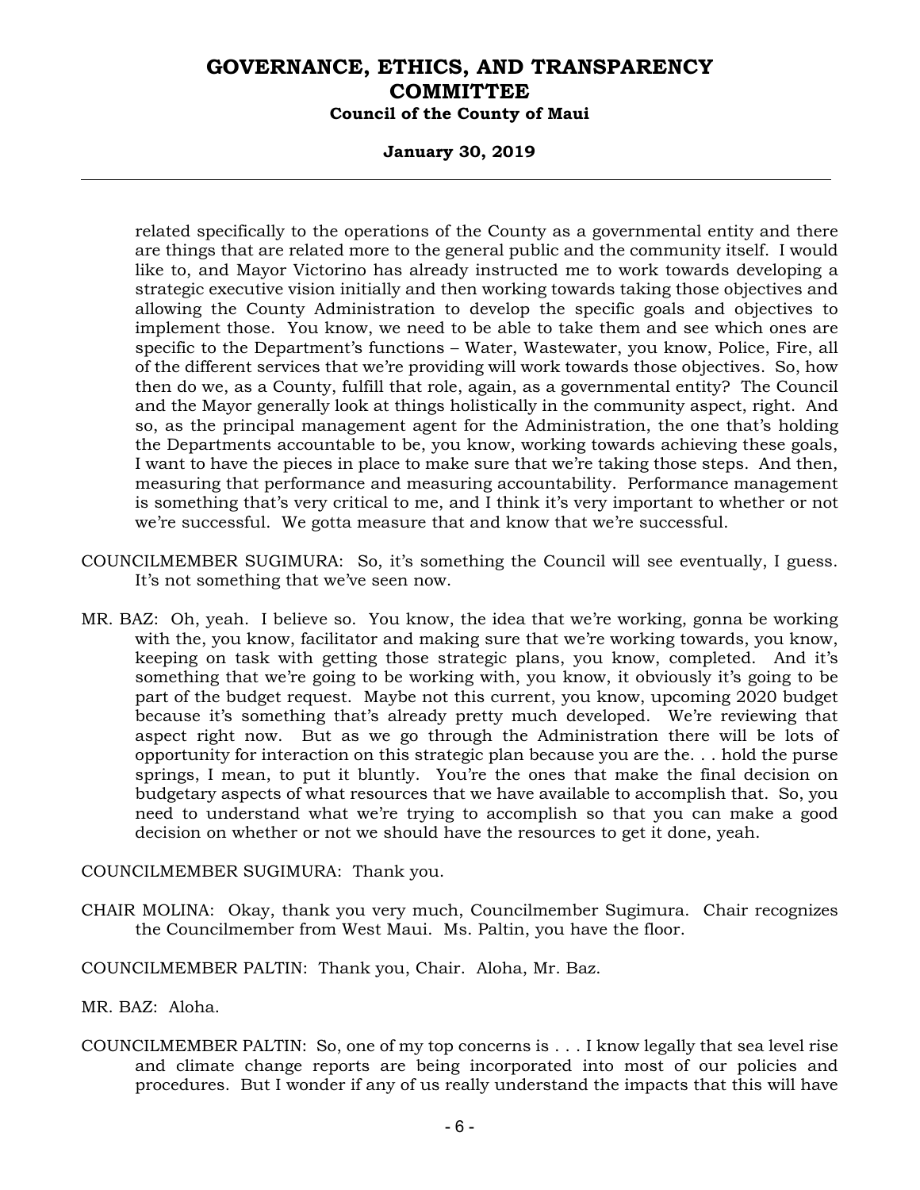related specifically to the operations of the County as a governmental entity and there are things that are related more to the general public and the community itself. I would like to, and Mayor Victorino has already instructed me to work towards developing a strategic executive vision initially and then working towards taking those objectives and allowing the County Administration to develop the specific goals and objectives to implement those. You know, we need to be able to take them and see which ones are specific to the Department's functions – Water, Wastewater, you know, Police, Fire, all of the different services that we're providing will work towards those objectives. So, how then do we, as a County, fulfill that role, again, as a governmental entity? The Council and the Mayor generally look at things holistically in the community aspect, right. And so, as the principal management agent for the Administration, the one that's holding the Departments accountable to be, you know, working towards achieving these goals, I want to have the pieces in place to make sure that we're taking those steps. And then, measuring that performance and measuring accountability. Performance management is something that's very critical to me, and I think it's very important to whether or not we're successful. We gotta measure that and know that we're successful.

COUNCILMEMBER SUGIMURA: So, it's something the Council will see eventually, I guess. It's not something that we've seen now.

MR. BAZ: Oh, yeah. I believe so. You know, the idea that we're working, gonna be working with the, you know, facilitator and making sure that we're working towards, you know, keeping on task with getting those strategic plans, you know, completed. And it's something that we're going to be working with, you know, it obviously it's going to be part of the budget request. Maybe not this current, you know, upcoming 2020 budget because it's something that's already pretty much developed. We're reviewing that aspect right now. But as we go through the Administration there will be lots of opportunity for interaction on this strategic plan because you are the. . . hold the purse springs, I mean, to put it bluntly. You're the ones that make the final decision on budgetary aspects of what resources that we have available to accomplish that. So, you need to understand what we're trying to accomplish so that you can make a good decision on whether or not we should have the resources to get it done, yeah.

COUNCILMEMBER SUGIMURA: Thank you.

CHAIR MOLINA: Okay, thank you very much, Councilmember Sugimura. Chair recognizes the Councilmember from West Maui. Ms. Paltin, you have the floor.

COUNCILMEMBER PALTIN: Thank you, Chair. Aloha, Mr. Baz.

MR. BAZ: Aloha.

COUNCILMEMBER PALTIN: So, one of my top concerns is . . . I know legally that sea level rise and climate change reports are being incorporated into most of our policies and procedures. But I wonder if any of us really understand the impacts that this will have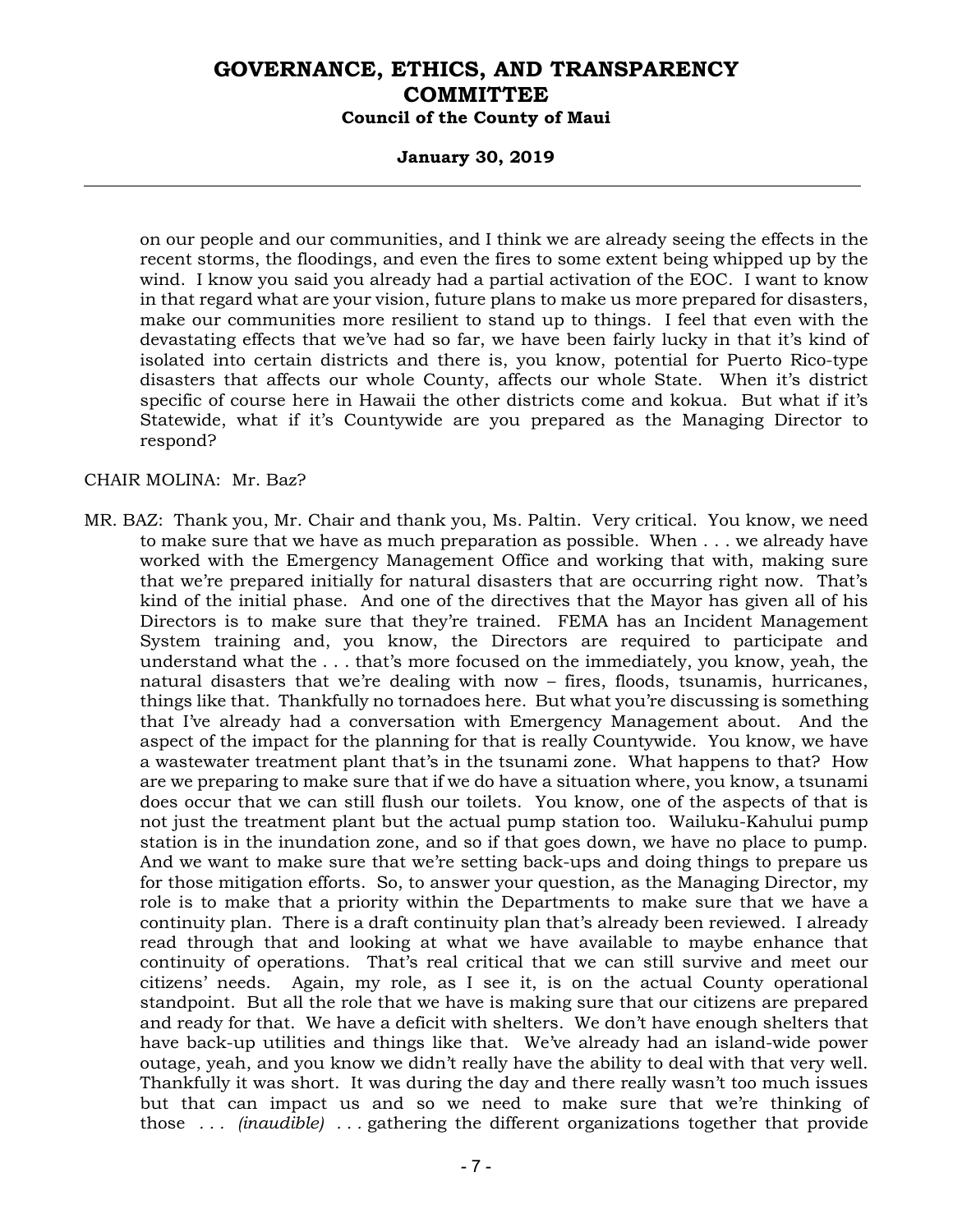on our people and our communities, and I think we are already seeing the effects in the recent storms, the floodings, and even the fires to some extent being whipped up by the wind. I know you said you already had a partial activation of the EOC. I want to know in that regard what are your vision, future plans to make us more prepared for disasters, make our communities more resilient to stand up to things. I feel that even with the devastating effects that we've had so far, we have been fairly lucky in that it's kind of isolated into certain districts and there is, you know, potential for Puerto Rico-type disasters that affects our whole County, affects our whole State. When it's district specific of course here in Hawaii the other districts come and kokua. But what if it's Statewide, what if it's Countywide are you prepared as the Managing Director to respond?

CHAIR MOLINA: Mr. Baz?

MR. BAZ: Thank you, Mr. Chair and thank you, Ms. Paltin. Very critical. You know, we need to make sure that we have as much preparation as possible. When . . . we already have worked with the Emergency Management Office and working that with, making sure that we're prepared initially for natural disasters that are occurring right now. That's kind of the initial phase. And one of the directives that the Mayor has given all of his Directors is to make sure that they're trained. FEMA has an Incident Management System training and, you know, the Directors are required to participate and understand what the . . . that's more focused on the immediately, you know, yeah, the natural disasters that we're dealing with now – fires, floods, tsunamis, hurricanes, things like that. Thankfully no tornadoes here. But what you're discussing is something that I've already had a conversation with Emergency Management about. And the aspect of the impact for the planning for that is really Countywide. You know, we have a wastewater treatment plant that's in the tsunami zone. What happens to that? How are we preparing to make sure that if we do have a situation where, you know, a tsunami does occur that we can still flush our toilets. You know, one of the aspects of that is not just the treatment plant but the actual pump station too. Wailuku-Kahului pump station is in the inundation zone, and so if that goes down, we have no place to pump. And we want to make sure that we're setting back-ups and doing things to prepare us for those mitigation efforts. So, to answer your question, as the Managing Director, my role is to make that a priority within the Departments to make sure that we have a continuity plan. There is a draft continuity plan that's already been reviewed. I already read through that and looking at what we have available to maybe enhance that continuity of operations. That's real critical that we can still survive and meet our citizens' needs. Again, my role, as I see it, is on the actual County operational standpoint. But all the role that we have is making sure that our citizens are prepared and ready for that. We have a deficit with shelters. We don't have enough shelters that have back-up utilities and things like that. We've already had an island-wide power outage, yeah, and you know we didn't really have the ability to deal with that very well. Thankfully it was short. It was during the day and there really wasn't too much issues but that can impact us and so we need to make sure that we're thinking of those . . . *(inaudible)* . . . gathering the different organizations together that provide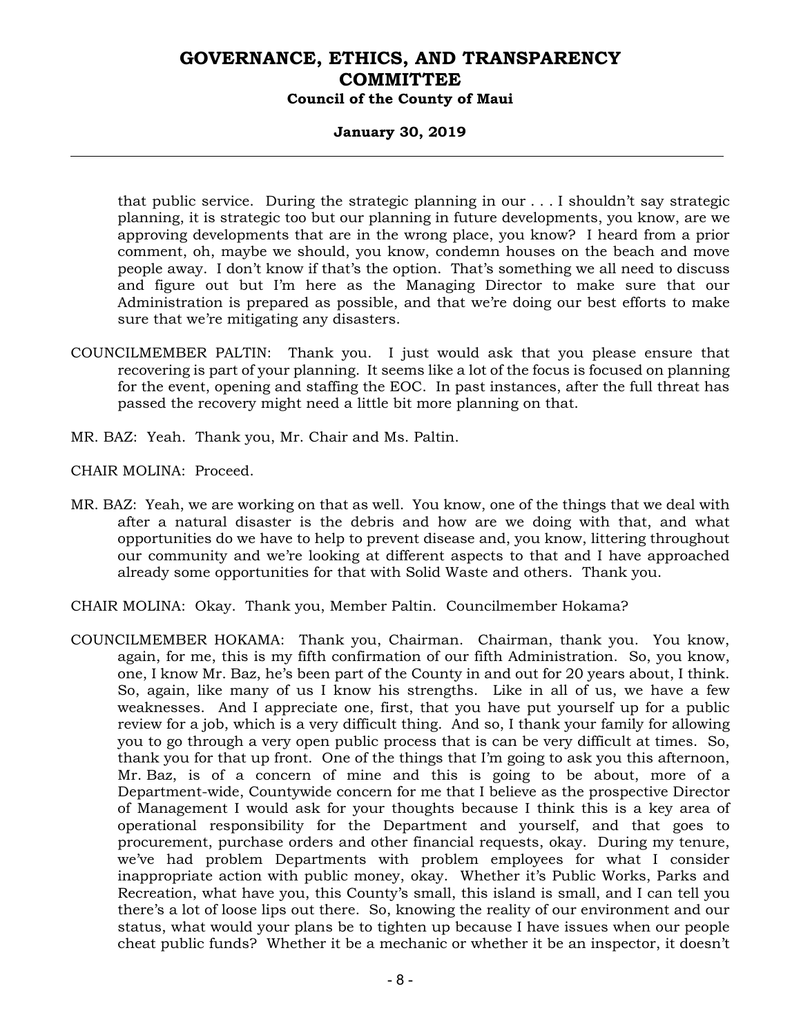that public service. During the strategic planning in our . . . I shouldn't say strategic planning, it is strategic too but our planning in future developments, you know, are we approving developments that are in the wrong place, you know? I heard from a prior comment, oh, maybe we should, you know, condemn houses on the beach and move people away. I don't know if that's the option. That's something we all need to discuss and figure out but I'm here as the Managing Director to make sure that our Administration is prepared as possible, and that we're doing our best efforts to make sure that we're mitigating any disasters.

COUNCILMEMBER PALTIN: Thank you. I just would ask that you please ensure that recovering is part of your planning. It seems like a lot of the focus is focused on planning for the event, opening and staffing the EOC. In past instances, after the full threat has passed the recovery might need a little bit more planning on that.

MR. BAZ: Yeah. Thank you, Mr. Chair and Ms. Paltin.

CHAIR MOLINA: Proceed.

MR. BAZ: Yeah, we are working on that as well. You know, one of the things that we deal with after a natural disaster is the debris and how are we doing with that, and what opportunities do we have to help to prevent disease and, you know, littering throughout our community and we're looking at different aspects to that and I have approached already some opportunities for that with Solid Waste and others. Thank you.

CHAIR MOLINA: Okay. Thank you, Member Paltin. Councilmember Hokama?

COUNCILMEMBER HOKAMA: Thank you, Chairman. Chairman, thank you. You know, again, for me, this is my fifth confirmation of our fifth Administration. So, you know, one, I know Mr. Baz, he's been part of the County in and out for 20 years about, I think. So, again, like many of us I know his strengths. Like in all of us, we have a few weaknesses. And I appreciate one, first, that you have put yourself up for a public review for a job, which is a very difficult thing. And so, I thank your family for allowing you to go through a very open public process that is can be very difficult at times. So, thank you for that up front. One of the things that I'm going to ask you this afternoon, Mr. Baz, is of a concern of mine and this is going to be about, more of a Department-wide, Countywide concern for me that I believe as the prospective Director of Management I would ask for your thoughts because I think this is a key area of operational responsibility for the Department and yourself, and that goes to procurement, purchase orders and other financial requests, okay. During my tenure, we've had problem Departments with problem employees for what I consider inappropriate action with public money, okay. Whether it's Public Works, Parks and Recreation, what have you, this County's small, this island is small, and I can tell you there's a lot of loose lips out there. So, knowing the reality of our environment and our status, what would your plans be to tighten up because I have issues when our people cheat public funds? Whether it be a mechanic or whether it be an inspector, it doesn't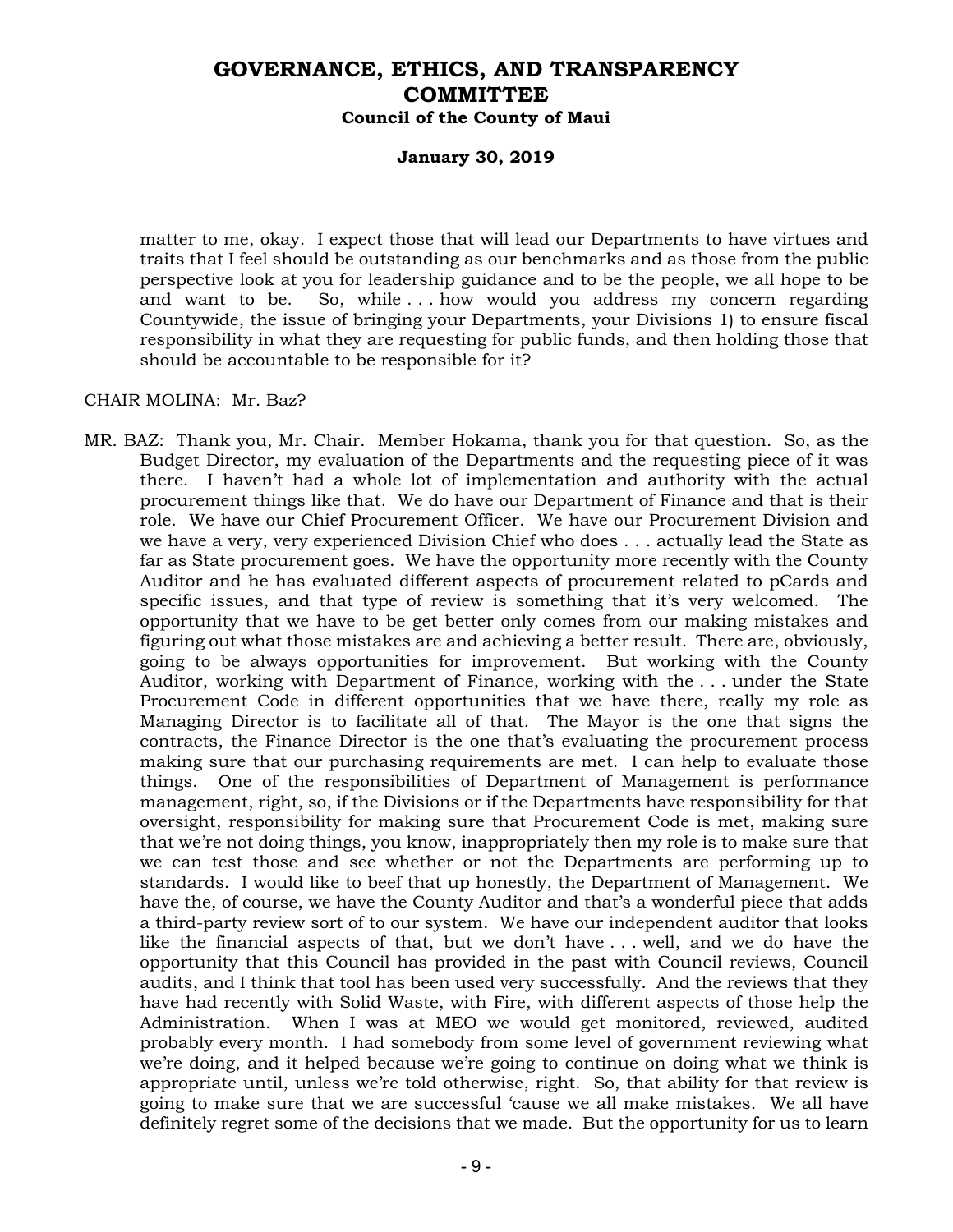matter to me, okay. I expect those that will lead our Departments to have virtues and traits that I feel should be outstanding as our benchmarks and as those from the public perspective look at you for leadership guidance and to be the people, we all hope to be and want to be. So, while . . . how would you address my concern regarding Countywide, the issue of bringing your Departments, your Divisions 1) to ensure fiscal responsibility in what they are requesting for public funds, and then holding those that should be accountable to be responsible for it?

CHAIR MOLINA: Mr. Baz?

MR. BAZ: Thank you, Mr. Chair. Member Hokama, thank you for that question. So, as the Budget Director, my evaluation of the Departments and the requesting piece of it was there. I haven't had a whole lot of implementation and authority with the actual procurement things like that. We do have our Department of Finance and that is their role. We have our Chief Procurement Officer. We have our Procurement Division and we have a very, very experienced Division Chief who does . . . actually lead the State as far as State procurement goes. We have the opportunity more recently with the County Auditor and he has evaluated different aspects of procurement related to pCards and specific issues, and that type of review is something that it's very welcomed. The opportunity that we have to be get better only comes from our making mistakes and figuring out what those mistakes are and achieving a better result. There are, obviously, going to be always opportunities for improvement. But working with the County Auditor, working with Department of Finance, working with the . . . under the State Procurement Code in different opportunities that we have there, really my role as Managing Director is to facilitate all of that. The Mayor is the one that signs the contracts, the Finance Director is the one that's evaluating the procurement process making sure that our purchasing requirements are met. I can help to evaluate those things. One of the responsibilities of Department of Management is performance management, right, so, if the Divisions or if the Departments have responsibility for that oversight, responsibility for making sure that Procurement Code is met, making sure that we're not doing things, you know, inappropriately then my role is to make sure that we can test those and see whether or not the Departments are performing up to standards. I would like to beef that up honestly, the Department of Management. We have the, of course, we have the County Auditor and that's a wonderful piece that adds a third-party review sort of to our system. We have our independent auditor that looks like the financial aspects of that, but we don't have . . . well, and we do have the opportunity that this Council has provided in the past with Council reviews, Council audits, and I think that tool has been used very successfully. And the reviews that they have had recently with Solid Waste, with Fire, with different aspects of those help the Administration. When I was at MEO we would get monitored, reviewed, audited probably every month. I had somebody from some level of government reviewing what we're doing, and it helped because we're going to continue on doing what we think is appropriate until, unless we're told otherwise, right. So, that ability for that review is going to make sure that we are successful 'cause we all make mistakes. We all have definitely regret some of the decisions that we made. But the opportunity for us to learn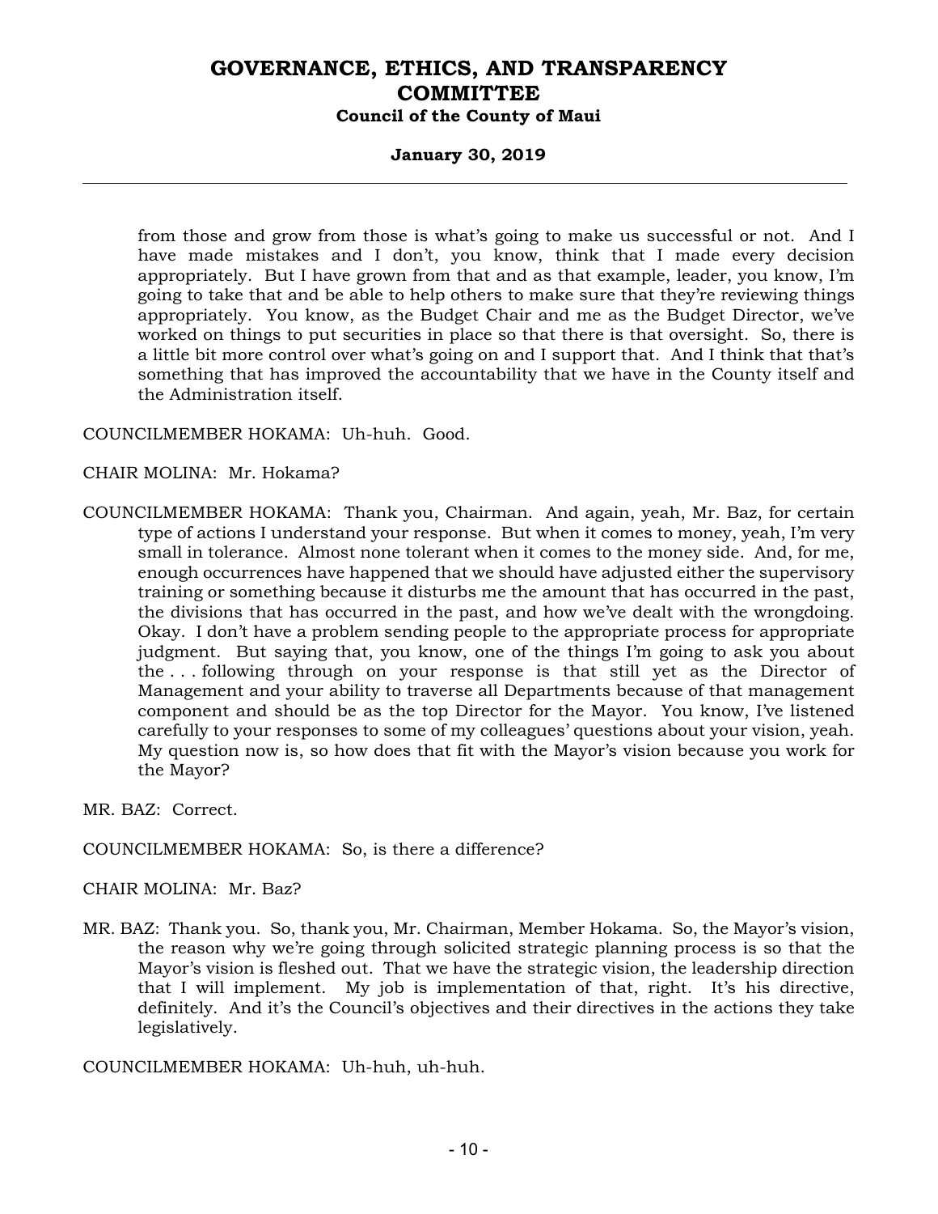from those and grow from those is what's going to make us successful or not. And I have made mistakes and I don't, you know, think that I made every decision appropriately. But I have grown from that and as that example, leader, you know, I'm going to take that and be able to help others to make sure that they're reviewing things appropriately. You know, as the Budget Chair and me as the Budget Director, we've worked on things to put securities in place so that there is that oversight. So, there is a little bit more control over what's going on and I support that. And I think that that's something that has improved the accountability that we have in the County itself and the Administration itself.

COUNCILMEMBER HOKAMA: Uh-huh. Good.

CHAIR MOLINA: Mr. Hokama?

COUNCILMEMBER HOKAMA: Thank you, Chairman. And again, yeah, Mr. Baz, for certain type of actions I understand your response. But when it comes to money, yeah, I'm very small in tolerance. Almost none tolerant when it comes to the money side. And, for me, enough occurrences have happened that we should have adjusted either the supervisory training or something because it disturbs me the amount that has occurred in the past, the divisions that has occurred in the past, and how we've dealt with the wrongdoing. Okay. I don't have a problem sending people to the appropriate process for appropriate judgment. But saying that, you know, one of the things I'm going to ask you about the . . . following through on your response is that still yet as the Director of Management and your ability to traverse all Departments because of that management component and should be as the top Director for the Mayor. You know, I've listened carefully to your responses to some of my colleagues' questions about your vision, yeah. My question now is, so how does that fit with the Mayor's vision because you work for the Mayor?

MR. BAZ: Correct.

COUNCILMEMBER HOKAMA: So, is there a difference?

CHAIR MOLINA: Mr. Baz?

MR. BAZ: Thank you. So, thank you, Mr. Chairman, Member Hokama. So, the Mayor's vision, the reason why we're going through solicited strategic planning process is so that the Mayor's vision is fleshed out. That we have the strategic vision, the leadership direction that I will implement. My job is implementation of that, right. It's his directive, definitely. And it's the Council's objectives and their directives in the actions they take legislatively.

COUNCILMEMBER HOKAMA: Uh-huh, uh-huh.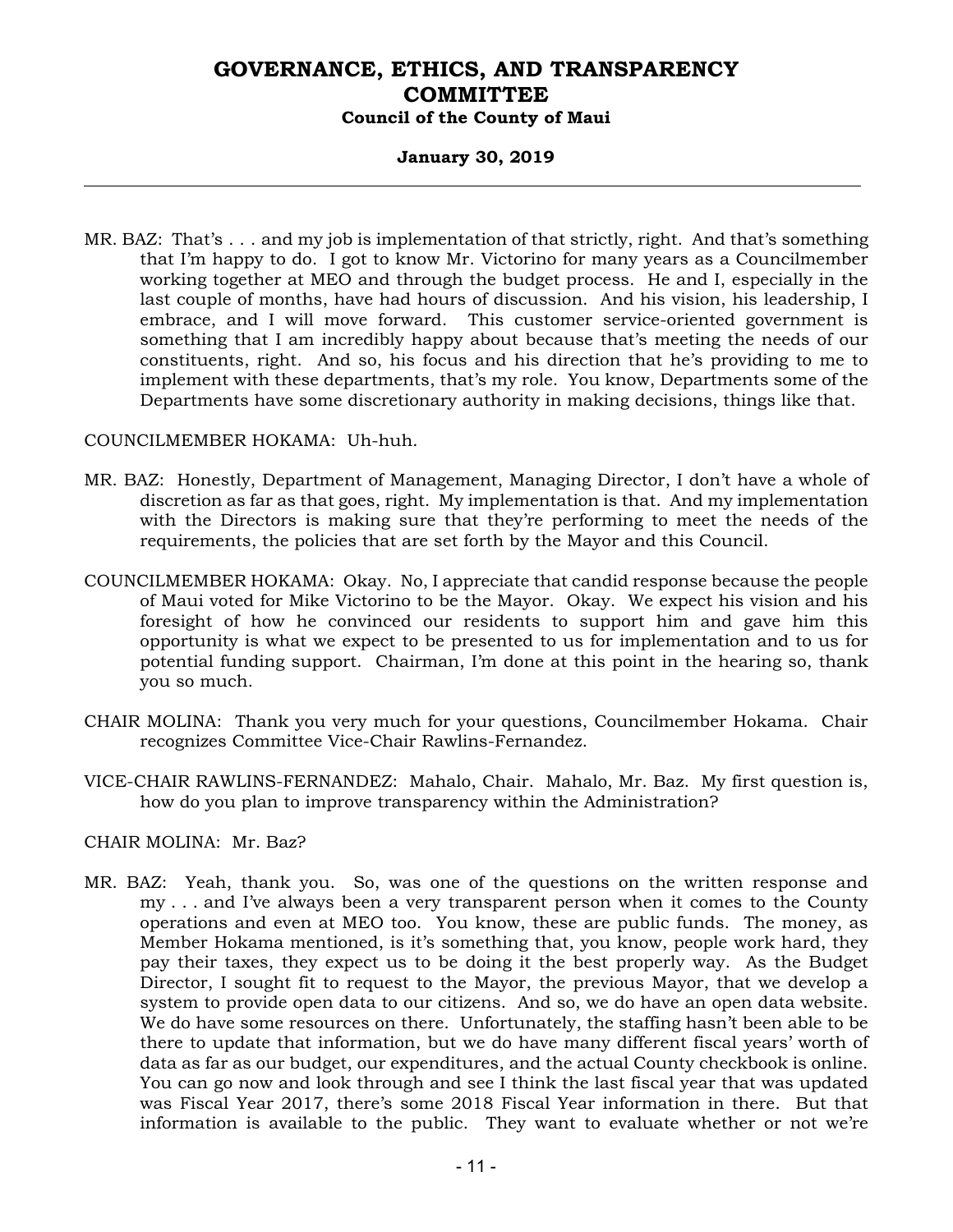MR. BAZ: That's . . . and my job is implementation of that strictly, right. And that's something that I'm happy to do. I got to know Mr. Victorino for many years as a Councilmember working together at MEO and through the budget process. He and I, especially in the last couple of months, have had hours of discussion. And his vision, his leadership, I embrace, and I will move forward. This customer service-oriented government is something that I am incredibly happy about because that's meeting the needs of our constituents, right. And so, his focus and his direction that he's providing to me to implement with these departments, that's my role. You know, Departments some of the Departments have some discretionary authority in making decisions, things like that.

COUNCILMEMBER HOKAMA: Uh-huh.

MR. BAZ: Honestly, Department of Management, Managing Director, I don't have a whole of discretion as far as that goes, right. My implementation is that. And my implementation with the Directors is making sure that they're performing to meet the needs of the requirements, the policies that are set forth by the Mayor and this Council.

COUNCILMEMBER HOKAMA: Okay. No, I appreciate that candid response because the people of Maui voted for Mike Victorino to be the Mayor. Okay. We expect his vision and his foresight of how he convinced our residents to support him and gave him this opportunity is what we expect to be presented to us for implementation and to us for potential funding support. Chairman, I'm done at this point in the hearing so, thank you so much.

CHAIR MOLINA: Thank you very much for your questions, Councilmember Hokama. Chair recognizes Committee Vice-Chair Rawlins-Fernandez.

VICE-CHAIR RAWLINS-FERNANDEZ: Mahalo, Chair. Mahalo, Mr. Baz. My first question is, how do you plan to improve transparency within the Administration?

CHAIR MOLINA: Mr. Baz?

MR. BAZ: Yeah, thank you. So, was one of the questions on the written response and my . . . and I've always been a very transparent person when it comes to the County operations and even at MEO too. You know, these are public funds. The money, as Member Hokama mentioned, is it's something that, you know, people work hard, they pay their taxes, they expect us to be doing it the best properly way. As the Budget Director, I sought fit to request to the Mayor, the previous Mayor, that we develop a system to provide open data to our citizens. And so, we do have an open data website. We do have some resources on there. Unfortunately, the staffing hasn't been able to be there to update that information, but we do have many different fiscal years' worth of data as far as our budget, our expenditures, and the actual County checkbook is online. You can go now and look through and see I think the last fiscal year that was updated was Fiscal Year 2017, there's some 2018 Fiscal Year information in there. But that information is available to the public. They want to evaluate whether or not we're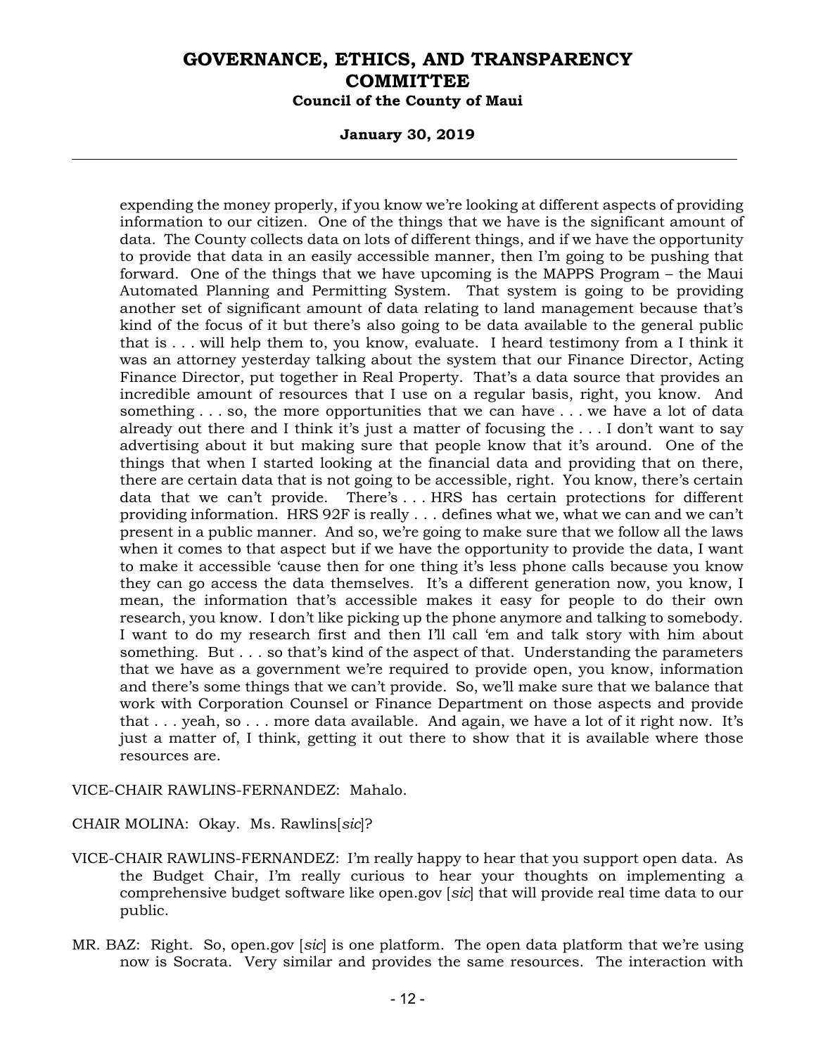expending the money properly, if you know we're looking at different aspects of providing information to our citizen. One of the things that we have is the significant amount of data. The County collects data on lots of different things, and if we have the opportunity to provide that data in an easily accessible manner, then I'm going to be pushing that forward. One of the things that we have upcoming is the MAPPS Program – the Maui Automated Planning and Permitting System. That system is going to be providing another set of significant amount of data relating to land management because that's kind of the focus of it but there's also going to be data available to the general public that is . . . will help them to, you know, evaluate. I heard testimony from a I think it was an attorney yesterday talking about the system that our Finance Director, Acting Finance Director, put together in Real Property. That's a data source that provides an incredible amount of resources that I use on a regular basis, right, you know. And something . . . so, the more opportunities that we can have . . . we have a lot of data already out there and I think it's just a matter of focusing the . . . I don't want to say advertising about it but making sure that people know that it's around. One of the things that when I started looking at the financial data and providing that on there, there are certain data that is not going to be accessible, right. You know, there's certain data that we can't provide. There's . . . HRS has certain protections for different providing information. HRS 92F is really . . . defines what we, what we can and we can't present in a public manner. And so, we're going to make sure that we follow all the laws when it comes to that aspect but if we have the opportunity to provide the data, I want to make it accessible 'cause then for one thing it's less phone calls because you know they can go access the data themselves. It's a different generation now, you know, I mean, the information that's accessible makes it easy for people to do their own research, you know. I don't like picking up the phone anymore and talking to somebody. I want to do my research first and then I'll call 'em and talk story with him about something. But . . . so that's kind of the aspect of that. Understanding the parameters that we have as a government we're required to provide open, you know, information and there's some things that we can't provide. So, we'll make sure that we balance that work with Corporation Counsel or Finance Department on those aspects and provide that . . . yeah, so . . . more data available. And again, we have a lot of it right now. It's just a matter of, I think, getting it out there to show that it is available where those resources are.

VICE-CHAIR RAWLINS-FERNANDEZ: Mahalo.

CHAIR MOLINA: Okay. Ms. Rawlins[*sic*]?

VICE-CHAIR RAWLINS-FERNANDEZ: I'm really happy to hear that you support open data. As the Budget Chair, I'm really curious to hear your thoughts on implementing a comprehensive budget software like open.gov [*sic*] that will provide real time data to our public.

MR. BAZ: Right. So, open.gov [*sic*] is one platform. The open data platform that we're using now is Socrata. Very similar and provides the same resources. The interaction with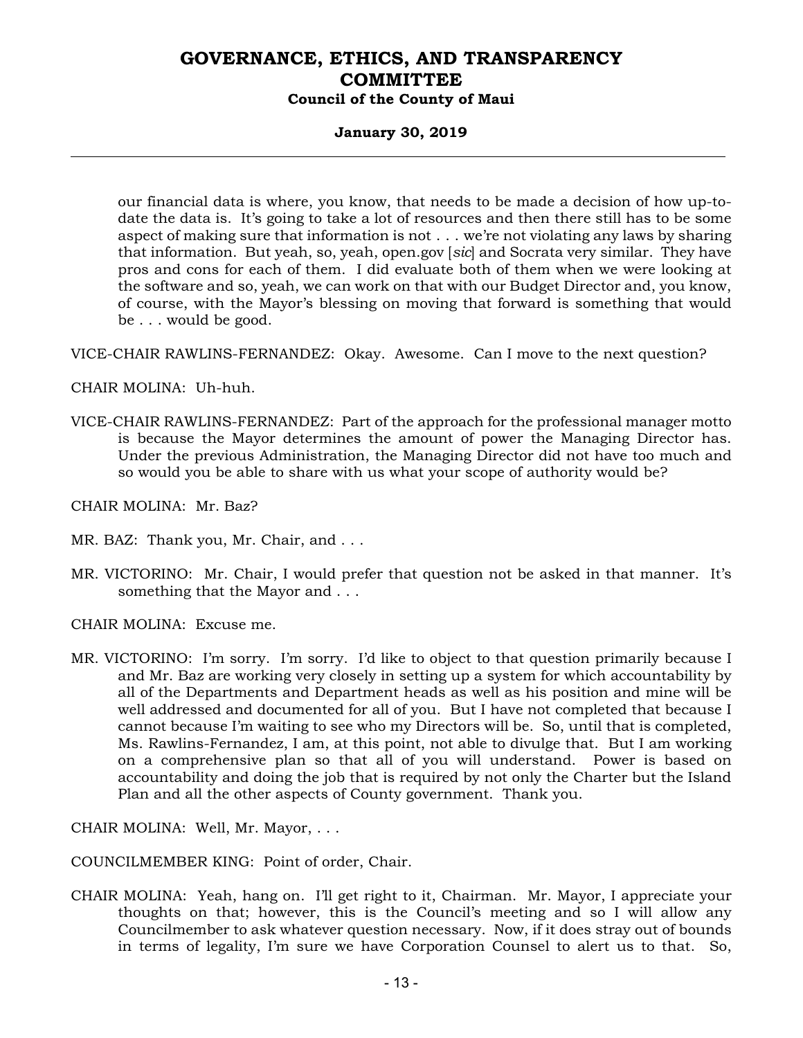our financial data is where, you know, that needs to be made a decision of how up-to-date the data is. It's going to take a lot of resources and then there still has to be some aspect of making sure that information is not . . . we're not violating any laws by sharing that information. But yeah, so, yeah, open.gov [*sic*] and Socrata very similar. They have pros and cons for each of them. I did evaluate both of them when we were looking at the software and so, yeah, we can work on that with our Budget Director and, you know, of course, with the Mayor's blessing on moving that forward is something that would be . . . would be good.

VICE-CHAIR RAWLINS-FERNANDEZ: Okay. Awesome. Can I move to the next question?

CHAIR MOLINA: Uh-huh.

VICE-CHAIR RAWLINS-FERNANDEZ: Part of the approach for the professional manager motto is because the Mayor determines the amount of power the Managing Director has. Under the previous Administration, the Managing Director did not have too much and so would you be able to share with us what your scope of authority would be?

CHAIR MOLINA: Mr. Baz?

MR. BAZ: Thank you, Mr. Chair, and . . .

MR. VICTORINO: Mr. Chair, I would prefer that question not be asked in that manner. It's something that the Mayor and . . .

CHAIR MOLINA: Excuse me.

MR. VICTORINO: I'm sorry. I'm sorry. I'd like to object to that question primarily because I and Mr. Baz are working very closely in setting up a system for which accountability by all of the Departments and Department heads as well as his position and mine will be well addressed and documented for all of you. But I have not completed that because I cannot because I'm waiting to see who my Directors will be. So, until that is completed, Ms. Rawlins-Fernandez, I am, at this point, not able to divulge that. But I am working on a comprehensive plan so that all of you will understand. Power is based on accountability and doing the job that is required by not only the Charter but the Island Plan and all the other aspects of County government. Thank you.

CHAIR MOLINA: Well, Mr. Mayor, . . .

COUNCILMEMBER KING: Point of order, Chair.

CHAIR MOLINA: Yeah, hang on. I'll get right to it, Chairman. Mr. Mayor, I appreciate your thoughts on that; however, this is the Council's meeting and so I will allow any Councilmember to ask whatever question necessary. Now, if it does stray out of bounds in terms of legality, I'm sure we have Corporation Counsel to alert us to that. So,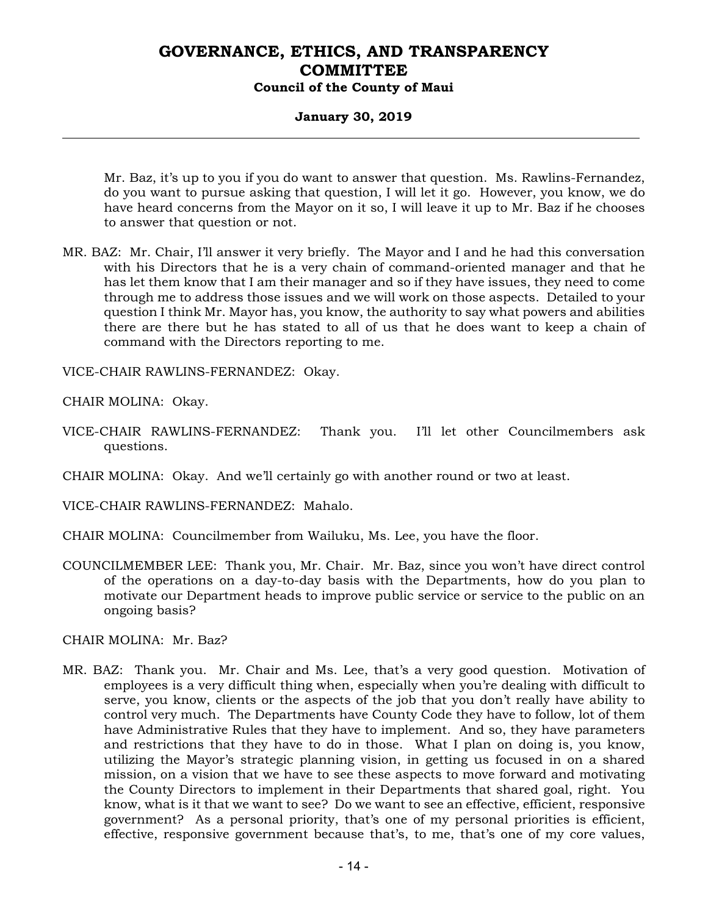Mr. Baz, it's up to you if you do want to answer that question. Ms. Rawlins-Fernandez, do you want to pursue asking that question, I will let it go. However, you know, we do have heard concerns from the Mayor on it so, I will leave it up to Mr. Baz if he chooses to answer that question or not.

MR. BAZ: Mr. Chair, I'll answer it very briefly. The Mayor and I and he had this conversation with his Directors that he is a very chain of command-oriented manager and that he has let them know that I am their manager and so if they have issues, they need to come through me to address those issues and we will work on those aspects. Detailed to your question I think Mr. Mayor has, you know, the authority to say what powers and abilities there are there but he has stated to all of us that he does want to keep a chain of command with the Directors reporting to me.

VICE-CHAIR RAWLINS-FERNANDEZ: Okay.

CHAIR MOLINA: Okay.

VICE-CHAIR RAWLINS-FERNANDEZ: Thank you. I'll let other Councilmembers ask questions.

CHAIR MOLINA: Okay. And we'll certainly go with another round or two at least.

VICE-CHAIR RAWLINS-FERNANDEZ: Mahalo.

CHAIR MOLINA: Councilmember from Wailuku, Ms. Lee, you have the floor.

COUNCILMEMBER LEE: Thank you, Mr. Chair. Mr. Baz, since you won't have direct control of the operations on a day-to-day basis with the Departments, how do you plan to motivate our Department heads to improve public service or service to the public on an ongoing basis?

CHAIR MOLINA: Mr. Baz?

MR. BAZ: Thank you. Mr. Chair and Ms. Lee, that's a very good question. Motivation of employees is a very difficult thing when, especially when you're dealing with difficult to serve, you know, clients or the aspects of the job that you don't really have ability to control very much. The Departments have County Code they have to follow, lot of them have Administrative Rules that they have to implement. And so, they have parameters and restrictions that they have to do in those. What I plan on doing is, you know, utilizing the Mayor's strategic planning vision, in getting us focused in on a shared mission, on a vision that we have to see these aspects to move forward and motivating the County Directors to implement in their Departments that shared goal, right. You know, what is it that we want to see? Do we want to see an effective, efficient, responsive government? As a personal priority, that's one of my personal priorities is efficient, effective, responsive government because that's, to me, that's one of my core values,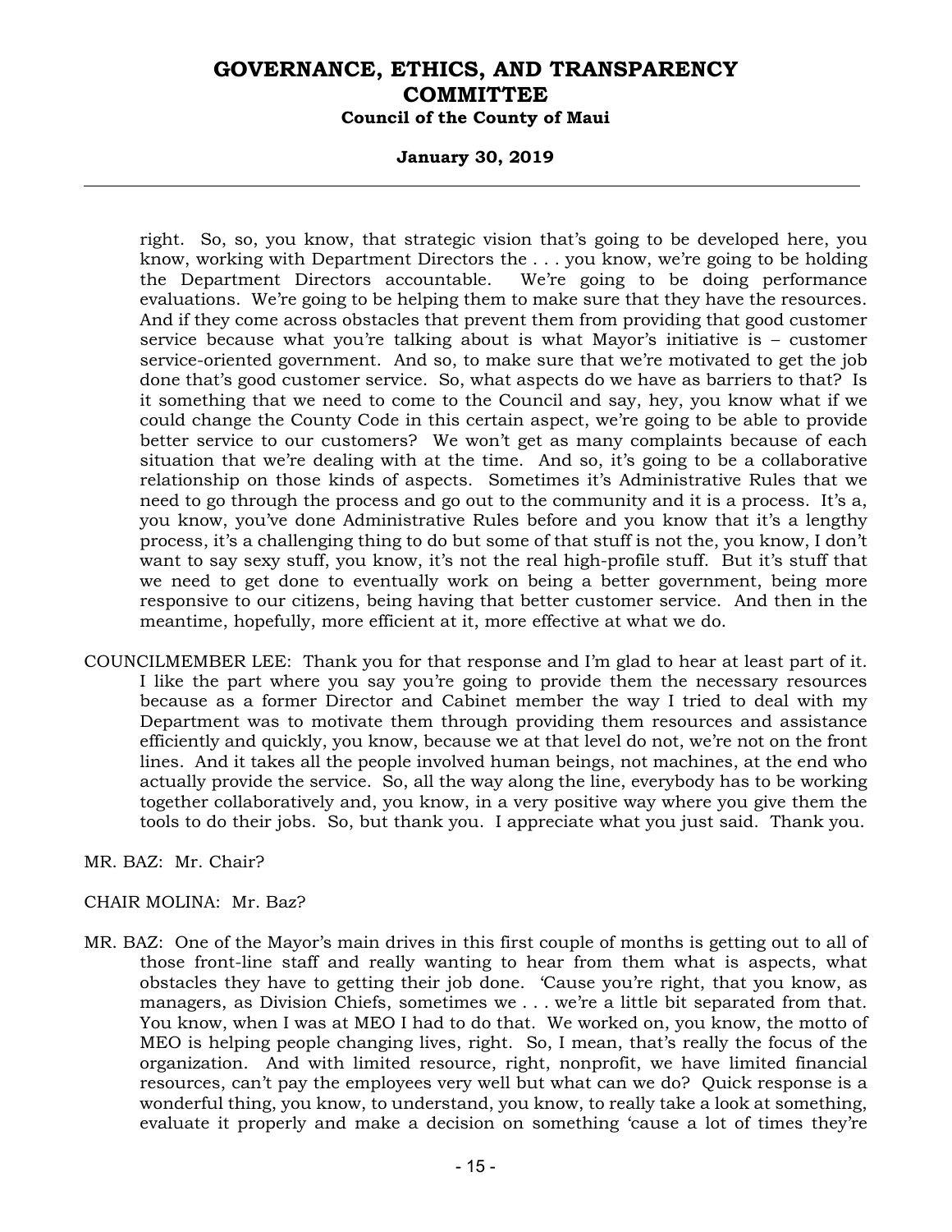right. So, so, you know, that strategic vision that's going to be developed here, you know, working with Department Directors the . . . you know, we're going to be holding the Department Directors accountable. We're going to be doing performance evaluations. We're going to be helping them to make sure that they have the resources. And if they come across obstacles that prevent them from providing that good customer service because what you're talking about is what Mayor's initiative is – customer service-oriented government. And so, to make sure that we're motivated to get the job done that's good customer service. So, what aspects do we have as barriers to that? Is it something that we need to come to the Council and say, hey, you know what if we could change the County Code in this certain aspect, we're going to be able to provide better service to our customers? We won't get as many complaints because of each situation that we're dealing with at the time. And so, it's going to be a collaborative relationship on those kinds of aspects. Sometimes it's Administrative Rules that we need to go through the process and go out to the community and it is a process. It's a, you know, you've done Administrative Rules before and you know that it's a lengthy process, it's a challenging thing to do but some of that stuff is not the, you know, I don't want to say sexy stuff, you know, it's not the real high-profile stuff. But it's stuff that we need to get done to eventually work on being a better government, being more responsive to our citizens, being having that better customer service. And then in the meantime, hopefully, more efficient at it, more effective at what we do.

COUNCILMEMBER LEE: Thank you for that response and I'm glad to hear at least part of it. I like the part where you say you're going to provide them the necessary resources because as a former Director and Cabinet member the way I tried to deal with my Department was to motivate them through providing them resources and assistance efficiently and quickly, you know, because we at that level do not, we're not on the front lines. And it takes all the people involved human beings, not machines, at the end who actually provide the service. So, all the way along the line, everybody has to be working together collaboratively and, you know, in a very positive way where you give them the tools to do their jobs. So, but thank you. I appreciate what you just said. Thank you.

MR. BAZ: Mr. Chair?

CHAIR MOLINA: Mr. Baz?

MR. BAZ: One of the Mayor's main drives in this first couple of months is getting out to all of those front-line staff and really wanting to hear from them what is aspects, what obstacles they have to getting their job done. 'Cause you're right, that you know, as managers, as Division Chiefs, sometimes we . . . we're a little bit separated from that. You know, when I was at MEO I had to do that. We worked on, you know, the motto of MEO is helping people changing lives, right. So, I mean, that's really the focus of the organization. And with limited resource, right, nonprofit, we have limited financial resources, can't pay the employees very well but what can we do? Quick response is a wonderful thing, you know, to understand, you know, to really take a look at something, evaluate it properly and make a decision on something 'cause a lot of times they're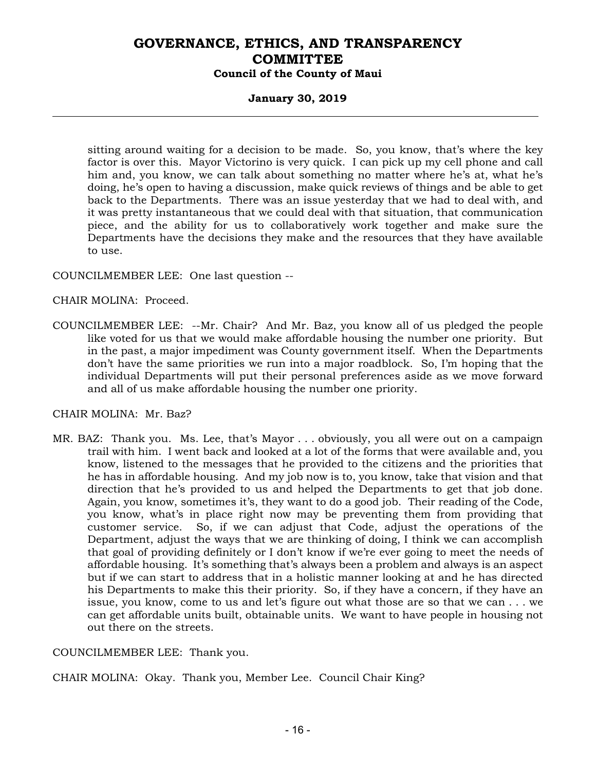sitting around waiting for a decision to be made. So, you know, that's where the key factor is over this. Mayor Victorino is very quick. I can pick up my cell phone and call him and, you know, we can talk about something no matter where he's at, what he's doing, he's open to having a discussion, make quick reviews of things and be able to get back to the Departments. There was an issue yesterday that we had to deal with, and it was pretty instantaneous that we could deal with that situation, that communication piece, and the ability for us to collaboratively work together and make sure the Departments have the decisions they make and the resources that they have available to use.

COUNCILMEMBER LEE: One last question --

CHAIR MOLINA: Proceed.

COUNCILMEMBER LEE: --Mr. Chair? And Mr. Baz, you know all of us pledged the people like voted for us that we would make affordable housing the number one priority. But in the past, a major impediment was County government itself. When the Departments don't have the same priorities we run into a major roadblock. So, I'm hoping that the individual Departments will put their personal preferences aside as we move forward and all of us make affordable housing the number one priority.

CHAIR MOLINA: Mr. Baz?

MR. BAZ: Thank you. Ms. Lee, that's Mayor . . . obviously, you all were out on a campaign trail with him. I went back and looked at a lot of the forms that were available and, you know, listened to the messages that he provided to the citizens and the priorities that he has in affordable housing. And my job now is to, you know, take that vision and that direction that he's provided to us and helped the Departments to get that job done. Again, you know, sometimes it's, they want to do a good job. Their reading of the Code, you know, what's in place right now may be preventing them from providing that customer service. So, if we can adjust that Code, adjust the operations of the Department, adjust the ways that we are thinking of doing, I think we can accomplish that goal of providing definitely or I don't know if we're ever going to meet the needs of affordable housing. It's something that's always been a problem and always is an aspect but if we can start to address that in a holistic manner looking at and he has directed his Departments to make this their priority. So, if they have a concern, if they have an issue, you know, come to us and let's figure out what those are so that we can . . . we can get affordable units built, obtainable units. We want to have people in housing not out there on the streets.

COUNCILMEMBER LEE: Thank you.

CHAIR MOLINA: Okay. Thank you, Member Lee. Council Chair King?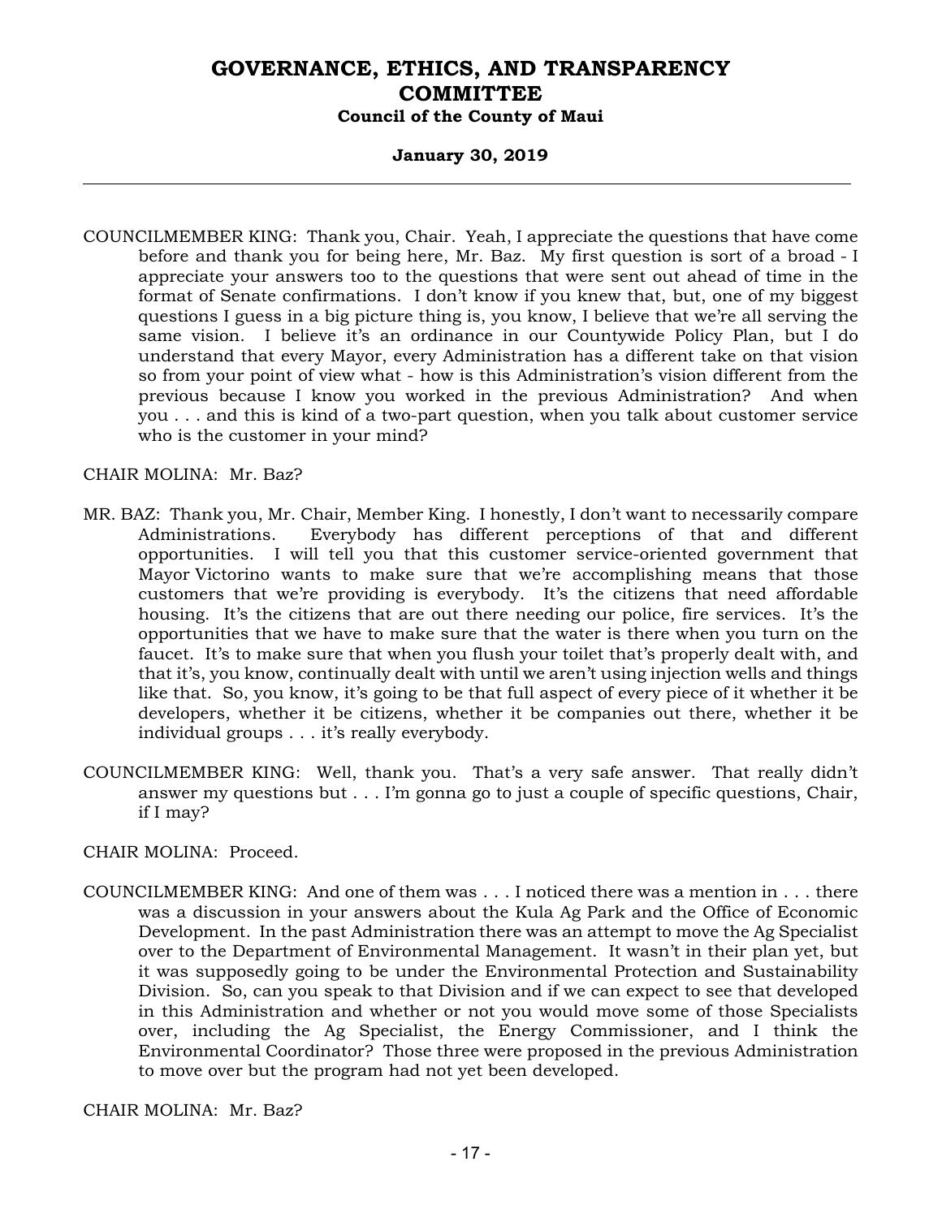COUNCILMEMBER KING: Thank you, Chair. Yeah, I appreciate the questions that have come before and thank you for being here, Mr. Baz. My first question is sort of a broad - I appreciate your answers too to the questions that were sent out ahead of time in the format of Senate confirmations. I don't know if you knew that, but, one of my biggest questions I guess in a big picture thing is, you know, I believe that we're all serving the same vision. I believe it's an ordinance in our Countywide Policy Plan, but I do understand that every Mayor, every Administration has a different take on that vision so from your point of view what - how is this Administration's vision different from the previous because I know you worked in the previous Administration? And when you . . . and this is kind of a two-part question, when you talk about customer service who is the customer in your mind?

CHAIR MOLINA: Mr. Baz?

MR. BAZ: Thank you, Mr. Chair, Member King. I honestly, I don't want to necessarily compare Administrations. Everybody has different perceptions of that and different opportunities. I will tell you that this customer service-oriented government that Mayor Victorino wants to make sure that we're accomplishing means that those customers that we're providing is everybody. It's the citizens that need affordable housing. It's the citizens that are out there needing our police, fire services. It's the opportunities that we have to make sure that the water is there when you turn on the faucet. It's to make sure that when you flush your toilet that's properly dealt with, and that it's, you know, continually dealt with until we aren't using injection wells and things like that. So, you know, it's going to be that full aspect of every piece of it whether it be developers, whether it be citizens, whether it be companies out there, whether it be individual groups . . . it's really everybody.

COUNCILMEMBER KING: Well, thank you. That's a very safe answer. That really didn't answer my questions but . . . I'm gonna go to just a couple of specific questions, Chair, if I may?

CHAIR MOLINA: Proceed.

COUNCILMEMBER KING: And one of them was . . . I noticed there was a mention in . . . there was a discussion in your answers about the Kula Ag Park and the Office of Economic Development. In the past Administration there was an attempt to move the Ag Specialist over to the Department of Environmental Management. It wasn't in their plan yet, but it was supposedly going to be under the Environmental Protection and Sustainability Division. So, can you speak to that Division and if we can expect to see that developed in this Administration and whether or not you would move some of those Specialists over, including the Ag Specialist, the Energy Commissioner, and I think the Environmental Coordinator? Those three were proposed in the previous Administration to move over but the program had not yet been developed.

CHAIR MOLINA: Mr. Baz?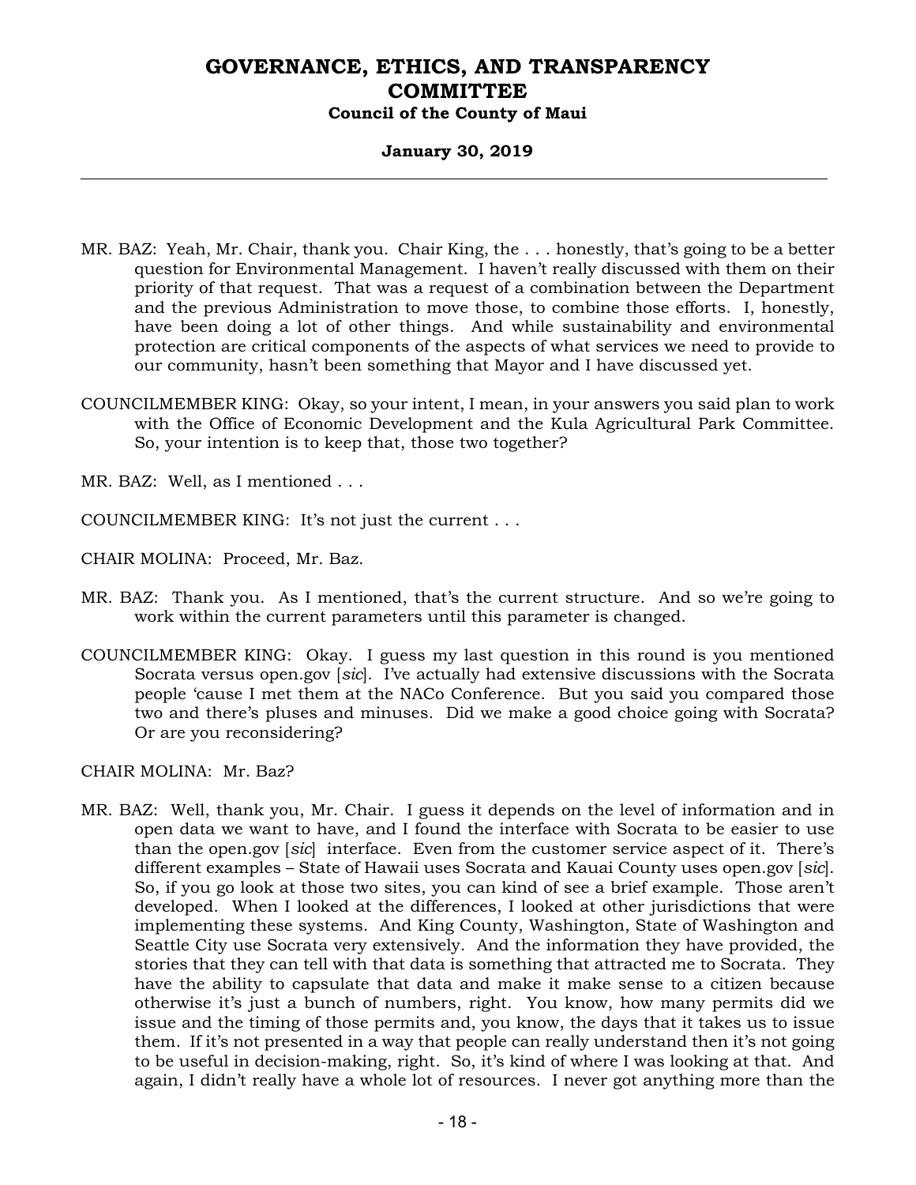MR. BAZ: Yeah, Mr. Chair, thank you. Chair King, the . . . honestly, that's going to be a better question for Environmental Management. I haven't really discussed with them on their priority of that request. That was a request of a combination between the Department and the previous Administration to move those, to combine those efforts. I, honestly, have been doing a lot of other things. And while sustainability and environmental protection are critical components of the aspects of what services we need to provide to our community, hasn't been something that Mayor and I have discussed yet.

COUNCILMEMBER KING: Okay, so your intent, I mean, in your answers you said plan to work with the Office of Economic Development and the Kula Agricultural Park Committee. So, your intention is to keep that, those two together?

MR. BAZ: Well, as I mentioned . . .

COUNCILMEMBER KING: It's not just the current . . .

CHAIR MOLINA: Proceed, Mr. Baz.

MR. BAZ: Thank you. As I mentioned, that's the current structure. And so we're going to work within the current parameters until this parameter is changed.

COUNCILMEMBER KING: Okay. I guess my last question in this round is you mentioned Socrata versus open.gov [*sic*]. I've actually had extensive discussions with the Socrata people 'cause I met them at the NACo Conference. But you said you compared those two and there's pluses and minuses. Did we make a good choice going with Socrata? Or are you reconsidering?

CHAIR MOLINA: Mr. Baz?

MR. BAZ: Well, thank you, Mr. Chair. I guess it depends on the level of information and in open data we want to have, and I found the interface with Socrata to be easier to use than the open.gov [*sic*] interface. Even from the customer service aspect of it. There's different examples – State of Hawaii uses Socrata and Kauai County uses open.gov [*sic*]. So, if you go look at those two sites, you can kind of see a brief example. Those aren't developed. When I looked at the differences, I looked at other jurisdictions that were implementing these systems. And King County, Washington, State of Washington and Seattle City use Socrata very extensively. And the information they have provided, the stories that they can tell with that data is something that attracted me to Socrata. They have the ability to capsulate that data and make it make sense to a citizen because otherwise it's just a bunch of numbers, right. You know, how many permits did we issue and the timing of those permits and, you know, the days that it takes us to issue them. If it's not presented in a way that people can really understand then it's not going to be useful in decision-making, right. So, it's kind of where I was looking at that. And again, I didn't really have a whole lot of resources. I never got anything more than the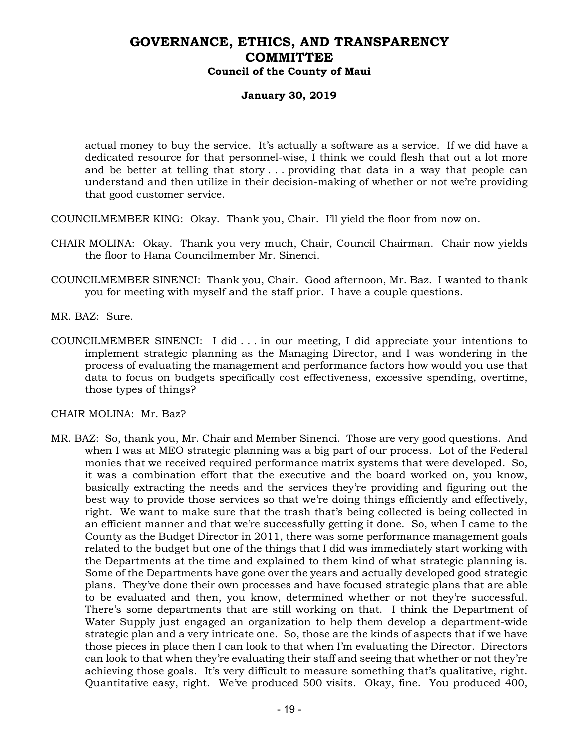actual money to buy the service. It's actually a software as a service. If we did have a dedicated resource for that personnel-wise, I think we could flesh that out a lot more and be better at telling that story . . . providing that data in a way that people can understand and then utilize in their decision-making of whether or not we're providing that good customer service.

COUNCILMEMBER KING: Okay. Thank you, Chair. I'll yield the floor from now on.

CHAIR MOLINA: Okay. Thank you very much, Chair, Council Chairman. Chair now yields the floor to Hana Councilmember Mr. Sinenci.

COUNCILMEMBER SINENCI: Thank you, Chair. Good afternoon, Mr. Baz. I wanted to thank you for meeting with myself and the staff prior. I have a couple questions.

MR. BAZ: Sure.

COUNCILMEMBER SINENCI: I did . . . in our meeting, I did appreciate your intentions to implement strategic planning as the Managing Director, and I was wondering in the process of evaluating the management and performance factors how would you use that data to focus on budgets specifically cost effectiveness, excessive spending, overtime, those types of things?

CHAIR MOLINA: Mr. Baz?

MR. BAZ: So, thank you, Mr. Chair and Member Sinenci. Those are very good questions. And when I was at MEO strategic planning was a big part of our process. Lot of the Federal monies that we received required performance matrix systems that were developed. So, it was a combination effort that the executive and the board worked on, you know, basically extracting the needs and the services they're providing and figuring out the best way to provide those services so that we're doing things efficiently and effectively, right. We want to make sure that the trash that's being collected is being collected in an efficient manner and that we're successfully getting it done. So, when I came to the County as the Budget Director in 2011, there was some performance management goals related to the budget but one of the things that I did was immediately start working with the Departments at the time and explained to them kind of what strategic planning is. Some of the Departments have gone over the years and actually developed good strategic plans. They've done their own processes and have focused strategic plans that are able to be evaluated and then, you know, determined whether or not they're successful. There's some departments that are still working on that. I think the Department of Water Supply just engaged an organization to help them develop a department-wide strategic plan and a very intricate one. So, those are the kinds of aspects that if we have those pieces in place then I can look to that when I'm evaluating the Director. Directors can look to that when they're evaluating their staff and seeing that whether or not they're achieving those goals. It's very difficult to measure something that's qualitative, right. Quantitative easy, right. We've produced 500 visits. Okay, fine. You produced 400,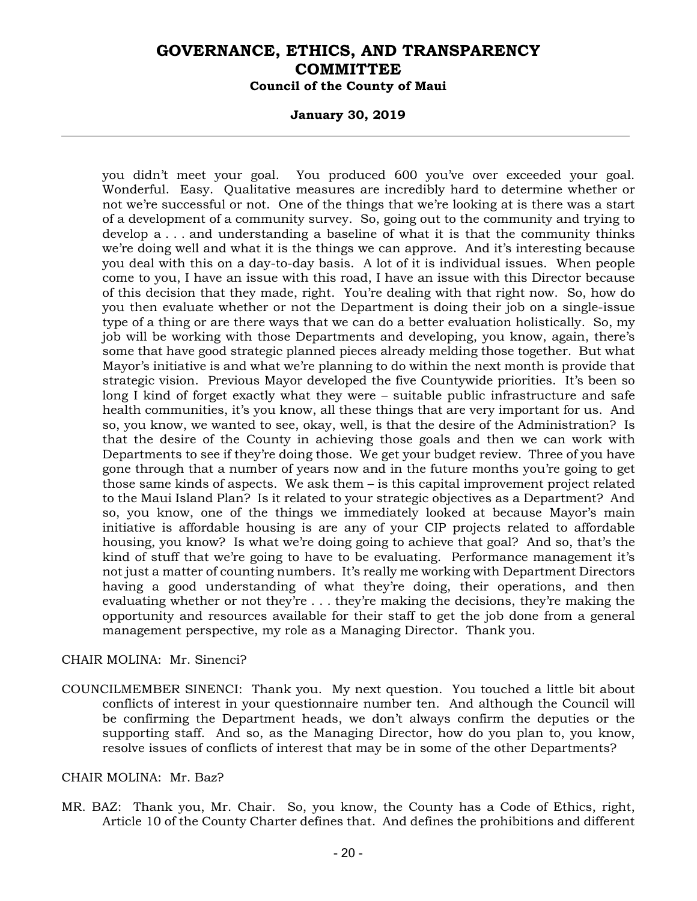you didn't meet your goal. You produced 600 you've over exceeded your goal. Wonderful. Easy. Qualitative measures are incredibly hard to determine whether or not we're successful or not. One of the things that we're looking at is there was a start of a development of a community survey. So, going out to the community and trying to develop a . . . and understanding a baseline of what it is that the community thinks we're doing well and what it is the things we can approve. And it's interesting because you deal with this on a day-to-day basis. A lot of it is individual issues. When people come to you, I have an issue with this road, I have an issue with this Director because of this decision that they made, right. You're dealing with that right now. So, how do you then evaluate whether or not the Department is doing their job on a single-issue type of a thing or are there ways that we can do a better evaluation holistically. So, my job will be working with those Departments and developing, you know, again, there's some that have good strategic planned pieces already melding those together. But what Mayor's initiative is and what we're planning to do within the next month is provide that strategic vision. Previous Mayor developed the five Countywide priorities. It's been so long I kind of forget exactly what they were – suitable public infrastructure and safe health communities, it's you know, all these things that are very important for us. And so, you know, we wanted to see, okay, well, is that the desire of the Administration? Is that the desire of the County in achieving those goals and then we can work with Departments to see if they're doing those. We get your budget review. Three of you have gone through that a number of years now and in the future months you're going to get those same kinds of aspects. We ask them – is this capital improvement project related to the Maui Island Plan? Is it related to your strategic objectives as a Department? And so, you know, one of the things we immediately looked at because Mayor's main initiative is affordable housing is are any of your CIP projects related to affordable housing, you know? Is what we're doing going to achieve that goal? And so, that's the kind of stuff that we're going to have to be evaluating. Performance management it's not just a matter of counting numbers. It's really me working with Department Directors having a good understanding of what they're doing, their operations, and then evaluating whether or not they're . . . they're making the decisions, they're making the opportunity and resources available for their staff to get the job done from a general management perspective, my role as a Managing Director. Thank you.

CHAIR MOLINA: Mr. Sinenci?

COUNCILMEMBER SINENCI: Thank you. My next question. You touched a little bit about conflicts of interest in your questionnaire number ten. And although the Council will be confirming the Department heads, we don't always confirm the deputies or the supporting staff. And so, as the Managing Director, how do you plan to, you know, resolve issues of conflicts of interest that may be in some of the other Departments?

CHAIR MOLINA: Mr. Baz?

MR. BAZ: Thank you, Mr. Chair. So, you know, the County has a Code of Ethics, right, Article 10 of the County Charter defines that. And defines the prohibitions and different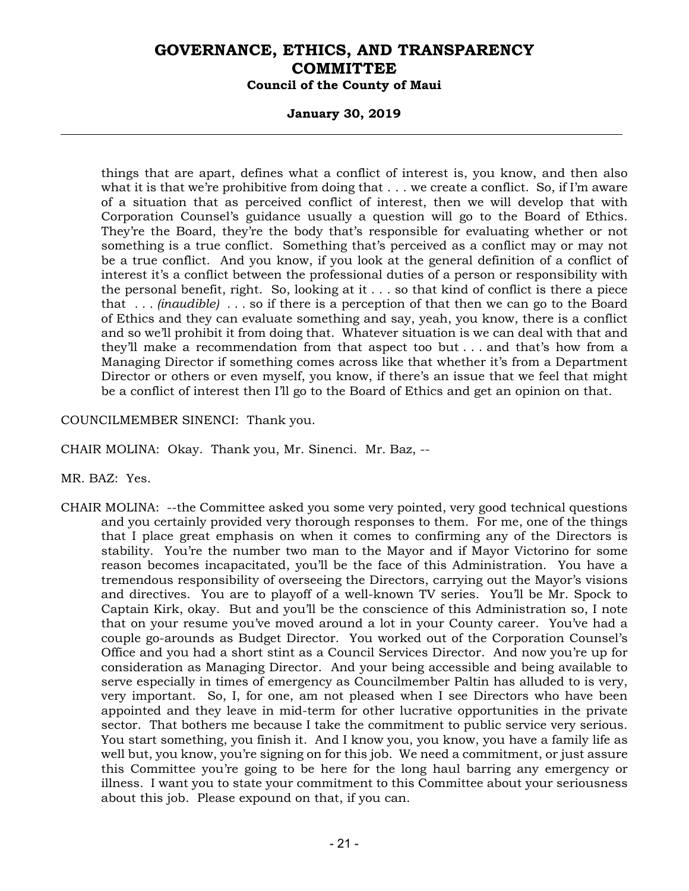things that are apart, defines what a conflict of interest is, you know, and then also what it is that we're prohibitive from doing that . . . we create a conflict. So, if I'm aware of a situation that as perceived conflict of interest, then we will develop that with Corporation Counsel's guidance usually a question will go to the Board of Ethics. They're the Board, they're the body that's responsible for evaluating whether or not something is a true conflict. Something that's perceived as a conflict may or may not be a true conflict. And you know, if you look at the general definition of a conflict of interest it's a conflict between the professional duties of a person or responsibility with the personal benefit, right. So, looking at it . . . so that kind of conflict is there a piece that . . . *(inaudible)* . . . so if there is a perception of that then we can go to the Board of Ethics and they can evaluate something and say, yeah, you know, there is a conflict and so we'll prohibit it from doing that. Whatever situation is we can deal with that and they'll make a recommendation from that aspect too but . . . and that's how from a Managing Director if something comes across like that whether it's from a Department Director or others or even myself, you know, if there's an issue that we feel that might be a conflict of interest then I'll go to the Board of Ethics and get an opinion on that.

COUNCILMEMBER SINENCI: Thank you.

CHAIR MOLINA: Okay. Thank you, Mr. Sinenci. Mr. Baz, --

MR. BAZ: Yes.

CHAIR MOLINA: --the Committee asked you some very pointed, very good technical questions and you certainly provided very thorough responses to them. For me, one of the things that I place great emphasis on when it comes to confirming any of the Directors is stability. You're the number two man to the Mayor and if Mayor Victorino for some reason becomes incapacitated, you'll be the face of this Administration. You have a tremendous responsibility of overseeing the Directors, carrying out the Mayor's visions and directives. You are to playoff of a well-known TV series. You'll be Mr. Spock to Captain Kirk, okay. But and you'll be the conscience of this Administration so, I note that on your resume you've moved around a lot in your County career. You've had a couple go-arounds as Budget Director. You worked out of the Corporation Counsel's Office and you had a short stint as a Council Services Director. And now you're up for consideration as Managing Director. And your being accessible and being available to serve especially in times of emergency as Councilmember Paltin has alluded to is very, very important. So, I, for one, am not pleased when I see Directors who have been appointed and they leave in mid-term for other lucrative opportunities in the private sector. That bothers me because I take the commitment to public service very serious. You start something, you finish it. And I know you, you know, you have a family life as well but, you know, you're signing on for this job. We need a commitment, or just assure this Committee you're going to be here for the long haul barring any emergency or illness. I want you to state your commitment to this Committee about your seriousness about this job. Please expound on that, if you can.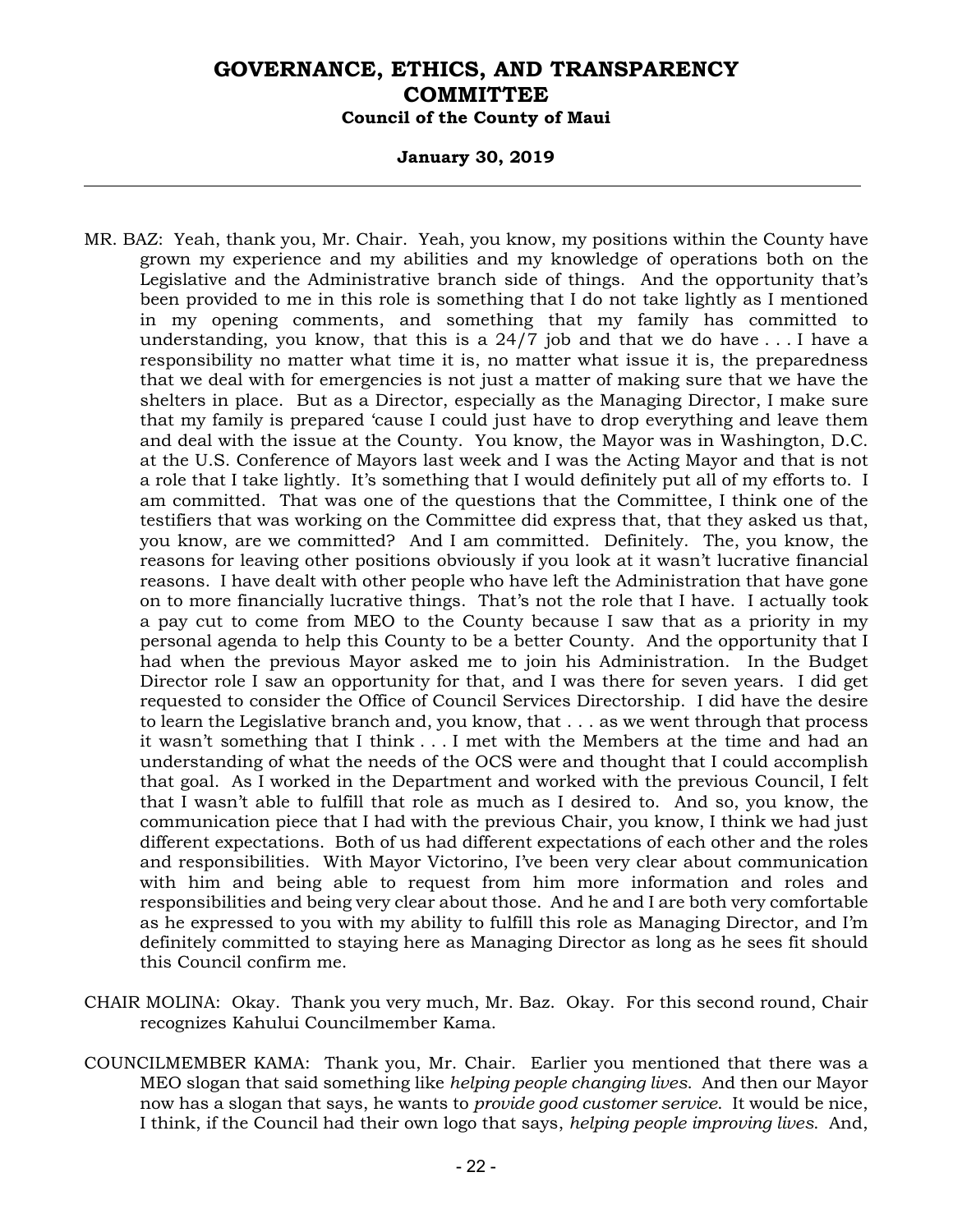MR. BAZ: Yeah, thank you, Mr. Chair. Yeah, you know, my positions within the County have grown my experience and my abilities and my knowledge of operations both on the Legislative and the Administrative branch side of things. And the opportunity that's been provided to me in this role is something that I do not take lightly as I mentioned in my opening comments, and something that my family has committed to understanding, you know, that this is a 24/7 job and that we do have . . . I have a responsibility no matter what time it is, no matter what issue it is, the preparedness that we deal with for emergencies is not just a matter of making sure that we have the shelters in place. But as a Director, especially as the Managing Director, I make sure that my family is prepared 'cause I could just have to drop everything and leave them and deal with the issue at the County. You know, the Mayor was in Washington, D.C. at the U.S. Conference of Mayors last week and I was the Acting Mayor and that is not a role that I take lightly. It's something that I would definitely put all of my efforts to. I am committed. That was one of the questions that the Committee, I think one of the testifiers that was working on the Committee did express that, that they asked us that, you know, are we committed? And I am committed. Definitely. The, you know, the reasons for leaving other positions obviously if you look at it wasn't lucrative financial reasons. I have dealt with other people who have left the Administration that have gone on to more financially lucrative things. That's not the role that I have. I actually took a pay cut to come from MEO to the County because I saw that as a priority in my personal agenda to help this County to be a better County. And the opportunity that I had when the previous Mayor asked me to join his Administration. In the Budget Director role I saw an opportunity for that, and I was there for seven years. I did get requested to consider the Office of Council Services Directorship. I did have the desire to learn the Legislative branch and, you know, that . . . as we went through that process it wasn't something that I think . . . I met with the Members at the time and had an understanding of what the needs of the OCS were and thought that I could accomplish that goal. As I worked in the Department and worked with the previous Council, I felt that I wasn't able to fulfill that role as much as I desired to. And so, you know, the communication piece that I had with the previous Chair, you know, I think we had just different expectations. Both of us had different expectations of each other and the roles and responsibilities. With Mayor Victorino, I've been very clear about communication with him and being able to request from him more information and roles and responsibilities and being very clear about those. And he and I are both very comfortable as he expressed to you with my ability to fulfill this role as Managing Director, and I'm definitely committed to staying here as Managing Director as long as he sees fit should this Council confirm me.

CHAIR MOLINA: Okay. Thank you very much, Mr. Baz. Okay. For this second round, Chair recognizes Kahului Councilmember Kama.

COUNCILMEMBER KAMA: Thank you, Mr. Chair. Earlier you mentioned that there was a MEO slogan that said something like *helping people changing lives*. And then our Mayor now has a slogan that says, he wants to *provide good customer service*. It would be nice, I think, if the Council had their own logo that says, *helping people improving lives*. And,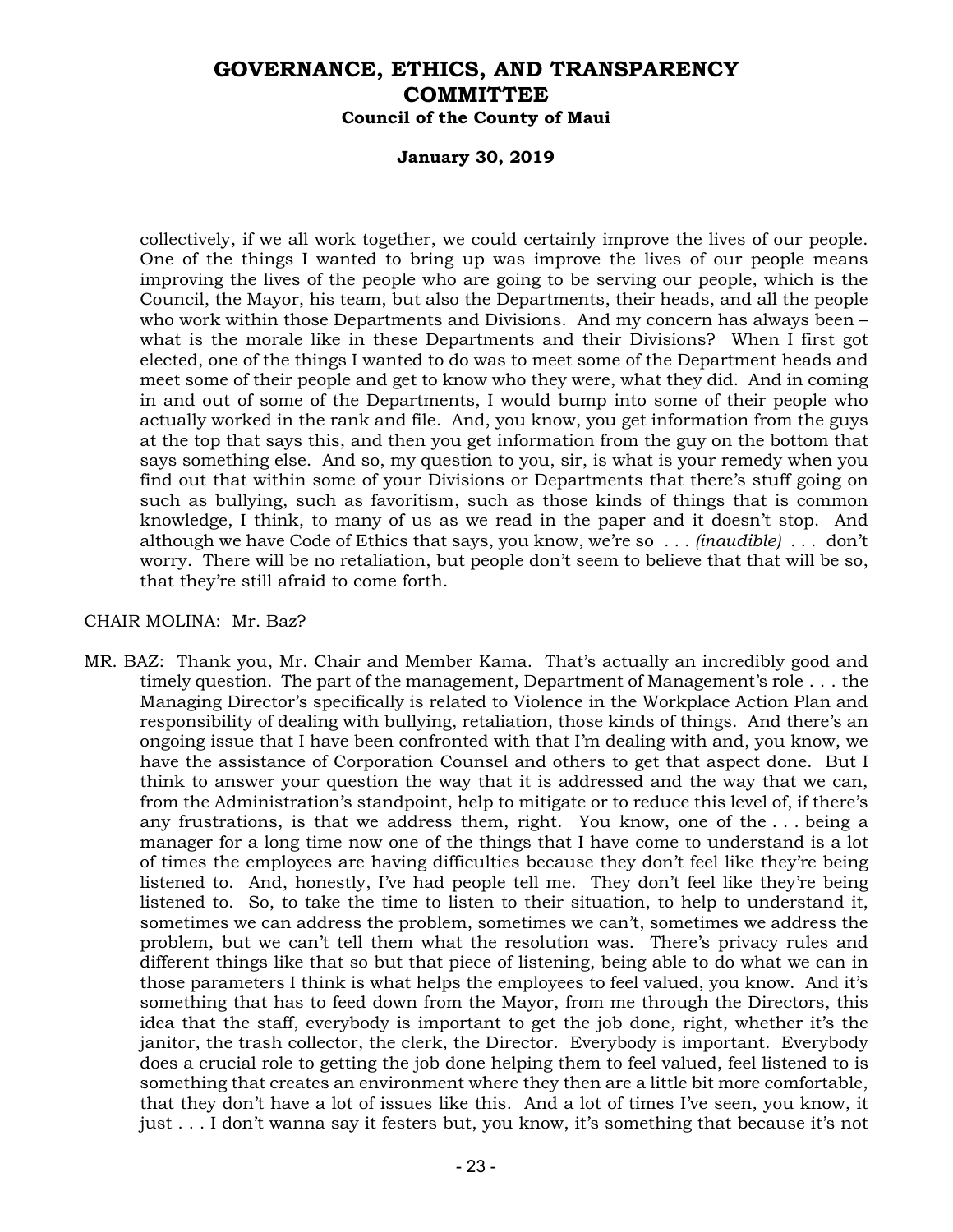collectively, if we all work together, we could certainly improve the lives of our people. One of the things I wanted to bring up was improve the lives of our people means improving the lives of the people who are going to be serving our people, which is the Council, the Mayor, his team, but also the Departments, their heads, and all the people who work within those Departments and Divisions. And my concern has always been – what is the morale like in these Departments and their Divisions? When I first got elected, one of the things I wanted to do was to meet some of the Department heads and meet some of their people and get to know who they were, what they did. And in coming in and out of some of the Departments, I would bump into some of their people who actually worked in the rank and file. And, you know, you get information from the guys at the top that says this, and then you get information from the guy on the bottom that says something else. And so, my question to you, sir, is what is your remedy when you find out that within some of your Divisions or Departments that there's stuff going on such as bullying, such as favoritism, such as those kinds of things that is common knowledge, I think, to many of us as we read in the paper and it doesn't stop. And although we have Code of Ethics that says, you know, we're so . . . *(inaudible)* . . . don't worry. There will be no retaliation, but people don't seem to believe that that will be so, that they're still afraid to come forth.

CHAIR MOLINA: Mr. Baz?

MR. BAZ: Thank you, Mr. Chair and Member Kama. That's actually an incredibly good and timely question. The part of the management, Department of Management's role . . . the Managing Director's specifically is related to Violence in the Workplace Action Plan and responsibility of dealing with bullying, retaliation, those kinds of things. And there's an ongoing issue that I have been confronted with that I'm dealing with and, you know, we have the assistance of Corporation Counsel and others to get that aspect done. But I think to answer your question the way that it is addressed and the way that we can, from the Administration's standpoint, help to mitigate or to reduce this level of, if there's any frustrations, is that we address them, right. You know, one of the . . . being a manager for a long time now one of the things that I have come to understand is a lot of times the employees are having difficulties because they don't feel like they're being listened to. And, honestly, I've had people tell me. They don't feel like they're being listened to. So, to take the time to listen to their situation, to help to understand it, sometimes we can address the problem, sometimes we can't, sometimes we address the problem, but we can't tell them what the resolution was. There's privacy rules and different things like that so but that piece of listening, being able to do what we can in those parameters I think is what helps the employees to feel valued, you know. And it's something that has to feed down from the Mayor, from me through the Directors, this idea that the staff, everybody is important to get the job done, right, whether it's the janitor, the trash collector, the clerk, the Director. Everybody is important. Everybody does a crucial role to getting the job done helping them to feel valued, feel listened to is something that creates an environment where they then are a little bit more comfortable, that they don't have a lot of issues like this. And a lot of times I've seen, you know, it just . . . I don't wanna say it festers but, you know, it's something that because it's not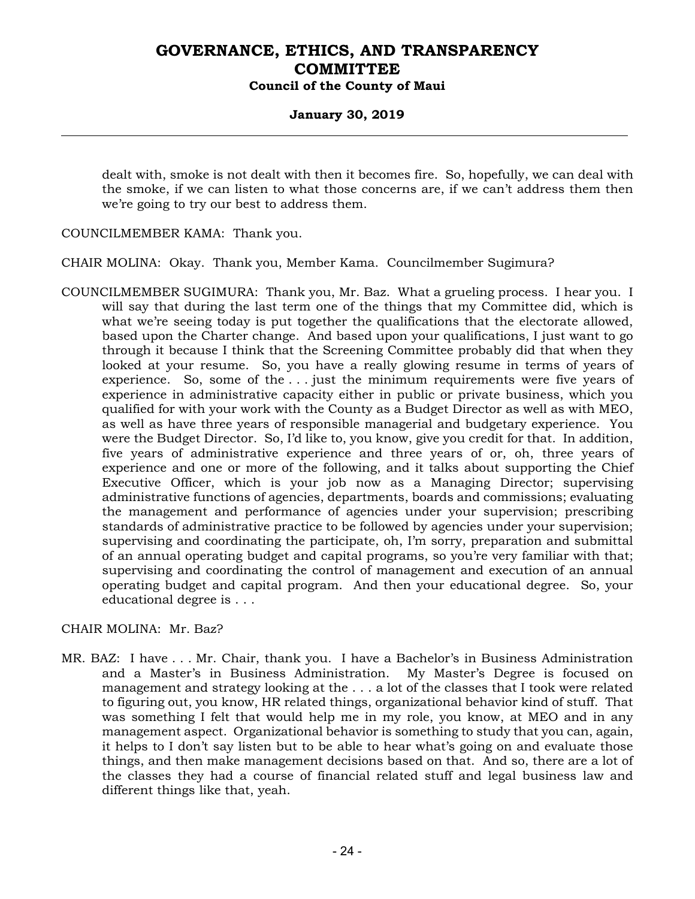dealt with, smoke is not dealt with then it becomes fire. So, hopefully, we can deal with the smoke, if we can listen to what those concerns are, if we can't address them then we're going to try our best to address them.

COUNCILMEMBER KAMA: Thank you.

CHAIR MOLINA: Okay. Thank you, Member Kama. Councilmember Sugimura?

COUNCILMEMBER SUGIMURA: Thank you, Mr. Baz. What a grueling process. I hear you. I will say that during the last term one of the things that my Committee did, which is what we're seeing today is put together the qualifications that the electorate allowed, based upon the Charter change. And based upon your qualifications, I just want to go through it because I think that the Screening Committee probably did that when they looked at your resume. So, you have a really glowing resume in terms of years of experience. So, some of the . . . just the minimum requirements were five years of experience in administrative capacity either in public or private business, which you qualified for with your work with the County as a Budget Director as well as with MEO, as well as have three years of responsible managerial and budgetary experience. You were the Budget Director. So, I'd like to, you know, give you credit for that. In addition, five years of administrative experience and three years of or, oh, three years of experience and one or more of the following, and it talks about supporting the Chief Executive Officer, which is your job now as a Managing Director; supervising administrative functions of agencies, departments, boards and commissions; evaluating the management and performance of agencies under your supervision; prescribing standards of administrative practice to be followed by agencies under your supervision; supervising and coordinating the participate, oh, I'm sorry, preparation and submittal of an annual operating budget and capital programs, so you're very familiar with that; supervising and coordinating the control of management and execution of an annual operating budget and capital program. And then your educational degree. So, your educational degree is . . .

CHAIR MOLINA: Mr. Baz?

MR. BAZ: I have . . . Mr. Chair, thank you. I have a Bachelor's in Business Administration and a Master's in Business Administration. My Master's Degree is focused on management and strategy looking at the . . . a lot of the classes that I took were related to figuring out, you know, HR related things, organizational behavior kind of stuff. That was something I felt that would help me in my role, you know, at MEO and in any management aspect. Organizational behavior is something to study that you can, again, it helps to I don't say listen but to be able to hear what's going on and evaluate those things, and then make management decisions based on that. And so, there are a lot of the classes they had a course of financial related stuff and legal business law and different things like that, yeah.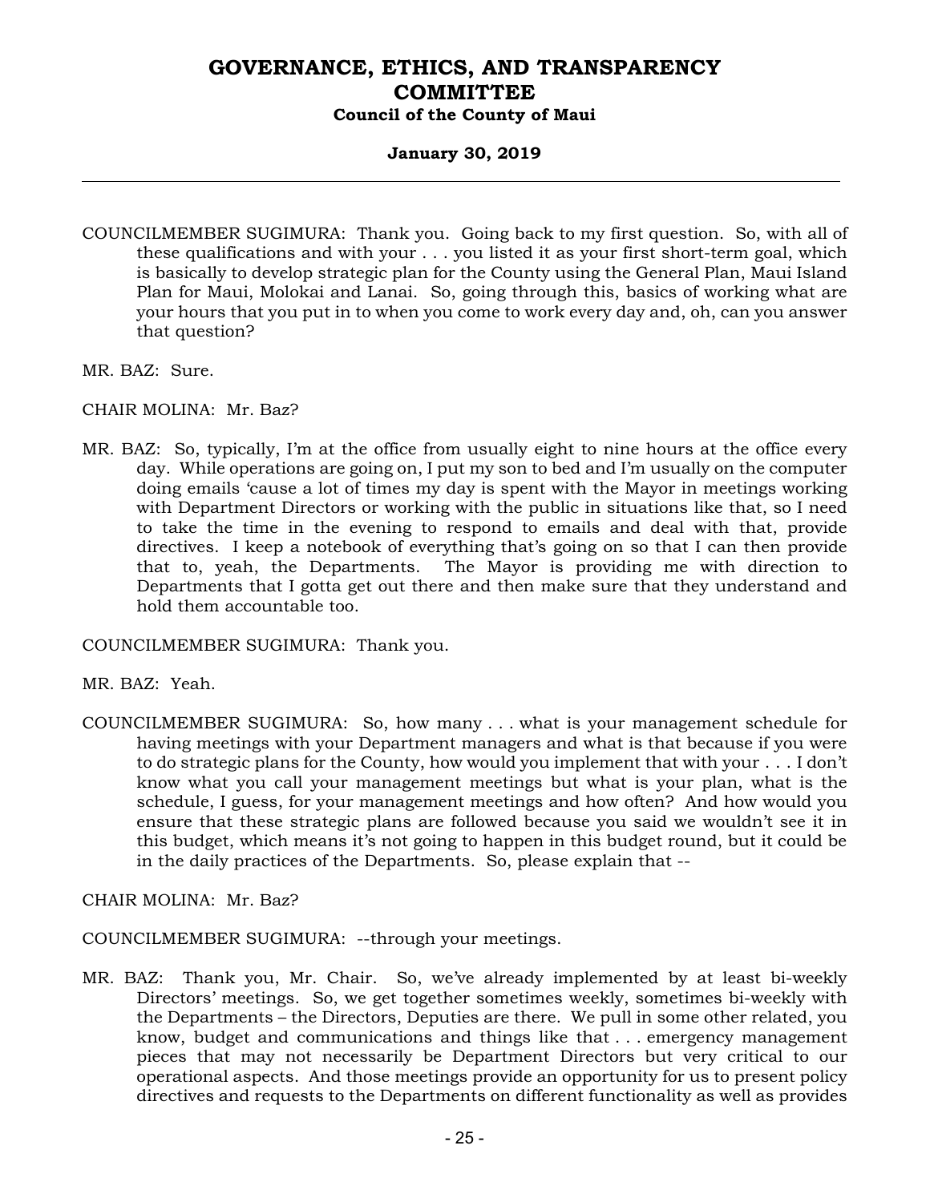COUNCILMEMBER SUGIMURA: Thank you. Going back to my first question. So, with all of these qualifications and with your . . . you listed it as your first short-term goal, which is basically to develop strategic plan for the County using the General Plan, Maui Island Plan for Maui, Molokai and Lanai. So, going through this, basics of working what are your hours that you put in to when you come to work every day and, oh, can you answer that question?

MR. BAZ: Sure.

CHAIR MOLINA: Mr. Baz?

MR. BAZ: So, typically, I'm at the office from usually eight to nine hours at the office every day. While operations are going on, I put my son to bed and I'm usually on the computer doing emails 'cause a lot of times my day is spent with the Mayor in meetings working with Department Directors or working with the public in situations like that, so I need to take the time in the evening to respond to emails and deal with that, provide directives. I keep a notebook of everything that's going on so that I can then provide that to, yeah, the Departments. The Mayor is providing me with direction to Departments that I gotta get out there and then make sure that they understand and hold them accountable too.

COUNCILMEMBER SUGIMURA: Thank you.

MR. BAZ: Yeah.

COUNCILMEMBER SUGIMURA: So, how many . . . what is your management schedule for having meetings with your Department managers and what is that because if you were to do strategic plans for the County, how would you implement that with your . . . I don't know what you call your management meetings but what is your plan, what is the schedule, I guess, for your management meetings and how often? And how would you ensure that these strategic plans are followed because you said we wouldn't see it in this budget, which means it's not going to happen in this budget round, but it could be in the daily practices of the Departments. So, please explain that --

CHAIR MOLINA: Mr. Baz?

COUNCILMEMBER SUGIMURA: --through your meetings.

MR. BAZ: Thank you, Mr. Chair. So, we've already implemented by at least bi-weekly Directors' meetings. So, we get together sometimes weekly, sometimes bi-weekly with the Departments – the Directors, Deputies are there. We pull in some other related, you know, budget and communications and things like that . . . emergency management pieces that may not necessarily be Department Directors but very critical to our operational aspects. And those meetings provide an opportunity for us to present policy directives and requests to the Departments on different functionality as well as provides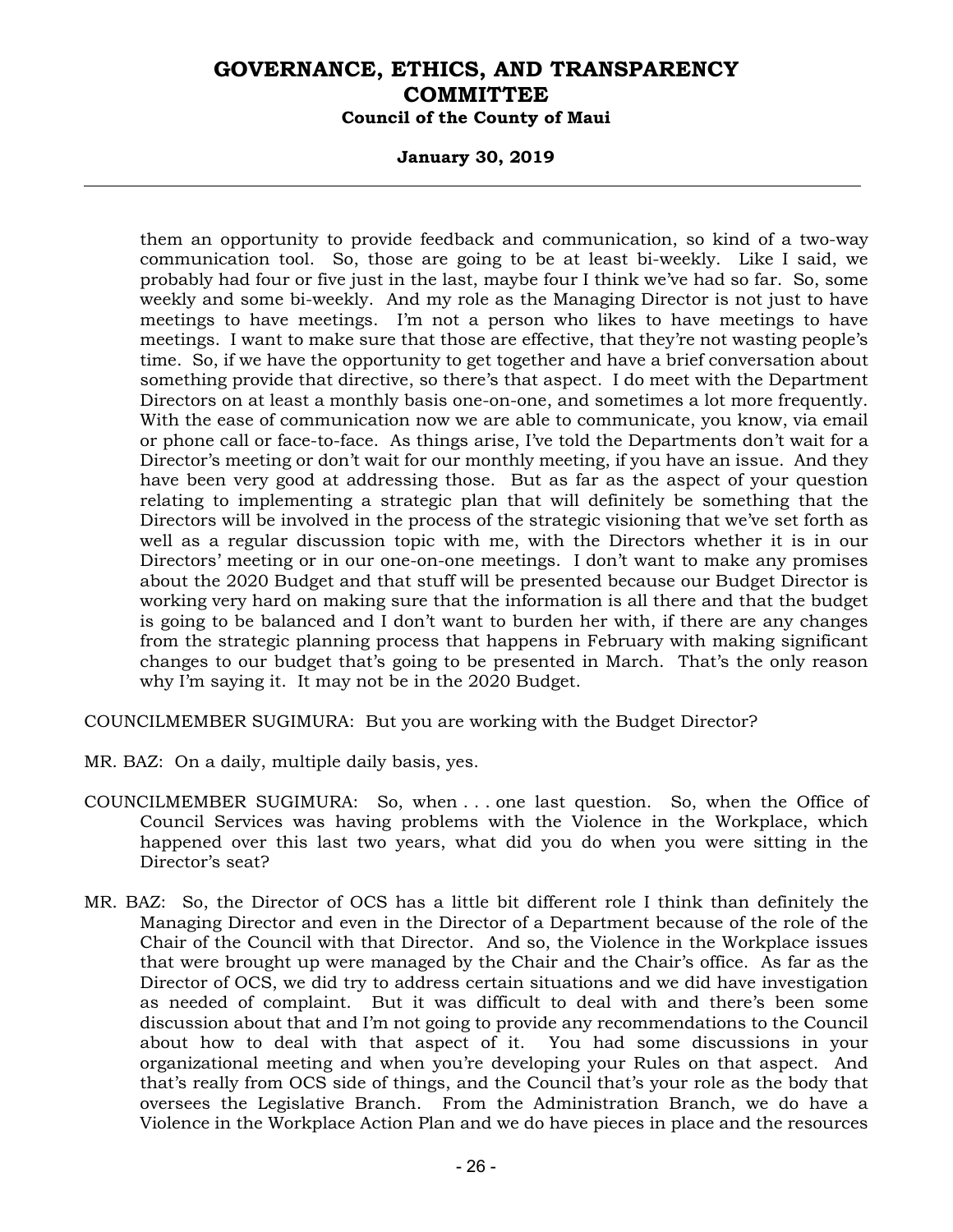them an opportunity to provide feedback and communication, so kind of a two-way communication tool. So, those are going to be at least bi-weekly. Like I said, we probably had four or five just in the last, maybe four I think we've had so far. So, some weekly and some bi-weekly. And my role as the Managing Director is not just to have meetings to have meetings. I'm not a person who likes to have meetings to have meetings. I want to make sure that those are effective, that they're not wasting people's time. So, if we have the opportunity to get together and have a brief conversation about something provide that directive, so there's that aspect. I do meet with the Department Directors on at least a monthly basis one-on-one, and sometimes a lot more frequently. With the ease of communication now we are able to communicate, you know, via email or phone call or face-to-face. As things arise, I've told the Departments don't wait for a Director's meeting or don't wait for our monthly meeting, if you have an issue. And they have been very good at addressing those. But as far as the aspect of your question relating to implementing a strategic plan that will definitely be something that the Directors will be involved in the process of the strategic visioning that we've set forth as well as a regular discussion topic with me, with the Directors whether it is in our Directors' meeting or in our one-on-one meetings. I don't want to make any promises about the 2020 Budget and that stuff will be presented because our Budget Director is working very hard on making sure that the information is all there and that the budget is going to be balanced and I don't want to burden her with, if there are any changes from the strategic planning process that happens in February with making significant changes to our budget that's going to be presented in March. That's the only reason why I'm saying it. It may not be in the 2020 Budget.

COUNCILMEMBER SUGIMURA: But you are working with the Budget Director?

MR. BAZ: On a daily, multiple daily basis, yes.

COUNCILMEMBER SUGIMURA: So, when . . . one last question. So, when the Office of Council Services was having problems with the Violence in the Workplace, which happened over this last two years, what did you do when you were sitting in the Director's seat?

MR. BAZ: So, the Director of OCS has a little bit different role I think than definitely the Managing Director and even in the Director of a Department because of the role of the Chair of the Council with that Director. And so, the Violence in the Workplace issues that were brought up were managed by the Chair and the Chair's office. As far as the Director of OCS, we did try to address certain situations and we did have investigation as needed of complaint. But it was difficult to deal with and there's been some discussion about that and I'm not going to provide any recommendations to the Council about how to deal with that aspect of it. You had some discussions in your organizational meeting and when you're developing your Rules on that aspect. And that's really from OCS side of things, and the Council that's your role as the body that oversees the Legislative Branch. From the Administration Branch, we do have a Violence in the Workplace Action Plan and we do have pieces in place and the resources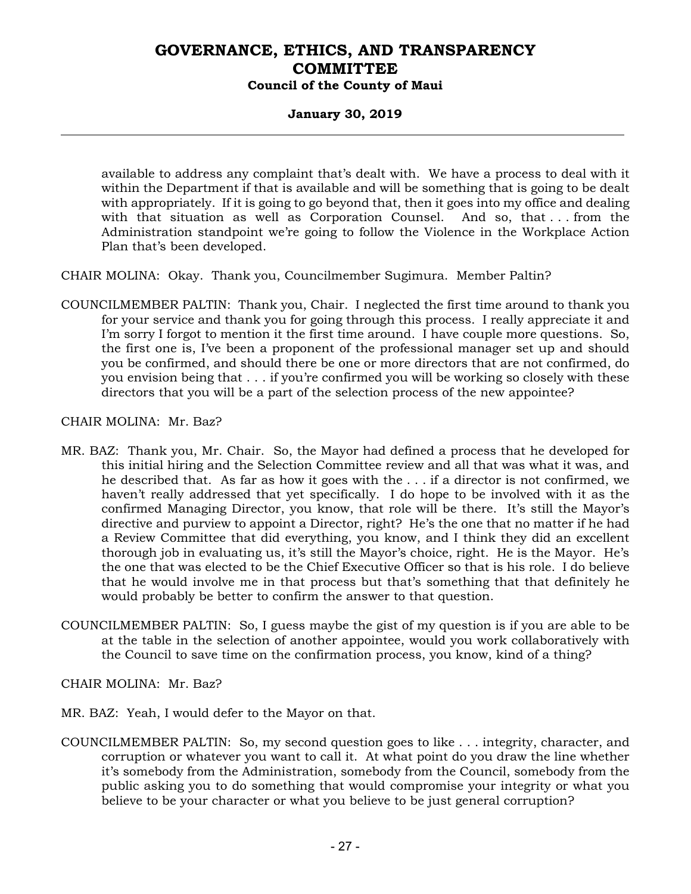available to address any complaint that's dealt with. We have a process to deal with it within the Department if that is available and will be something that is going to be dealt with appropriately. If it is going to go beyond that, then it goes into my office and dealing with that situation as well as Corporation Counsel. And so, that . . . from the Administration standpoint we're going to follow the Violence in the Workplace Action Plan that's been developed.

CHAIR MOLINA: Okay. Thank you, Councilmember Sugimura. Member Paltin?

COUNCILMEMBER PALTIN: Thank you, Chair. I neglected the first time around to thank you for your service and thank you for going through this process. I really appreciate it and I'm sorry I forgot to mention it the first time around. I have couple more questions. So, the first one is, I've been a proponent of the professional manager set up and should you be confirmed, and should there be one or more directors that are not confirmed, do you envision being that . . . if you're confirmed you will be working so closely with these directors that you will be a part of the selection process of the new appointee?

CHAIR MOLINA: Mr. Baz?

MR. BAZ: Thank you, Mr. Chair. So, the Mayor had defined a process that he developed for this initial hiring and the Selection Committee review and all that was what it was, and he described that. As far as how it goes with the . . . if a director is not confirmed, we haven't really addressed that yet specifically. I do hope to be involved with it as the confirmed Managing Director, you know, that role will be there. It's still the Mayor's directive and purview to appoint a Director, right? He's the one that no matter if he had a Review Committee that did everything, you know, and I think they did an excellent thorough job in evaluating us, it's still the Mayor's choice, right. He is the Mayor. He's the one that was elected to be the Chief Executive Officer so that is his role. I do believe that he would involve me in that process but that's something that that definitely he would probably be better to confirm the answer to that question.

COUNCILMEMBER PALTIN: So, I guess maybe the gist of my question is if you are able to be at the table in the selection of another appointee, would you work collaboratively with the Council to save time on the confirmation process, you know, kind of a thing?

CHAIR MOLINA: Mr. Baz?

MR. BAZ: Yeah, I would defer to the Mayor on that.

COUNCILMEMBER PALTIN: So, my second question goes to like . . . integrity, character, and corruption or whatever you want to call it. At what point do you draw the line whether it's somebody from the Administration, somebody from the Council, somebody from the public asking you to do something that would compromise your integrity or what you believe to be your character or what you believe to be just general corruption?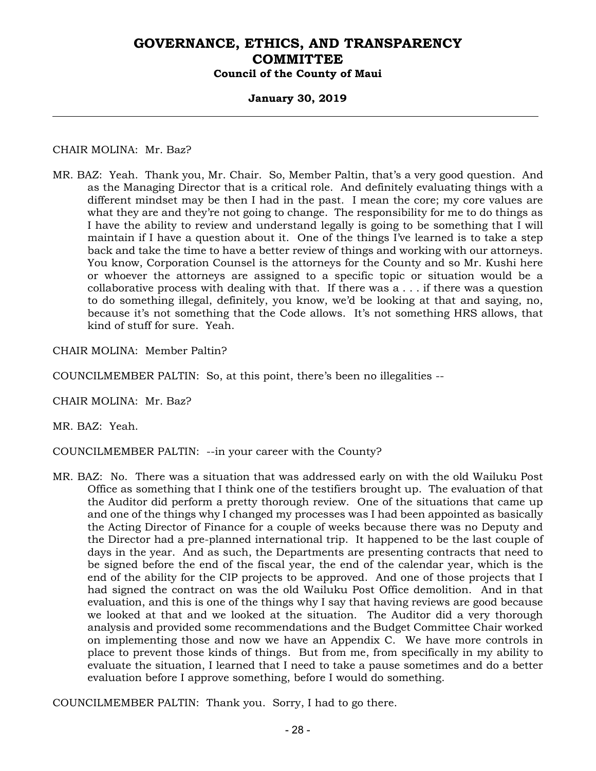CHAIR MOLINA: Mr. Baz?

MR. BAZ: Yeah. Thank you, Mr. Chair. So, Member Paltin, that's a very good question. And as the Managing Director that is a critical role. And definitely evaluating things with a different mindset may be then I had in the past. I mean the core; my core values are what they are and they're not going to change. The responsibility for me to do things as I have the ability to review and understand legally is going to be something that I will maintain if I have a question about it. One of the things I've learned is to take a step back and take the time to have a better review of things and working with our attorneys. You know, Corporation Counsel is the attorneys for the County and so Mr. Kushi here or whoever the attorneys are assigned to a specific topic or situation would be a collaborative process with dealing with that. If there was a . . . if there was a question to do something illegal, definitely, you know, we'd be looking at that and saying, no, because it's not something that the Code allows. It's not something HRS allows, that kind of stuff for sure. Yeah.

CHAIR MOLINA: Member Paltin?

COUNCILMEMBER PALTIN: So, at this point, there's been no illegalities --

CHAIR MOLINA: Mr. Baz?

MR. BAZ: Yeah.

COUNCILMEMBER PALTIN: --in your career with the County?

MR. BAZ: No. There was a situation that was addressed early on with the old Wailuku Post Office as something that I think one of the testifiers brought up. The evaluation of that the Auditor did perform a pretty thorough review. One of the situations that came up and one of the things why I changed my processes was I had been appointed as basically the Acting Director of Finance for a couple of weeks because there was no Deputy and the Director had a pre-planned international trip. It happened to be the last couple of days in the year. And as such, the Departments are presenting contracts that need to be signed before the end of the fiscal year, the end of the calendar year, which is the end of the ability for the CIP projects to be approved. And one of those projects that I had signed the contract on was the old Wailuku Post Office demolition. And in that evaluation, and this is one of the things why I say that having reviews are good because we looked at that and we looked at the situation. The Auditor did a very thorough analysis and provided some recommendations and the Budget Committee Chair worked on implementing those and now we have an Appendix C. We have more controls in place to prevent those kinds of things. But from me, from specifically in my ability to evaluate the situation, I learned that I need to take a pause sometimes and do a better evaluation before I approve something, before I would do something.

COUNCILMEMBER PALTIN: Thank you. Sorry, I had to go there.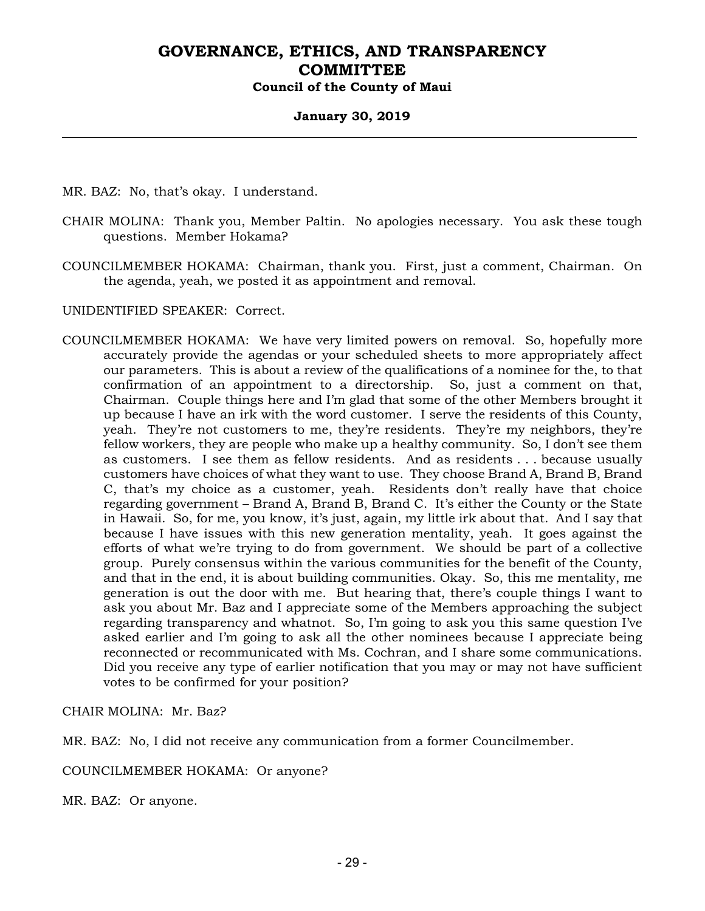MR. BAZ: No, that's okay. I understand.

CHAIR MOLINA: Thank you, Member Paltin. No apologies necessary. You ask these tough questions. Member Hokama?

COUNCILMEMBER HOKAMA: Chairman, thank you. First, just a comment, Chairman. On the agenda, yeah, we posted it as appointment and removal.

UNIDENTIFIED SPEAKER: Correct.

COUNCILMEMBER HOKAMA: We have very limited powers on removal. So, hopefully more accurately provide the agendas or your scheduled sheets to more appropriately affect our parameters. This is about a review of the qualifications of a nominee for the, to that confirmation of an appointment to a directorship. So, just a comment on that, Chairman. Couple things here and I'm glad that some of the other Members brought it up because I have an irk with the word customer. I serve the residents of this County, yeah. They're not customers to me, they're residents. They're my neighbors, they're fellow workers, they are people who make up a healthy community. So, I don't see them as customers. I see them as fellow residents. And as residents . . . because usually customers have choices of what they want to use. They choose Brand A, Brand B, Brand C, that's my choice as a customer, yeah. Residents don't really have that choice regarding government – Brand A, Brand B, Brand C. It's either the County or the State in Hawaii. So, for me, you know, it's just, again, my little irk about that. And I say that because I have issues with this new generation mentality, yeah. It goes against the efforts of what we're trying to do from government. We should be part of a collective group. Purely consensus within the various communities for the benefit of the County, and that in the end, it is about building communities. Okay. So, this me mentality, me generation is out the door with me. But hearing that, there's couple things I want to ask you about Mr. Baz and I appreciate some of the Members approaching the subject regarding transparency and whatnot. So, I'm going to ask you this same question I've asked earlier and I'm going to ask all the other nominees because I appreciate being reconnected or recommunicated with Ms. Cochran, and I share some communications. Did you receive any type of earlier notification that you may or may not have sufficient votes to be confirmed for your position?

CHAIR MOLINA: Mr. Baz?

MR. BAZ: No, I did not receive any communication from a former Councilmember.

COUNCILMEMBER HOKAMA: Or anyone?

MR. BAZ: Or anyone.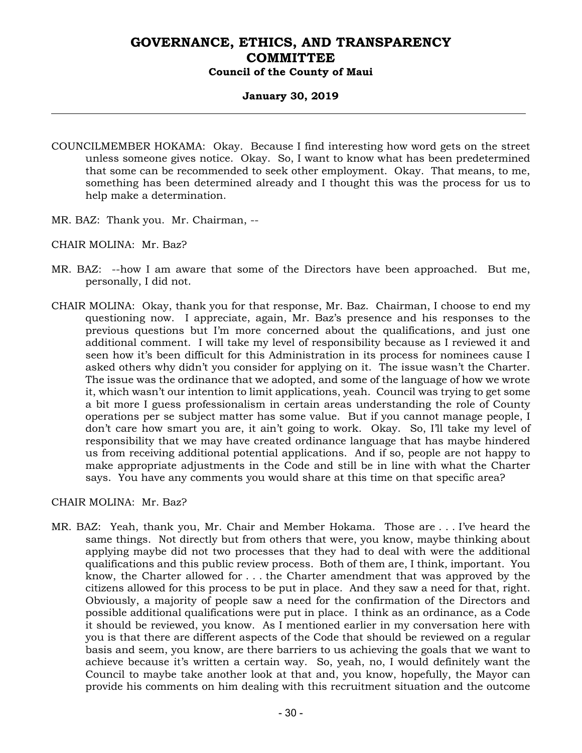COUNCILMEMBER HOKAMA: Okay. Because I find interesting how word gets on the street unless someone gives notice. Okay. So, I want to know what has been predetermined that some can be recommended to seek other employment. Okay. That means, to me, something has been determined already and I thought this was the process for us to help make a determination.

MR. BAZ: Thank you. Mr. Chairman, --

CHAIR MOLINA: Mr. Baz?

MR. BAZ: --how I am aware that some of the Directors have been approached. But me, personally, I did not.

CHAIR MOLINA: Okay, thank you for that response, Mr. Baz. Chairman, I choose to end my questioning now. I appreciate, again, Mr. Baz's presence and his responses to the previous questions but I'm more concerned about the qualifications, and just one additional comment. I will take my level of responsibility because as I reviewed it and seen how it's been difficult for this Administration in its process for nominees cause I asked others why didn't you consider for applying on it. The issue wasn't the Charter. The issue was the ordinance that we adopted, and some of the language of how we wrote it, which wasn't our intention to limit applications, yeah. Council was trying to get some a bit more I guess professionalism in certain areas understanding the role of County operations per se subject matter has some value. But if you cannot manage people, I don't care how smart you are, it ain't going to work. Okay. So, I'll take my level of responsibility that we may have created ordinance language that has maybe hindered us from receiving additional potential applications. And if so, people are not happy to make appropriate adjustments in the Code and still be in line with what the Charter says. You have any comments you would share at this time on that specific area?

CHAIR MOLINA: Mr. Baz?

MR. BAZ: Yeah, thank you, Mr. Chair and Member Hokama. Those are . . . I've heard the same things. Not directly but from others that were, you know, maybe thinking about applying maybe did not two processes that they had to deal with were the additional qualifications and this public review process. Both of them are, I think, important. You know, the Charter allowed for . . . the Charter amendment that was approved by the citizens allowed for this process to be put in place. And they saw a need for that, right. Obviously, a majority of people saw a need for the confirmation of the Directors and possible additional qualifications were put in place. I think as an ordinance, as a Code it should be reviewed, you know. As I mentioned earlier in my conversation here with you is that there are different aspects of the Code that should be reviewed on a regular basis and seem, you know, are there barriers to us achieving the goals that we want to achieve because it's written a certain way. So, yeah, no, I would definitely want the Council to maybe take another look at that and, you know, hopefully, the Mayor can provide his comments on him dealing with this recruitment situation and the outcome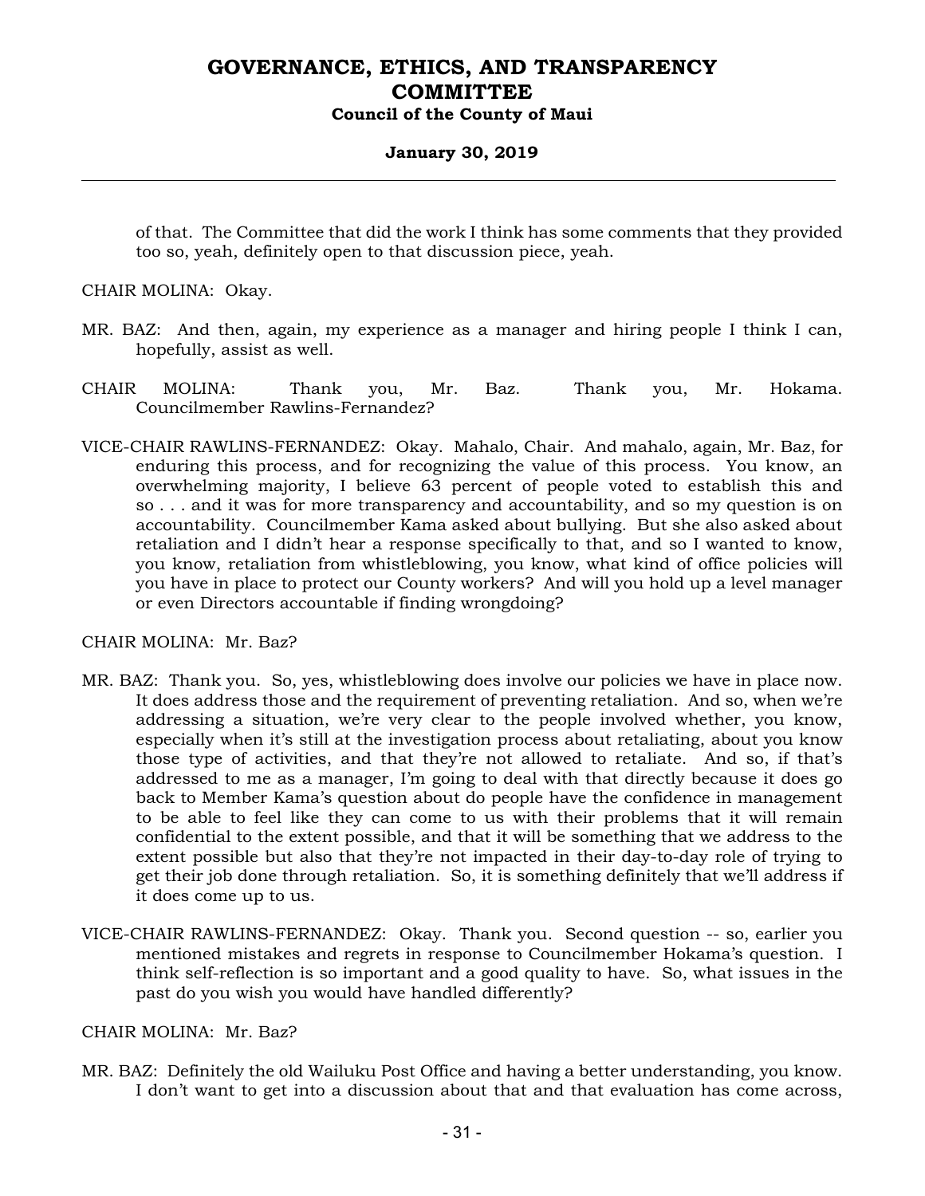of that. The Committee that did the work I think has some comments that they provided too so, yeah, definitely open to that discussion piece, yeah.

CHAIR MOLINA: Okay.

MR. BAZ: And then, again, my experience as a manager and hiring people I think I can, hopefully, assist as well.

CHAIR MOLINA: Thank you, Mr. Baz. Thank you, Mr. Hokama. Councilmember Rawlins-Fernandez?

VICE-CHAIR RAWLINS-FERNANDEZ: Okay. Mahalo, Chair. And mahalo, again, Mr. Baz, for enduring this process, and for recognizing the value of this process. You know, an overwhelming majority, I believe 63 percent of people voted to establish this and so . . . and it was for more transparency and accountability, and so my question is on accountability. Councilmember Kama asked about bullying. But she also asked about retaliation and I didn't hear a response specifically to that, and so I wanted to know, you know, retaliation from whistleblowing, you know, what kind of office policies will you have in place to protect our County workers? And will you hold up a level manager or even Directors accountable if finding wrongdoing?

CHAIR MOLINA: Mr. Baz?

MR. BAZ: Thank you. So, yes, whistleblowing does involve our policies we have in place now. It does address those and the requirement of preventing retaliation. And so, when we're addressing a situation, we're very clear to the people involved whether, you know, especially when it's still at the investigation process about retaliating, about you know those type of activities, and that they're not allowed to retaliate. And so, if that's addressed to me as a manager, I'm going to deal with that directly because it does go back to Member Kama's question about do people have the confidence in management to be able to feel like they can come to us with their problems that it will remain confidential to the extent possible, and that it will be something that we address to the extent possible but also that they're not impacted in their day-to-day role of trying to get their job done through retaliation. So, it is something definitely that we'll address if it does come up to us.

VICE-CHAIR RAWLINS-FERNANDEZ: Okay. Thank you. Second question -- so, earlier you mentioned mistakes and regrets in response to Councilmember Hokama's question. I think self-reflection is so important and a good quality to have. So, what issues in the past do you wish you would have handled differently?

CHAIR MOLINA: Mr. Baz?

MR. BAZ: Definitely the old Wailuku Post Office and having a better understanding, you know. I don't want to get into a discussion about that and that evaluation has come across,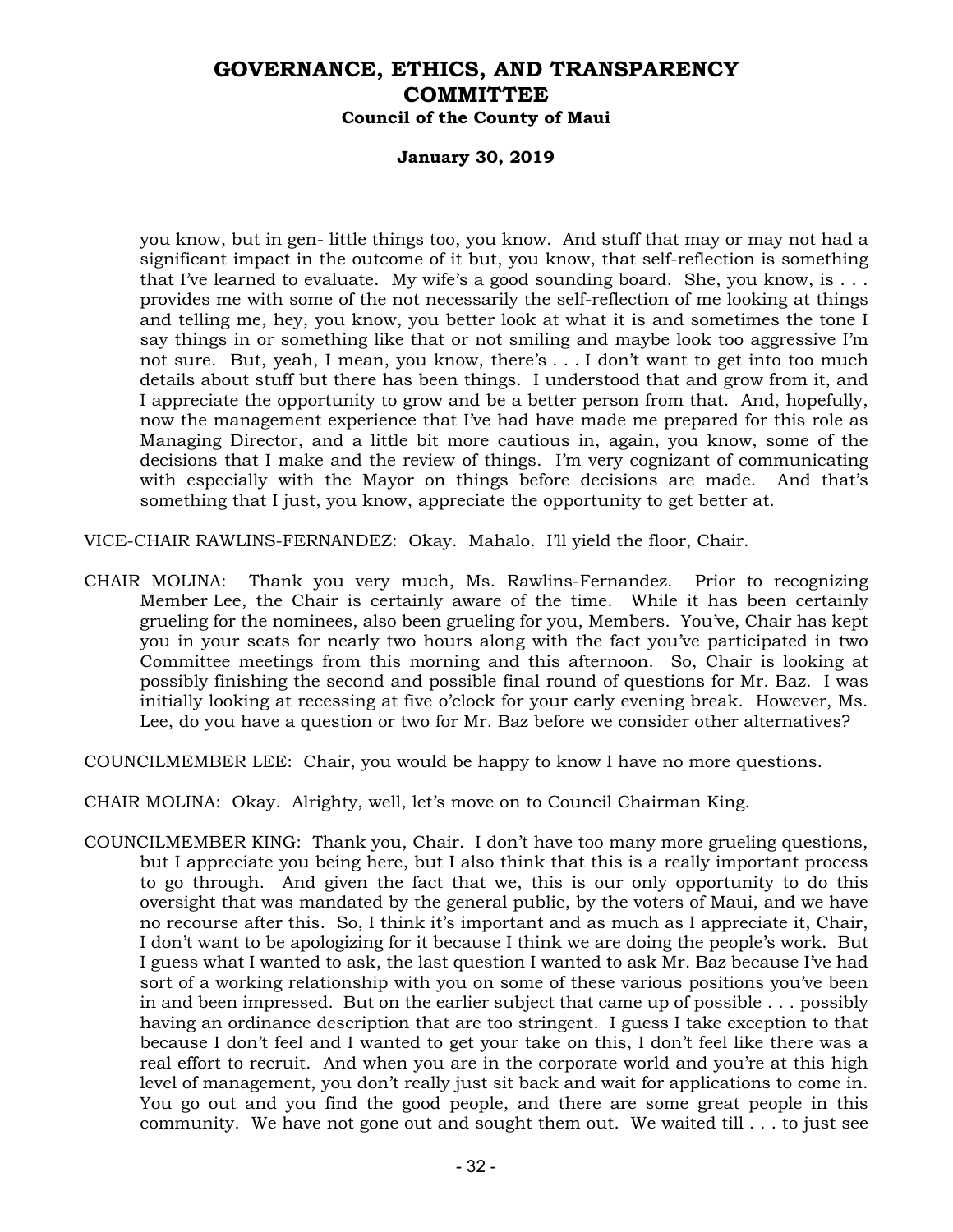you know, but in gen- little things too, you know. And stuff that may or may not had a significant impact in the outcome of it but, you know, that self-reflection is something that I've learned to evaluate. My wife's a good sounding board. She, you know, is . . . provides me with some of the not necessarily the self-reflection of me looking at things and telling me, hey, you know, you better look at what it is and sometimes the tone I say things in or something like that or not smiling and maybe look too aggressive I'm not sure. But, yeah, I mean, you know, there's . . . I don't want to get into too much details about stuff but there has been things. I understood that and grow from it, and I appreciate the opportunity to grow and be a better person from that. And, hopefully, now the management experience that I've had have made me prepared for this role as Managing Director, and a little bit more cautious in, again, you know, some of the decisions that I make and the review of things. I'm very cognizant of communicating with especially with the Mayor on things before decisions are made. And that's something that I just, you know, appreciate the opportunity to get better at.

VICE-CHAIR RAWLINS-FERNANDEZ: Okay. Mahalo. I'll yield the floor, Chair.

CHAIR MOLINA: Thank you very much, Ms. Rawlins-Fernandez. Prior to recognizing Member Lee, the Chair is certainly aware of the time. While it has been certainly grueling for the nominees, also been grueling for you, Members. You've, Chair has kept you in your seats for nearly two hours along with the fact you've participated in two Committee meetings from this morning and this afternoon. So, Chair is looking at possibly finishing the second and possible final round of questions for Mr. Baz. I was initially looking at recessing at five o'clock for your early evening break. However, Ms. Lee, do you have a question or two for Mr. Baz before we consider other alternatives?

COUNCILMEMBER LEE: Chair, you would be happy to know I have no more questions.

CHAIR MOLINA: Okay. Alrighty, well, let's move on to Council Chairman King.

COUNCILMEMBER KING: Thank you, Chair. I don't have too many more grueling questions, but I appreciate you being here, but I also think that this is a really important process to go through. And given the fact that we, this is our only opportunity to do this oversight that was mandated by the general public, by the voters of Maui, and we have no recourse after this. So, I think it's important and as much as I appreciate it, Chair, I don't want to be apologizing for it because I think we are doing the people's work. But I guess what I wanted to ask, the last question I wanted to ask Mr. Baz because I've had sort of a working relationship with you on some of these various positions you've been in and been impressed. But on the earlier subject that came up of possible . . . possibly having an ordinance description that are too stringent. I guess I take exception to that because I don't feel and I wanted to get your take on this, I don't feel like there was a real effort to recruit. And when you are in the corporate world and you're at this high level of management, you don't really just sit back and wait for applications to come in. You go out and you find the good people, and there are some great people in this community. We have not gone out and sought them out. We waited till . . . to just see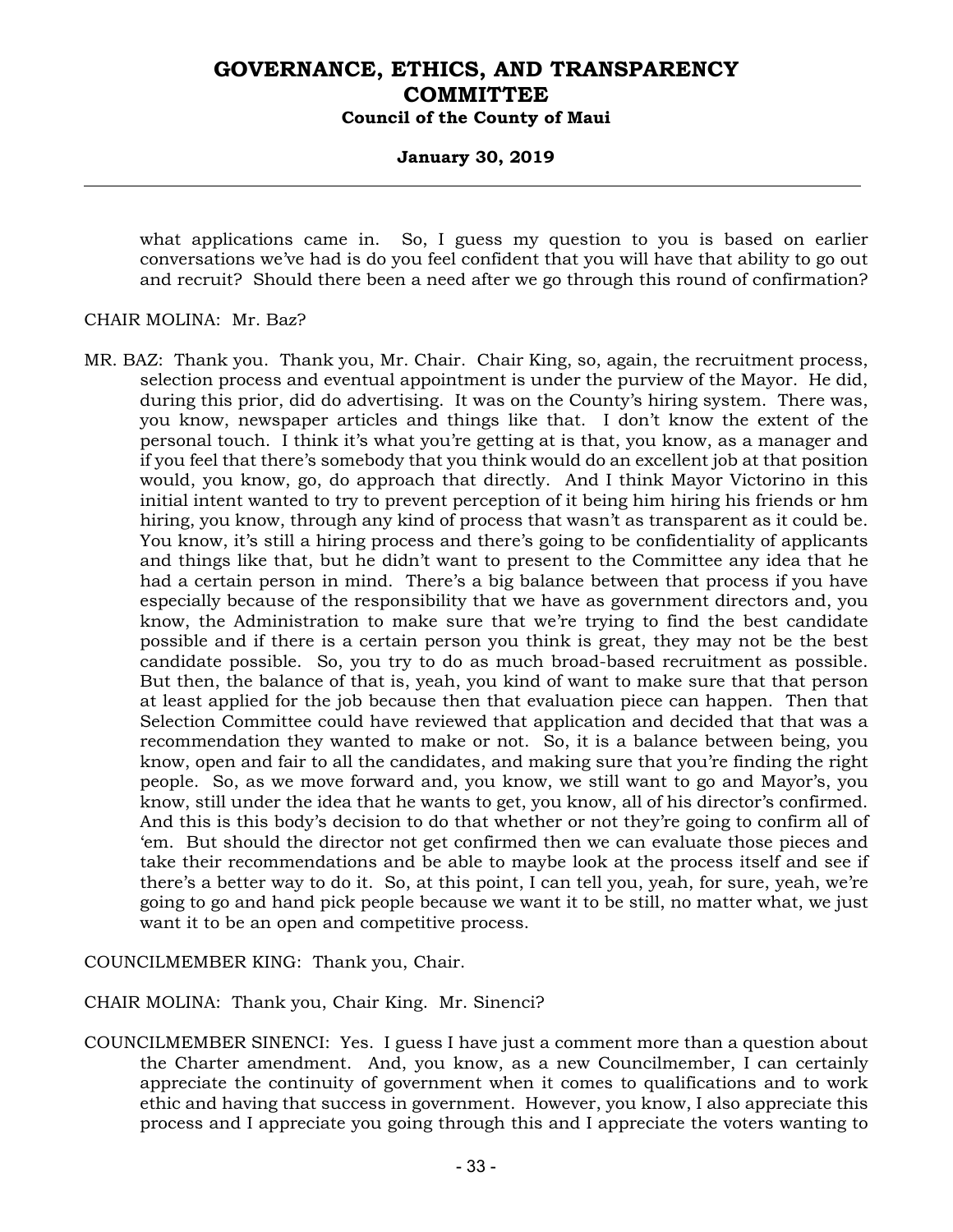what applications came in. So, I guess my question to you is based on earlier conversations we've had is do you feel confident that you will have that ability to go out and recruit? Should there been a need after we go through this round of confirmation?

CHAIR MOLINA: Mr. Baz?

MR. BAZ: Thank you. Thank you, Mr. Chair. Chair King, so, again, the recruitment process, selection process and eventual appointment is under the purview of the Mayor. He did, during this prior, did do advertising. It was on the County's hiring system. There was, you know, newspaper articles and things like that. I don't know the extent of the personal touch. I think it's what you're getting at is that, you know, as a manager and if you feel that there's somebody that you think would do an excellent job at that position would, you know, go, do approach that directly. And I think Mayor Victorino in this initial intent wanted to try to prevent perception of it being him hiring his friends or hm hiring, you know, through any kind of process that wasn't as transparent as it could be. You know, it's still a hiring process and there's going to be confidentiality of applicants and things like that, but he didn't want to present to the Committee any idea that he had a certain person in mind. There's a big balance between that process if you have especially because of the responsibility that we have as government directors and, you know, the Administration to make sure that we're trying to find the best candidate possible and if there is a certain person you think is great, they may not be the best candidate possible. So, you try to do as much broad-based recruitment as possible. But then, the balance of that is, yeah, you kind of want to make sure that that person at least applied for the job because then that evaluation piece can happen. Then that Selection Committee could have reviewed that application and decided that that was a recommendation they wanted to make or not. So, it is a balance between being, you know, open and fair to all the candidates, and making sure that you're finding the right people. So, as we move forward and, you know, we still want to go and Mayor's, you know, still under the idea that he wants to get, you know, all of his director's confirmed. And this is this body's decision to do that whether or not they're going to confirm all of 'em. But should the director not get confirmed then we can evaluate those pieces and take their recommendations and be able to maybe look at the process itself and see if there's a better way to do it. So, at this point, I can tell you, yeah, for sure, yeah, we're going to go and hand pick people because we want it to be still, no matter what, we just want it to be an open and competitive process.

COUNCILMEMBER KING: Thank you, Chair.

CHAIR MOLINA: Thank you, Chair King. Mr. Sinenci?

COUNCILMEMBER SINENCI: Yes. I guess I have just a comment more than a question about the Charter amendment. And, you know, as a new Councilmember, I can certainly appreciate the continuity of government when it comes to qualifications and to work ethic and having that success in government. However, you know, I also appreciate this process and I appreciate you going through this and I appreciate the voters wanting to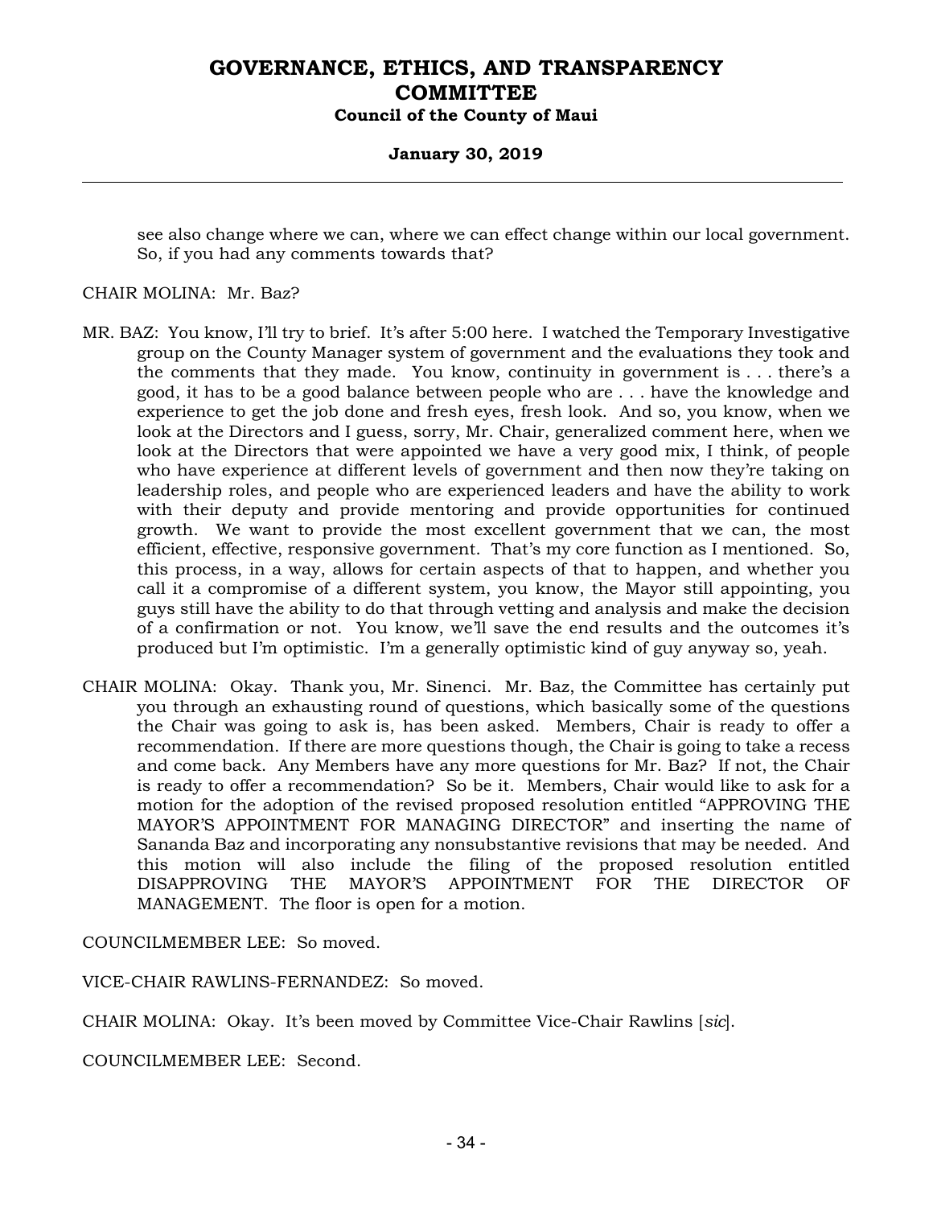see also change where we can, where we can effect change within our local government. So, if you had any comments towards that?

CHAIR MOLINA: Mr. Baz?

MR. BAZ: You know, I'll try to brief. It's after 5:00 here. I watched the Temporary Investigative group on the County Manager system of government and the evaluations they took and the comments that they made. You know, continuity in government is . . . there's a good, it has to be a good balance between people who are . . . have the knowledge and experience to get the job done and fresh eyes, fresh look. And so, you know, when we look at the Directors and I guess, sorry, Mr. Chair, generalized comment here, when we look at the Directors that were appointed we have a very good mix, I think, of people who have experience at different levels of government and then now they're taking on leadership roles, and people who are experienced leaders and have the ability to work with their deputy and provide mentoring and provide opportunities for continued growth. We want to provide the most excellent government that we can, the most efficient, effective, responsive government. That's my core function as I mentioned. So, this process, in a way, allows for certain aspects of that to happen, and whether you call it a compromise of a different system, you know, the Mayor still appointing, you guys still have the ability to do that through vetting and analysis and make the decision of a confirmation or not. You know, we'll save the end results and the outcomes it's produced but I'm optimistic. I'm a generally optimistic kind of guy anyway so, yeah.

CHAIR MOLINA: Okay. Thank you, Mr. Sinenci. Mr. Baz, the Committee has certainly put you through an exhausting round of questions, which basically some of the questions the Chair was going to ask is, has been asked. Members, Chair is ready to offer a recommendation. If there are more questions though, the Chair is going to take a recess and come back. Any Members have any more questions for Mr. Baz? If not, the Chair is ready to offer a recommendation? So be it. Members, Chair would like to ask for a motion for the adoption of the revised proposed resolution entitled "APPROVING THE MAYOR'S APPOINTMENT FOR MANAGING DIRECTOR" and inserting the name of Sananda Baz and incorporating any nonsubstantive revisions that may be needed. And this motion will also include the filing of the proposed resolution entitled DISAPPROVING THE MAYOR'S APPOINTMENT FOR THE DIRECTOR OF MANAGEMENT. The floor is open for a motion.

COUNCILMEMBER LEE: So moved.

VICE-CHAIR RAWLINS-FERNANDEZ: So moved.

CHAIR MOLINA: Okay. It's been moved by Committee Vice-Chair Rawlins [*sic*].

COUNCILMEMBER LEE: Second.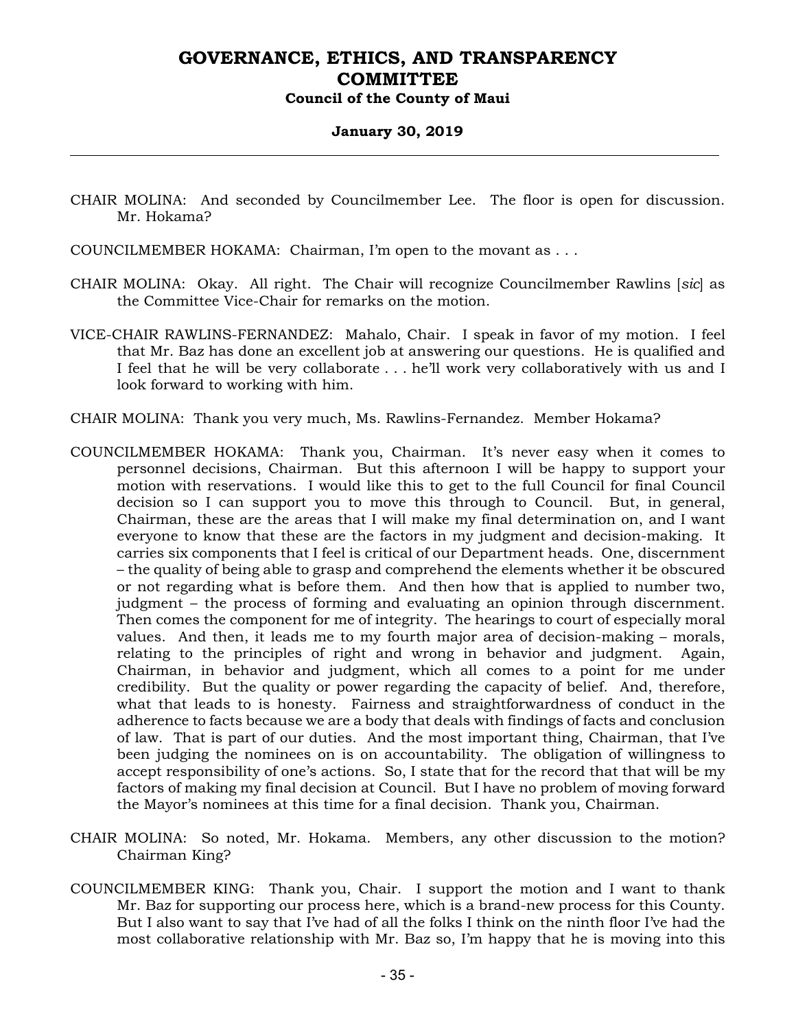CHAIR MOLINA: And seconded by Councilmember Lee. The floor is open for discussion. Mr. Hokama?

COUNCILMEMBER HOKAMA: Chairman, I'm open to the movant as . . .

CHAIR MOLINA: Okay. All right. The Chair will recognize Councilmember Rawlins [*sic*] as the Committee Vice-Chair for remarks on the motion.

VICE-CHAIR RAWLINS-FERNANDEZ: Mahalo, Chair. I speak in favor of my motion. I feel that Mr. Baz has done an excellent job at answering our questions. He is qualified and I feel that he will be very collaborate . . . he'll work very collaboratively with us and I look forward to working with him.

CHAIR MOLINA: Thank you very much, Ms. Rawlins-Fernandez. Member Hokama?

COUNCILMEMBER HOKAMA: Thank you, Chairman. It's never easy when it comes to personnel decisions, Chairman. But this afternoon I will be happy to support your motion with reservations. I would like this to get to the full Council for final Council decision so I can support you to move this through to Council. But, in general, Chairman, these are the areas that I will make my final determination on, and I want everyone to know that these are the factors in my judgment and decision-making. It carries six components that I feel is critical of our Department heads. One, discernment – the quality of being able to grasp and comprehend the elements whether it be obscured or not regarding what is before them. And then how that is applied to number two, judgment – the process of forming and evaluating an opinion through discernment. Then comes the component for me of integrity. The hearings to court of especially moral values. And then, it leads me to my fourth major area of decision-making – morals, relating to the principles of right and wrong in behavior and judgment. Again, Chairman, in behavior and judgment, which all comes to a point for me under credibility. But the quality or power regarding the capacity of belief. And, therefore, what that leads to is honesty. Fairness and straightforwardness of conduct in the adherence to facts because we are a body that deals with findings of facts and conclusion of law. That is part of our duties. And the most important thing, Chairman, that I've been judging the nominees on is on accountability. The obligation of willingness to accept responsibility of one's actions. So, I state that for the record that that will be my factors of making my final decision at Council. But I have no problem of moving forward the Mayor's nominees at this time for a final decision. Thank you, Chairman.

CHAIR MOLINA: So noted, Mr. Hokama. Members, any other discussion to the motion? Chairman King?

COUNCILMEMBER KING: Thank you, Chair. I support the motion and I want to thank Mr. Baz for supporting our process here, which is a brand-new process for this County. But I also want to say that I've had of all the folks I think on the ninth floor I've had the most collaborative relationship with Mr. Baz so, I'm happy that he is moving into this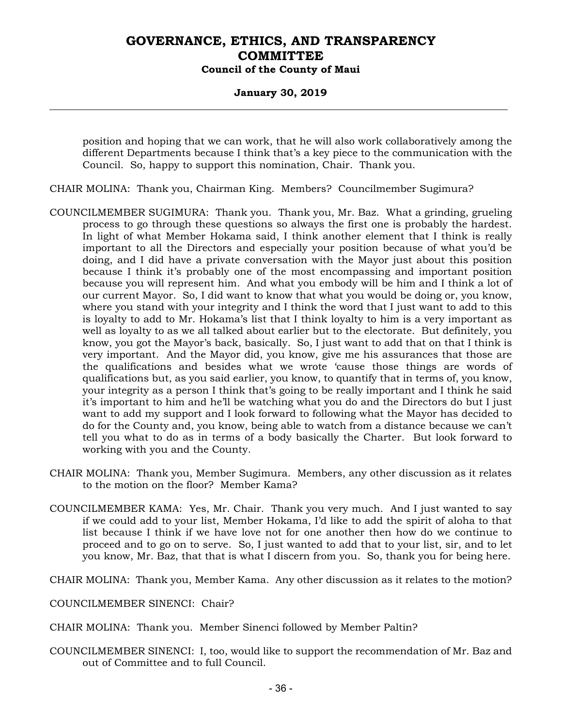position and hoping that we can work, that he will also work collaboratively among the different Departments because I think that's a key piece to the communication with the Council. So, happy to support this nomination, Chair. Thank you.

CHAIR MOLINA: Thank you, Chairman King. Members? Councilmember Sugimura?

COUNCILMEMBER SUGIMURA: Thank you. Thank you, Mr. Baz. What a grinding, grueling process to go through these questions so always the first one is probably the hardest. In light of what Member Hokama said, I think another element that I think is really important to all the Directors and especially your position because of what you'd be doing, and I did have a private conversation with the Mayor just about this position because I think it's probably one of the most encompassing and important position because you will represent him. And what you embody will be him and I think a lot of our current Mayor. So, I did want to know that what you would be doing or, you know, where you stand with your integrity and I think the word that I just want to add to this is loyalty to add to Mr. Hokama's list that I think loyalty to him is a very important as well as loyalty to as we all talked about earlier but to the electorate. But definitely, you know, you got the Mayor's back, basically. So, I just want to add that on that I think is very important. And the Mayor did, you know, give me his assurances that those are the qualifications and besides what we wrote 'cause those things are words of qualifications but, as you said earlier, you know, to quantify that in terms of, you know, your integrity as a person I think that's going to be really important and I think he said it's important to him and he'll be watching what you do and the Directors do but I just want to add my support and I look forward to following what the Mayor has decided to do for the County and, you know, being able to watch from a distance because we can't tell you what to do as in terms of a body basically the Charter. But look forward to working with you and the County.

CHAIR MOLINA: Thank you, Member Sugimura. Members, any other discussion as it relates to the motion on the floor? Member Kama?

COUNCILMEMBER KAMA: Yes, Mr. Chair. Thank you very much. And I just wanted to say if we could add to your list, Member Hokama, I'd like to add the spirit of aloha to that list because I think if we have love not for one another then how do we continue to proceed and to go on to serve. So, I just wanted to add that to your list, sir, and to let you know, Mr. Baz, that that is what I discern from you. So, thank you for being here.

CHAIR MOLINA: Thank you, Member Kama. Any other discussion as it relates to the motion?

COUNCILMEMBER SINENCI: Chair?

CHAIR MOLINA: Thank you. Member Sinenci followed by Member Paltin?

COUNCILMEMBER SINENCI: I, too, would like to support the recommendation of Mr. Baz and out of Committee and to full Council.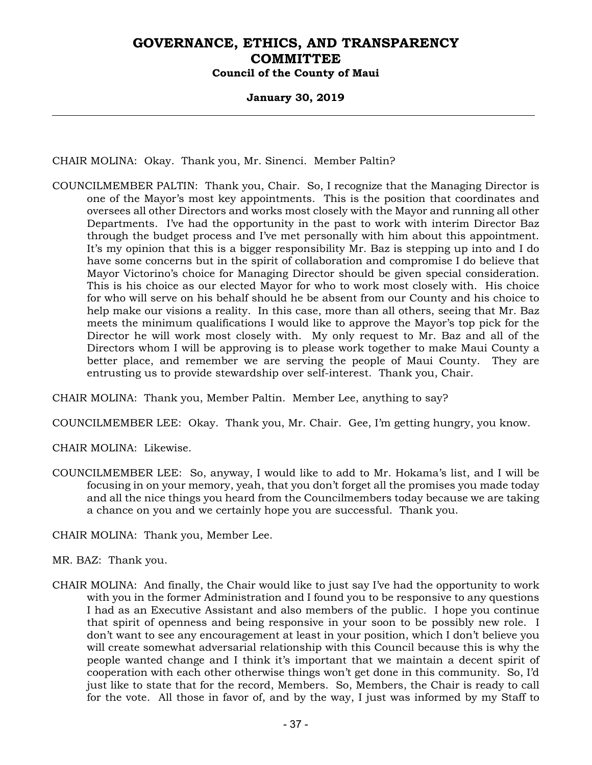CHAIR MOLINA: Okay. Thank you, Mr. Sinenci. Member Paltin?

COUNCILMEMBER PALTIN: Thank you, Chair. So, I recognize that the Managing Director is one of the Mayor's most key appointments. This is the position that coordinates and oversees all other Directors and works most closely with the Mayor and running all other Departments. I've had the opportunity in the past to work with interim Director Baz through the budget process and I've met personally with him about this appointment. It's my opinion that this is a bigger responsibility Mr. Baz is stepping up into and I do have some concerns but in the spirit of collaboration and compromise I do believe that Mayor Victorino's choice for Managing Director should be given special consideration. This is his choice as our elected Mayor for who to work most closely with. His choice for who will serve on his behalf should he be absent from our County and his choice to help make our visions a reality. In this case, more than all others, seeing that Mr. Baz meets the minimum qualifications I would like to approve the Mayor's top pick for the Director he will work most closely with. My only request to Mr. Baz and all of the Directors whom I will be approving is to please work together to make Maui County a better place, and remember we are serving the people of Maui County. They are entrusting us to provide stewardship over self-interest. Thank you, Chair.

CHAIR MOLINA: Thank you, Member Paltin. Member Lee, anything to say?

COUNCILMEMBER LEE: Okay. Thank you, Mr. Chair. Gee, I'm getting hungry, you know.

CHAIR MOLINA: Likewise.

COUNCILMEMBER LEE: So, anyway, I would like to add to Mr. Hokama's list, and I will be focusing in on your memory, yeah, that you don't forget all the promises you made today and all the nice things you heard from the Councilmembers today because we are taking a chance on you and we certainly hope you are successful. Thank you.

CHAIR MOLINA: Thank you, Member Lee.

MR. BAZ: Thank you.

CHAIR MOLINA: And finally, the Chair would like to just say I've had the opportunity to work with you in the former Administration and I found you to be responsive to any questions I had as an Executive Assistant and also members of the public. I hope you continue that spirit of openness and being responsive in your soon to be possibly new role. I don't want to see any encouragement at least in your position, which I don't believe you will create somewhat adversarial relationship with this Council because this is why the people wanted change and I think it's important that we maintain a decent spirit of cooperation with each other otherwise things won't get done in this community. So, I'd just like to state that for the record, Members. So, Members, the Chair is ready to call for the vote. All those in favor of, and by the way, I just was informed by my Staff to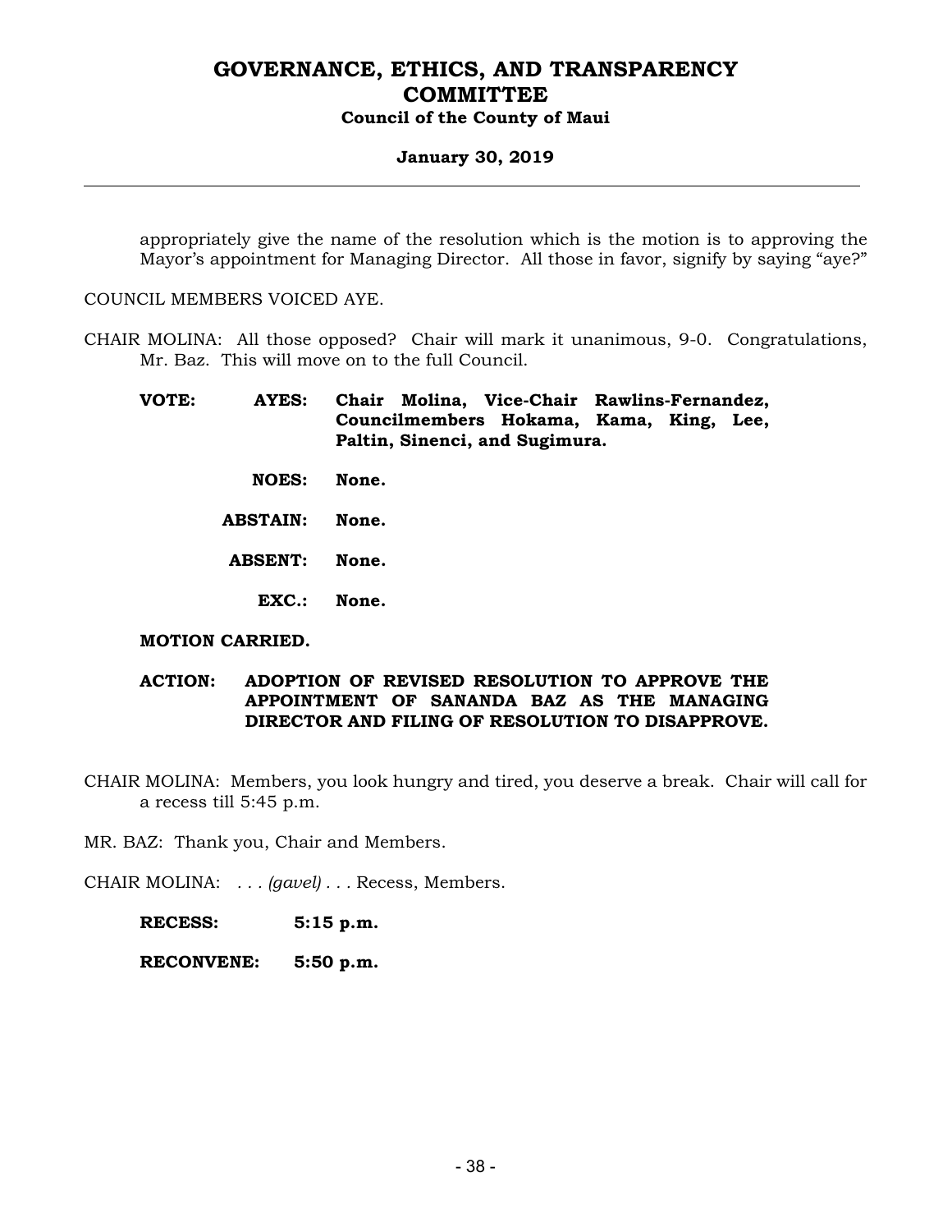appropriately give the name of the resolution which is the motion is to approving the Mayor's appointment for Managing Director. All those in favor, signify by saying "aye?"

COUNCIL MEMBERS VOICED AYE.

CHAIR MOLINA: All those opposed? Chair will mark it unanimous, 9-0. Congratulations, Mr. Baz. This will move on to the full Council.

**VOTE: AYES: Chair Molina, Vice-Chair Rawlins-Fernandez, Councilmembers Hokama, Kama, King, Lee, Paltin, Sinenci, and Sugimura.**

**NOES: None.**

**ABSTAIN: None.**

**ABSENT: None.**

**EXC.: None.**

**MOTION CARRIED.**

**ACTION: ADOPTION OF REVISED RESOLUTION TO APPROVE THE APPOINTMENT OF SANANDA BAZ AS THE MANAGING DIRECTOR AND FILING OF RESOLUTION TO DISAPPROVE.**

CHAIR MOLINA: Members, you look hungry and tired, you deserve a break. Chair will call for a recess till 5:45 p.m.

MR. BAZ: Thank you, Chair and Members.

CHAIR MOLINA: . . . *(gavel)* . . . Recess, Members.

**RECESS: 5:15 p.m.**

**RECONVENE: 5:50 p.m.**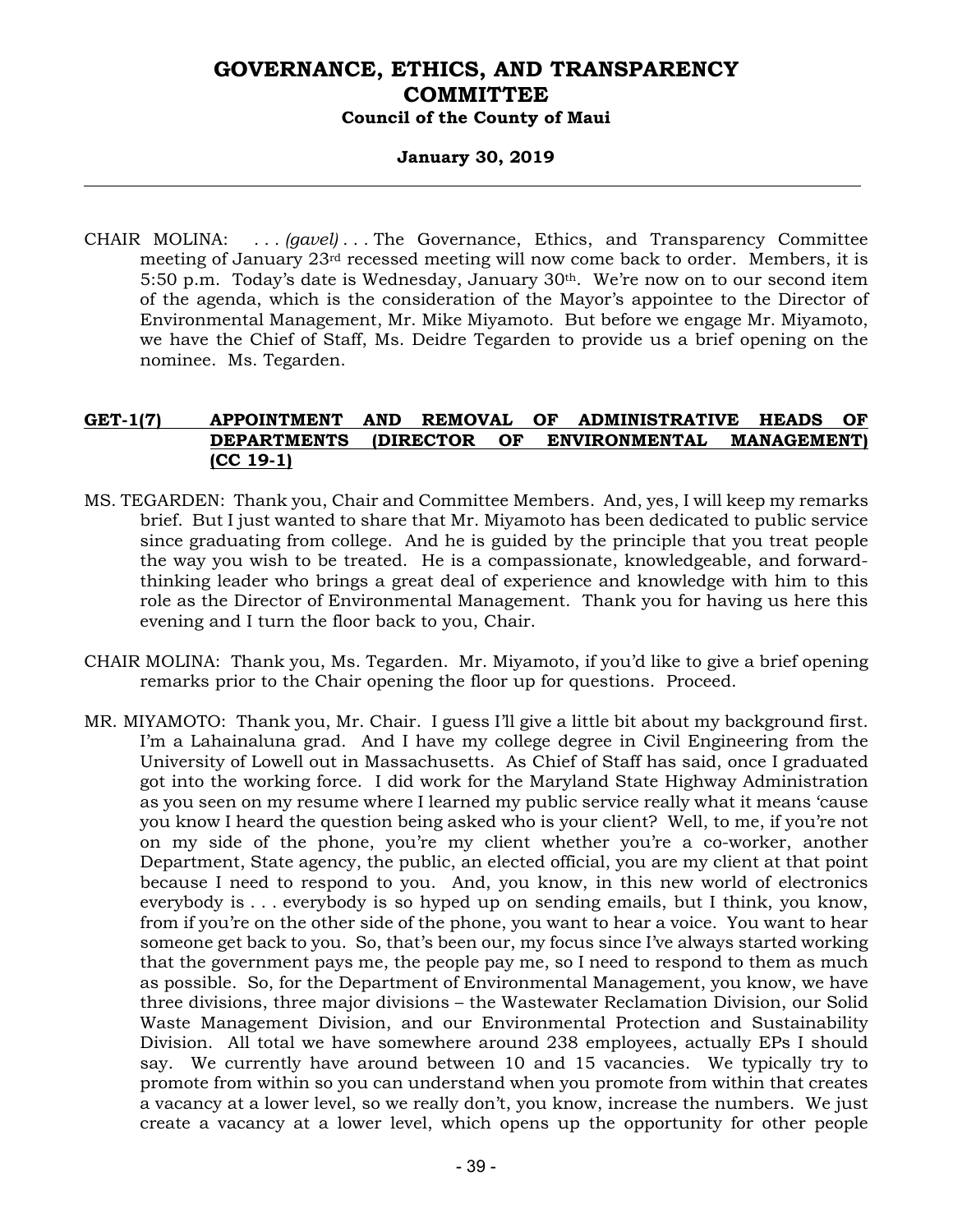CHAIR MOLINA: . . . *(gavel)* . . . The Governance, Ethics, and Transparency Committee meeting of January 23rd recessed meeting will now come back to order. Members, it is 5:50 p.m. Today's date is Wednesday, January 30th. We're now on to our second item of the agenda, which is the consideration of the Mayor's appointee to the Director of Environmental Management, Mr. Mike Miyamoto. But before we engage Mr. Miyamoto, we have the Chief of Staff, Ms. Deidre Tegarden to provide us a brief opening on the nominee. Ms. Tegarden.

**GET-1(7) APPOINTMENT AND REMOVAL OF ADMINISTRATIVE HEADS OF DEPARTMENTS (DIRECTOR OF ENVIRONMENTAL MANAGEMENT) (CC 19-1)**

MS. TEGARDEN: Thank you, Chair and Committee Members. And, yes, I will keep my remarks brief. But I just wanted to share that Mr. Miyamoto has been dedicated to public service since graduating from college. And he is guided by the principle that you treat people the way you wish to be treated. He is a compassionate, knowledgeable, and forward-thinking leader who brings a great deal of experience and knowledge with him to this role as the Director of Environmental Management. Thank you for having us here this evening and I turn the floor back to you, Chair.

CHAIR MOLINA: Thank you, Ms. Tegarden. Mr. Miyamoto, if you'd like to give a brief opening remarks prior to the Chair opening the floor up for questions. Proceed.

MR. MIYAMOTO: Thank you, Mr. Chair. I guess I'll give a little bit about my background first. I'm a Lahainaluna grad. And I have my college degree in Civil Engineering from the University of Lowell out in Massachusetts. As Chief of Staff has said, once I graduated got into the working force. I did work for the Maryland State Highway Administration as you seen on my resume where I learned my public service really what it means 'cause you know I heard the question being asked who is your client? Well, to me, if you're not on my side of the phone, you're my client whether you're a co-worker, another Department, State agency, the public, an elected official, you are my client at that point because I need to respond to you. And, you know, in this new world of electronics everybody is . . . everybody is so hyped up on sending emails, but I think, you know, from if you're on the other side of the phone, you want to hear a voice. You want to hear someone get back to you. So, that's been our, my focus since I've always started working that the government pays me, the people pay me, so I need to respond to them as much as possible. So, for the Department of Environmental Management, you know, we have three divisions, three major divisions – the Wastewater Reclamation Division, our Solid Waste Management Division, and our Environmental Protection and Sustainability Division. All total we have somewhere around 238 employees, actually EPs I should say. We currently have around between 10 and 15 vacancies. We typically try to promote from within so you can understand when you promote from within that creates a vacancy at a lower level, so we really don't, you know, increase the numbers. We just create a vacancy at a lower level, which opens up the opportunity for other people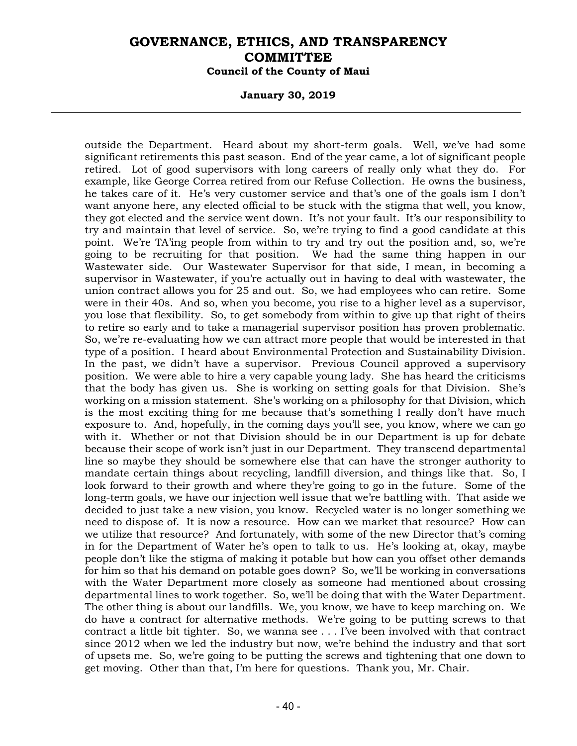outside the Department. Heard about my short-term goals. Well, we've had some significant retirements this past season. End of the year came, a lot of significant people retired. Lot of good supervisors with long careers of really only what they do. For example, like George Correa retired from our Refuse Collection. He owns the business, he takes care of it. He's very customer service and that's one of the goals ism I don't want anyone here, any elected official to be stuck with the stigma that well, you know, they got elected and the service went down. It's not your fault. It's our responsibility to try and maintain that level of service. So, we're trying to find a good candidate at this point. We're TA'ing people from within to try and try out the position and, so, we're going to be recruiting for that position. We had the same thing happen in our Wastewater side. Our Wastewater Supervisor for that side, I mean, in becoming a supervisor in Wastewater, if you're actually out in having to deal with wastewater, the union contract allows you for 25 and out. So, we had employees who can retire. Some were in their 40s. And so, when you become, you rise to a higher level as a supervisor, you lose that flexibility. So, to get somebody from within to give up that right of theirs to retire so early and to take a managerial supervisor position has proven problematic. So, we're re-evaluating how we can attract more people that would be interested in that type of a position. I heard about Environmental Protection and Sustainability Division. In the past, we didn't have a supervisor. Previous Council approved a supervisory position. We were able to hire a very capable young lady. She has heard the criticisms that the body has given us. She is working on setting goals for that Division. She's working on a mission statement. She's working on a philosophy for that Division, which is the most exciting thing for me because that's something I really don't have much exposure to. And, hopefully, in the coming days you'll see, you know, where we can go with it. Whether or not that Division should be in our Department is up for debate because their scope of work isn't just in our Department. They transcend departmental line so maybe they should be somewhere else that can have the stronger authority to mandate certain things about recycling, landfill diversion, and things like that. So, I look forward to their growth and where they're going to go in the future. Some of the long-term goals, we have our injection well issue that we're battling with. That aside we decided to just take a new vision, you know. Recycled water is no longer something we need to dispose of. It is now a resource. How can we market that resource? How can we utilize that resource? And fortunately, with some of the new Director that's coming in for the Department of Water he's open to talk to us. He's looking at, okay, maybe people don't like the stigma of making it potable but how can you offset other demands for him so that his demand on potable goes down? So, we'll be working in conversations with the Water Department more closely as someone had mentioned about crossing departmental lines to work together. So, we'll be doing that with the Water Department. The other thing is about our landfills. We, you know, we have to keep marching on. We do have a contract for alternative methods. We're going to be putting screws to that contract a little bit tighter. So, we wanna see . . . I've been involved with that contract since 2012 when we led the industry but now, we're behind the industry and that sort of upsets me. So, we're going to be putting the screws and tightening that one down to get moving. Other than that, I'm here for questions. Thank you, Mr. Chair.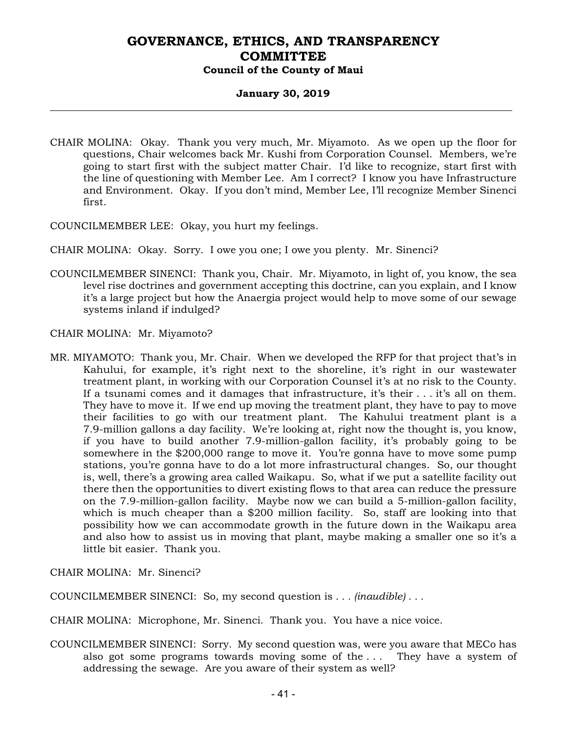CHAIR MOLINA: Okay. Thank you very much, Mr. Miyamoto. As we open up the floor for questions, Chair welcomes back Mr. Kushi from Corporation Counsel. Members, we're going to start first with the subject matter Chair. I'd like to recognize, start first with the line of questioning with Member Lee. Am I correct? I know you have Infrastructure and Environment. Okay. If you don't mind, Member Lee, I'll recognize Member Sinenci first.

COUNCILMEMBER LEE: Okay, you hurt my feelings.

CHAIR MOLINA: Okay. Sorry. I owe you one; I owe you plenty. Mr. Sinenci?

COUNCILMEMBER SINENCI: Thank you, Chair. Mr. Miyamoto, in light of, you know, the sea level rise doctrines and government accepting this doctrine, can you explain, and I know it's a large project but how the Anaergia project would help to move some of our sewage systems inland if indulged?

CHAIR MOLINA: Mr. Miyamoto?

MR. MIYAMOTO: Thank you, Mr. Chair. When we developed the RFP for that project that's in Kahului, for example, it's right next to the shoreline, it's right in our wastewater treatment plant, in working with our Corporation Counsel it's at no risk to the County. If a tsunami comes and it damages that infrastructure, it's their . . . it's all on them. They have to move it. If we end up moving the treatment plant, they have to pay to move their facilities to go with our treatment plant. The Kahului treatment plant is a 7.9-million gallons a day facility. We're looking at, right now the thought is, you know, if you have to build another 7.9-million-gallon facility, it's probably going to be somewhere in the $200,000 range to move it. You're gonna have to move some pump stations, you're gonna have to do a lot more infrastructural changes. So, our thought is, well, there's a growing area called Waikapu. So, what if we put a satellite facility out there then the opportunities to divert existing flows to that area can reduce the pressure on the 7.9-million-gallon facility. Maybe now we can build a 5-million-gallon facility, which is much cheaper than a $200 million facility. So, staff are looking into that possibility how we can accommodate growth in the future down in the Waikapu area and also how to assist us in moving that plant, maybe making a smaller one so it's a little bit easier. Thank you.

CHAIR MOLINA: Mr. Sinenci?

COUNCILMEMBER SINENCI: So, my second question is . . . *(inaudible)* . . .

CHAIR MOLINA: Microphone, Mr. Sinenci. Thank you. You have a nice voice.

COUNCILMEMBER SINENCI: Sorry. My second question was, were you aware that MECo has also got some programs towards moving some of the . . . They have a system of addressing the sewage. Are you aware of their system as well?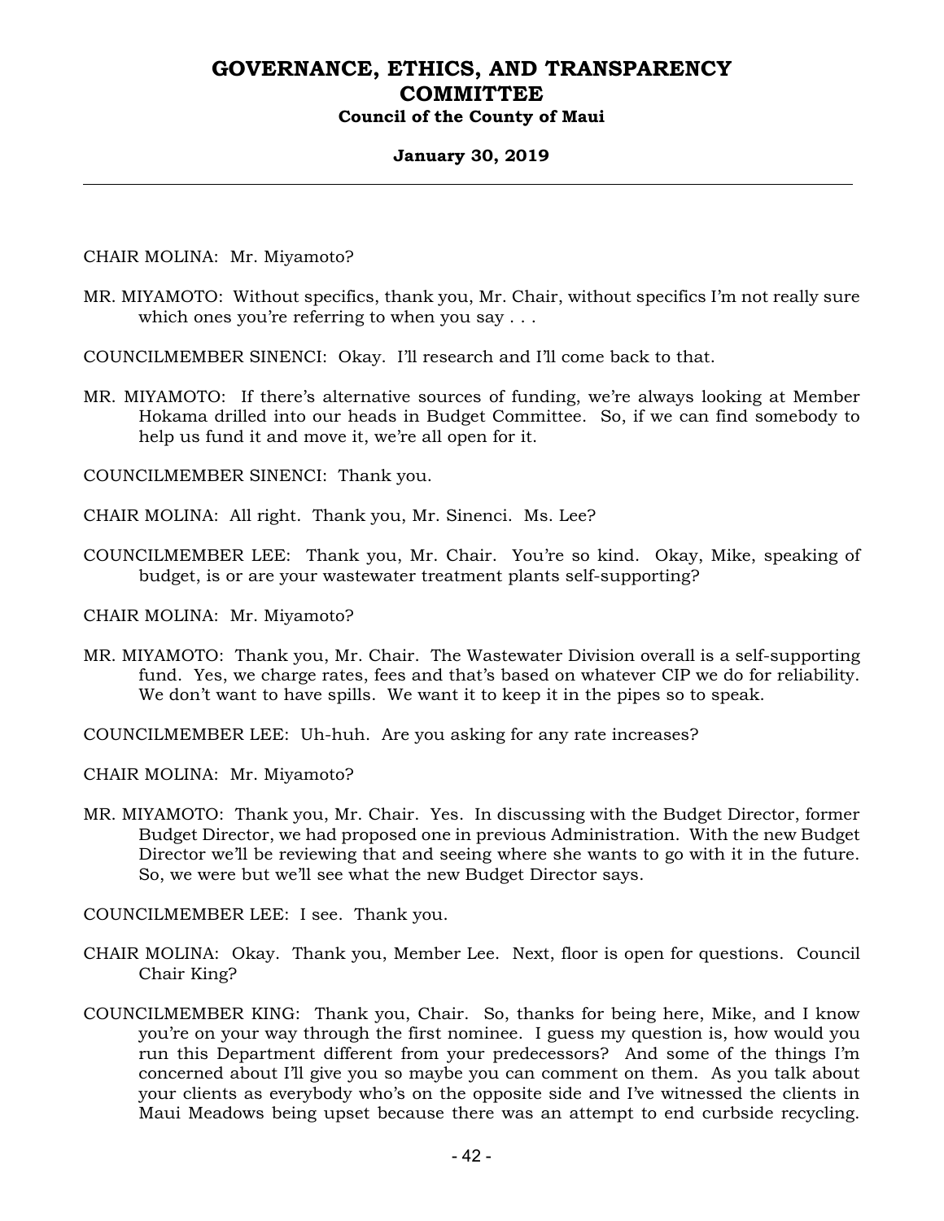CHAIR MOLINA: Mr. Miyamoto?

MR. MIYAMOTO: Without specifics, thank you, Mr. Chair, without specifics I'm not really sure which ones you're referring to when you say . . .

COUNCILMEMBER SINENCI: Okay. I'll research and I'll come back to that.

MR. MIYAMOTO: If there's alternative sources of funding, we're always looking at Member Hokama drilled into our heads in Budget Committee. So, if we can find somebody to help us fund it and move it, we're all open for it.

COUNCILMEMBER SINENCI: Thank you.

CHAIR MOLINA: All right. Thank you, Mr. Sinenci. Ms. Lee?

COUNCILMEMBER LEE: Thank you, Mr. Chair. You're so kind. Okay, Mike, speaking of budget, is or are your wastewater treatment plants self-supporting?

CHAIR MOLINA: Mr. Miyamoto?

MR. MIYAMOTO: Thank you, Mr. Chair. The Wastewater Division overall is a self-supporting fund. Yes, we charge rates, fees and that's based on whatever CIP we do for reliability. We don't want to have spills. We want it to keep it in the pipes so to speak.

COUNCILMEMBER LEE: Uh-huh. Are you asking for any rate increases?

CHAIR MOLINA: Mr. Miyamoto?

MR. MIYAMOTO: Thank you, Mr. Chair. Yes. In discussing with the Budget Director, former Budget Director, we had proposed one in previous Administration. With the new Budget Director we'll be reviewing that and seeing where she wants to go with it in the future. So, we were but we'll see what the new Budget Director says.

COUNCILMEMBER LEE: I see. Thank you.

CHAIR MOLINA: Okay. Thank you, Member Lee. Next, floor is open for questions. Council Chair King?

COUNCILMEMBER KING: Thank you, Chair. So, thanks for being here, Mike, and I know you're on your way through the first nominee. I guess my question is, how would you run this Department different from your predecessors? And some of the things I'm concerned about I'll give you so maybe you can comment on them. As you talk about your clients as everybody who's on the opposite side and I've witnessed the clients in Maui Meadows being upset because there was an attempt to end curbside recycling.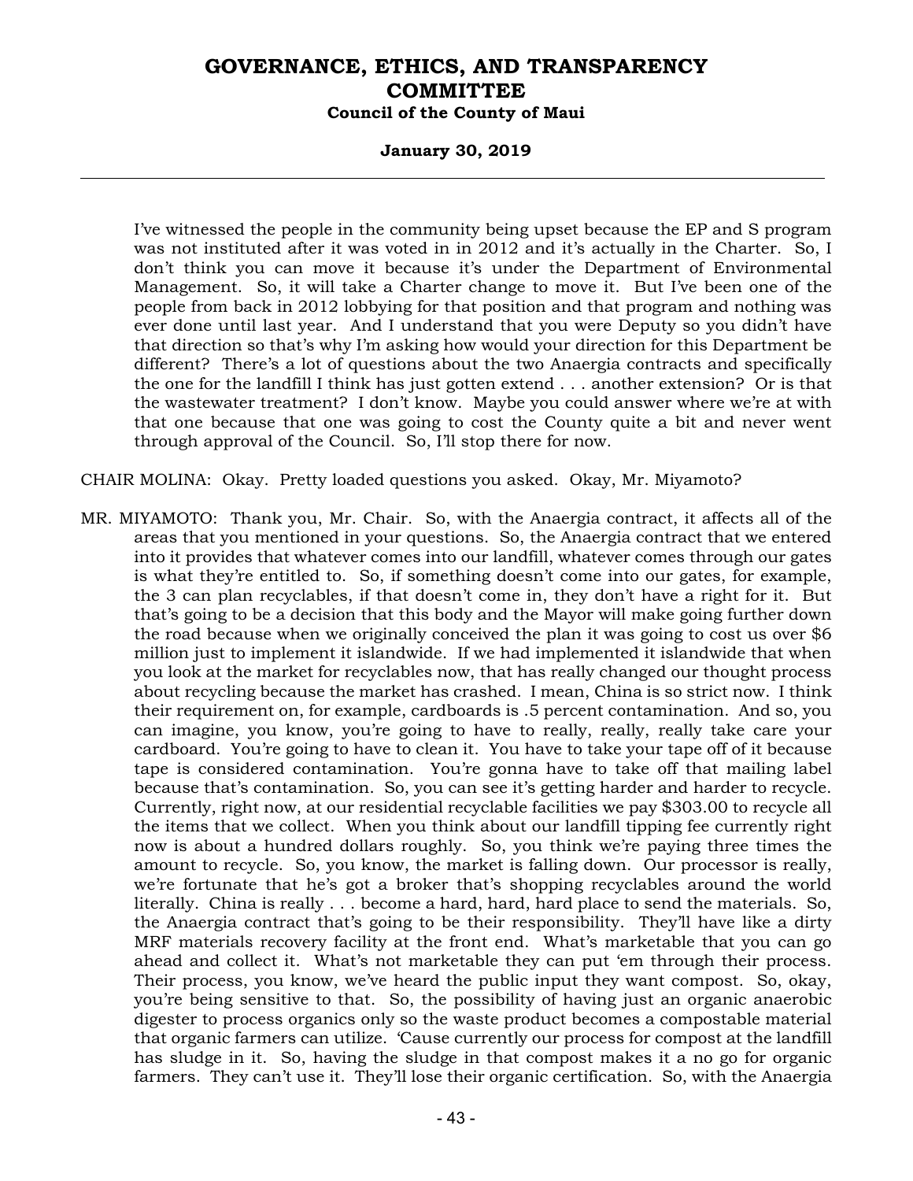I've witnessed the people in the community being upset because the EP and S program was not instituted after it was voted in in 2012 and it's actually in the Charter. So, I don't think you can move it because it's under the Department of Environmental Management. So, it will take a Charter change to move it. But I've been one of the people from back in 2012 lobbying for that position and that program and nothing was ever done until last year. And I understand that you were Deputy so you didn't have that direction so that's why I'm asking how would your direction for this Department be different? There's a lot of questions about the two Anaergia contracts and specifically the one for the landfill I think has just gotten extend . . . another extension? Or is that the wastewater treatment? I don't know. Maybe you could answer where we're at with that one because that one was going to cost the County quite a bit and never went through approval of the Council. So, I'll stop there for now.

CHAIR MOLINA: Okay. Pretty loaded questions you asked. Okay, Mr. Miyamoto?

MR. MIYAMOTO: Thank you, Mr. Chair. So, with the Anaergia contract, it affects all of the areas that you mentioned in your questions. So, the Anaergia contract that we entered into it provides that whatever comes into our landfill, whatever comes through our gates is what they're entitled to. So, if something doesn't come into our gates, for example, the 3 can plan recyclables, if that doesn't come in, they don't have a right for it. But that's going to be a decision that this body and the Mayor will make going further down the road because when we originally conceived the plan it was going to cost us over $6 million just to implement it islandwide. If we had implemented it islandwide that when you look at the market for recyclables now, that has really changed our thought process about recycling because the market has crashed. I mean, China is so strict now. I think their requirement on, for example, cardboards is .5 percent contamination. And so, you can imagine, you know, you're going to have to really, really, really take care your cardboard. You're going to have to clean it. You have to take your tape off of it because tape is considered contamination. You're gonna have to take off that mailing label because that's contamination. So, you can see it's getting harder and harder to recycle. Currently, right now, at our residential recyclable facilities we pay $303.00 to recycle all the items that we collect. When you think about our landfill tipping fee currently right now is about a hundred dollars roughly. So, you think we're paying three times the amount to recycle. So, you know, the market is falling down. Our processor is really, we're fortunate that he's got a broker that's shopping recyclables around the world literally. China is really . . . become a hard, hard, hard place to send the materials. So, the Anaergia contract that's going to be their responsibility. They'll have like a dirty MRF materials recovery facility at the front end. What's marketable that you can go ahead and collect it. What's not marketable they can put 'em through their process. Their process, you know, we've heard the public input they want compost. So, okay, you're being sensitive to that. So, the possibility of having just an organic anaerobic digester to process organics only so the waste product becomes a compostable material that organic farmers can utilize. 'Cause currently our process for compost at the landfill has sludge in it. So, having the sludge in that compost makes it a no go for organic farmers. They can't use it. They'll lose their organic certification. So, with the Anaergia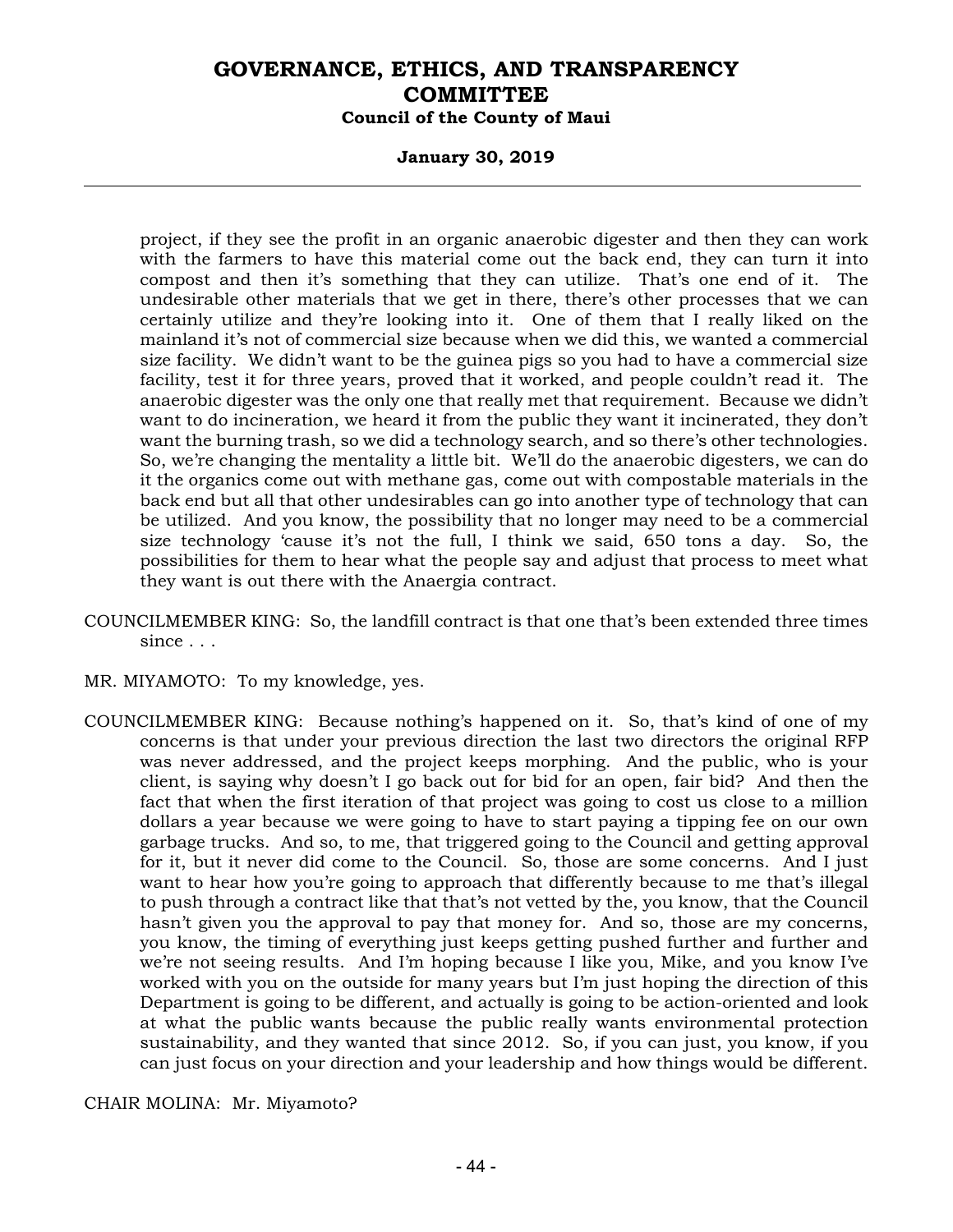project, if they see the profit in an organic anaerobic digester and then they can work with the farmers to have this material come out the back end, they can turn it into compost and then it's something that they can utilize. That's one end of it. The undesirable other materials that we get in there, there's other processes that we can certainly utilize and they're looking into it. One of them that I really liked on the mainland it's not of commercial size because when we did this, we wanted a commercial size facility. We didn't want to be the guinea pigs so you had to have a commercial size facility, test it for three years, proved that it worked, and people couldn't read it. The anaerobic digester was the only one that really met that requirement. Because we didn't want to do incineration, we heard it from the public they want it incinerated, they don't want the burning trash, so we did a technology search, and so there's other technologies. So, we're changing the mentality a little bit. We'll do the anaerobic digesters, we can do it the organics come out with methane gas, come out with compostable materials in the back end but all that other undesirables can go into another type of technology that can be utilized. And you know, the possibility that no longer may need to be a commercial size technology 'cause it's not the full, I think we said, 650 tons a day. So, the possibilities for them to hear what the people say and adjust that process to meet what they want is out there with the Anaergia contract.

COUNCILMEMBER KING: So, the landfill contract is that one that's been extended three times since . . .

MR. MIYAMOTO: To my knowledge, yes.

COUNCILMEMBER KING: Because nothing's happened on it. So, that's kind of one of my concerns is that under your previous direction the last two directors the original RFP was never addressed, and the project keeps morphing. And the public, who is your client, is saying why doesn't I go back out for bid for an open, fair bid? And then the fact that when the first iteration of that project was going to cost us close to a million dollars a year because we were going to have to start paying a tipping fee on our own garbage trucks. And so, to me, that triggered going to the Council and getting approval for it, but it never did come to the Council. So, those are some concerns. And I just want to hear how you're going to approach that differently because to me that's illegal to push through a contract like that that's not vetted by the, you know, that the Council hasn't given you the approval to pay that money for. And so, those are my concerns, you know, the timing of everything just keeps getting pushed further and further and we're not seeing results. And I'm hoping because I like you, Mike, and you know I've worked with you on the outside for many years but I'm just hoping the direction of this Department is going to be different, and actually is going to be action-oriented and look at what the public wants because the public really wants environmental protection sustainability, and they wanted that since 2012. So, if you can just, you know, if you can just focus on your direction and your leadership and how things would be different.

CHAIR MOLINA: Mr. Miyamoto?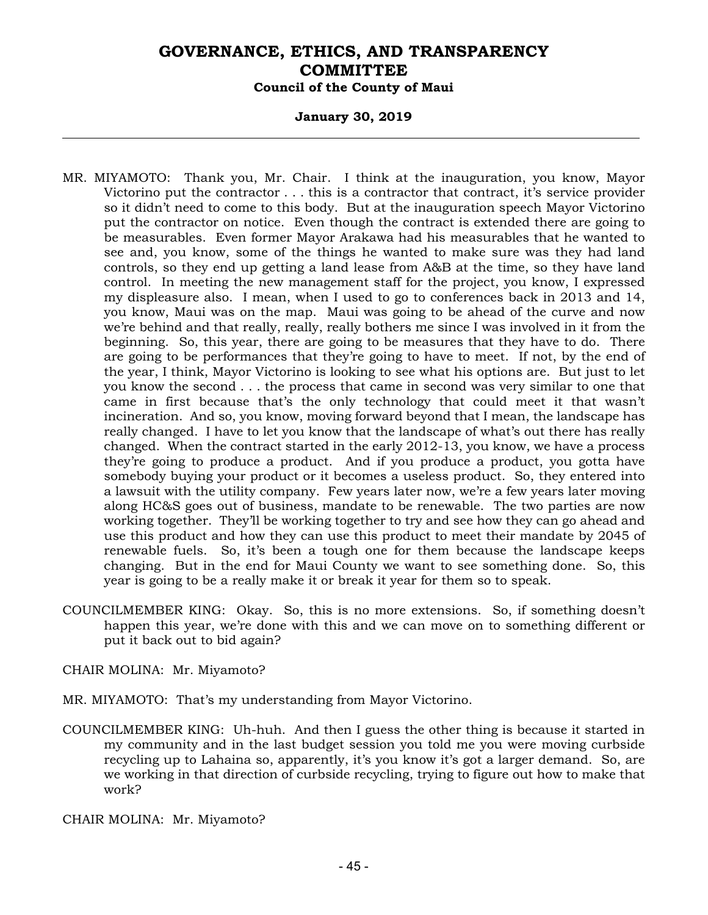MR. MIYAMOTO: Thank you, Mr. Chair. I think at the inauguration, you know, Mayor Victorino put the contractor . . . this is a contractor that contract, it's service provider so it didn't need to come to this body. But at the inauguration speech Mayor Victorino put the contractor on notice. Even though the contract is extended there are going to be measurables. Even former Mayor Arakawa had his measurables that he wanted to see and, you know, some of the things he wanted to make sure was they had land controls, so they end up getting a land lease from A&B at the time, so they have land control. In meeting the new management staff for the project, you know, I expressed my displeasure also. I mean, when I used to go to conferences back in 2013 and 14, you know, Maui was on the map. Maui was going to be ahead of the curve and now we're behind and that really, really, really bothers me since I was involved in it from the beginning. So, this year, there are going to be measures that they have to do. There are going to be performances that they're going to have to meet. If not, by the end of the year, I think, Mayor Victorino is looking to see what his options are. But just to let you know the second . . . the process that came in second was very similar to one that came in first because that's the only technology that could meet it that wasn't incineration. And so, you know, moving forward beyond that I mean, the landscape has really changed. I have to let you know that the landscape of what's out there has really changed. When the contract started in the early 2012-13, you know, we have a process they're going to produce a product. And if you produce a product, you gotta have somebody buying your product or it becomes a useless product. So, they entered into a lawsuit with the utility company. Few years later now, we're a few years later moving along HC&S goes out of business, mandate to be renewable. The two parties are now working together. They'll be working together to try and see how they can go ahead and use this product and how they can use this product to meet their mandate by 2045 of renewable fuels. So, it's been a tough one for them because the landscape keeps changing. But in the end for Maui County we want to see something done. So, this year is going to be a really make it or break it year for them so to speak.

COUNCILMEMBER KING: Okay. So, this is no more extensions. So, if something doesn't happen this year, we're done with this and we can move on to something different or put it back out to bid again?

CHAIR MOLINA: Mr. Miyamoto?

MR. MIYAMOTO: That's my understanding from Mayor Victorino.

COUNCILMEMBER KING: Uh-huh. And then I guess the other thing is because it started in my community and in the last budget session you told me you were moving curbside recycling up to Lahaina so, apparently, it's you know it's got a larger demand. So, are we working in that direction of curbside recycling, trying to figure out how to make that work?

CHAIR MOLINA: Mr. Miyamoto?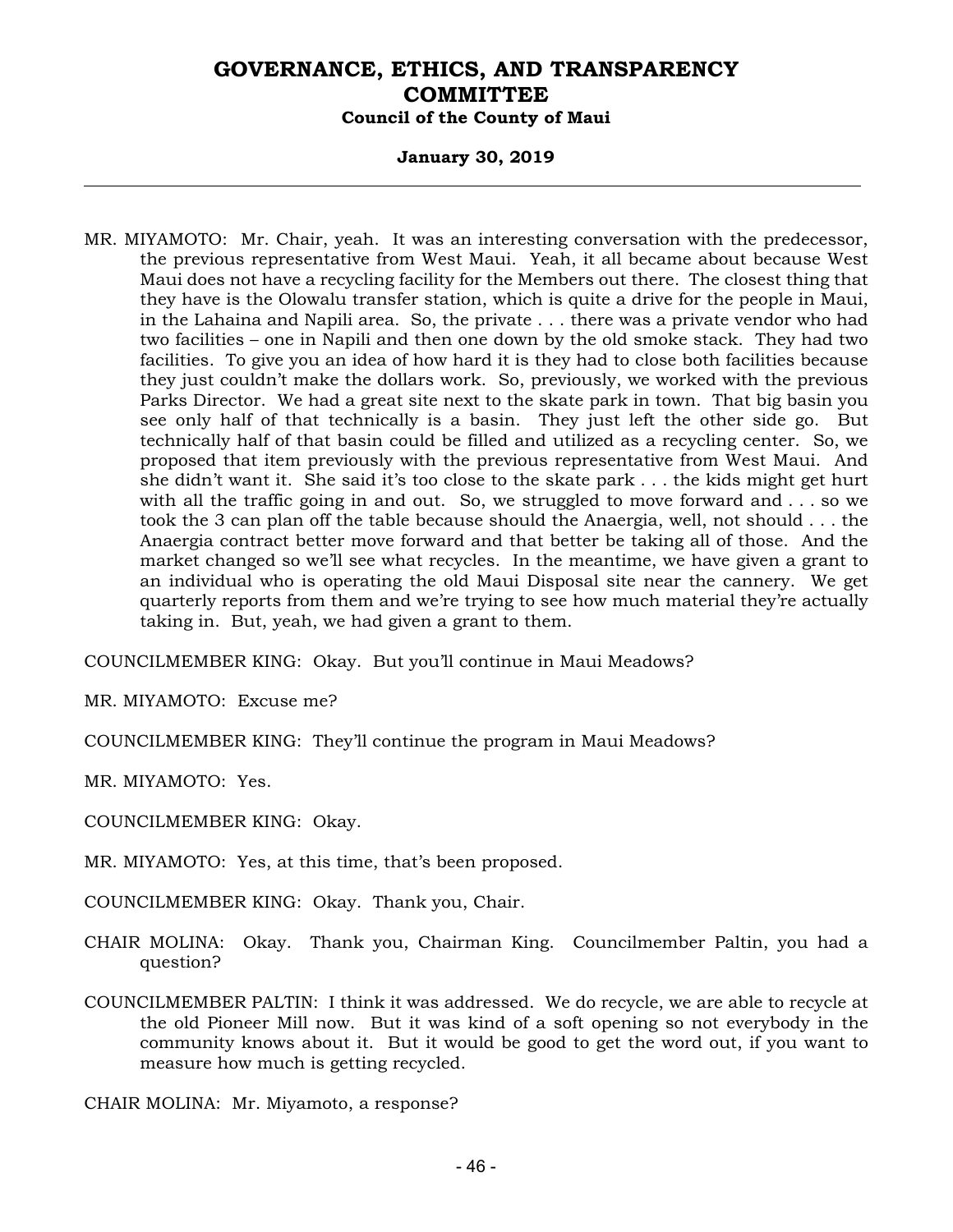MR. MIYAMOTO: Mr. Chair, yeah. It was an interesting conversation with the predecessor, the previous representative from West Maui. Yeah, it all became about because West Maui does not have a recycling facility for the Members out there. The closest thing that they have is the Olowalu transfer station, which is quite a drive for the people in Maui, in the Lahaina and Napili area. So, the private . . . there was a private vendor who had two facilities – one in Napili and then one down by the old smoke stack. They had two facilities. To give you an idea of how hard it is they had to close both facilities because they just couldn't make the dollars work. So, previously, we worked with the previous Parks Director. We had a great site next to the skate park in town. That big basin you see only half of that technically is a basin. They just left the other side go. But technically half of that basin could be filled and utilized as a recycling center. So, we proposed that item previously with the previous representative from West Maui. And she didn't want it. She said it's too close to the skate park . . . the kids might get hurt with all the traffic going in and out. So, we struggled to move forward and . . . so we took the 3 can plan off the table because should the Anaergia, well, not should . . . the Anaergia contract better move forward and that better be taking all of those. And the market changed so we'll see what recycles. In the meantime, we have given a grant to an individual who is operating the old Maui Disposal site near the cannery. We get quarterly reports from them and we're trying to see how much material they're actually taking in. But, yeah, we had given a grant to them.

COUNCILMEMBER KING: Okay. But you'll continue in Maui Meadows?

MR. MIYAMOTO: Excuse me?

COUNCILMEMBER KING: They'll continue the program in Maui Meadows?

MR. MIYAMOTO: Yes.

COUNCILMEMBER KING: Okay.

MR. MIYAMOTO: Yes, at this time, that's been proposed.

COUNCILMEMBER KING: Okay. Thank you, Chair.

CHAIR MOLINA: Okay. Thank you, Chairman King. Councilmember Paltin, you had a question?

COUNCILMEMBER PALTIN: I think it was addressed. We do recycle, we are able to recycle at the old Pioneer Mill now. But it was kind of a soft opening so not everybody in the community knows about it. But it would be good to get the word out, if you want to measure how much is getting recycled.

CHAIR MOLINA: Mr. Miyamoto, a response?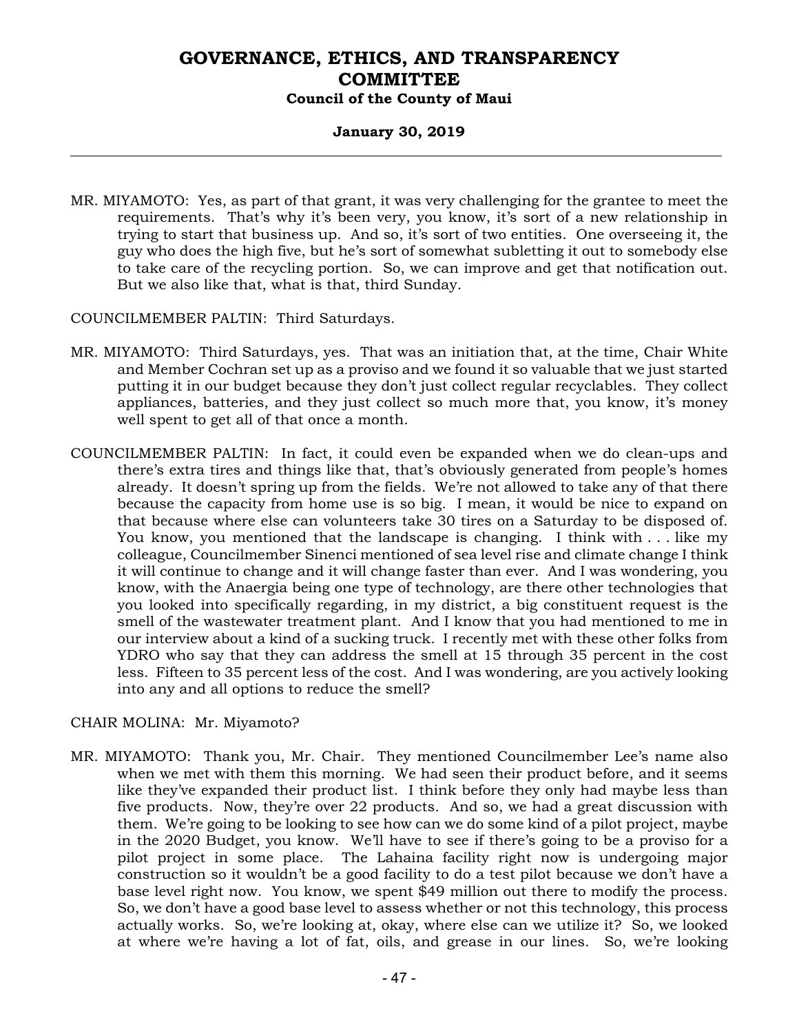MR. MIYAMOTO: Yes, as part of that grant, it was very challenging for the grantee to meet the requirements. That's why it's been very, you know, it's sort of a new relationship in trying to start that business up. And so, it's sort of two entities. One overseeing it, the guy who does the high five, but he's sort of somewhat subletting it out to somebody else to take care of the recycling portion. So, we can improve and get that notification out. But we also like that, what is that, third Sunday.

COUNCILMEMBER PALTIN: Third Saturdays.

MR. MIYAMOTO: Third Saturdays, yes. That was an initiation that, at the time, Chair White and Member Cochran set up as a proviso and we found it so valuable that we just started putting it in our budget because they don't just collect regular recyclables. They collect appliances, batteries, and they just collect so much more that, you know, it's money well spent to get all of that once a month.

COUNCILMEMBER PALTIN: In fact, it could even be expanded when we do clean-ups and there's extra tires and things like that, that's obviously generated from people's homes already. It doesn't spring up from the fields. We're not allowed to take any of that there because the capacity from home use is so big. I mean, it would be nice to expand on that because where else can volunteers take 30 tires on a Saturday to be disposed of. You know, you mentioned that the landscape is changing. I think with . . . like my colleague, Councilmember Sinenci mentioned of sea level rise and climate change I think it will continue to change and it will change faster than ever. And I was wondering, you know, with the Anaergia being one type of technology, are there other technologies that you looked into specifically regarding, in my district, a big constituent request is the smell of the wastewater treatment plant. And I know that you had mentioned to me in our interview about a kind of a sucking truck. I recently met with these other folks from YDRO who say that they can address the smell at 15 through 35 percent in the cost less. Fifteen to 35 percent less of the cost. And I was wondering, are you actively looking into any and all options to reduce the smell?

CHAIR MOLINA: Mr. Miyamoto?

MR. MIYAMOTO: Thank you, Mr. Chair. They mentioned Councilmember Lee's name also when we met with them this morning. We had seen their product before, and it seems like they've expanded their product list. I think before they only had maybe less than five products. Now, they're over 22 products. And so, we had a great discussion with them. We're going to be looking to see how can we do some kind of a pilot project, maybe in the 2020 Budget, you know. We'll have to see if there's going to be a proviso for a pilot project in some place. The Lahaina facility right now is undergoing major construction so it wouldn't be a good facility to do a test pilot because we don't have a base level right now. You know, we spent $49 million out there to modify the process. So, we don't have a good base level to assess whether or not this technology, this process actually works. So, we're looking at, okay, where else can we utilize it? So, we looked at where we're having a lot of fat, oils, and grease in our lines. So, we're looking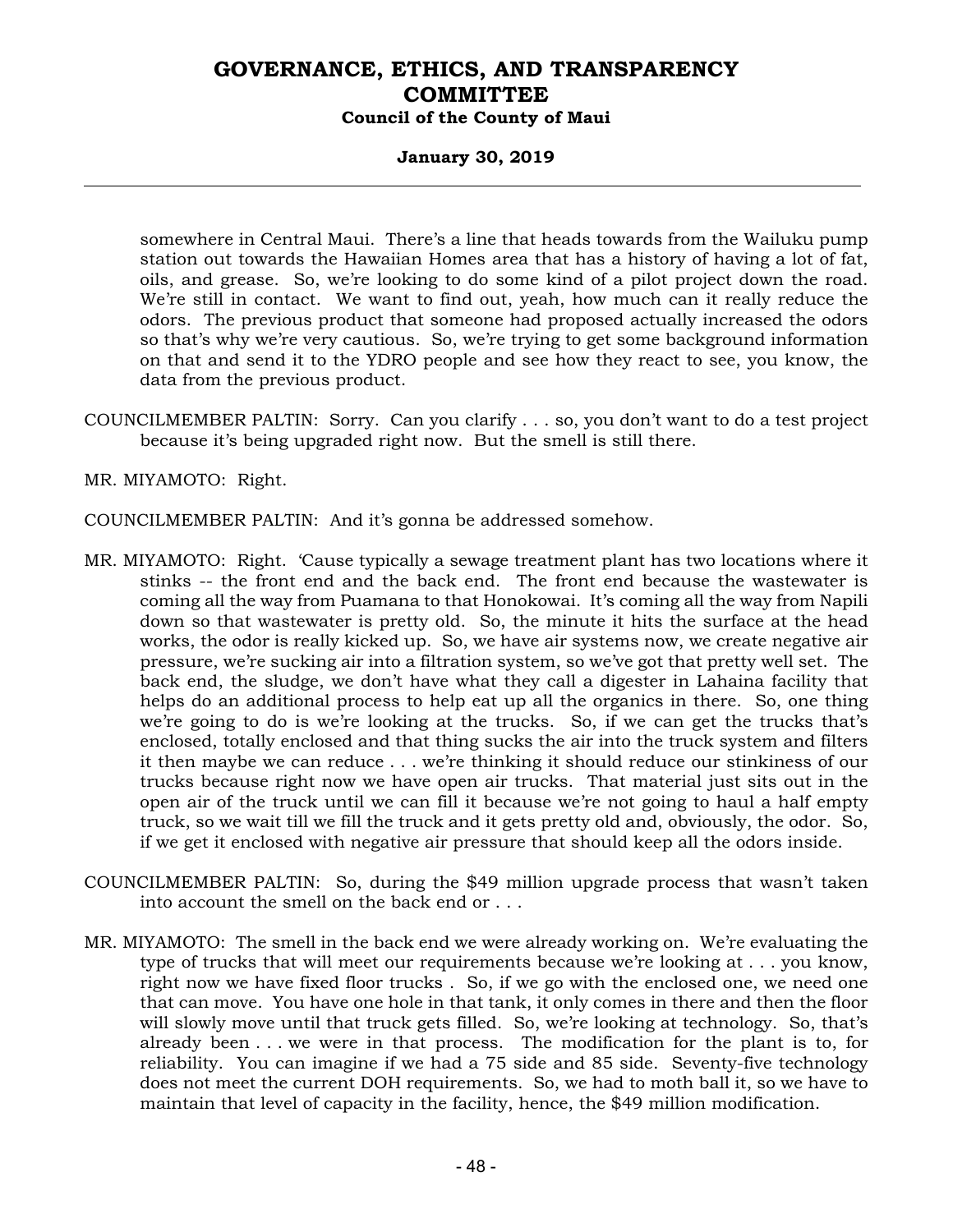somewhere in Central Maui. There's a line that heads towards from the Wailuku pump station out towards the Hawaiian Homes area that has a history of having a lot of fat, oils, and grease. So, we're looking to do some kind of a pilot project down the road. We're still in contact. We want to find out, yeah, how much can it really reduce the odors. The previous product that someone had proposed actually increased the odors so that's why we're very cautious. So, we're trying to get some background information on that and send it to the YDRO people and see how they react to see, you know, the data from the previous product.

COUNCILMEMBER PALTIN: Sorry. Can you clarify . . . so, you don't want to do a test project because it's being upgraded right now. But the smell is still there.

MR. MIYAMOTO: Right.

COUNCILMEMBER PALTIN: And it's gonna be addressed somehow.

MR. MIYAMOTO: Right. 'Cause typically a sewage treatment plant has two locations where it stinks -- the front end and the back end. The front end because the wastewater is coming all the way from Puamana to that Honokowai. It's coming all the way from Napili down so that wastewater is pretty old. So, the minute it hits the surface at the head works, the odor is really kicked up. So, we have air systems now, we create negative air pressure, we're sucking air into a filtration system, so we've got that pretty well set. The back end, the sludge, we don't have what they call a digester in Lahaina facility that helps do an additional process to help eat up all the organics in there. So, one thing we're going to do is we're looking at the trucks. So, if we can get the trucks that's enclosed, totally enclosed and that thing sucks the air into the truck system and filters it then maybe we can reduce . . . we're thinking it should reduce our stinkiness of our trucks because right now we have open air trucks. That material just sits out in the open air of the truck until we can fill it because we're not going to haul a half empty truck, so we wait till we fill the truck and it gets pretty old and, obviously, the odor. So, if we get it enclosed with negative air pressure that should keep all the odors inside.

COUNCILMEMBER PALTIN: So, during the $49 million upgrade process that wasn't taken into account the smell on the back end or . . .

MR. MIYAMOTO: The smell in the back end we were already working on. We're evaluating the type of trucks that will meet our requirements because we're looking at . . . you know, right now we have fixed floor trucks . So, if we go with the enclosed one, we need one that can move. You have one hole in that tank, it only comes in there and then the floor will slowly move until that truck gets filled. So, we're looking at technology. So, that's already been . . . we were in that process. The modification for the plant is to, for reliability. You can imagine if we had a 75 side and 85 side. Seventy-five technology does not meet the current DOH requirements. So, we had to moth ball it, so we have to maintain that level of capacity in the facility, hence, the $49 million modification.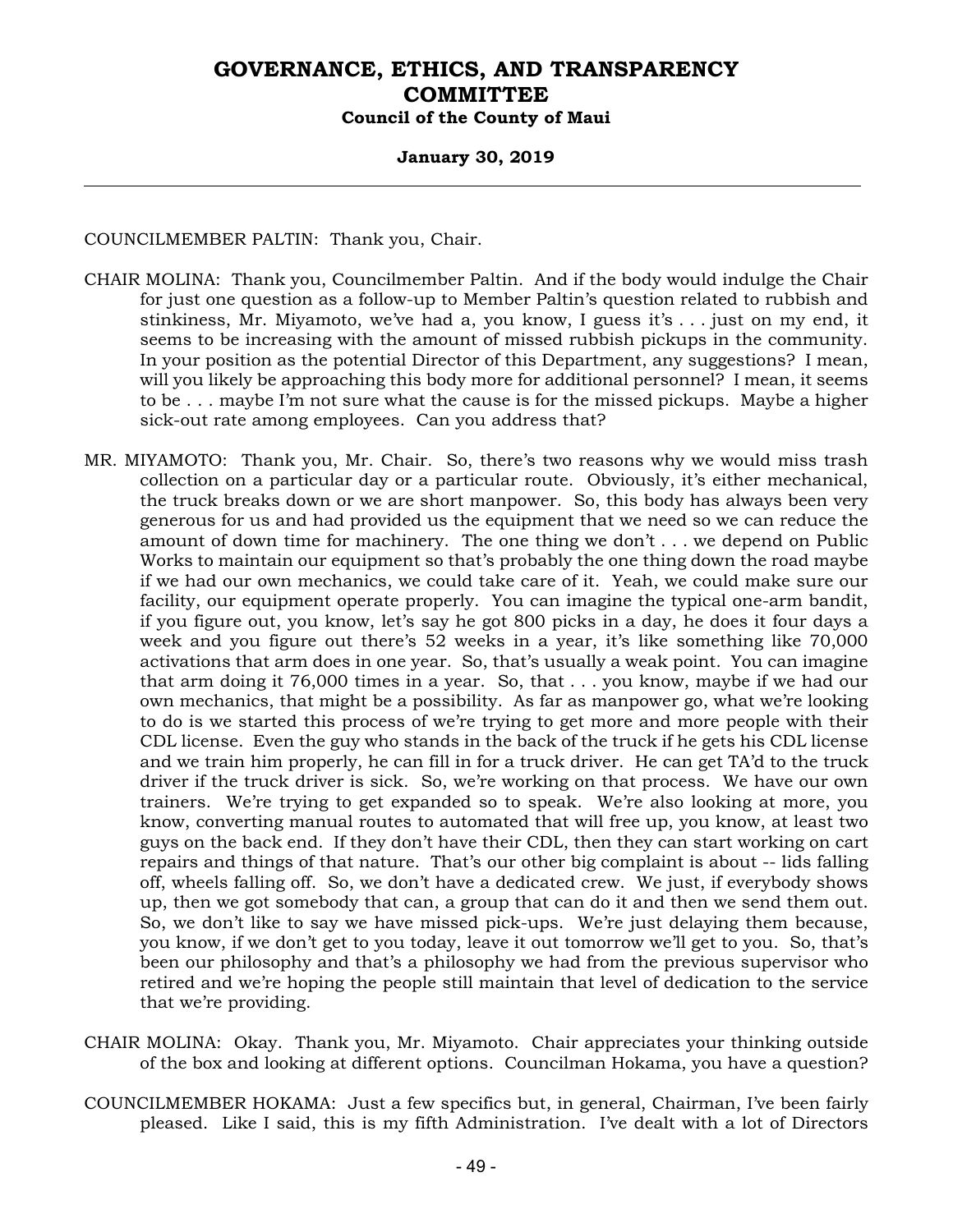COUNCILMEMBER PALTIN: Thank you, Chair.

CHAIR MOLINA: Thank you, Councilmember Paltin. And if the body would indulge the Chair for just one question as a follow-up to Member Paltin's question related to rubbish and stinkiness, Mr. Miyamoto, we've had a, you know, I guess it's . . . just on my end, it seems to be increasing with the amount of missed rubbish pickups in the community. In your position as the potential Director of this Department, any suggestions? I mean, will you likely be approaching this body more for additional personnel? I mean, it seems to be . . . maybe I'm not sure what the cause is for the missed pickups. Maybe a higher sick-out rate among employees. Can you address that?

MR. MIYAMOTO: Thank you, Mr. Chair. So, there's two reasons why we would miss trash collection on a particular day or a particular route. Obviously, it's either mechanical, the truck breaks down or we are short manpower. So, this body has always been very generous for us and had provided us the equipment that we need so we can reduce the amount of down time for machinery. The one thing we don't . . . we depend on Public Works to maintain our equipment so that's probably the one thing down the road maybe if we had our own mechanics, we could take care of it. Yeah, we could make sure our facility, our equipment operate properly. You can imagine the typical one-arm bandit, if you figure out, you know, let's say he got 800 picks in a day, he does it four days a week and you figure out there's 52 weeks in a year, it's like something like 70,000 activations that arm does in one year. So, that's usually a weak point. You can imagine that arm doing it 76,000 times in a year. So, that . . . you know, maybe if we had our own mechanics, that might be a possibility. As far as manpower go, what we're looking to do is we started this process of we're trying to get more and more people with their CDL license. Even the guy who stands in the back of the truck if he gets his CDL license and we train him properly, he can fill in for a truck driver. He can get TA'd to the truck driver if the truck driver is sick. So, we're working on that process. We have our own trainers. We're trying to get expanded so to speak. We're also looking at more, you know, converting manual routes to automated that will free up, you know, at least two guys on the back end. If they don't have their CDL, then they can start working on cart repairs and things of that nature. That's our other big complaint is about -- lids falling off, wheels falling off. So, we don't have a dedicated crew. We just, if everybody shows up, then we got somebody that can, a group that can do it and then we send them out. So, we don't like to say we have missed pick-ups. We're just delaying them because, you know, if we don't get to you today, leave it out tomorrow we'll get to you. So, that's been our philosophy and that's a philosophy we had from the previous supervisor who retired and we're hoping the people still maintain that level of dedication to the service that we're providing.

CHAIR MOLINA: Okay. Thank you, Mr. Miyamoto. Chair appreciates your thinking outside of the box and looking at different options. Councilman Hokama, you have a question?

COUNCILMEMBER HOKAMA: Just a few specifics but, in general, Chairman, I've been fairly pleased. Like I said, this is my fifth Administration. I've dealt with a lot of Directors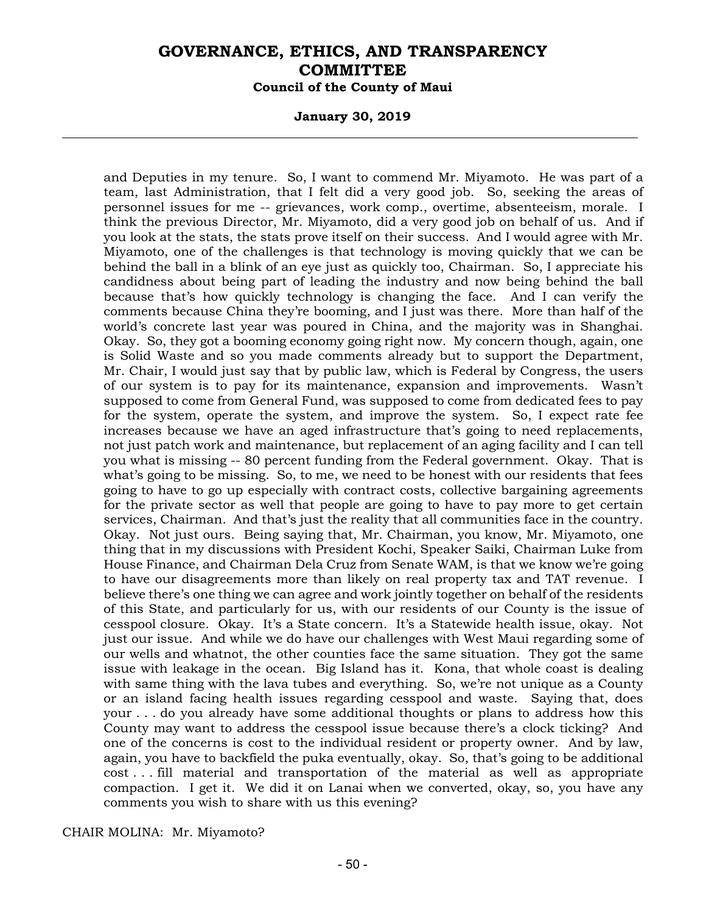and Deputies in my tenure. So, I want to commend Mr. Miyamoto. He was part of a team, last Administration, that I felt did a very good job. So, seeking the areas of personnel issues for me -- grievances, work comp., overtime, absenteeism, morale. I think the previous Director, Mr. Miyamoto, did a very good job on behalf of us. And if you look at the stats, the stats prove itself on their success. And I would agree with Mr. Miyamoto, one of the challenges is that technology is moving quickly that we can be behind the ball in a blink of an eye just as quickly too, Chairman. So, I appreciate his candidness about being part of leading the industry and now being behind the ball because that's how quickly technology is changing the face. And I can verify the comments because China they're booming, and I just was there. More than half of the world's concrete last year was poured in China, and the majority was in Shanghai. Okay. So, they got a booming economy going right now. My concern though, again, one is Solid Waste and so you made comments already but to support the Department, Mr. Chair, I would just say that by public law, which is Federal by Congress, the users of our system is to pay for its maintenance, expansion and improvements. Wasn't supposed to come from General Fund, was supposed to come from dedicated fees to pay for the system, operate the system, and improve the system. So, I expect rate fee increases because we have an aged infrastructure that's going to need replacements, not just patch work and maintenance, but replacement of an aging facility and I can tell you what is missing -- 80 percent funding from the Federal government. Okay. That is what's going to be missing. So, to me, we need to be honest with our residents that fees going to have to go up especially with contract costs, collective bargaining agreements for the private sector as well that people are going to have to pay more to get certain services, Chairman. And that's just the reality that all communities face in the country. Okay. Not just ours. Being saying that, Mr. Chairman, you know, Mr. Miyamoto, one thing that in my discussions with President Kochi, Speaker Saiki, Chairman Luke from House Finance, and Chairman Dela Cruz from Senate WAM, is that we know we're going to have our disagreements more than likely on real property tax and TAT revenue. I believe there's one thing we can agree and work jointly together on behalf of the residents of this State, and particularly for us, with our residents of our County is the issue of cesspool closure. Okay. It's a State concern. It's a Statewide health issue, okay. Not just our issue. And while we do have our challenges with West Maui regarding some of our wells and whatnot, the other counties face the same situation. They got the same issue with leakage in the ocean. Big Island has it. Kona, that whole coast is dealing with same thing with the lava tubes and everything. So, we're not unique as a County or an island facing health issues regarding cesspool and waste. Saying that, does your . . . do you already have some additional thoughts or plans to address how this County may want to address the cesspool issue because there's a clock ticking? And one of the concerns is cost to the individual resident or property owner. And by law, again, you have to backfield the puka eventually, okay. So, that's going to be additional cost . . . fill material and transportation of the material as well as appropriate compaction. I get it. We did it on Lanai when we converted, okay, so, you have any comments you wish to share with us this evening?

CHAIR MOLINA: Mr. Miyamoto?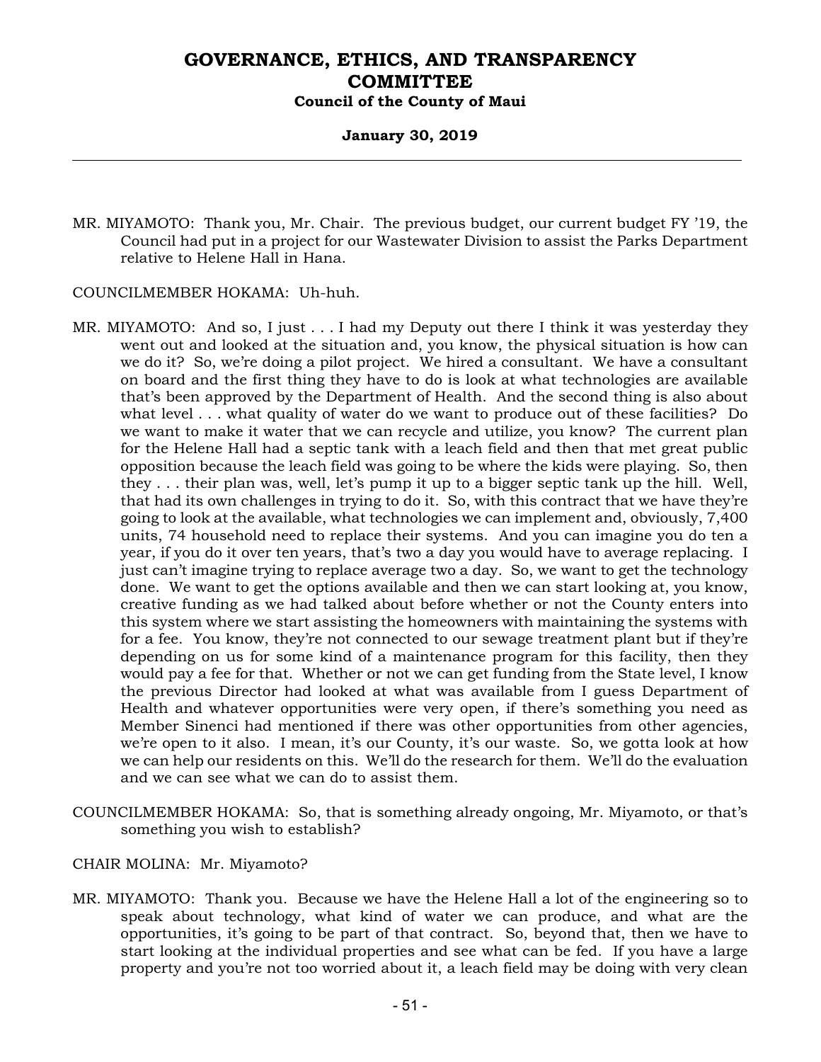MR. MIYAMOTO: Thank you, Mr. Chair. The previous budget, our current budget FY '19, the Council had put in a project for our Wastewater Division to assist the Parks Department relative to Helene Hall in Hana.

COUNCILMEMBER HOKAMA: Uh-huh.

MR. MIYAMOTO: And so, I just . . . I had my Deputy out there I think it was yesterday they went out and looked at the situation and, you know, the physical situation is how can we do it? So, we're doing a pilot project. We hired a consultant. We have a consultant on board and the first thing they have to do is look at what technologies are available that's been approved by the Department of Health. And the second thing is also about what level . . . what quality of water do we want to produce out of these facilities? Do we want to make it water that we can recycle and utilize, you know? The current plan for the Helene Hall had a septic tank with a leach field and then that met great public opposition because the leach field was going to be where the kids were playing. So, then they . . . their plan was, well, let's pump it up to a bigger septic tank up the hill. Well, that had its own challenges in trying to do it. So, with this contract that we have they're going to look at the available, what technologies we can implement and, obviously, 7,400 units, 74 household need to replace their systems. And you can imagine you do ten a year, if you do it over ten years, that's two a day you would have to average replacing. I just can't imagine trying to replace average two a day. So, we want to get the technology done. We want to get the options available and then we can start looking at, you know, creative funding as we had talked about before whether or not the County enters into this system where we start assisting the homeowners with maintaining the systems with for a fee. You know, they're not connected to our sewage treatment plant but if they're depending on us for some kind of a maintenance program for this facility, then they would pay a fee for that. Whether or not we can get funding from the State level, I know the previous Director had looked at what was available from I guess Department of Health and whatever opportunities were very open, if there's something you need as Member Sinenci had mentioned if there was other opportunities from other agencies, we're open to it also. I mean, it's our County, it's our waste. So, we gotta look at how we can help our residents on this. We'll do the research for them. We'll do the evaluation and we can see what we can do to assist them.

COUNCILMEMBER HOKAMA: So, that is something already ongoing, Mr. Miyamoto, or that's something you wish to establish?

CHAIR MOLINA: Mr. Miyamoto?

MR. MIYAMOTO: Thank you. Because we have the Helene Hall a lot of the engineering so to speak about technology, what kind of water we can produce, and what are the opportunities, it's going to be part of that contract. So, beyond that, then we have to start looking at the individual properties and see what can be fed. If you have a large property and you're not too worried about it, a leach field may be doing with very clean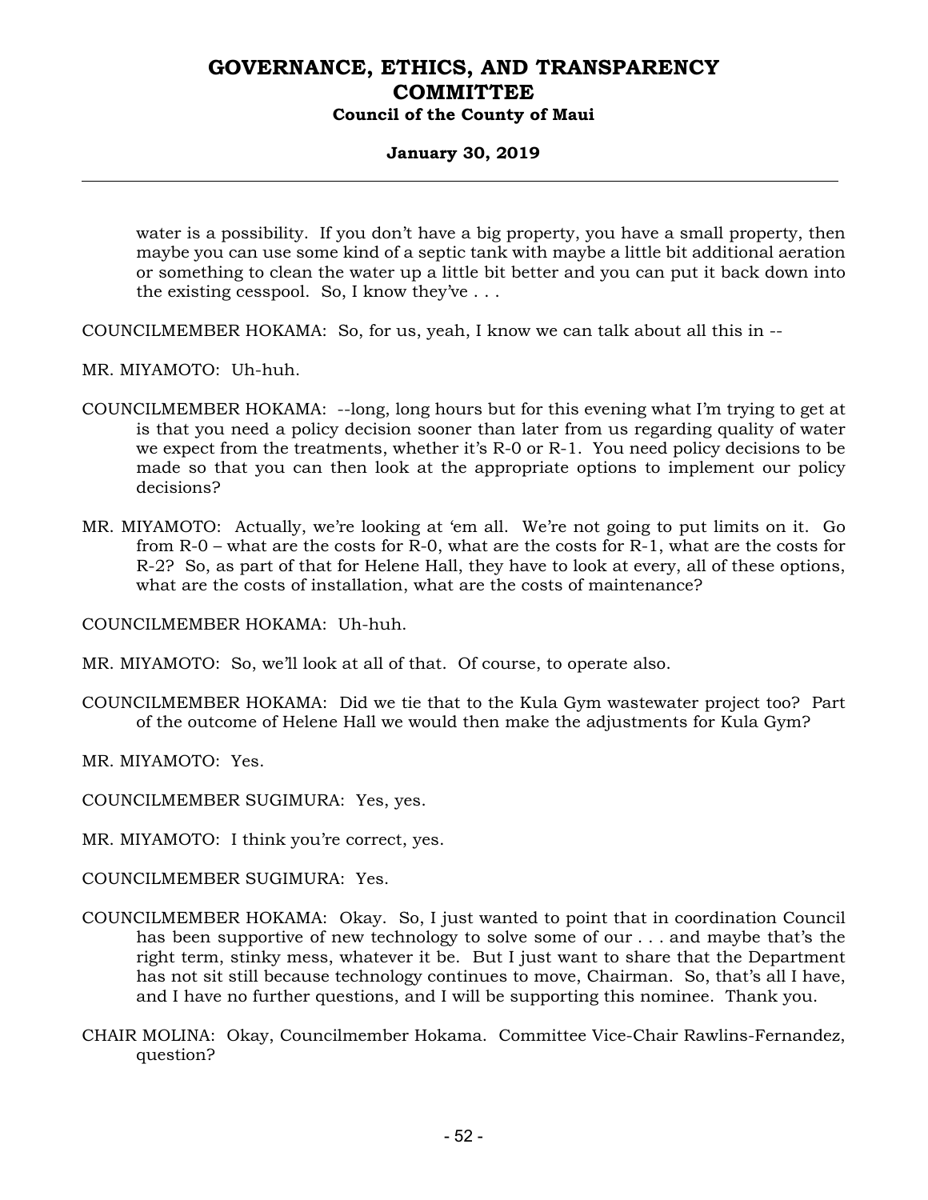water is a possibility. If you don't have a big property, you have a small property, then maybe you can use some kind of a septic tank with maybe a little bit additional aeration or something to clean the water up a little bit better and you can put it back down into the existing cesspool. So, I know they've . . .

COUNCILMEMBER HOKAMA: So, for us, yeah, I know we can talk about all this in --

MR. MIYAMOTO: Uh-huh.

COUNCILMEMBER HOKAMA: --long, long hours but for this evening what I'm trying to get at is that you need a policy decision sooner than later from us regarding quality of water we expect from the treatments, whether it's R-0 or R-1. You need policy decisions to be made so that you can then look at the appropriate options to implement our policy decisions?

MR. MIYAMOTO: Actually, we're looking at 'em all. We're not going to put limits on it. Go from R-0 – what are the costs for R-0, what are the costs for R-1, what are the costs for R-2? So, as part of that for Helene Hall, they have to look at every, all of these options, what are the costs of installation, what are the costs of maintenance?

COUNCILMEMBER HOKAMA: Uh-huh.

MR. MIYAMOTO: So, we'll look at all of that. Of course, to operate also.

COUNCILMEMBER HOKAMA: Did we tie that to the Kula Gym wastewater project too? Part of the outcome of Helene Hall we would then make the adjustments for Kula Gym?

MR. MIYAMOTO: Yes.

COUNCILMEMBER SUGIMURA: Yes, yes.

MR. MIYAMOTO: I think you're correct, yes.

COUNCILMEMBER SUGIMURA: Yes.

COUNCILMEMBER HOKAMA: Okay. So, I just wanted to point that in coordination Council has been supportive of new technology to solve some of our . . . and maybe that's the right term, stinky mess, whatever it be. But I just want to share that the Department has not sit still because technology continues to move, Chairman. So, that's all I have, and I have no further questions, and I will be supporting this nominee. Thank you.

CHAIR MOLINA: Okay, Councilmember Hokama. Committee Vice-Chair Rawlins-Fernandez, question?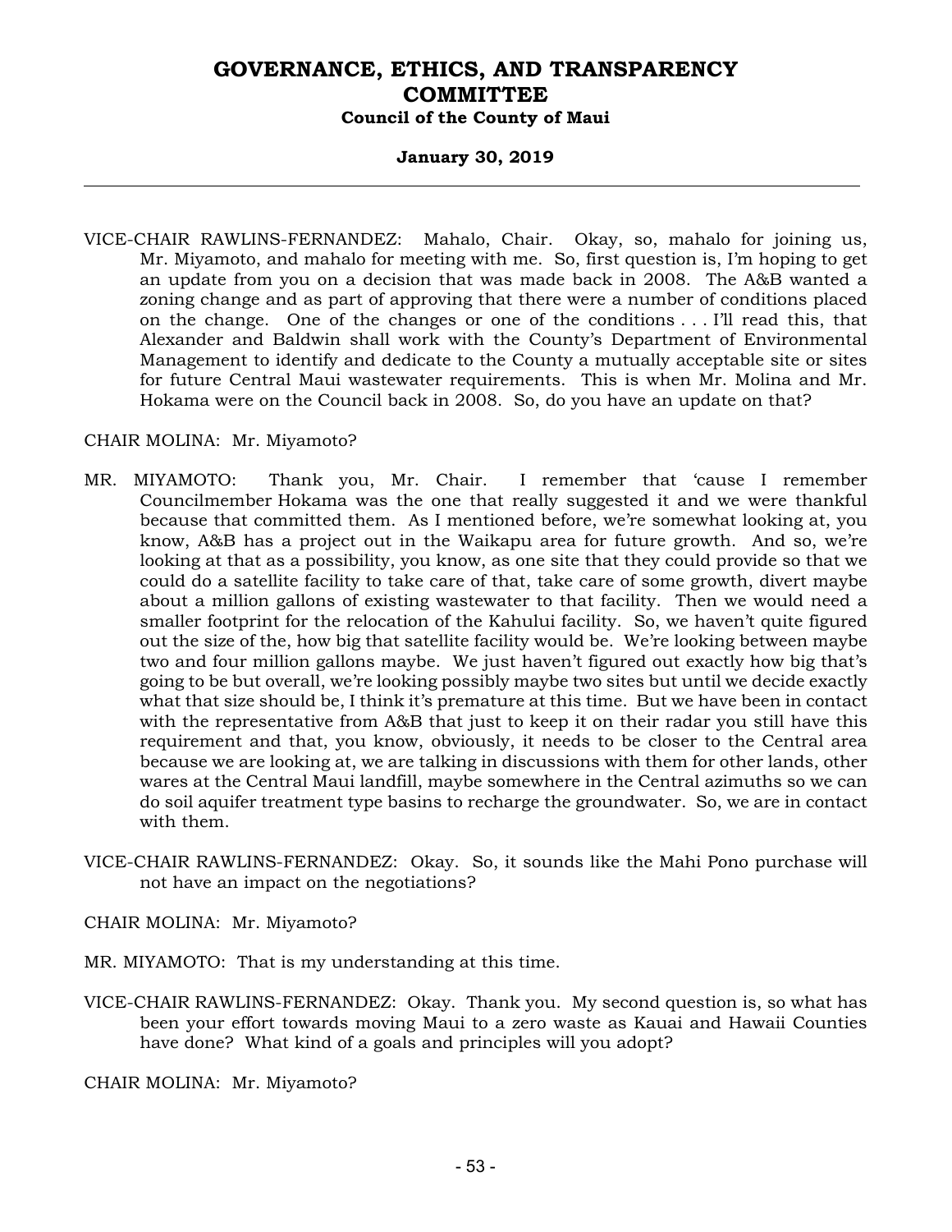VICE-CHAIR RAWLINS-FERNANDEZ: Mahalo, Chair. Okay, so, mahalo for joining us, Mr. Miyamoto, and mahalo for meeting with me. So, first question is, I'm hoping to get an update from you on a decision that was made back in 2008. The A&B wanted a zoning change and as part of approving that there were a number of conditions placed on the change. One of the changes or one of the conditions . . . I'll read this, that Alexander and Baldwin shall work with the County's Department of Environmental Management to identify and dedicate to the County a mutually acceptable site or sites for future Central Maui wastewater requirements. This is when Mr. Molina and Mr. Hokama were on the Council back in 2008. So, do you have an update on that?

CHAIR MOLINA: Mr. Miyamoto?

MR. MIYAMOTO: Thank you, Mr. Chair. I remember that 'cause I remember Councilmember Hokama was the one that really suggested it and we were thankful because that committed them. As I mentioned before, we're somewhat looking at, you know, A&B has a project out in the Waikapu area for future growth. And so, we're looking at that as a possibility, you know, as one site that they could provide so that we could do a satellite facility to take care of that, take care of some growth, divert maybe about a million gallons of existing wastewater to that facility. Then we would need a smaller footprint for the relocation of the Kahului facility. So, we haven't quite figured out the size of the, how big that satellite facility would be. We're looking between maybe two and four million gallons maybe. We just haven't figured out exactly how big that's going to be but overall, we're looking possibly maybe two sites but until we decide exactly what that size should be, I think it's premature at this time. But we have been in contact with the representative from A&B that just to keep it on their radar you still have this requirement and that, you know, obviously, it needs to be closer to the Central area because we are looking at, we are talking in discussions with them for other lands, other wares at the Central Maui landfill, maybe somewhere in the Central azimuths so we can do soil aquifer treatment type basins to recharge the groundwater. So, we are in contact with them.

VICE-CHAIR RAWLINS-FERNANDEZ: Okay. So, it sounds like the Mahi Pono purchase will not have an impact on the negotiations?

CHAIR MOLINA: Mr. Miyamoto?

MR. MIYAMOTO: That is my understanding at this time.

VICE-CHAIR RAWLINS-FERNANDEZ: Okay. Thank you. My second question is, so what has been your effort towards moving Maui to a zero waste as Kauai and Hawaii Counties have done? What kind of a goals and principles will you adopt?

CHAIR MOLINA: Mr. Miyamoto?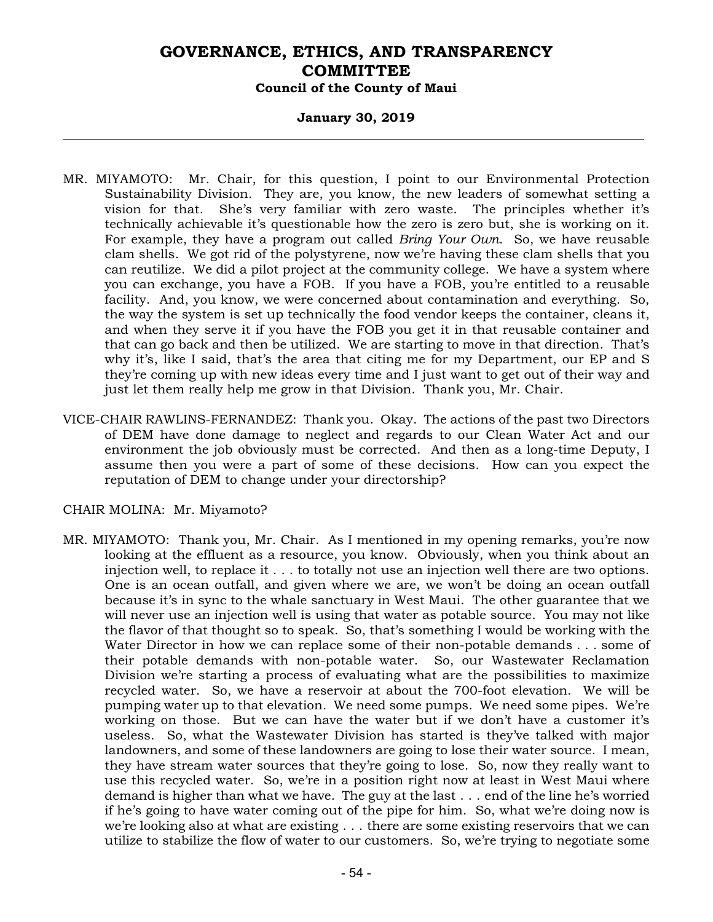MR. MIYAMOTO: Mr. Chair, for this question, I point to our Environmental Protection Sustainability Division. They are, you know, the new leaders of somewhat setting a vision for that. She's very familiar with zero waste. The principles whether it's technically achievable it's questionable how the zero is zero but, she is working on it. For example, they have a program out called *Bring Your Own*. So, we have reusable clam shells. We got rid of the polystyrene, now we're having these clam shells that you can reutilize. We did a pilot project at the community college. We have a system where you can exchange, you have a FOB. If you have a FOB, you're entitled to a reusable facility. And, you know, we were concerned about contamination and everything. So, the way the system is set up technically the food vendor keeps the container, cleans it, and when they serve it if you have the FOB you get it in that reusable container and that can go back and then be utilized. We are starting to move in that direction. That's why it's, like I said, that's the area that citing me for my Department, our EP and S they're coming up with new ideas every time and I just want to get out of their way and just let them really help me grow in that Division. Thank you, Mr. Chair.

VICE-CHAIR RAWLINS-FERNANDEZ: Thank you. Okay. The actions of the past two Directors of DEM have done damage to neglect and regards to our Clean Water Act and our environment the job obviously must be corrected. And then as a long-time Deputy, I assume then you were a part of some of these decisions. How can you expect the reputation of DEM to change under your directorship?

CHAIR MOLINA: Mr. Miyamoto?

MR. MIYAMOTO: Thank you, Mr. Chair. As I mentioned in my opening remarks, you're now looking at the effluent as a resource, you know. Obviously, when you think about an injection well, to replace it . . . to totally not use an injection well there are two options. One is an ocean outfall, and given where we are, we won't be doing an ocean outfall because it's in sync to the whale sanctuary in West Maui. The other guarantee that we will never use an injection well is using that water as potable source. You may not like the flavor of that thought so to speak. So, that's something I would be working with the Water Director in how we can replace some of their non-potable demands . . . some of their potable demands with non-potable water. So, our Wastewater Reclamation Division we're starting a process of evaluating what are the possibilities to maximize recycled water. So, we have a reservoir at about the 700-foot elevation. We will be pumping water up to that elevation. We need some pumps. We need some pipes. We're working on those. But we can have the water but if we don't have a customer it's useless. So, what the Wastewater Division has started is they've talked with major landowners, and some of these landowners are going to lose their water source. I mean, they have stream water sources that they're going to lose. So, now they really want to use this recycled water. So, we're in a position right now at least in West Maui where demand is higher than what we have. The guy at the last . . . end of the line he's worried if he's going to have water coming out of the pipe for him. So, what we're doing now is we're looking also at what are existing . . . there are some existing reservoirs that we can utilize to stabilize the flow of water to our customers. So, we're trying to negotiate some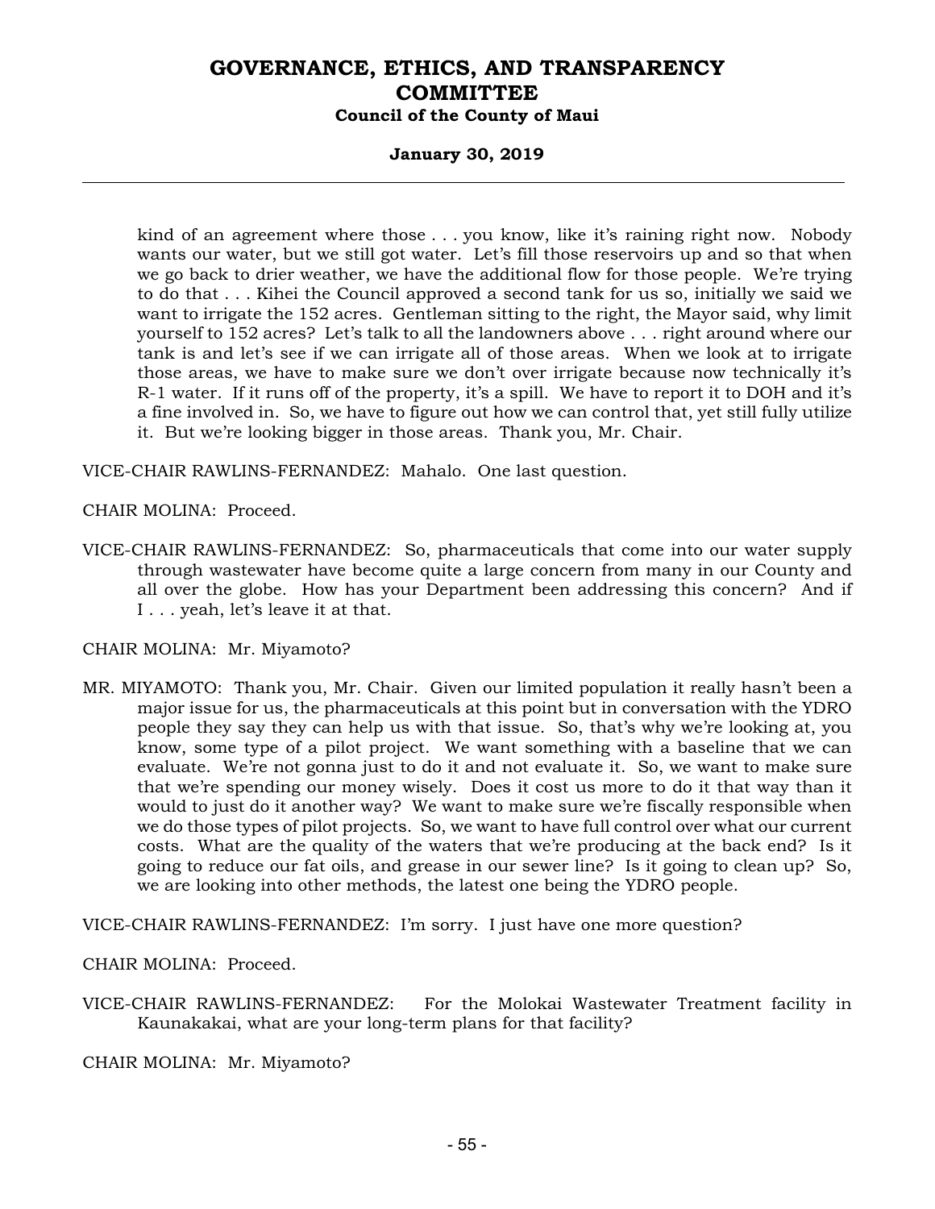kind of an agreement where those . . . you know, like it's raining right now. Nobody wants our water, but we still got water. Let's fill those reservoirs up and so that when we go back to drier weather, we have the additional flow for those people. We're trying to do that . . . Kihei the Council approved a second tank for us so, initially we said we want to irrigate the 152 acres. Gentleman sitting to the right, the Mayor said, why limit yourself to 152 acres? Let's talk to all the landowners above . . . right around where our tank is and let's see if we can irrigate all of those areas. When we look at to irrigate those areas, we have to make sure we don't over irrigate because now technically it's R-1 water. If it runs off of the property, it's a spill. We have to report it to DOH and it's a fine involved in. So, we have to figure out how we can control that, yet still fully utilize it. But we're looking bigger in those areas. Thank you, Mr. Chair.

VICE-CHAIR RAWLINS-FERNANDEZ: Mahalo. One last question.

CHAIR MOLINA: Proceed.

VICE-CHAIR RAWLINS-FERNANDEZ: So, pharmaceuticals that come into our water supply through wastewater have become quite a large concern from many in our County and all over the globe. How has your Department been addressing this concern? And if I . . . yeah, let's leave it at that.

CHAIR MOLINA: Mr. Miyamoto?

MR. MIYAMOTO: Thank you, Mr. Chair. Given our limited population it really hasn't been a major issue for us, the pharmaceuticals at this point but in conversation with the YDRO people they say they can help us with that issue. So, that's why we're looking at, you know, some type of a pilot project. We want something with a baseline that we can evaluate. We're not gonna just to do it and not evaluate it. So, we want to make sure that we're spending our money wisely. Does it cost us more to do it that way than it would to just do it another way? We want to make sure we're fiscally responsible when we do those types of pilot projects. So, we want to have full control over what our current costs. What are the quality of the waters that we're producing at the back end? Is it going to reduce our fat oils, and grease in our sewer line? Is it going to clean up? So, we are looking into other methods, the latest one being the YDRO people.

VICE-CHAIR RAWLINS-FERNANDEZ: I'm sorry. I just have one more question?

CHAIR MOLINA: Proceed.

VICE-CHAIR RAWLINS-FERNANDEZ: For the Molokai Wastewater Treatment facility in Kaunakakai, what are your long-term plans for that facility?

CHAIR MOLINA: Mr. Miyamoto?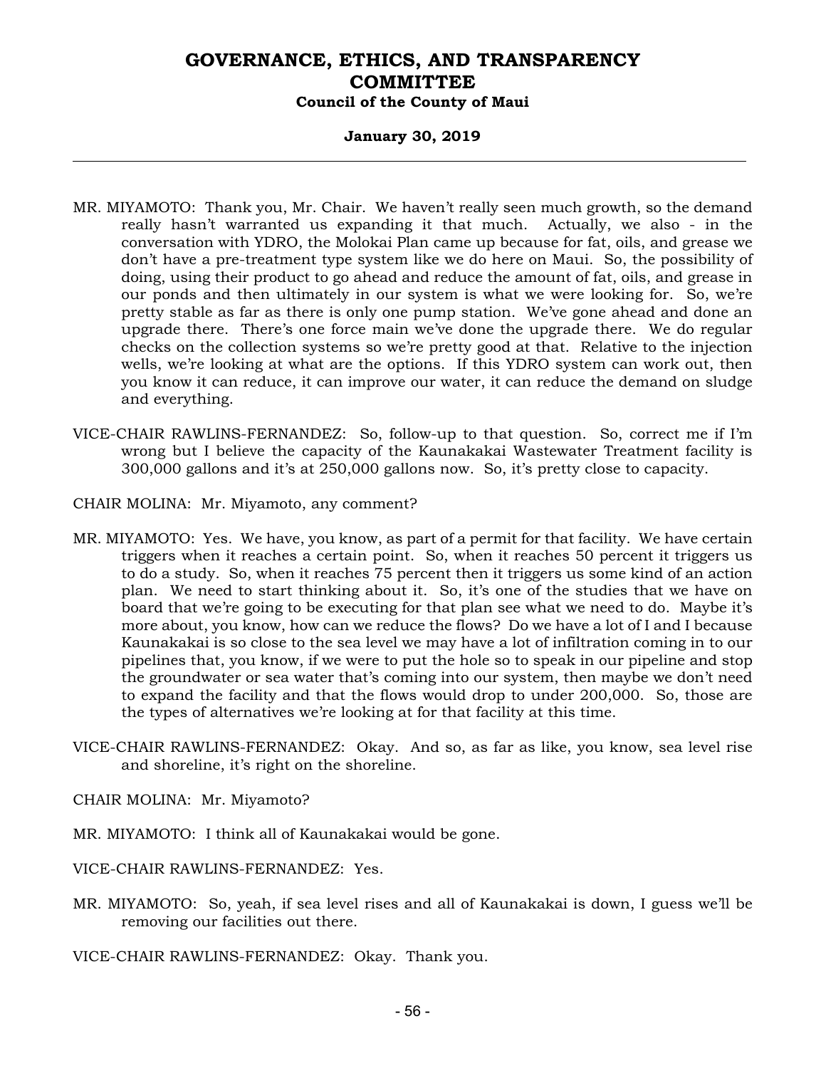MR. MIYAMOTO: Thank you, Mr. Chair. We haven't really seen much growth, so the demand really hasn't warranted us expanding it that much. Actually, we also - in the conversation with YDRO, the Molokai Plan came up because for fat, oils, and grease we don't have a pre-treatment type system like we do here on Maui. So, the possibility of doing, using their product to go ahead and reduce the amount of fat, oils, and grease in our ponds and then ultimately in our system is what we were looking for. So, we're pretty stable as far as there is only one pump station. We've gone ahead and done an upgrade there. There's one force main we've done the upgrade there. We do regular checks on the collection systems so we're pretty good at that. Relative to the injection wells, we're looking at what are the options. If this YDRO system can work out, then you know it can reduce, it can improve our water, it can reduce the demand on sludge and everything.

VICE-CHAIR RAWLINS-FERNANDEZ: So, follow-up to that question. So, correct me if I'm wrong but I believe the capacity of the Kaunakakai Wastewater Treatment facility is 300,000 gallons and it's at 250,000 gallons now. So, it's pretty close to capacity.

CHAIR MOLINA: Mr. Miyamoto, any comment?

MR. MIYAMOTO: Yes. We have, you know, as part of a permit for that facility. We have certain triggers when it reaches a certain point. So, when it reaches 50 percent it triggers us to do a study. So, when it reaches 75 percent then it triggers us some kind of an action plan. We need to start thinking about it. So, it's one of the studies that we have on board that we're going to be executing for that plan see what we need to do. Maybe it's more about, you know, how can we reduce the flows? Do we have a lot of I and I because Kaunakakai is so close to the sea level we may have a lot of infiltration coming in to our pipelines that, you know, if we were to put the hole so to speak in our pipeline and stop the groundwater or sea water that's coming into our system, then maybe we don't need to expand the facility and that the flows would drop to under 200,000. So, those are the types of alternatives we're looking at for that facility at this time.

VICE-CHAIR RAWLINS-FERNANDEZ: Okay. And so, as far as like, you know, sea level rise and shoreline, it's right on the shoreline.

CHAIR MOLINA: Mr. Miyamoto?

MR. MIYAMOTO: I think all of Kaunakakai would be gone.

VICE-CHAIR RAWLINS-FERNANDEZ: Yes.

MR. MIYAMOTO: So, yeah, if sea level rises and all of Kaunakakai is down, I guess we'll be removing our facilities out there.

VICE-CHAIR RAWLINS-FERNANDEZ: Okay. Thank you.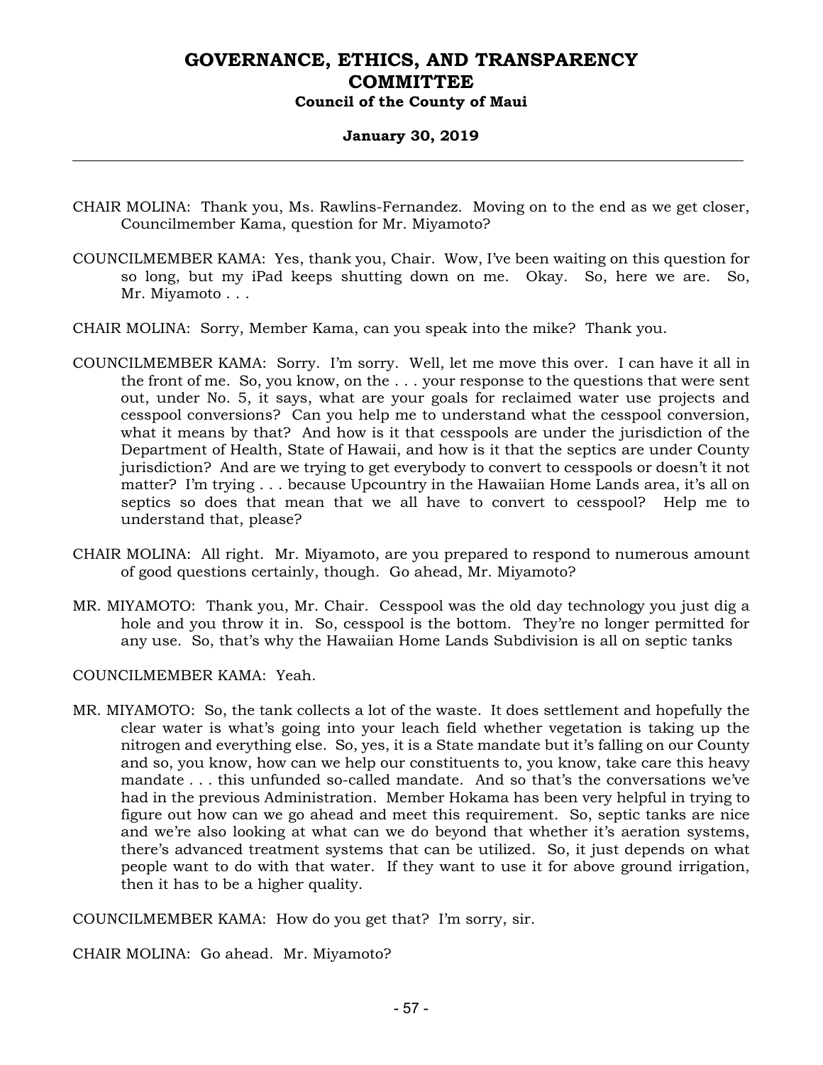CHAIR MOLINA: Thank you, Ms. Rawlins-Fernandez. Moving on to the end as we get closer, Councilmember Kama, question for Mr. Miyamoto?

COUNCILMEMBER KAMA: Yes, thank you, Chair. Wow, I've been waiting on this question for so long, but my iPad keeps shutting down on me. Okay. So, here we are. So, Mr. Miyamoto . . .

CHAIR MOLINA: Sorry, Member Kama, can you speak into the mike? Thank you.

COUNCILMEMBER KAMA: Sorry. I'm sorry. Well, let me move this over. I can have it all in the front of me. So, you know, on the . . . your response to the questions that were sent out, under No. 5, it says, what are your goals for reclaimed water use projects and cesspool conversions? Can you help me to understand what the cesspool conversion, what it means by that? And how is it that cesspools are under the jurisdiction of the Department of Health, State of Hawaii, and how is it that the septics are under County jurisdiction? And are we trying to get everybody to convert to cesspools or doesn't it not matter? I'm trying . . . because Upcountry in the Hawaiian Home Lands area, it's all on septics so does that mean that we all have to convert to cesspool? Help me to understand that, please?

CHAIR MOLINA: All right. Mr. Miyamoto, are you prepared to respond to numerous amount of good questions certainly, though. Go ahead, Mr. Miyamoto?

MR. MIYAMOTO: Thank you, Mr. Chair. Cesspool was the old day technology you just dig a hole and you throw it in. So, cesspool is the bottom. They're no longer permitted for any use. So, that's why the Hawaiian Home Lands Subdivision is all on septic tanks

COUNCILMEMBER KAMA: Yeah.

MR. MIYAMOTO: So, the tank collects a lot of the waste. It does settlement and hopefully the clear water is what's going into your leach field whether vegetation is taking up the nitrogen and everything else. So, yes, it is a State mandate but it's falling on our County and so, you know, how can we help our constituents to, you know, take care this heavy mandate . . . this unfunded so-called mandate. And so that's the conversations we've had in the previous Administration. Member Hokama has been very helpful in trying to figure out how can we go ahead and meet this requirement. So, septic tanks are nice and we're also looking at what can we do beyond that whether it's aeration systems, there's advanced treatment systems that can be utilized. So, it just depends on what people want to do with that water. If they want to use it for above ground irrigation, then it has to be a higher quality.

COUNCILMEMBER KAMA: How do you get that? I'm sorry, sir.

CHAIR MOLINA: Go ahead. Mr. Miyamoto?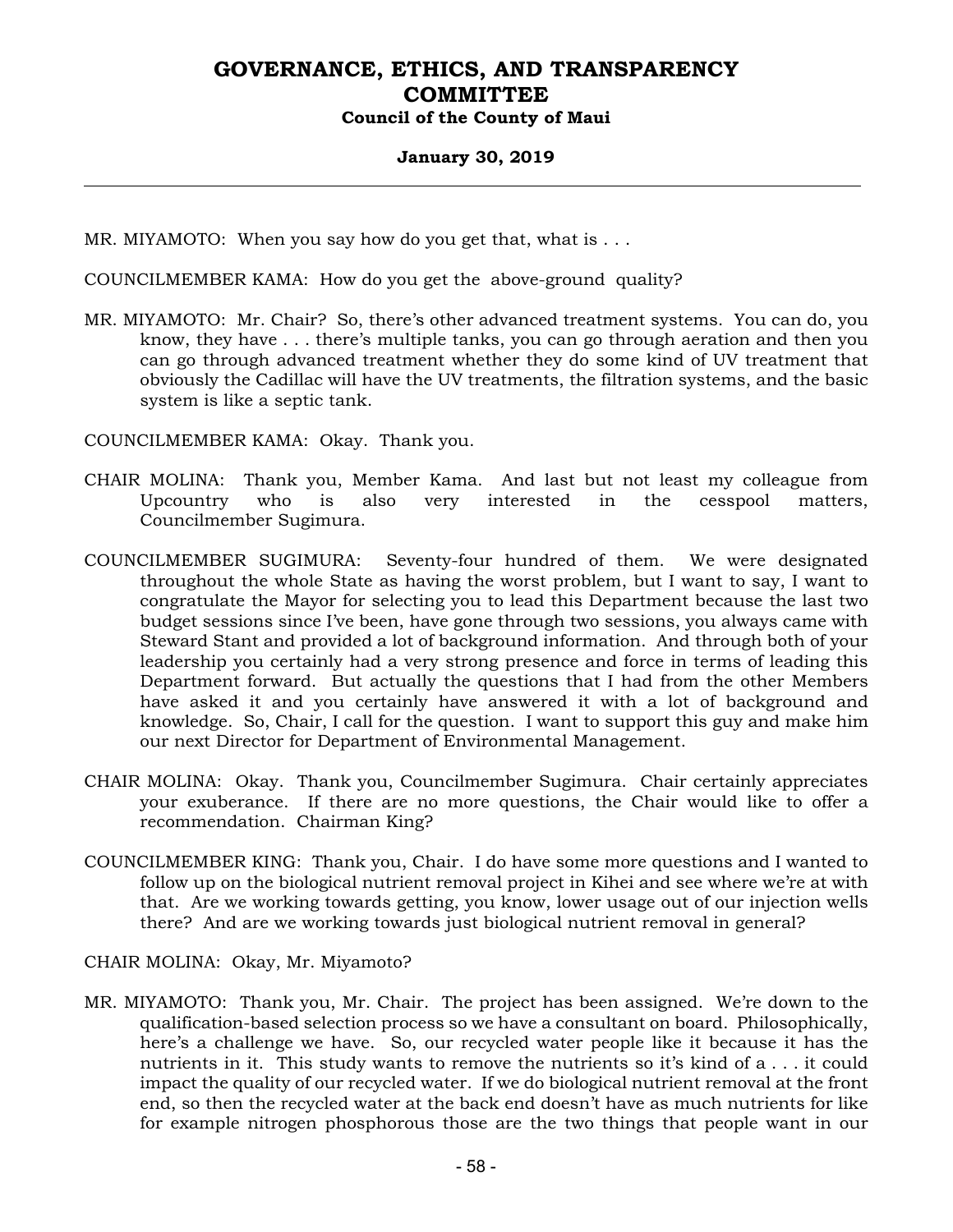MR. MIYAMOTO: When you say how do you get that, what is . . .

COUNCILMEMBER KAMA: How do you get the above-ground quality?

MR. MIYAMOTO: Mr. Chair? So, there's other advanced treatment systems. You can do, you know, they have . . . there's multiple tanks, you can go through aeration and then you can go through advanced treatment whether they do some kind of UV treatment that obviously the Cadillac will have the UV treatments, the filtration systems, and the basic system is like a septic tank.

COUNCILMEMBER KAMA: Okay. Thank you.

CHAIR MOLINA: Thank you, Member Kama. And last but not least my colleague from Upcountry who is also very interested in the cesspool matters, Councilmember Sugimura.

COUNCILMEMBER SUGIMURA: Seventy-four hundred of them. We were designated throughout the whole State as having the worst problem, but I want to say, I want to congratulate the Mayor for selecting you to lead this Department because the last two budget sessions since I've been, have gone through two sessions, you always came with Steward Stant and provided a lot of background information. And through both of your leadership you certainly had a very strong presence and force in terms of leading this Department forward. But actually the questions that I had from the other Members have asked it and you certainly have answered it with a lot of background and knowledge. So, Chair, I call for the question. I want to support this guy and make him our next Director for Department of Environmental Management.

CHAIR MOLINA: Okay. Thank you, Councilmember Sugimura. Chair certainly appreciates your exuberance. If there are no more questions, the Chair would like to offer a recommendation. Chairman King?

COUNCILMEMBER KING: Thank you, Chair. I do have some more questions and I wanted to follow up on the biological nutrient removal project in Kihei and see where we're at with that. Are we working towards getting, you know, lower usage out of our injection wells there? And are we working towards just biological nutrient removal in general?

CHAIR MOLINA: Okay, Mr. Miyamoto?

MR. MIYAMOTO: Thank you, Mr. Chair. The project has been assigned. We're down to the qualification-based selection process so we have a consultant on board. Philosophically, here's a challenge we have. So, our recycled water people like it because it has the nutrients in it. This study wants to remove the nutrients so it's kind of a . . . it could impact the quality of our recycled water. If we do biological nutrient removal at the front end, so then the recycled water at the back end doesn't have as much nutrients for like for example nitrogen phosphorous those are the two things that people want in our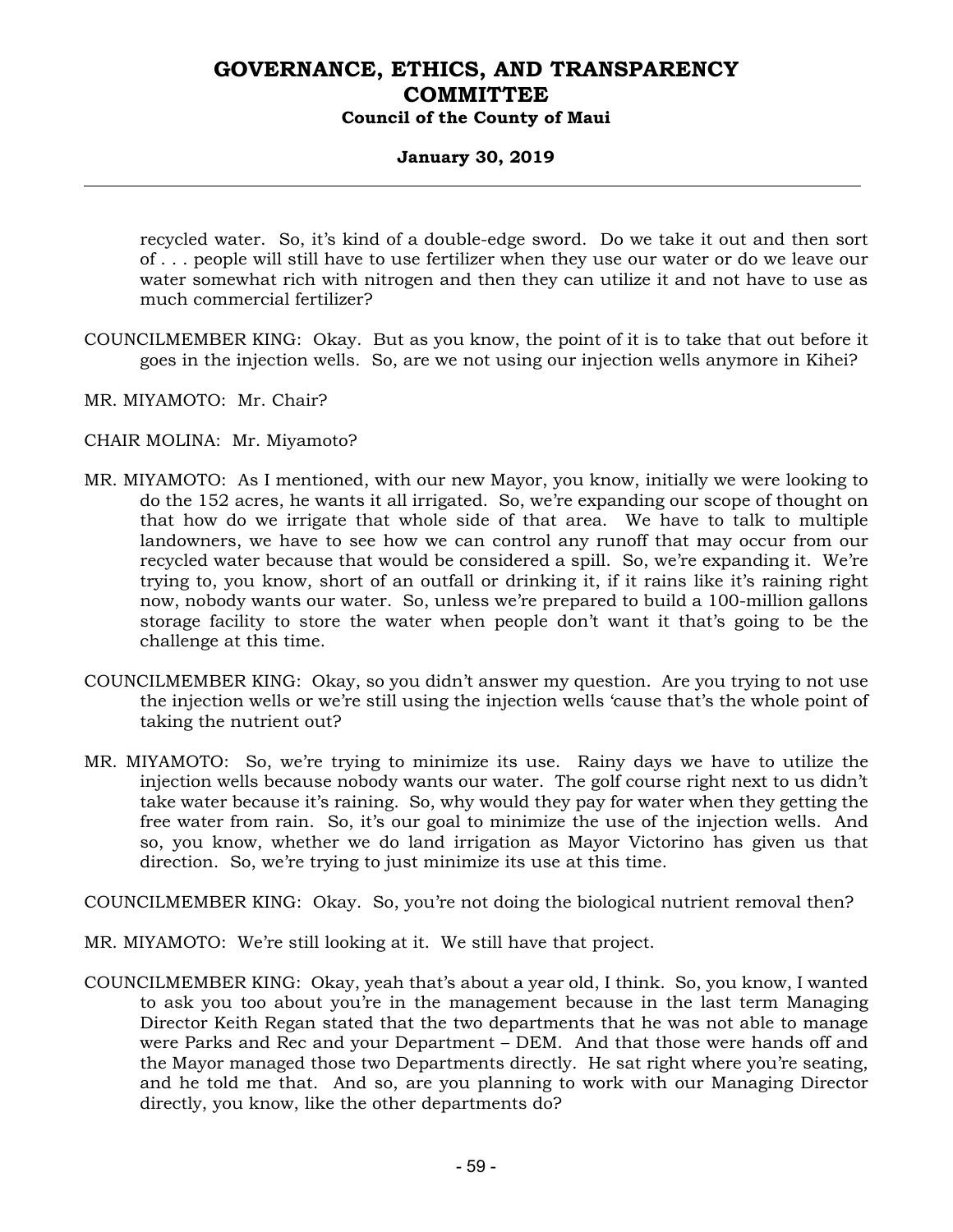recycled water. So, it's kind of a double-edge sword. Do we take it out and then sort of . . . people will still have to use fertilizer when they use our water or do we leave our water somewhat rich with nitrogen and then they can utilize it and not have to use as much commercial fertilizer?

COUNCILMEMBER KING: Okay. But as you know, the point of it is to take that out before it goes in the injection wells. So, are we not using our injection wells anymore in Kihei?

MR. MIYAMOTO: Mr. Chair?

CHAIR MOLINA: Mr. Miyamoto?

MR. MIYAMOTO: As I mentioned, with our new Mayor, you know, initially we were looking to do the 152 acres, he wants it all irrigated. So, we're expanding our scope of thought on that how do we irrigate that whole side of that area. We have to talk to multiple landowners, we have to see how we can control any runoff that may occur from our recycled water because that would be considered a spill. So, we're expanding it. We're trying to, you know, short of an outfall or drinking it, if it rains like it's raining right now, nobody wants our water. So, unless we're prepared to build a 100-million gallons storage facility to store the water when people don't want it that's going to be the challenge at this time.

COUNCILMEMBER KING: Okay, so you didn't answer my question. Are you trying to not use the injection wells or we're still using the injection wells 'cause that's the whole point of taking the nutrient out?

MR. MIYAMOTO: So, we're trying to minimize its use. Rainy days we have to utilize the injection wells because nobody wants our water. The golf course right next to us didn't take water because it's raining. So, why would they pay for water when they getting the free water from rain. So, it's our goal to minimize the use of the injection wells. And so, you know, whether we do land irrigation as Mayor Victorino has given us that direction. So, we're trying to just minimize its use at this time.

COUNCILMEMBER KING: Okay. So, you're not doing the biological nutrient removal then?

MR. MIYAMOTO: We're still looking at it. We still have that project.

COUNCILMEMBER KING: Okay, yeah that's about a year old, I think. So, you know, I wanted to ask you too about you're in the management because in the last term Managing Director Keith Regan stated that the two departments that he was not able to manage were Parks and Rec and your Department – DEM. And that those were hands off and the Mayor managed those two Departments directly. He sat right where you're seating, and he told me that. And so, are you planning to work with our Managing Director directly, you know, like the other departments do?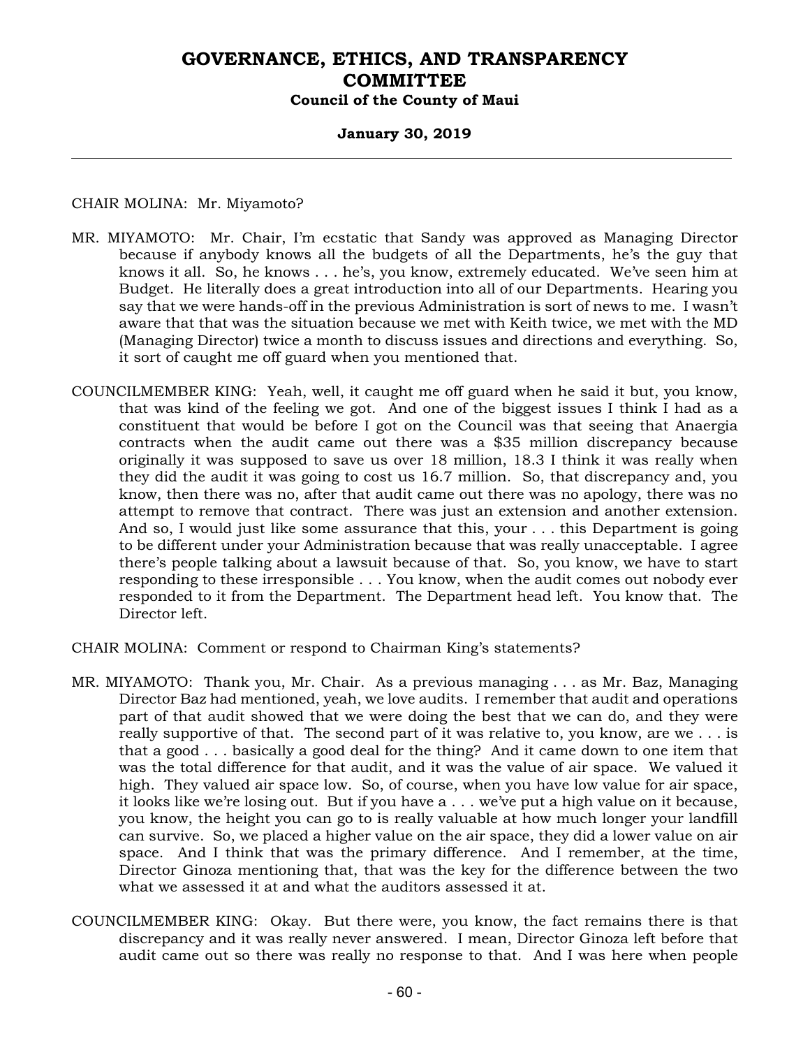CHAIR MOLINA: Mr. Miyamoto?

MR. MIYAMOTO: Mr. Chair, I'm ecstatic that Sandy was approved as Managing Director because if anybody knows all the budgets of all the Departments, he's the guy that knows it all. So, he knows . . . he's, you know, extremely educated. We've seen him at Budget. He literally does a great introduction into all of our Departments. Hearing you say that we were hands-off in the previous Administration is sort of news to me. I wasn't aware that that was the situation because we met with Keith twice, we met with the MD (Managing Director) twice a month to discuss issues and directions and everything. So, it sort of caught me off guard when you mentioned that.

COUNCILMEMBER KING: Yeah, well, it caught me off guard when he said it but, you know, that was kind of the feeling we got. And one of the biggest issues I think I had as a constituent that would be before I got on the Council was that seeing that Anaergia contracts when the audit came out there was a $35 million discrepancy because originally it was supposed to save us over 18 million, 18.3 I think it was really when they did the audit it was going to cost us 16.7 million. So, that discrepancy and, you know, then there was no, after that audit came out there was no apology, there was no attempt to remove that contract. There was just an extension and another extension. And so, I would just like some assurance that this, your . . . this Department is going to be different under your Administration because that was really unacceptable. I agree there's people talking about a lawsuit because of that. So, you know, we have to start responding to these irresponsible . . . You know, when the audit comes out nobody ever responded to it from the Department. The Department head left. You know that. The Director left.

CHAIR MOLINA: Comment or respond to Chairman King's statements?

MR. MIYAMOTO: Thank you, Mr. Chair. As a previous managing . . . as Mr. Baz, Managing Director Baz had mentioned, yeah, we love audits. I remember that audit and operations part of that audit showed that we were doing the best that we can do, and they were really supportive of that. The second part of it was relative to, you know, are we . . . is that a good . . . basically a good deal for the thing? And it came down to one item that was the total difference for that audit, and it was the value of air space. We valued it high. They valued air space low. So, of course, when you have low value for air space, it looks like we're losing out. But if you have a . . . we've put a high value on it because, you know, the height you can go to is really valuable at how much longer your landfill can survive. So, we placed a higher value on the air space, they did a lower value on air space. And I think that was the primary difference. And I remember, at the time, Director Ginoza mentioning that, that was the key for the difference between the two what we assessed it at and what the auditors assessed it at.

COUNCILMEMBER KING: Okay. But there were, you know, the fact remains there is that discrepancy and it was really never answered. I mean, Director Ginoza left before that audit came out so there was really no response to that. And I was here when people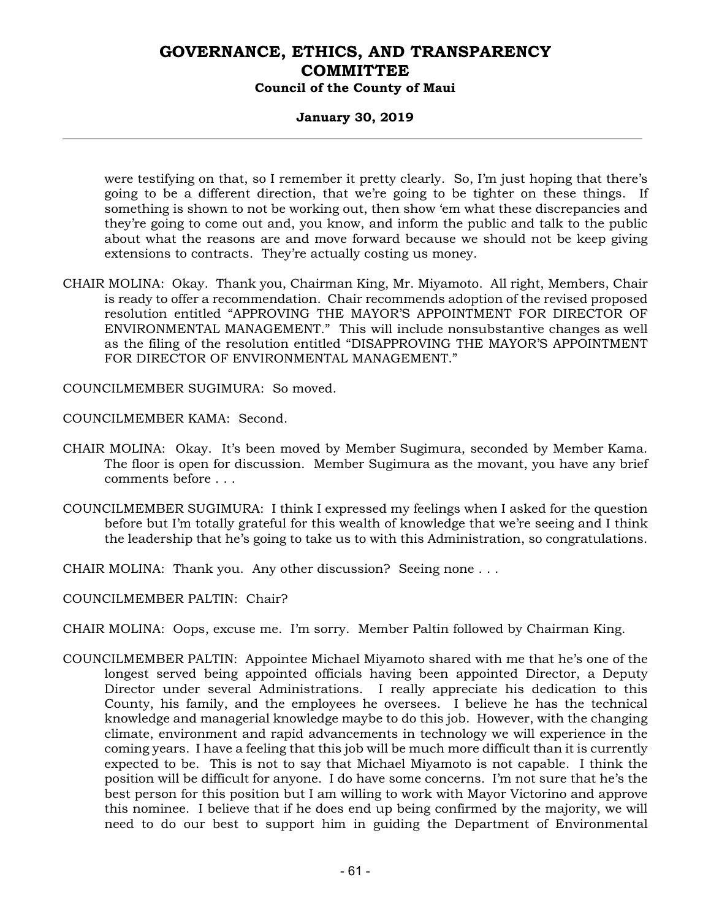were testifying on that, so I remember it pretty clearly. So, I'm just hoping that there's going to be a different direction, that we're going to be tighter on these things. If something is shown to not be working out, then show 'em what these discrepancies and they're going to come out and, you know, and inform the public and talk to the public about what the reasons are and move forward because we should not be keep giving extensions to contracts. They're actually costing us money.

CHAIR MOLINA: Okay. Thank you, Chairman King, Mr. Miyamoto. All right, Members, Chair is ready to offer a recommendation. Chair recommends adoption of the revised proposed resolution entitled "APPROVING THE MAYOR'S APPOINTMENT FOR DIRECTOR OF ENVIRONMENTAL MANAGEMENT." This will include nonsubstantive changes as well as the filing of the resolution entitled "DISAPPROVING THE MAYOR'S APPOINTMENT FOR DIRECTOR OF ENVIRONMENTAL MANAGEMENT."

COUNCILMEMBER SUGIMURA: So moved.

COUNCILMEMBER KAMA: Second.

CHAIR MOLINA: Okay. It's been moved by Member Sugimura, seconded by Member Kama. The floor is open for discussion. Member Sugimura as the movant, you have any brief comments before . . .

COUNCILMEMBER SUGIMURA: I think I expressed my feelings when I asked for the question before but I'm totally grateful for this wealth of knowledge that we're seeing and I think the leadership that he's going to take us to with this Administration, so congratulations.

CHAIR MOLINA: Thank you. Any other discussion? Seeing none . . .

COUNCILMEMBER PALTIN: Chair?

CHAIR MOLINA: Oops, excuse me. I'm sorry. Member Paltin followed by Chairman King.

COUNCILMEMBER PALTIN: Appointee Michael Miyamoto shared with me that he's one of the longest served being appointed officials having been appointed Director, a Deputy Director under several Administrations. I really appreciate his dedication to this County, his family, and the employees he oversees. I believe he has the technical knowledge and managerial knowledge maybe to do this job. However, with the changing climate, environment and rapid advancements in technology we will experience in the coming years. I have a feeling that this job will be much more difficult than it is currently expected to be. This is not to say that Michael Miyamoto is not capable. I think the position will be difficult for anyone. I do have some concerns. I'm not sure that he's the best person for this position but I am willing to work with Mayor Victorino and approve this nominee. I believe that if he does end up being confirmed by the majority, we will need to do our best to support him in guiding the Department of Environmental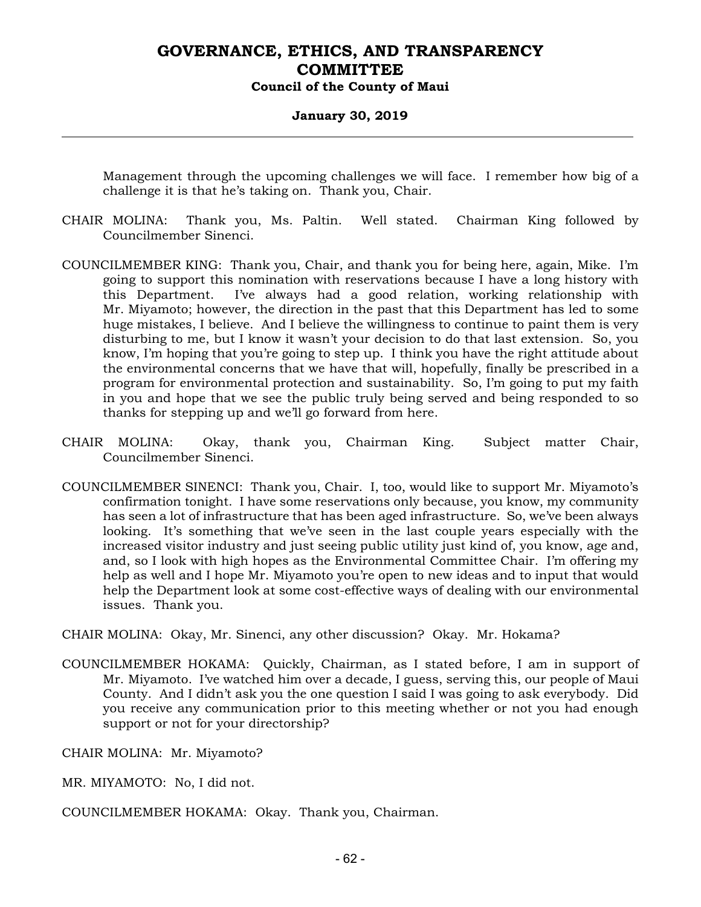Management through the upcoming challenges we will face. I remember how big of a challenge it is that he's taking on. Thank you, Chair.

CHAIR MOLINA: Thank you, Ms. Paltin. Well stated. Chairman King followed by Councilmember Sinenci.

COUNCILMEMBER KING: Thank you, Chair, and thank you for being here, again, Mike. I'm going to support this nomination with reservations because I have a long history with this Department. I've always had a good relation, working relationship with Mr. Miyamoto; however, the direction in the past that this Department has led to some huge mistakes, I believe. And I believe the willingness to continue to paint them is very disturbing to me, but I know it wasn't your decision to do that last extension. So, you know, I'm hoping that you're going to step up. I think you have the right attitude about the environmental concerns that we have that will, hopefully, finally be prescribed in a program for environmental protection and sustainability. So, I'm going to put my faith in you and hope that we see the public truly being served and being responded to so thanks for stepping up and we'll go forward from here.

CHAIR MOLINA: Okay, thank you, Chairman King. Subject matter Chair, Councilmember Sinenci.

COUNCILMEMBER SINENCI: Thank you, Chair. I, too, would like to support Mr. Miyamoto's confirmation tonight. I have some reservations only because, you know, my community has seen a lot of infrastructure that has been aged infrastructure. So, we've been always looking. It's something that we've seen in the last couple years especially with the increased visitor industry and just seeing public utility just kind of, you know, age and, and, so I look with high hopes as the Environmental Committee Chair. I'm offering my help as well and I hope Mr. Miyamoto you're open to new ideas and to input that would help the Department look at some cost-effective ways of dealing with our environmental issues. Thank you.

CHAIR MOLINA: Okay, Mr. Sinenci, any other discussion? Okay. Mr. Hokama?

COUNCILMEMBER HOKAMA: Quickly, Chairman, as I stated before, I am in support of Mr. Miyamoto. I've watched him over a decade, I guess, serving this, our people of Maui County. And I didn't ask you the one question I said I was going to ask everybody. Did you receive any communication prior to this meeting whether or not you had enough support or not for your directorship?

CHAIR MOLINA: Mr. Miyamoto?

MR. MIYAMOTO: No, I did not.

COUNCILMEMBER HOKAMA: Okay. Thank you, Chairman.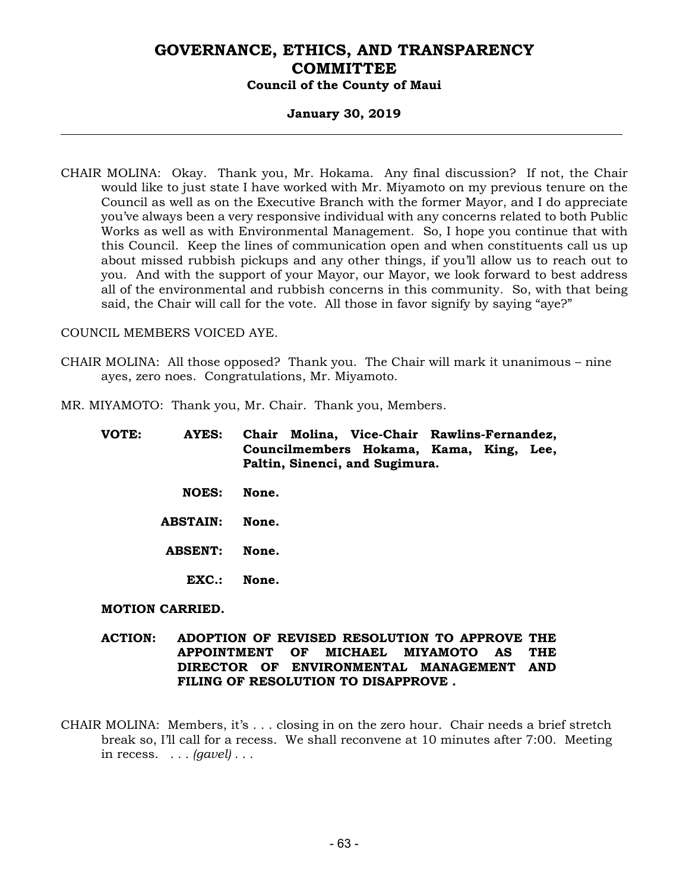CHAIR MOLINA: Okay. Thank you, Mr. Hokama. Any final discussion? If not, the Chair would like to just state I have worked with Mr. Miyamoto on my previous tenure on the Council as well as on the Executive Branch with the former Mayor, and I do appreciate you've always been a very responsive individual with any concerns related to both Public Works as well as with Environmental Management. So, I hope you continue that with this Council. Keep the lines of communication open and when constituents call us up about missed rubbish pickups and any other things, if you'll allow us to reach out to you. And with the support of your Mayor, our Mayor, we look forward to best address all of the environmental and rubbish concerns in this community. So, with that being said, the Chair will call for the vote. All those in favor signify by saying "aye?"

COUNCIL MEMBERS VOICED AYE.

CHAIR MOLINA: All those opposed? Thank you. The Chair will mark it unanimous – nine ayes, zero noes. Congratulations, Mr. Miyamoto.

MR. MIYAMOTO: Thank you, Mr. Chair. Thank you, Members.

**VOTE: AYES: Chair Molina, Vice-Chair Rawlins-Fernandez, Councilmembers Hokama, Kama, King, Lee, Paltin, Sinenci, and Sugimura.**

**NOES: None.**

**ABSTAIN: None.**

**ABSENT: None.**

**EXC.: None.**

**MOTION CARRIED.**

**ACTION: ADOPTION OF REVISED RESOLUTION TO APPROVE THE APPOINTMENT OF MICHAEL MIYAMOTO AS THE DIRECTOR OF ENVIRONMENTAL MANAGEMENT AND FILING OF RESOLUTION TO DISAPPROVE .**

CHAIR MOLINA: Members, it's . . . closing in on the zero hour. Chair needs a brief stretch break so, I'll call for a recess. We shall reconvene at 10 minutes after 7:00. Meeting in recess. . . . *(gavel)* . . .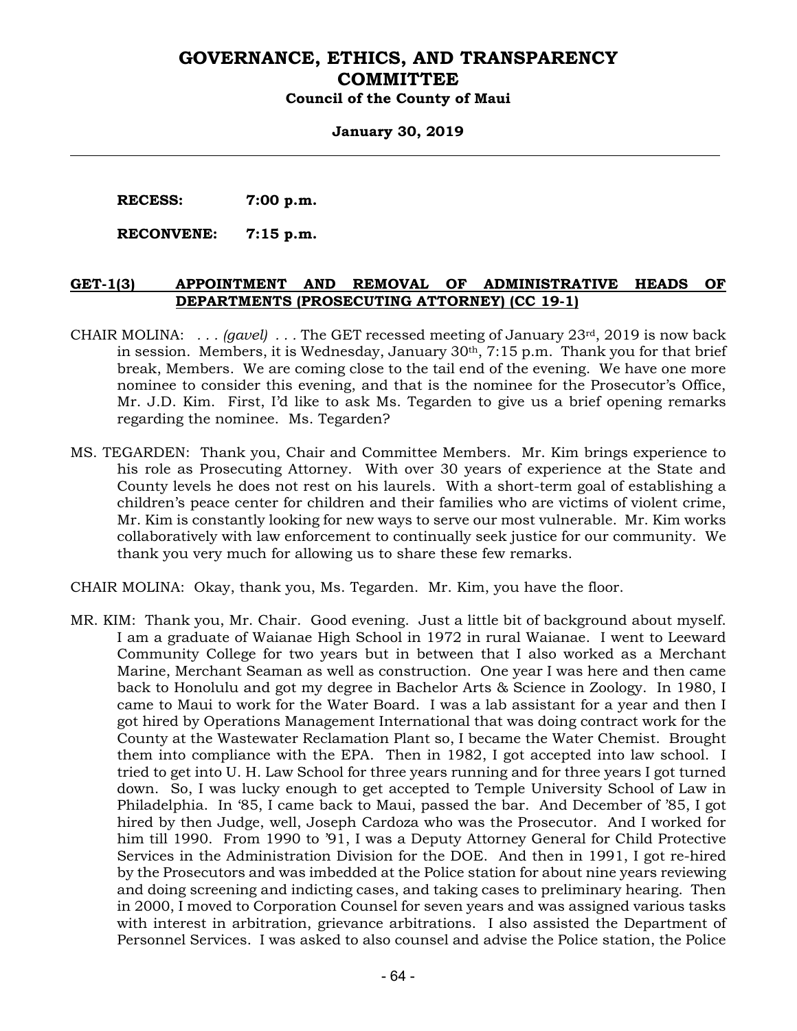**RECESS: 7:00 p.m.**

**RECONVENE: 7:15 p.m.**

**GET-1(3) APPOINTMENT AND REMOVAL OF ADMINISTRATIVE HEADS OF DEPARTMENTS (PROSECUTING ATTORNEY) (CC 19-1)**

CHAIR MOLINA: . . . *(gavel)* . . . The GET recessed meeting of January 23rd, 2019 is now back in session. Members, it is Wednesday, January 30th, 7:15 p.m. Thank you for that brief break, Members. We are coming close to the tail end of the evening. We have one more nominee to consider this evening, and that is the nominee for the Prosecutor's Office, Mr. J.D. Kim. First, I'd like to ask Ms. Tegarden to give us a brief opening remarks regarding the nominee. Ms. Tegarden?

MS. TEGARDEN: Thank you, Chair and Committee Members. Mr. Kim brings experience to his role as Prosecuting Attorney. With over 30 years of experience at the State and County levels he does not rest on his laurels. With a short-term goal of establishing a children's peace center for children and their families who are victims of violent crime, Mr. Kim is constantly looking for new ways to serve our most vulnerable. Mr. Kim works collaboratively with law enforcement to continually seek justice for our community. We thank you very much for allowing us to share these few remarks.

CHAIR MOLINA: Okay, thank you, Ms. Tegarden. Mr. Kim, you have the floor.

MR. KIM: Thank you, Mr. Chair. Good evening. Just a little bit of background about myself. I am a graduate of Waianae High School in 1972 in rural Waianae. I went to Leeward Community College for two years but in between that I also worked as a Merchant Marine, Merchant Seaman as well as construction. One year I was here and then came back to Honolulu and got my degree in Bachelor Arts & Science in Zoology. In 1980, I came to Maui to work for the Water Board. I was a lab assistant for a year and then I got hired by Operations Management International that was doing contract work for the County at the Wastewater Reclamation Plant so, I became the Water Chemist. Brought them into compliance with the EPA. Then in 1982, I got accepted into law school. I tried to get into U. H. Law School for three years running and for three years I got turned down. So, I was lucky enough to get accepted to Temple University School of Law in Philadelphia. In '85, I came back to Maui, passed the bar. And December of '85, I got hired by then Judge, well, Joseph Cardoza who was the Prosecutor. And I worked for him till 1990. From 1990 to '91, I was a Deputy Attorney General for Child Protective Services in the Administration Division for the DOE. And then in 1991, I got re-hired by the Prosecutors and was imbedded at the Police station for about nine years reviewing and doing screening and indicting cases, and taking cases to preliminary hearing. Then in 2000, I moved to Corporation Counsel for seven years and was assigned various tasks with interest in arbitration, grievance arbitrations. I also assisted the Department of Personnel Services. I was asked to also counsel and advise the Police station, the Police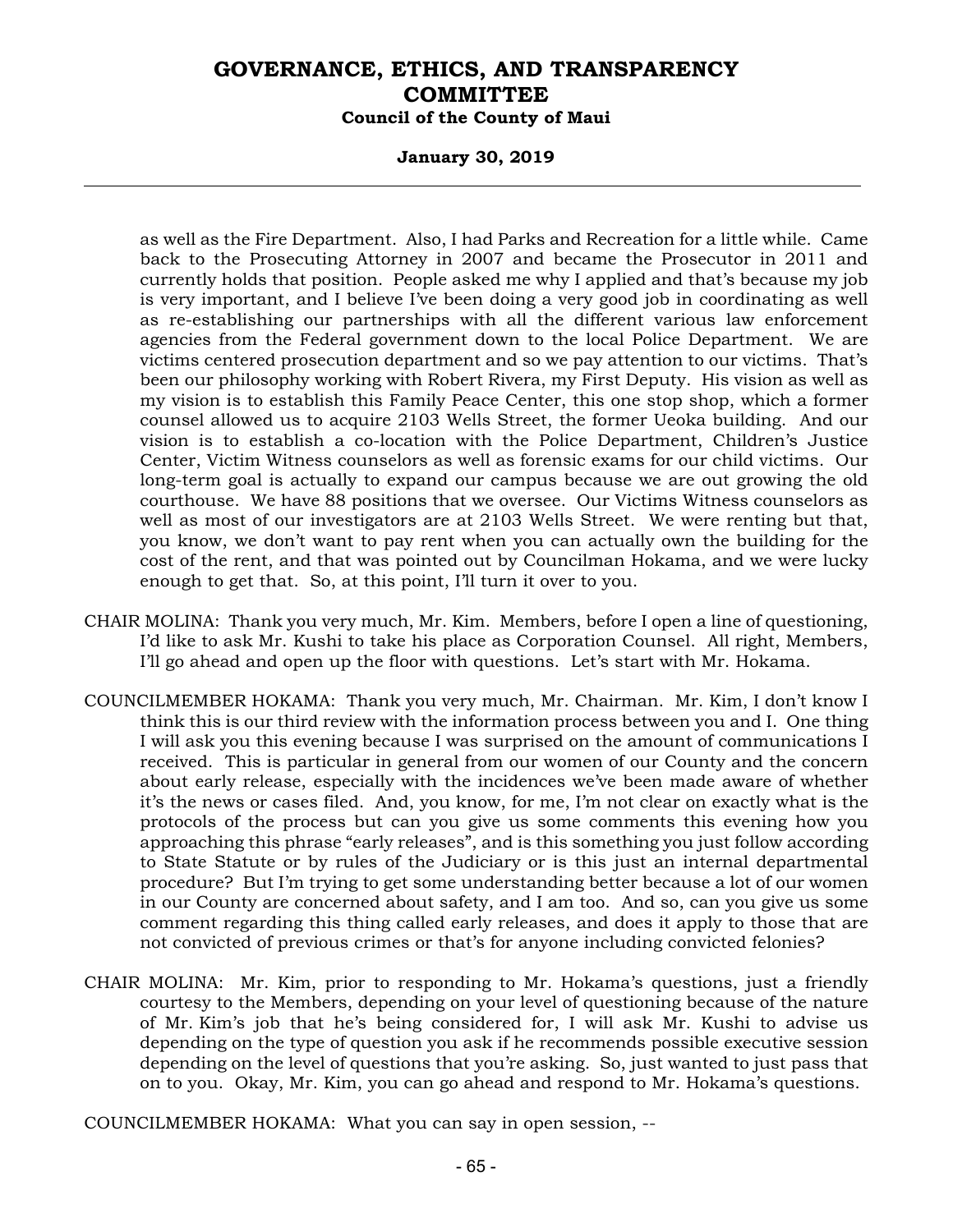as well as the Fire Department. Also, I had Parks and Recreation for a little while. Came back to the Prosecuting Attorney in 2007 and became the Prosecutor in 2011 and currently holds that position. People asked me why I applied and that's because my job is very important, and I believe I've been doing a very good job in coordinating as well as re-establishing our partnerships with all the different various law enforcement agencies from the Federal government down to the local Police Department. We are victims centered prosecution department and so we pay attention to our victims. That's been our philosophy working with Robert Rivera, my First Deputy. His vision as well as my vision is to establish this Family Peace Center, this one stop shop, which a former counsel allowed us to acquire 2103 Wells Street, the former Ueoka building. And our vision is to establish a co-location with the Police Department, Children's Justice Center, Victim Witness counselors as well as forensic exams for our child victims. Our long-term goal is actually to expand our campus because we are out growing the old courthouse. We have 88 positions that we oversee. Our Victims Witness counselors as well as most of our investigators are at 2103 Wells Street. We were renting but that, you know, we don't want to pay rent when you can actually own the building for the cost of the rent, and that was pointed out by Councilman Hokama, and we were lucky enough to get that. So, at this point, I'll turn it over to you.

CHAIR MOLINA: Thank you very much, Mr. Kim. Members, before I open a line of questioning, I'd like to ask Mr. Kushi to take his place as Corporation Counsel. All right, Members, I'll go ahead and open up the floor with questions. Let's start with Mr. Hokama.

COUNCILMEMBER HOKAMA: Thank you very much, Mr. Chairman. Mr. Kim, I don't know I think this is our third review with the information process between you and I. One thing I will ask you this evening because I was surprised on the amount of communications I received. This is particular in general from our women of our County and the concern about early release, especially with the incidences we've been made aware of whether it's the news or cases filed. And, you know, for me, I'm not clear on exactly what is the protocols of the process but can you give us some comments this evening how you approaching this phrase "early releases", and is this something you just follow according to State Statute or by rules of the Judiciary or is this just an internal departmental procedure? But I'm trying to get some understanding better because a lot of our women in our County are concerned about safety, and I am too. And so, can you give us some comment regarding this thing called early releases, and does it apply to those that are not convicted of previous crimes or that's for anyone including convicted felonies?

CHAIR MOLINA: Mr. Kim, prior to responding to Mr. Hokama's questions, just a friendly courtesy to the Members, depending on your level of questioning because of the nature of Mr. Kim's job that he's being considered for, I will ask Mr. Kushi to advise us depending on the type of question you ask if he recommends possible executive session depending on the level of questions that you're asking. So, just wanted to just pass that on to you. Okay, Mr. Kim, you can go ahead and respond to Mr. Hokama's questions.

COUNCILMEMBER HOKAMA: What you can say in open session, --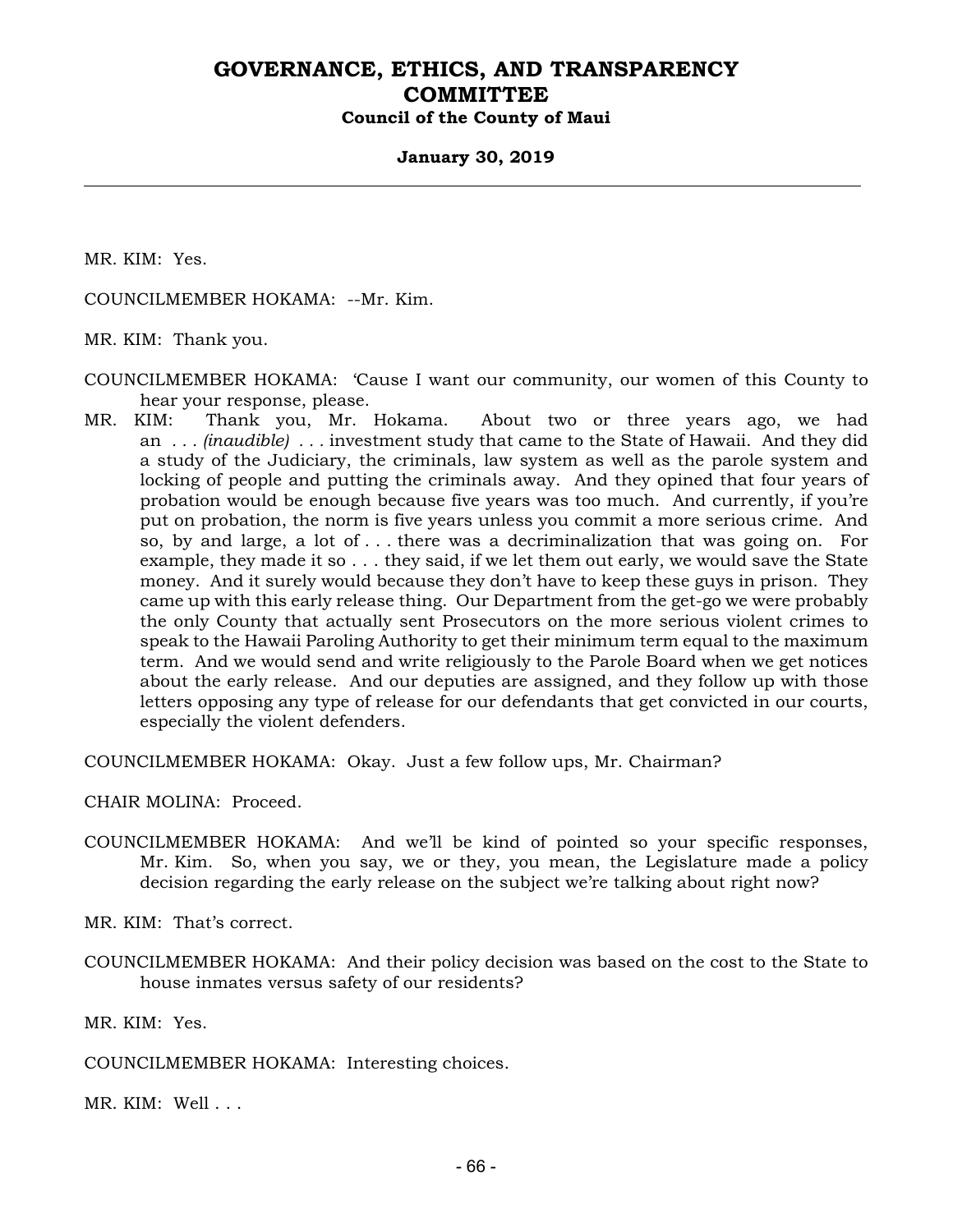MR. KIM: Yes.

COUNCILMEMBER HOKAMA: --Mr. Kim.

MR. KIM: Thank you.

COUNCILMEMBER HOKAMA: 'Cause I want our community, our women of this County to hear your response, please.

MR. KIM: Thank you, Mr. Hokama. About two or three years ago, we had an . . . *(inaudible)* . . . investment study that came to the State of Hawaii. And they did a study of the Judiciary, the criminals, law system as well as the parole system and locking of people and putting the criminals away. And they opined that four years of probation would be enough because five years was too much. And currently, if you're put on probation, the norm is five years unless you commit a more serious crime. And so, by and large, a lot of . . . there was a decriminalization that was going on. For example, they made it so . . . they said, if we let them out early, we would save the State money. And it surely would because they don't have to keep these guys in prison. They came up with this early release thing. Our Department from the get-go we were probably the only County that actually sent Prosecutors on the more serious violent crimes to speak to the Hawaii Paroling Authority to get their minimum term equal to the maximum term. And we would send and write religiously to the Parole Board when we get notices about the early release. And our deputies are assigned, and they follow up with those letters opposing any type of release for our defendants that get convicted in our courts, especially the violent defenders.

COUNCILMEMBER HOKAMA: Okay. Just a few follow ups, Mr. Chairman?

CHAIR MOLINA: Proceed.

COUNCILMEMBER HOKAMA: And we'll be kind of pointed so your specific responses, Mr. Kim. So, when you say, we or they, you mean, the Legislature made a policy decision regarding the early release on the subject we're talking about right now?

MR. KIM: That's correct.

COUNCILMEMBER HOKAMA: And their policy decision was based on the cost to the State to house inmates versus safety of our residents?

MR. KIM: Yes.

COUNCILMEMBER HOKAMA: Interesting choices.

MR. KIM: Well . . .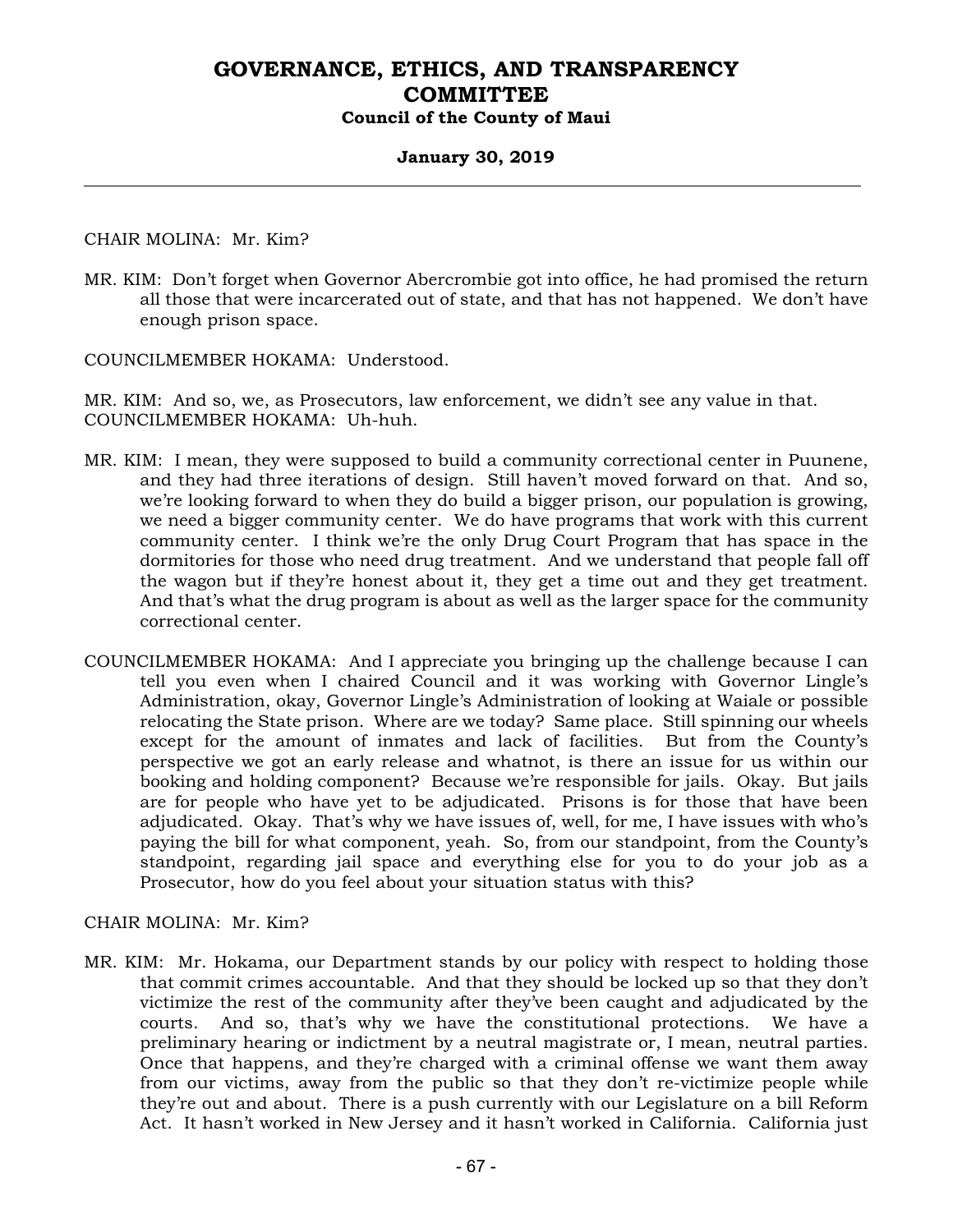CHAIR MOLINA: Mr. Kim?

MR. KIM: Don't forget when Governor Abercrombie got into office, he had promised the return all those that were incarcerated out of state, and that has not happened. We don't have enough prison space.

COUNCILMEMBER HOKAMA: Understood.

MR. KIM: And so, we, as Prosecutors, law enforcement, we didn't see any value in that.
COUNCILMEMBER HOKAMA: Uh-huh.

MR. KIM: I mean, they were supposed to build a community correctional center in Puunene, and they had three iterations of design. Still haven't moved forward on that. And so, we're looking forward to when they do build a bigger prison, our population is growing, we need a bigger community center. We do have programs that work with this current community center. I think we're the only Drug Court Program that has space in the dormitories for those who need drug treatment. And we understand that people fall off the wagon but if they're honest about it, they get a time out and they get treatment. And that's what the drug program is about as well as the larger space for the community correctional center.

COUNCILMEMBER HOKAMA: And I appreciate you bringing up the challenge because I can tell you even when I chaired Council and it was working with Governor Lingle's Administration, okay, Governor Lingle's Administration of looking at Waiale or possible relocating the State prison. Where are we today? Same place. Still spinning our wheels except for the amount of inmates and lack of facilities. But from the County's perspective we got an early release and whatnot, is there an issue for us within our booking and holding component? Because we're responsible for jails. Okay. But jails are for people who have yet to be adjudicated. Prisons is for those that have been adjudicated. Okay. That's why we have issues of, well, for me, I have issues with who's paying the bill for what component, yeah. So, from our standpoint, from the County's standpoint, regarding jail space and everything else for you to do your job as a Prosecutor, how do you feel about your situation status with this?

CHAIR MOLINA: Mr. Kim?

MR. KIM: Mr. Hokama, our Department stands by our policy with respect to holding those that commit crimes accountable. And that they should be locked up so that they don't victimize the rest of the community after they've been caught and adjudicated by the courts. And so, that's why we have the constitutional protections. We have a preliminary hearing or indictment by a neutral magistrate or, I mean, neutral parties. Once that happens, and they're charged with a criminal offense we want them away from our victims, away from the public so that they don't re-victimize people while they're out and about. There is a push currently with our Legislature on a bill Reform Act. It hasn't worked in New Jersey and it hasn't worked in California. California just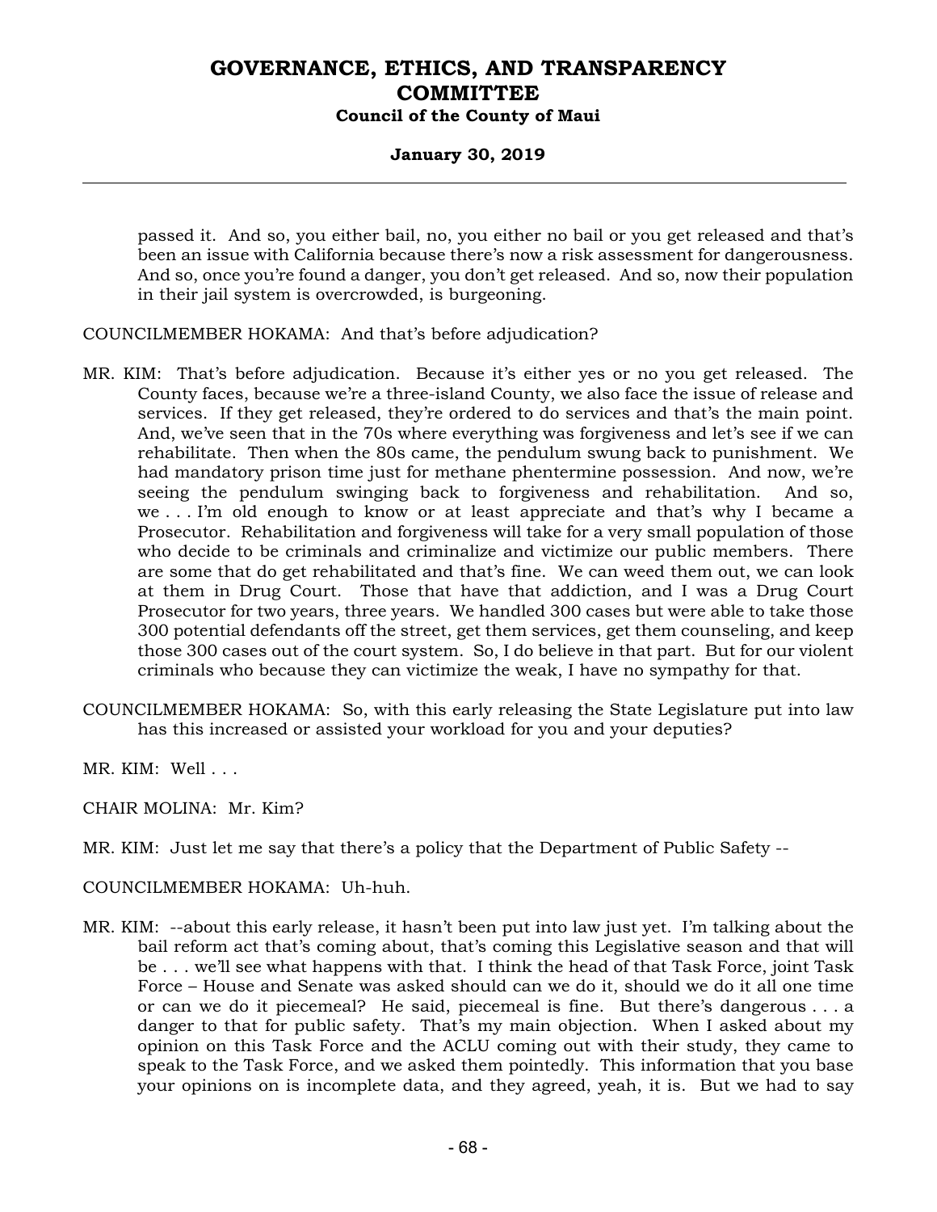passed it. And so, you either bail, no, you either no bail or you get released and that's been an issue with California because there's now a risk assessment for dangerousness. And so, once you're found a danger, you don't get released. And so, now their population in their jail system is overcrowded, is burgeoning.

COUNCILMEMBER HOKAMA: And that's before adjudication?

MR. KIM: That's before adjudication. Because it's either yes or no you get released. The County faces, because we're a three-island County, we also face the issue of release and services. If they get released, they're ordered to do services and that's the main point. And, we've seen that in the 70s where everything was forgiveness and let's see if we can rehabilitate. Then when the 80s came, the pendulum swung back to punishment. We had mandatory prison time just for methane phentermine possession. And now, we're seeing the pendulum swinging back to forgiveness and rehabilitation. And so, we . . . I'm old enough to know or at least appreciate and that's why I became a Prosecutor. Rehabilitation and forgiveness will take for a very small population of those who decide to be criminals and criminalize and victimize our public members. There are some that do get rehabilitated and that's fine. We can weed them out, we can look at them in Drug Court. Those that have that addiction, and I was a Drug Court Prosecutor for two years, three years. We handled 300 cases but were able to take those 300 potential defendants off the street, get them services, get them counseling, and keep those 300 cases out of the court system. So, I do believe in that part. But for our violent criminals who because they can victimize the weak, I have no sympathy for that.

COUNCILMEMBER HOKAMA: So, with this early releasing the State Legislature put into law has this increased or assisted your workload for you and your deputies?

MR. KIM: Well . . .

CHAIR MOLINA: Mr. Kim?

MR. KIM: Just let me say that there's a policy that the Department of Public Safety --

COUNCILMEMBER HOKAMA: Uh-huh.

MR. KIM: --about this early release, it hasn't been put into law just yet. I'm talking about the bail reform act that's coming about, that's coming this Legislative season and that will be . . . we'll see what happens with that. I think the head of that Task Force, joint Task Force – House and Senate was asked should can we do it, should we do it all one time or can we do it piecemeal? He said, piecemeal is fine. But there's dangerous . . . a danger to that for public safety. That's my main objection. When I asked about my opinion on this Task Force and the ACLU coming out with their study, they came to speak to the Task Force, and we asked them pointedly. This information that you base your opinions on is incomplete data, and they agreed, yeah, it is. But we had to say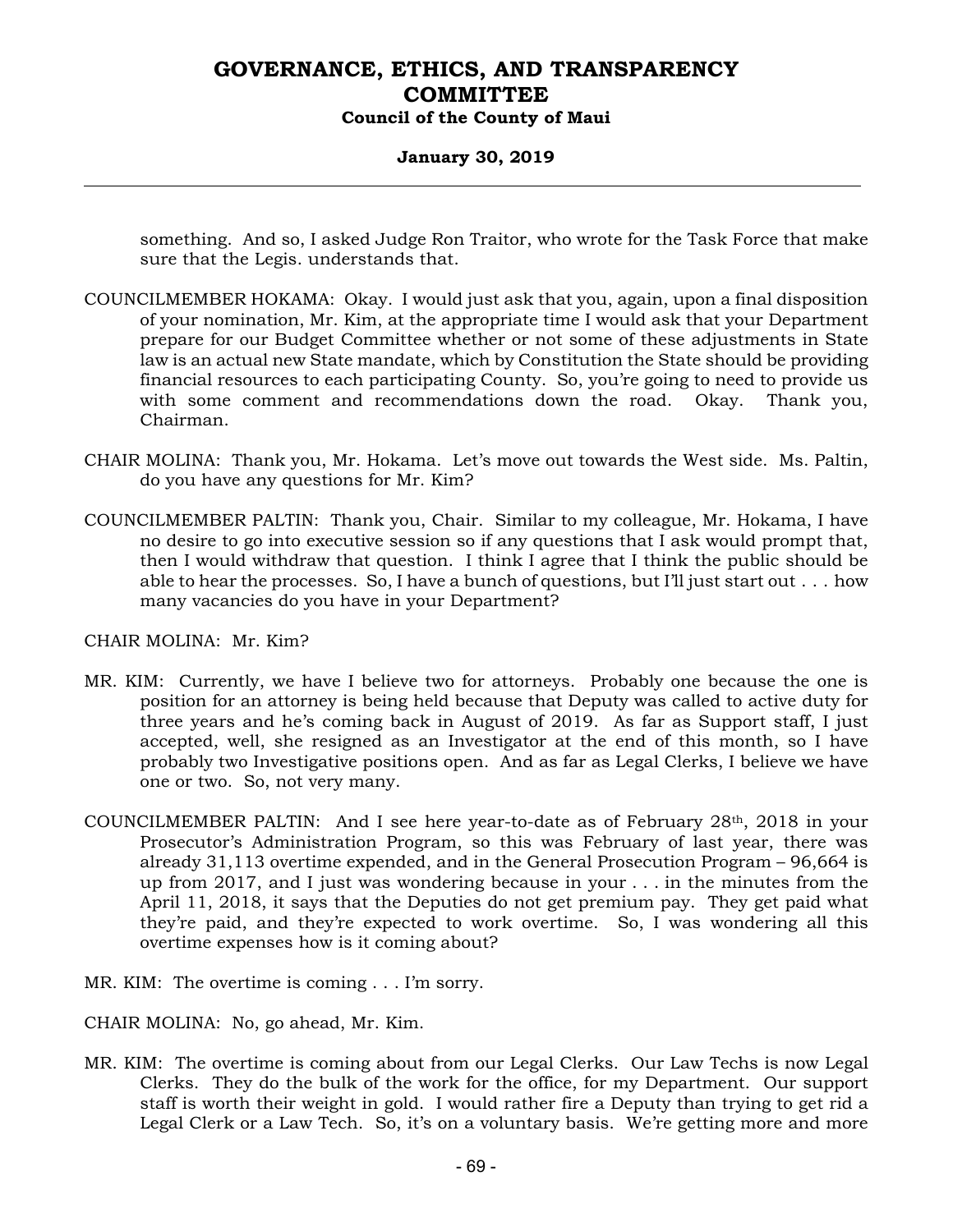something. And so, I asked Judge Ron Traitor, who wrote for the Task Force that make sure that the Legis. understands that.

COUNCILMEMBER HOKAMA: Okay. I would just ask that you, again, upon a final disposition of your nomination, Mr. Kim, at the appropriate time I would ask that your Department prepare for our Budget Committee whether or not some of these adjustments in State law is an actual new State mandate, which by Constitution the State should be providing financial resources to each participating County. So, you're going to need to provide us with some comment and recommendations down the road. Okay. Thank you, Chairman.

CHAIR MOLINA: Thank you, Mr. Hokama. Let's move out towards the West side. Ms. Paltin, do you have any questions for Mr. Kim?

COUNCILMEMBER PALTIN: Thank you, Chair. Similar to my colleague, Mr. Hokama, I have no desire to go into executive session so if any questions that I ask would prompt that, then I would withdraw that question. I think I agree that I think the public should be able to hear the processes. So, I have a bunch of questions, but I'll just start out . . . how many vacancies do you have in your Department?

CHAIR MOLINA: Mr. Kim?

MR. KIM: Currently, we have I believe two for attorneys. Probably one because the one is position for an attorney is being held because that Deputy was called to active duty for three years and he's coming back in August of 2019. As far as Support staff, I just accepted, well, she resigned as an Investigator at the end of this month, so I have probably two Investigative positions open. And as far as Legal Clerks, I believe we have one or two. So, not very many.

COUNCILMEMBER PALTIN: And I see here year-to-date as of February 28th, 2018 in your Prosecutor's Administration Program, so this was February of last year, there was already 31,113 overtime expended, and in the General Prosecution Program – 96,664 is up from 2017, and I just was wondering because in your . . . in the minutes from the April 11, 2018, it says that the Deputies do not get premium pay. They get paid what they're paid, and they're expected to work overtime. So, I was wondering all this overtime expenses how is it coming about?

MR. KIM: The overtime is coming . . . I'm sorry.

CHAIR MOLINA: No, go ahead, Mr. Kim.

MR. KIM: The overtime is coming about from our Legal Clerks. Our Law Techs is now Legal Clerks. They do the bulk of the work for the office, for my Department. Our support staff is worth their weight in gold. I would rather fire a Deputy than trying to get rid a Legal Clerk or a Law Tech. So, it's on a voluntary basis. We're getting more and more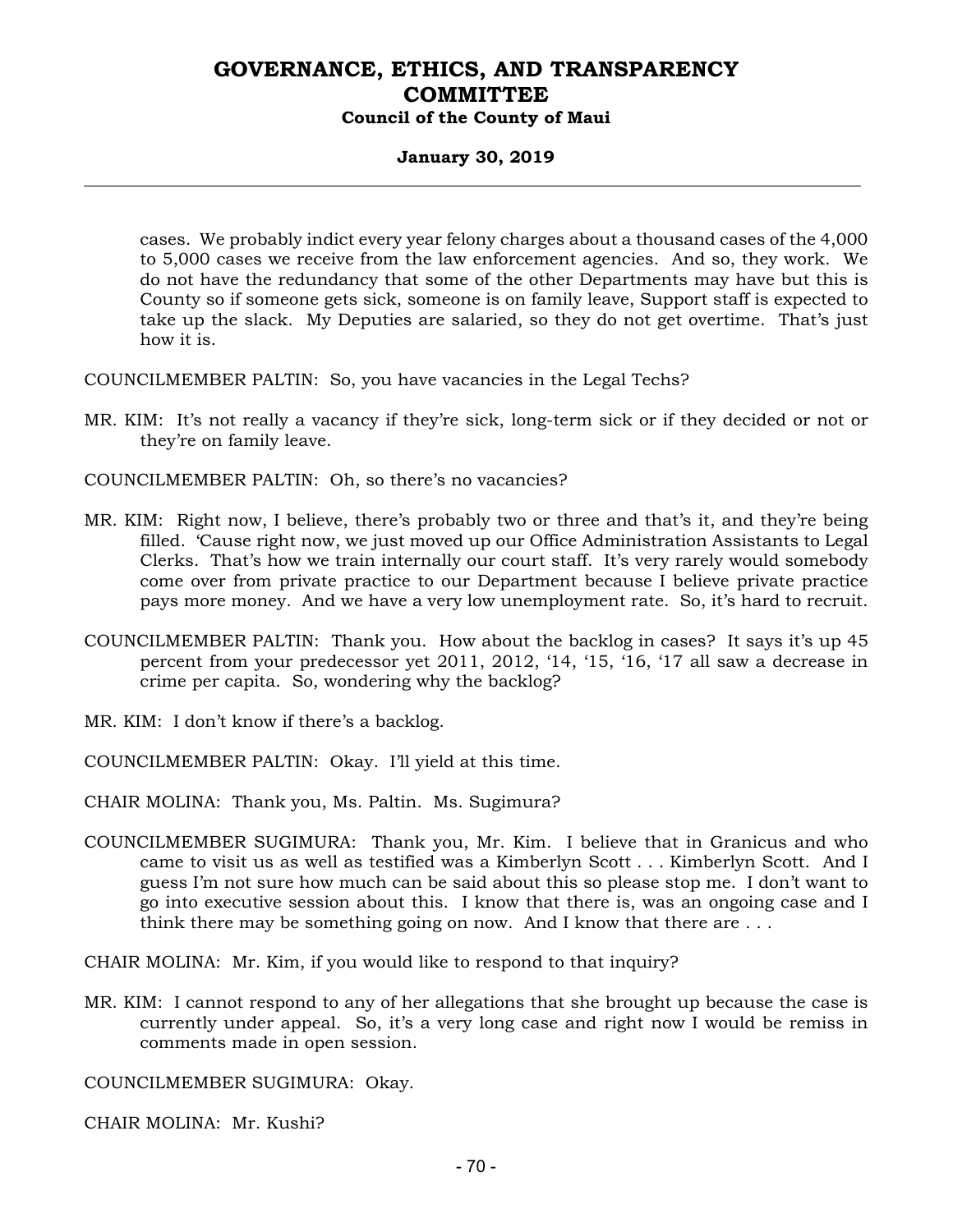cases. We probably indict every year felony charges about a thousand cases of the 4,000 to 5,000 cases we receive from the law enforcement agencies. And so, they work. We do not have the redundancy that some of the other Departments may have but this is County so if someone gets sick, someone is on family leave, Support staff is expected to take up the slack. My Deputies are salaried, so they do not get overtime. That's just how it is.

COUNCILMEMBER PALTIN: So, you have vacancies in the Legal Techs?

MR. KIM: It's not really a vacancy if they're sick, long-term sick or if they decided or not or they're on family leave.

COUNCILMEMBER PALTIN: Oh, so there's no vacancies?

MR. KIM: Right now, I believe, there's probably two or three and that's it, and they're being filled. 'Cause right now, we just moved up our Office Administration Assistants to Legal Clerks. That's how we train internally our court staff. It's very rarely would somebody come over from private practice to our Department because I believe private practice pays more money. And we have a very low unemployment rate. So, it's hard to recruit.

COUNCILMEMBER PALTIN: Thank you. How about the backlog in cases? It says it's up 45 percent from your predecessor yet 2011, 2012, '14, '15, '16, '17 all saw a decrease in crime per capita. So, wondering why the backlog?

MR. KIM: I don't know if there's a backlog.

COUNCILMEMBER PALTIN: Okay. I'll yield at this time.

CHAIR MOLINA: Thank you, Ms. Paltin. Ms. Sugimura?

COUNCILMEMBER SUGIMURA: Thank you, Mr. Kim. I believe that in Granicus and who came to visit us as well as testified was a Kimberlyn Scott . . . Kimberlyn Scott. And I guess I'm not sure how much can be said about this so please stop me. I don't want to go into executive session about this. I know that there is, was an ongoing case and I think there may be something going on now. And I know that there are . . .

CHAIR MOLINA: Mr. Kim, if you would like to respond to that inquiry?

MR. KIM: I cannot respond to any of her allegations that she brought up because the case is currently under appeal. So, it's a very long case and right now I would be remiss in comments made in open session.

COUNCILMEMBER SUGIMURA: Okay.

CHAIR MOLINA: Mr. Kushi?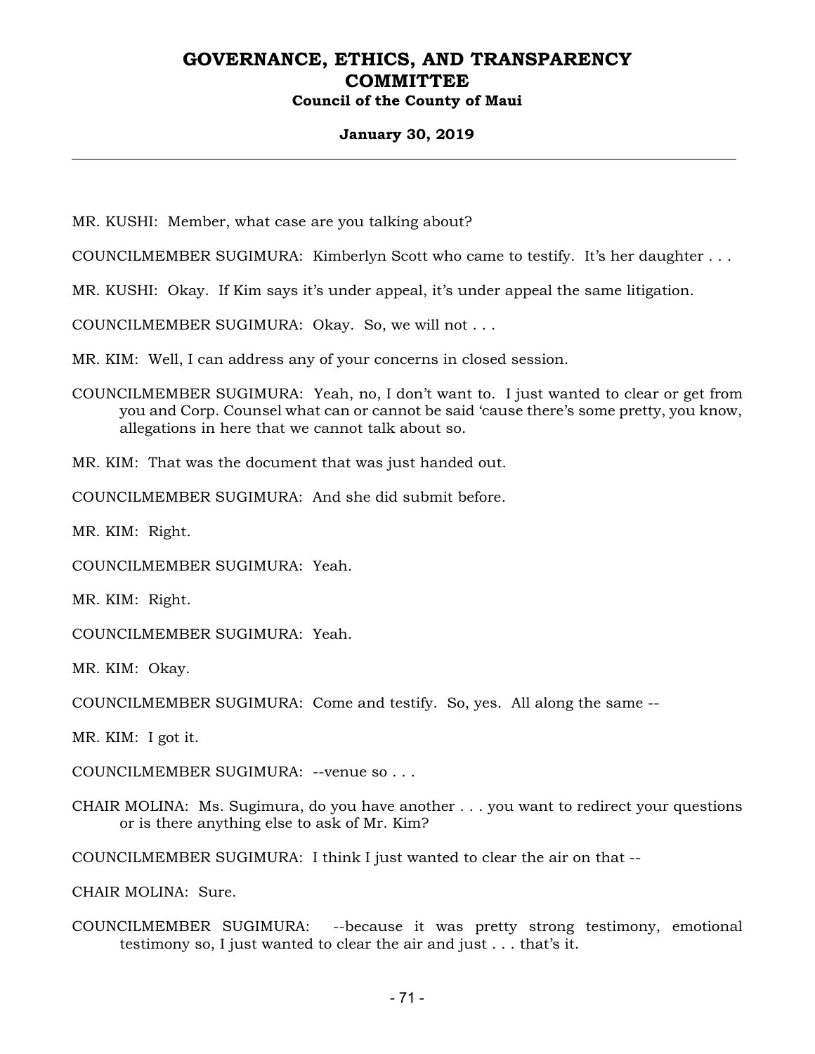MR. KUSHI: Member, what case are you talking about?

COUNCILMEMBER SUGIMURA: Kimberlyn Scott who came to testify. It's her daughter . . .

MR. KUSHI: Okay. If Kim says it's under appeal, it's under appeal the same litigation.

COUNCILMEMBER SUGIMURA: Okay. So, we will not . . .

MR. KIM: Well, I can address any of your concerns in closed session.

COUNCILMEMBER SUGIMURA: Yeah, no, I don't want to. I just wanted to clear or get from you and Corp. Counsel what can or cannot be said 'cause there's some pretty, you know, allegations in here that we cannot talk about so.

MR. KIM: That was the document that was just handed out.

COUNCILMEMBER SUGIMURA: And she did submit before.

MR. KIM: Right.

COUNCILMEMBER SUGIMURA: Yeah.

MR. KIM: Right.

COUNCILMEMBER SUGIMURA: Yeah.

MR. KIM: Okay.

COUNCILMEMBER SUGIMURA: Come and testify. So, yes. All along the same --

MR. KIM: I got it.

COUNCILMEMBER SUGIMURA: --venue so . . .

CHAIR MOLINA: Ms. Sugimura, do you have another . . . you want to redirect your questions or is there anything else to ask of Mr. Kim?

COUNCILMEMBER SUGIMURA: I think I just wanted to clear the air on that --

CHAIR MOLINA: Sure.

COUNCILMEMBER SUGIMURA: --because it was pretty strong testimony, emotional testimony so, I just wanted to clear the air and just . . . that's it.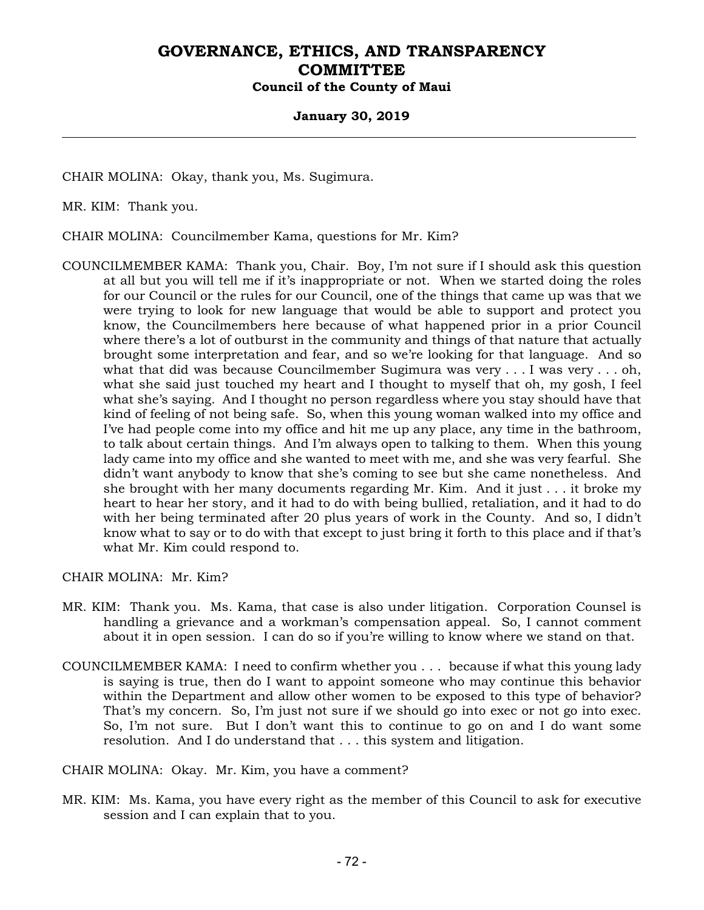CHAIR MOLINA: Okay, thank you, Ms. Sugimura.

MR. KIM: Thank you.

CHAIR MOLINA: Councilmember Kama, questions for Mr. Kim?

COUNCILMEMBER KAMA: Thank you, Chair. Boy, I'm not sure if I should ask this question at all but you will tell me if it's inappropriate or not. When we started doing the roles for our Council or the rules for our Council, one of the things that came up was that we were trying to look for new language that would be able to support and protect you know, the Councilmembers here because of what happened prior in a prior Council where there's a lot of outburst in the community and things of that nature that actually brought some interpretation and fear, and so we're looking for that language. And so what that did was because Councilmember Sugimura was very . . . I was very . . . oh, what she said just touched my heart and I thought to myself that oh, my gosh, I feel what she's saying. And I thought no person regardless where you stay should have that kind of feeling of not being safe. So, when this young woman walked into my office and I've had people come into my office and hit me up any place, any time in the bathroom, to talk about certain things. And I'm always open to talking to them. When this young lady came into my office and she wanted to meet with me, and she was very fearful. She didn't want anybody to know that she's coming to see but she came nonetheless. And she brought with her many documents regarding Mr. Kim. And it just . . . it broke my heart to hear her story, and it had to do with being bullied, retaliation, and it had to do with her being terminated after 20 plus years of work in the County. And so, I didn't know what to say or to do with that except to just bring it forth to this place and if that's what Mr. Kim could respond to.

CHAIR MOLINA: Mr. Kim?

MR. KIM: Thank you. Ms. Kama, that case is also under litigation. Corporation Counsel is handling a grievance and a workman's compensation appeal. So, I cannot comment about it in open session. I can do so if you're willing to know where we stand on that.

COUNCILMEMBER KAMA: I need to confirm whether you . . . because if what this young lady is saying is true, then do I want to appoint someone who may continue this behavior within the Department and allow other women to be exposed to this type of behavior? That's my concern. So, I'm just not sure if we should go into exec or not go into exec. So, I'm not sure. But I don't want this to continue to go on and I do want some resolution. And I do understand that . . . this system and litigation.

CHAIR MOLINA: Okay. Mr. Kim, you have a comment?

MR. KIM: Ms. Kama, you have every right as the member of this Council to ask for executive session and I can explain that to you.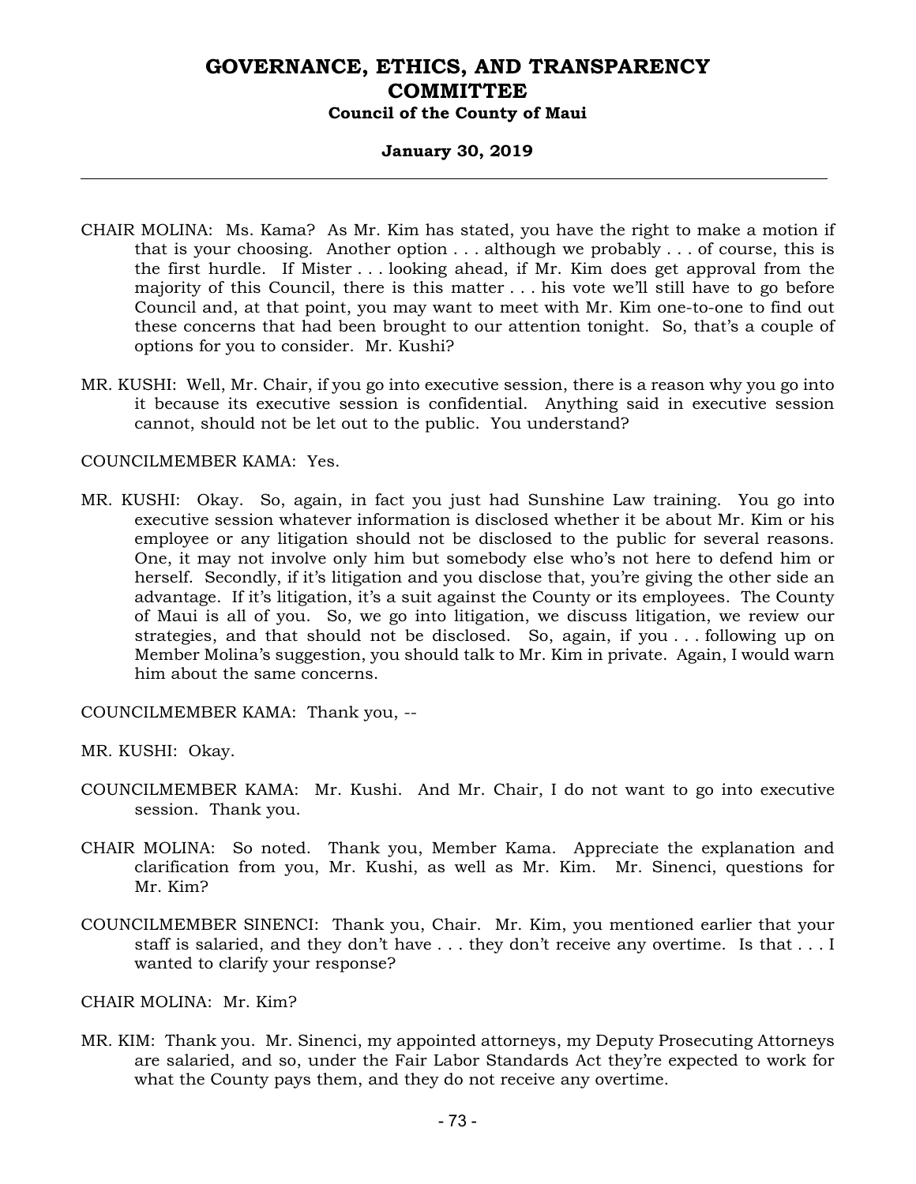CHAIR MOLINA: Ms. Kama? As Mr. Kim has stated, you have the right to make a motion if that is your choosing. Another option . . . although we probably . . . of course, this is the first hurdle. If Mister . . . looking ahead, if Mr. Kim does get approval from the majority of this Council, there is this matter . . . his vote we'll still have to go before Council and, at that point, you may want to meet with Mr. Kim one-to-one to find out these concerns that had been brought to our attention tonight. So, that's a couple of options for you to consider. Mr. Kushi?

MR. KUSHI: Well, Mr. Chair, if you go into executive session, there is a reason why you go into it because its executive session is confidential. Anything said in executive session cannot, should not be let out to the public. You understand?

COUNCILMEMBER KAMA: Yes.

MR. KUSHI: Okay. So, again, in fact you just had Sunshine Law training. You go into executive session whatever information is disclosed whether it be about Mr. Kim or his employee or any litigation should not be disclosed to the public for several reasons. One, it may not involve only him but somebody else who's not here to defend him or herself. Secondly, if it's litigation and you disclose that, you're giving the other side an advantage. If it's litigation, it's a suit against the County or its employees. The County of Maui is all of you. So, we go into litigation, we discuss litigation, we review our strategies, and that should not be disclosed. So, again, if you . . . following up on Member Molina's suggestion, you should talk to Mr. Kim in private. Again, I would warn him about the same concerns.

COUNCILMEMBER KAMA: Thank you, --

MR. KUSHI: Okay.

COUNCILMEMBER KAMA: Mr. Kushi. And Mr. Chair, I do not want to go into executive session. Thank you.

CHAIR MOLINA: So noted. Thank you, Member Kama. Appreciate the explanation and clarification from you, Mr. Kushi, as well as Mr. Kim. Mr. Sinenci, questions for Mr. Kim?

COUNCILMEMBER SINENCI: Thank you, Chair. Mr. Kim, you mentioned earlier that your staff is salaried, and they don't have . . . they don't receive any overtime. Is that . . . I wanted to clarify your response?

CHAIR MOLINA: Mr. Kim?

MR. KIM: Thank you. Mr. Sinenci, my appointed attorneys, my Deputy Prosecuting Attorneys are salaried, and so, under the Fair Labor Standards Act they're expected to work for what the County pays them, and they do not receive any overtime.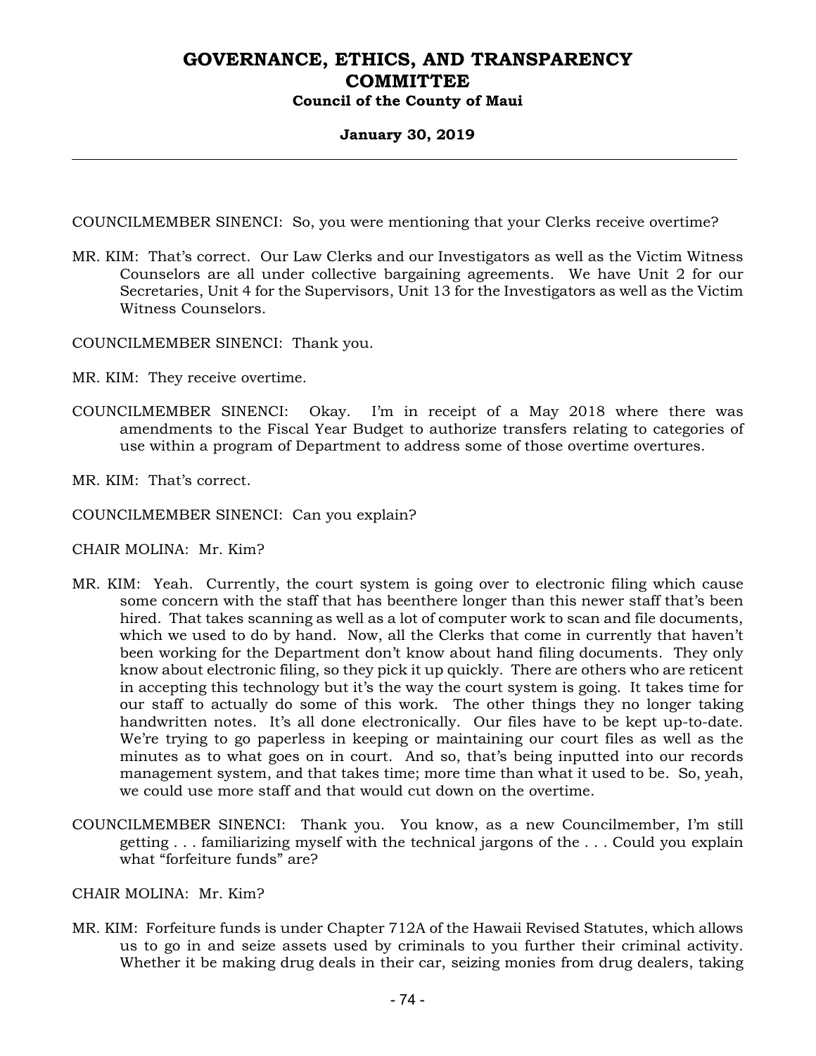COUNCILMEMBER SINENCI: So, you were mentioning that your Clerks receive overtime?

MR. KIM: That's correct. Our Law Clerks and our Investigators as well as the Victim Witness Counselors are all under collective bargaining agreements. We have Unit 2 for our Secretaries, Unit 4 for the Supervisors, Unit 13 for the Investigators as well as the Victim Witness Counselors.

COUNCILMEMBER SINENCI: Thank you.

MR. KIM: They receive overtime.

COUNCILMEMBER SINENCI: Okay. I'm in receipt of a May 2018 where there was amendments to the Fiscal Year Budget to authorize transfers relating to categories of use within a program of Department to address some of those overtime overtures.

MR. KIM: That's correct.

COUNCILMEMBER SINENCI: Can you explain?

CHAIR MOLINA: Mr. Kim?

MR. KIM: Yeah. Currently, the court system is going over to electronic filing which cause some concern with the staff that has beenthere longer than this newer staff that's been hired. That takes scanning as well as a lot of computer work to scan and file documents, which we used to do by hand. Now, all the Clerks that come in currently that haven't been working for the Department don't know about hand filing documents. They only know about electronic filing, so they pick it up quickly. There are others who are reticent in accepting this technology but it's the way the court system is going. It takes time for our staff to actually do some of this work. The other things they no longer taking handwritten notes. It's all done electronically. Our files have to be kept up-to-date. We're trying to go paperless in keeping or maintaining our court files as well as the minutes as to what goes on in court. And so, that's being inputted into our records management system, and that takes time; more time than what it used to be. So, yeah, we could use more staff and that would cut down on the overtime.

COUNCILMEMBER SINENCI: Thank you. You know, as a new Councilmember, I'm still getting . . . familiarizing myself with the technical jargons of the . . . Could you explain what "forfeiture funds" are?

CHAIR MOLINA: Mr. Kim?

MR. KIM: Forfeiture funds is under Chapter 712A of the Hawaii Revised Statutes, which allows us to go in and seize assets used by criminals to you further their criminal activity. Whether it be making drug deals in their car, seizing monies from drug dealers, taking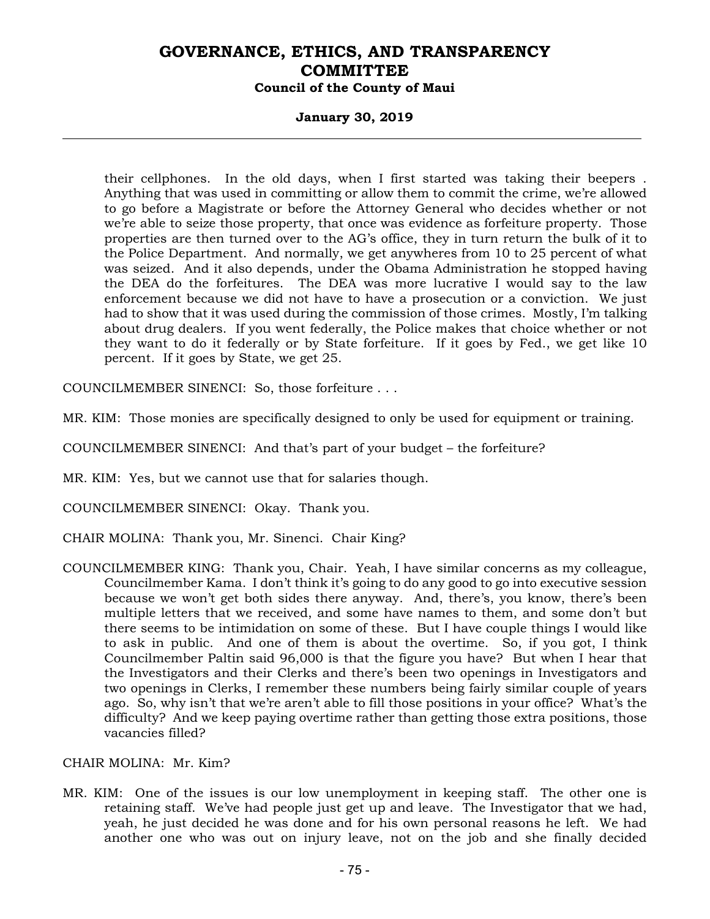their cellphones. In the old days, when I first started was taking their beepers . Anything that was used in committing or allow them to commit the crime, we're allowed to go before a Magistrate or before the Attorney General who decides whether or not we're able to seize those property, that once was evidence as forfeiture property. Those properties are then turned over to the AG's office, they in turn return the bulk of it to the Police Department. And normally, we get anywheres from 10 to 25 percent of what was seized. And it also depends, under the Obama Administration he stopped having the DEA do the forfeitures. The DEA was more lucrative I would say to the law enforcement because we did not have to have a prosecution or a conviction. We just had to show that it was used during the commission of those crimes. Mostly, I'm talking about drug dealers. If you went federally, the Police makes that choice whether or not they want to do it federally or by State forfeiture. If it goes by Fed., we get like 10 percent. If it goes by State, we get 25.

COUNCILMEMBER SINENCI: So, those forfeiture . . .

MR. KIM: Those monies are specifically designed to only be used for equipment or training.

COUNCILMEMBER SINENCI: And that's part of your budget – the forfeiture?

MR. KIM: Yes, but we cannot use that for salaries though.

COUNCILMEMBER SINENCI: Okay. Thank you.

CHAIR MOLINA: Thank you, Mr. Sinenci. Chair King?

COUNCILMEMBER KING: Thank you, Chair. Yeah, I have similar concerns as my colleague, Councilmember Kama. I don't think it's going to do any good to go into executive session because we won't get both sides there anyway. And, there's, you know, there's been multiple letters that we received, and some have names to them, and some don't but there seems to be intimidation on some of these. But I have couple things I would like to ask in public. And one of them is about the overtime. So, if you got, I think Councilmember Paltin said 96,000 is that the figure you have? But when I hear that the Investigators and their Clerks and there's been two openings in Investigators and two openings in Clerks, I remember these numbers being fairly similar couple of years ago. So, why isn't that we're aren't able to fill those positions in your office? What's the difficulty? And we keep paying overtime rather than getting those extra positions, those vacancies filled?

CHAIR MOLINA: Mr. Kim?

MR. KIM: One of the issues is our low unemployment in keeping staff. The other one is retaining staff. We've had people just get up and leave. The Investigator that we had, yeah, he just decided he was done and for his own personal reasons he left. We had another one who was out on injury leave, not on the job and she finally decided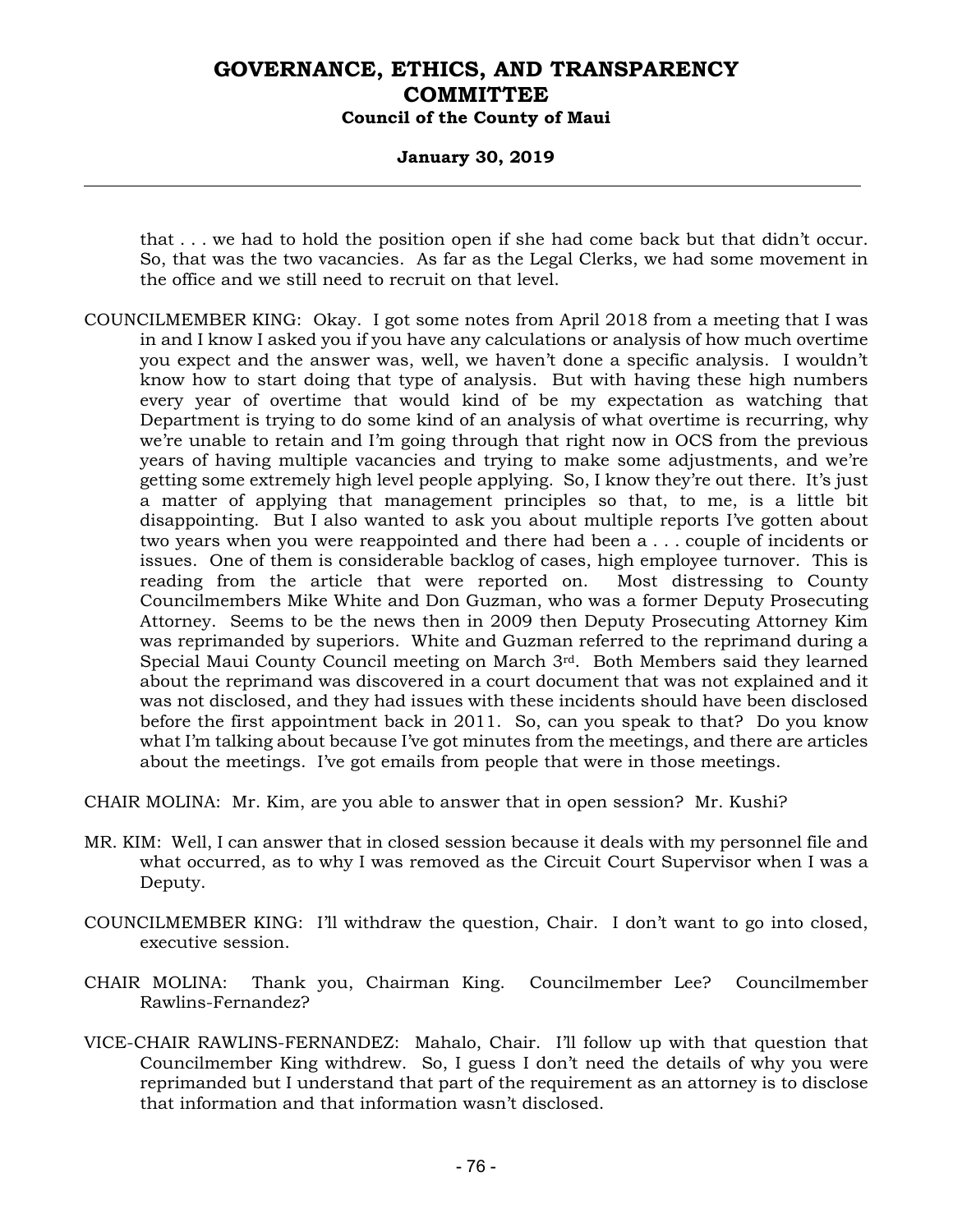that . . . we had to hold the position open if she had come back but that didn't occur. So, that was the two vacancies. As far as the Legal Clerks, we had some movement in the office and we still need to recruit on that level.

COUNCILMEMBER KING: Okay. I got some notes from April 2018 from a meeting that I was in and I know I asked you if you have any calculations or analysis of how much overtime you expect and the answer was, well, we haven't done a specific analysis. I wouldn't know how to start doing that type of analysis. But with having these high numbers every year of overtime that would kind of be my expectation as watching that Department is trying to do some kind of an analysis of what overtime is recurring, why we're unable to retain and I'm going through that right now in OCS from the previous years of having multiple vacancies and trying to make some adjustments, and we're getting some extremely high level people applying. So, I know they're out there. It's just a matter of applying that management principles so that, to me, is a little bit disappointing. But I also wanted to ask you about multiple reports I've gotten about two years when you were reappointed and there had been a . . . couple of incidents or issues. One of them is considerable backlog of cases, high employee turnover. This is reading from the article that were reported on. Most distressing to County Councilmembers Mike White and Don Guzman, who was a former Deputy Prosecuting Attorney. Seems to be the news then in 2009 then Deputy Prosecuting Attorney Kim was reprimanded by superiors. White and Guzman referred to the reprimand during a Special Maui County Council meeting on March 3rd. Both Members said they learned about the reprimand was discovered in a court document that was not explained and it was not disclosed, and they had issues with these incidents should have been disclosed before the first appointment back in 2011. So, can you speak to that? Do you know what I'm talking about because I've got minutes from the meetings, and there are articles about the meetings. I've got emails from people that were in those meetings.

CHAIR MOLINA: Mr. Kim, are you able to answer that in open session? Mr. Kushi?

MR. KIM: Well, I can answer that in closed session because it deals with my personnel file and what occurred, as to why I was removed as the Circuit Court Supervisor when I was a Deputy.

COUNCILMEMBER KING: I'll withdraw the question, Chair. I don't want to go into closed, executive session.

CHAIR MOLINA: Thank you, Chairman King. Councilmember Lee? Councilmember Rawlins-Fernandez?

VICE-CHAIR RAWLINS-FERNANDEZ: Mahalo, Chair. I'll follow up with that question that Councilmember King withdrew. So, I guess I don't need the details of why you were reprimanded but I understand that part of the requirement as an attorney is to disclose that information and that information wasn't disclosed.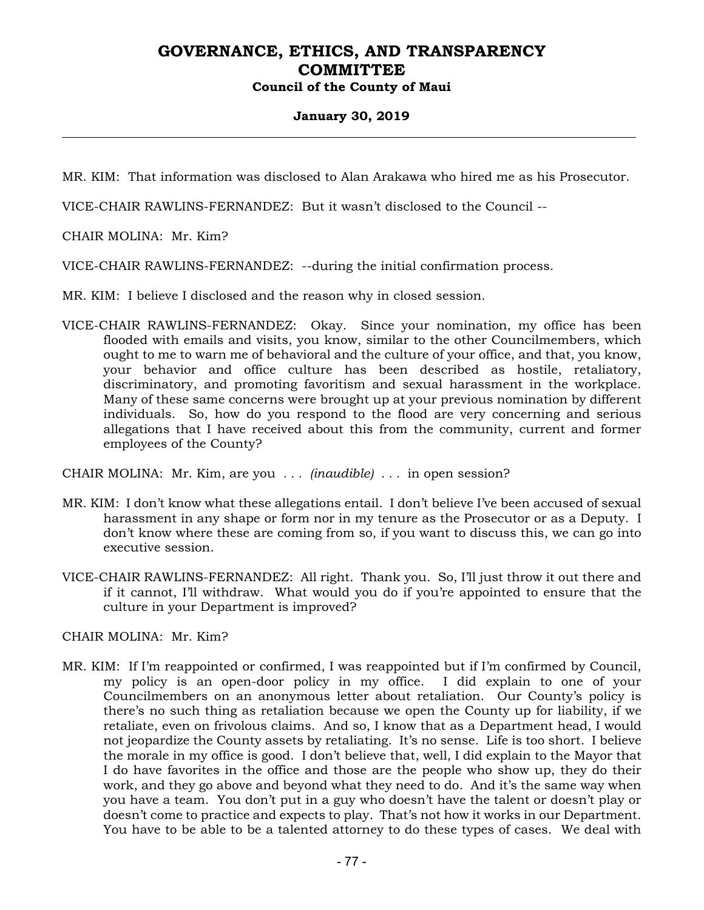MR. KIM: That information was disclosed to Alan Arakawa who hired me as his Prosecutor.

VICE-CHAIR RAWLINS-FERNANDEZ: But it wasn't disclosed to the Council --

CHAIR MOLINA: Mr. Kim?

VICE-CHAIR RAWLINS-FERNANDEZ: --during the initial confirmation process.

MR. KIM: I believe I disclosed and the reason why in closed session.

VICE-CHAIR RAWLINS-FERNANDEZ: Okay. Since your nomination, my office has been flooded with emails and visits, you know, similar to the other Councilmembers, which ought to me to warn me of behavioral and the culture of your office, and that, you know, your behavior and office culture has been described as hostile, retaliatory, discriminatory, and promoting favoritism and sexual harassment in the workplace. Many of these same concerns were brought up at your previous nomination by different individuals. So, how do you respond to the flood are very concerning and serious allegations that I have received about this from the community, current and former employees of the County?

CHAIR MOLINA: Mr. Kim, are you . . . *(inaudible)* . . . in open session?

MR. KIM: I don't know what these allegations entail. I don't believe I've been accused of sexual harassment in any shape or form nor in my tenure as the Prosecutor or as a Deputy. I don't know where these are coming from so, if you want to discuss this, we can go into executive session.

VICE-CHAIR RAWLINS-FERNANDEZ: All right. Thank you. So, I'll just throw it out there and if it cannot, I'll withdraw. What would you do if you're appointed to ensure that the culture in your Department is improved?

CHAIR MOLINA: Mr. Kim?

MR. KIM: If I'm reappointed or confirmed, I was reappointed but if I'm confirmed by Council, my policy is an open-door policy in my office. I did explain to one of your Councilmembers on an anonymous letter about retaliation. Our County's policy is there's no such thing as retaliation because we open the County up for liability, if we retaliate, even on frivolous claims. And so, I know that as a Department head, I would not jeopardize the County assets by retaliating. It's no sense. Life is too short. I believe the morale in my office is good. I don't believe that, well, I did explain to the Mayor that I do have favorites in the office and those are the people who show up, they do their work, and they go above and beyond what they need to do. And it's the same way when you have a team. You don't put in a guy who doesn't have the talent or doesn't play or doesn't come to practice and expects to play. That's not how it works in our Department. You have to be able to be a talented attorney to do these types of cases. We deal with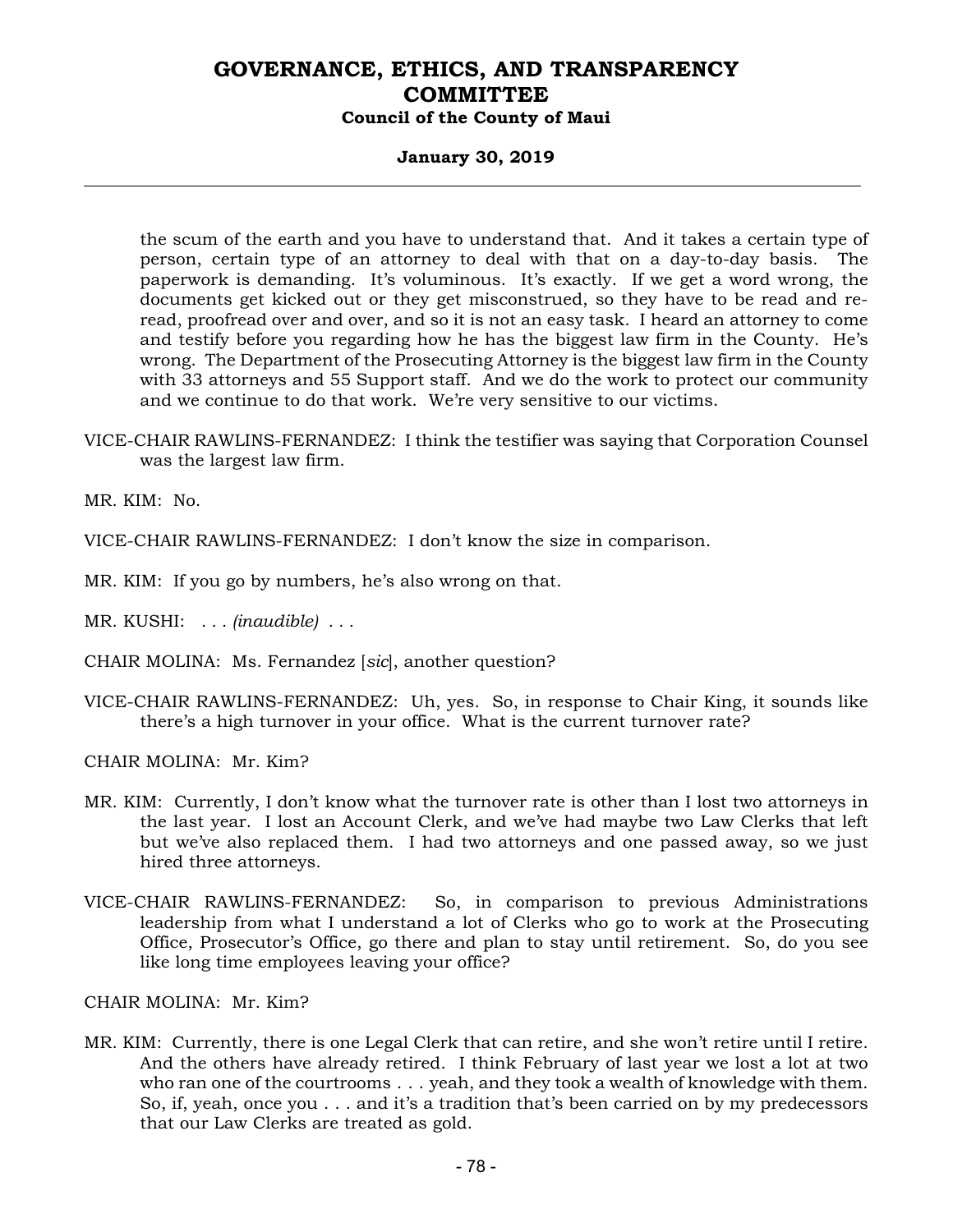the scum of the earth and you have to understand that. And it takes a certain type of person, certain type of an attorney to deal with that on a day-to-day basis. The paperwork is demanding. It's voluminous. It's exactly. If we get a word wrong, the documents get kicked out or they get misconstrued, so they have to be read and re-read, proofread over and over, and so it is not an easy task. I heard an attorney to come and testify before you regarding how he has the biggest law firm in the County. He's wrong. The Department of the Prosecuting Attorney is the biggest law firm in the County with 33 attorneys and 55 Support staff. And we do the work to protect our community and we continue to do that work. We're very sensitive to our victims.

VICE-CHAIR RAWLINS-FERNANDEZ: I think the testifier was saying that Corporation Counsel was the largest law firm.

MR. KIM: No.

VICE-CHAIR RAWLINS-FERNANDEZ: I don't know the size in comparison.

MR. KIM: If you go by numbers, he's also wrong on that.

MR. KUSHI: . . . *(inaudible)* . . .

CHAIR MOLINA: Ms. Fernandez [*sic*], another question?

VICE-CHAIR RAWLINS-FERNANDEZ: Uh, yes. So, in response to Chair King, it sounds like there's a high turnover in your office. What is the current turnover rate?

CHAIR MOLINA: Mr. Kim?

MR. KIM: Currently, I don't know what the turnover rate is other than I lost two attorneys in the last year. I lost an Account Clerk, and we've had maybe two Law Clerks that left but we've also replaced them. I had two attorneys and one passed away, so we just hired three attorneys.

VICE-CHAIR RAWLINS-FERNANDEZ: So, in comparison to previous Administrations leadership from what I understand a lot of Clerks who go to work at the Prosecuting Office, Prosecutor's Office, go there and plan to stay until retirement. So, do you see like long time employees leaving your office?

CHAIR MOLINA: Mr. Kim?

MR. KIM: Currently, there is one Legal Clerk that can retire, and she won't retire until I retire. And the others have already retired. I think February of last year we lost a lot at two who ran one of the courtrooms . . . yeah, and they took a wealth of knowledge with them. So, if, yeah, once you . . . and it's a tradition that's been carried on by my predecessors that our Law Clerks are treated as gold.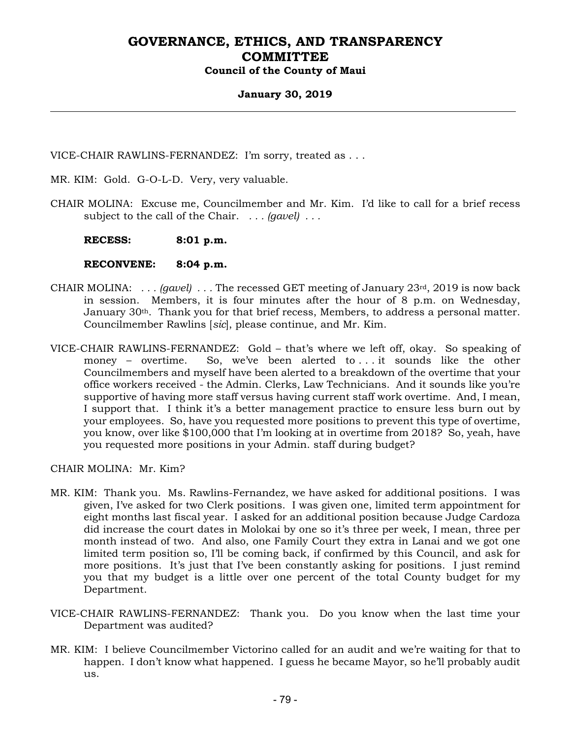VICE-CHAIR RAWLINS-FERNANDEZ: I'm sorry, treated as . . .

MR. KIM: Gold. G-O-L-D. Very, very valuable.

CHAIR MOLINA: Excuse me, Councilmember and Mr. Kim. I'd like to call for a brief recess subject to the call of the Chair. . . . *(gavel)* . . .

**RECESS: 8:01 p.m.**

**RECONVENE: 8:04 p.m.**

CHAIR MOLINA: . . . *(gavel)* . . . The recessed GET meeting of January 23rd, 2019 is now back in session. Members, it is four minutes after the hour of 8 p.m. on Wednesday, January 30th. Thank you for that brief recess, Members, to address a personal matter. Councilmember Rawlins [*sic*], please continue, and Mr. Kim.

VICE-CHAIR RAWLINS-FERNANDEZ: Gold – that's where we left off, okay. So speaking of money – overtime. So, we've been alerted to . . . it sounds like the other Councilmembers and myself have been alerted to a breakdown of the overtime that your office workers received - the Admin. Clerks, Law Technicians. And it sounds like you're supportive of having more staff versus having current staff work overtime. And, I mean, I support that. I think it's a better management practice to ensure less burn out by your employees. So, have you requested more positions to prevent this type of overtime, you know, over like $100,000 that I'm looking at in overtime from 2018? So, yeah, have you requested more positions in your Admin. staff during budget?

CHAIR MOLINA: Mr. Kim?

MR. KIM: Thank you. Ms. Rawlins-Fernandez, we have asked for additional positions. I was given, I've asked for two Clerk positions. I was given one, limited term appointment for eight months last fiscal year. I asked for an additional position because Judge Cardoza did increase the court dates in Molokai by one so it's three per week, I mean, three per month instead of two. And also, one Family Court they extra in Lanai and we got one limited term position so, I'll be coming back, if confirmed by this Council, and ask for more positions. It's just that I've been constantly asking for positions. I just remind you that my budget is a little over one percent of the total County budget for my Department.

VICE-CHAIR RAWLINS-FERNANDEZ: Thank you. Do you know when the last time your Department was audited?

MR. KIM: I believe Councilmember Victorino called for an audit and we're waiting for that to happen. I don't know what happened. I guess he became Mayor, so he'll probably audit us.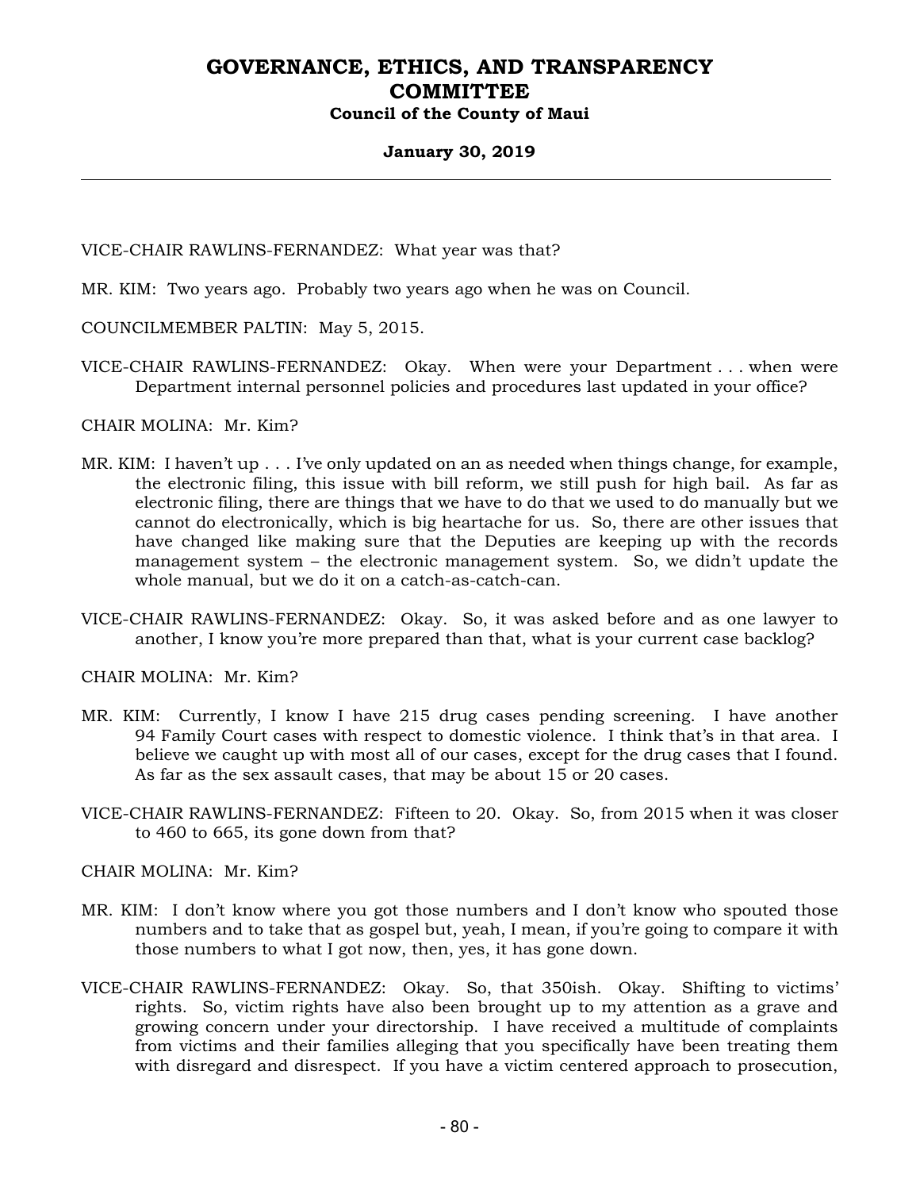VICE-CHAIR RAWLINS-FERNANDEZ: What year was that?

MR. KIM: Two years ago. Probably two years ago when he was on Council.

COUNCILMEMBER PALTIN: May 5, 2015.

VICE-CHAIR RAWLINS-FERNANDEZ: Okay. When were your Department . . . when were Department internal personnel policies and procedures last updated in your office?

CHAIR MOLINA: Mr. Kim?

MR. KIM: I haven't up . . . I've only updated on an as needed when things change, for example, the electronic filing, this issue with bill reform, we still push for high bail. As far as electronic filing, there are things that we have to do that we used to do manually but we cannot do electronically, which is big heartache for us. So, there are other issues that have changed like making sure that the Deputies are keeping up with the records management system – the electronic management system. So, we didn't update the whole manual, but we do it on a catch-as-catch-can.

VICE-CHAIR RAWLINS-FERNANDEZ: Okay. So, it was asked before and as one lawyer to another, I know you're more prepared than that, what is your current case backlog?

CHAIR MOLINA: Mr. Kim?

MR. KIM: Currently, I know I have 215 drug cases pending screening. I have another 94 Family Court cases with respect to domestic violence. I think that's in that area. I believe we caught up with most all of our cases, except for the drug cases that I found. As far as the sex assault cases, that may be about 15 or 20 cases.

VICE-CHAIR RAWLINS-FERNANDEZ: Fifteen to 20. Okay. So, from 2015 when it was closer to 460 to 665, its gone down from that?

CHAIR MOLINA: Mr. Kim?

MR. KIM: I don't know where you got those numbers and I don't know who spouted those numbers and to take that as gospel but, yeah, I mean, if you're going to compare it with those numbers to what I got now, then, yes, it has gone down.

VICE-CHAIR RAWLINS-FERNANDEZ: Okay. So, that 350ish. Okay. Shifting to victims' rights. So, victim rights have also been brought up to my attention as a grave and growing concern under your directorship. I have received a multitude of complaints from victims and their families alleging that you specifically have been treating them with disregard and disrespect. If you have a victim centered approach to prosecution,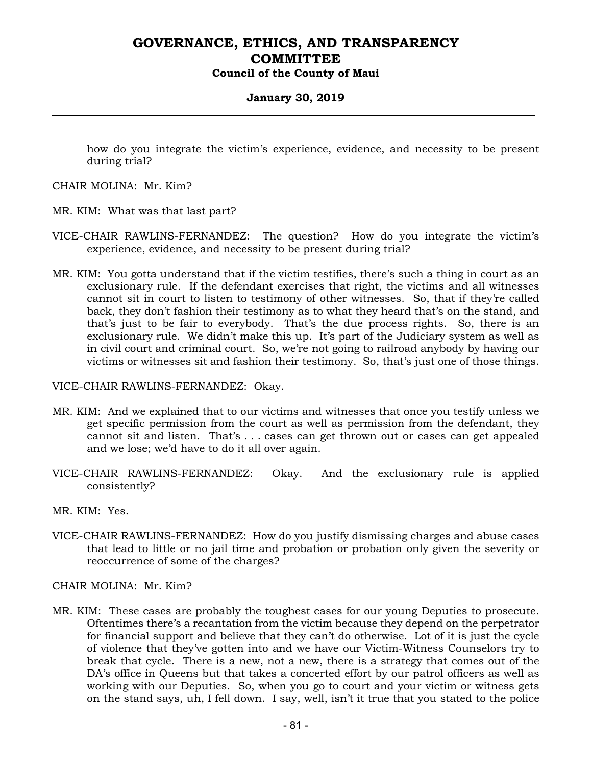how do you integrate the victim's experience, evidence, and necessity to be present during trial?

CHAIR MOLINA: Mr. Kim?

MR. KIM: What was that last part?

VICE-CHAIR RAWLINS-FERNANDEZ: The question? How do you integrate the victim's experience, evidence, and necessity to be present during trial?

MR. KIM: You gotta understand that if the victim testifies, there's such a thing in court as an exclusionary rule. If the defendant exercises that right, the victims and all witnesses cannot sit in court to listen to testimony of other witnesses. So, that if they're called back, they don't fashion their testimony as to what they heard that's on the stand, and that's just to be fair to everybody. That's the due process rights. So, there is an exclusionary rule. We didn't make this up. It's part of the Judiciary system as well as in civil court and criminal court. So, we're not going to railroad anybody by having our victims or witnesses sit and fashion their testimony. So, that's just one of those things.

VICE-CHAIR RAWLINS-FERNANDEZ: Okay.

MR. KIM: And we explained that to our victims and witnesses that once you testify unless we get specific permission from the court as well as permission from the defendant, they cannot sit and listen. That's . . . cases can get thrown out or cases can get appealed and we lose; we'd have to do it all over again.

VICE-CHAIR RAWLINS-FERNANDEZ: Okay. And the exclusionary rule is applied consistently?

MR. KIM: Yes.

VICE-CHAIR RAWLINS-FERNANDEZ: How do you justify dismissing charges and abuse cases that lead to little or no jail time and probation or probation only given the severity or reoccurrence of some of the charges?

CHAIR MOLINA: Mr. Kim?

MR. KIM: These cases are probably the toughest cases for our young Deputies to prosecute. Oftentimes there's a recantation from the victim because they depend on the perpetrator for financial support and believe that they can't do otherwise. Lot of it is just the cycle of violence that they've gotten into and we have our Victim-Witness Counselors try to break that cycle. There is a new, not a new, there is a strategy that comes out of the DA's office in Queens but that takes a concerted effort by our patrol officers as well as working with our Deputies. So, when you go to court and your victim or witness gets on the stand says, uh, I fell down. I say, well, isn't it true that you stated to the police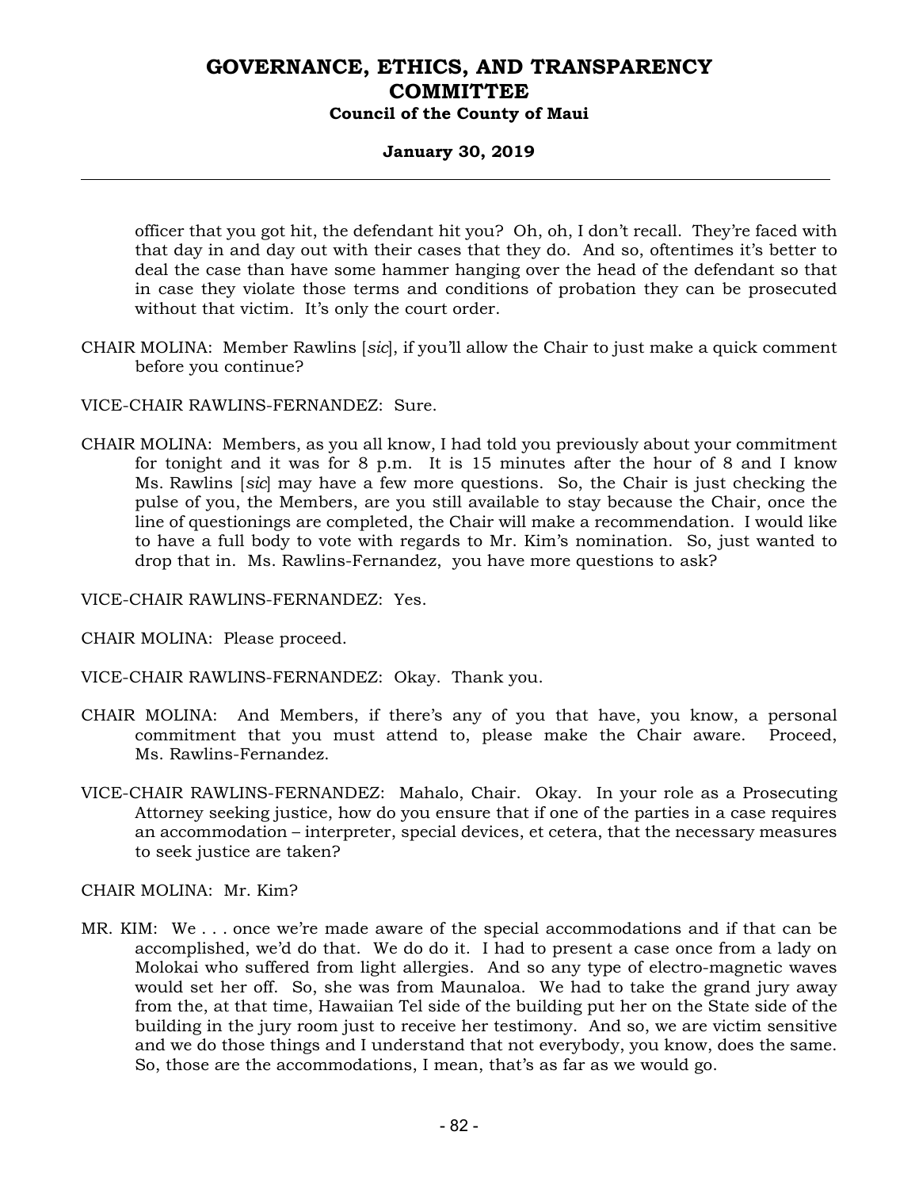officer that you got hit, the defendant hit you? Oh, oh, I don't recall. They're faced with that day in and day out with their cases that they do. And so, oftentimes it's better to deal the case than have some hammer hanging over the head of the defendant so that in case they violate those terms and conditions of probation they can be prosecuted without that victim. It's only the court order.

CHAIR MOLINA: Member Rawlins [*sic*], if you'll allow the Chair to just make a quick comment before you continue?

VICE-CHAIR RAWLINS-FERNANDEZ: Sure.

CHAIR MOLINA: Members, as you all know, I had told you previously about your commitment for tonight and it was for 8 p.m. It is 15 minutes after the hour of 8 and I know Ms. Rawlins [*sic*] may have a few more questions. So, the Chair is just checking the pulse of you, the Members, are you still available to stay because the Chair, once the line of questionings are completed, the Chair will make a recommendation. I would like to have a full body to vote with regards to Mr. Kim's nomination. So, just wanted to drop that in. Ms. Rawlins-Fernandez, you have more questions to ask?

VICE-CHAIR RAWLINS-FERNANDEZ: Yes.

CHAIR MOLINA: Please proceed.

VICE-CHAIR RAWLINS-FERNANDEZ: Okay. Thank you.

CHAIR MOLINA: And Members, if there's any of you that have, you know, a personal commitment that you must attend to, please make the Chair aware. Proceed, Ms. Rawlins-Fernandez.

VICE-CHAIR RAWLINS-FERNANDEZ: Mahalo, Chair. Okay. In your role as a Prosecuting Attorney seeking justice, how do you ensure that if one of the parties in a case requires an accommodation – interpreter, special devices, et cetera, that the necessary measures to seek justice are taken?

CHAIR MOLINA: Mr. Kim?

MR. KIM: We . . . once we're made aware of the special accommodations and if that can be accomplished, we'd do that. We do do it. I had to present a case once from a lady on Molokai who suffered from light allergies. And so any type of electro-magnetic waves would set her off. So, she was from Maunaloa. We had to take the grand jury away from the, at that time, Hawaiian Tel side of the building put her on the State side of the building in the jury room just to receive her testimony. And so, we are victim sensitive and we do those things and I understand that not everybody, you know, does the same. So, those are the accommodations, I mean, that's as far as we would go.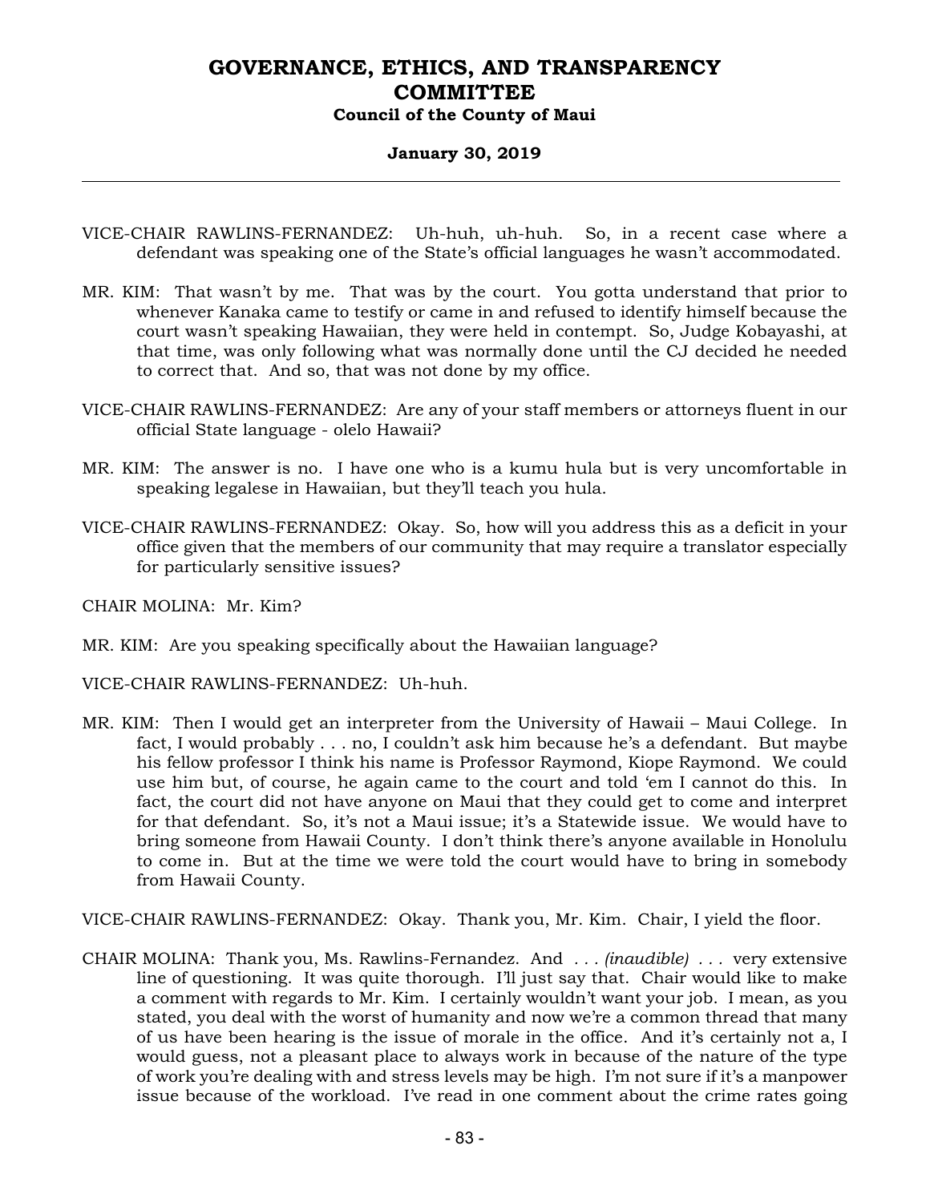VICE-CHAIR RAWLINS-FERNANDEZ: Uh-huh, uh-huh. So, in a recent case where a defendant was speaking one of the State's official languages he wasn't accommodated.

MR. KIM: That wasn't by me. That was by the court. You gotta understand that prior to whenever Kanaka came to testify or came in and refused to identify himself because the court wasn't speaking Hawaiian, they were held in contempt. So, Judge Kobayashi, at that time, was only following what was normally done until the CJ decided he needed to correct that. And so, that was not done by my office.

VICE-CHAIR RAWLINS-FERNANDEZ: Are any of your staff members or attorneys fluent in our official State language - olelo Hawaii?

MR. KIM: The answer is no. I have one who is a kumu hula but is very uncomfortable in speaking legalese in Hawaiian, but they'll teach you hula.

VICE-CHAIR RAWLINS-FERNANDEZ: Okay. So, how will you address this as a deficit in your office given that the members of our community that may require a translator especially for particularly sensitive issues?

CHAIR MOLINA: Mr. Kim?

MR. KIM: Are you speaking specifically about the Hawaiian language?

VICE-CHAIR RAWLINS-FERNANDEZ: Uh-huh.

MR. KIM: Then I would get an interpreter from the University of Hawaii – Maui College. In fact, I would probably . . . no, I couldn't ask him because he's a defendant. But maybe his fellow professor I think his name is Professor Raymond, Kiope Raymond. We could use him but, of course, he again came to the court and told 'em I cannot do this. In fact, the court did not have anyone on Maui that they could get to come and interpret for that defendant. So, it's not a Maui issue; it's a Statewide issue. We would have to bring someone from Hawaii County. I don't think there's anyone available in Honolulu to come in. But at the time we were told the court would have to bring in somebody from Hawaii County.

VICE-CHAIR RAWLINS-FERNANDEZ: Okay. Thank you, Mr. Kim. Chair, I yield the floor.

CHAIR MOLINA: Thank you, Ms. Rawlins-Fernandez. And *. . . (inaudible) . . .* very extensive line of questioning. It was quite thorough. I'll just say that. Chair would like to make a comment with regards to Mr. Kim. I certainly wouldn't want your job. I mean, as you stated, you deal with the worst of humanity and now we're a common thread that many of us have been hearing is the issue of morale in the office. And it's certainly not a, I would guess, not a pleasant place to always work in because of the nature of the type of work you're dealing with and stress levels may be high. I'm not sure if it's a manpower issue because of the workload. I've read in one comment about the crime rates going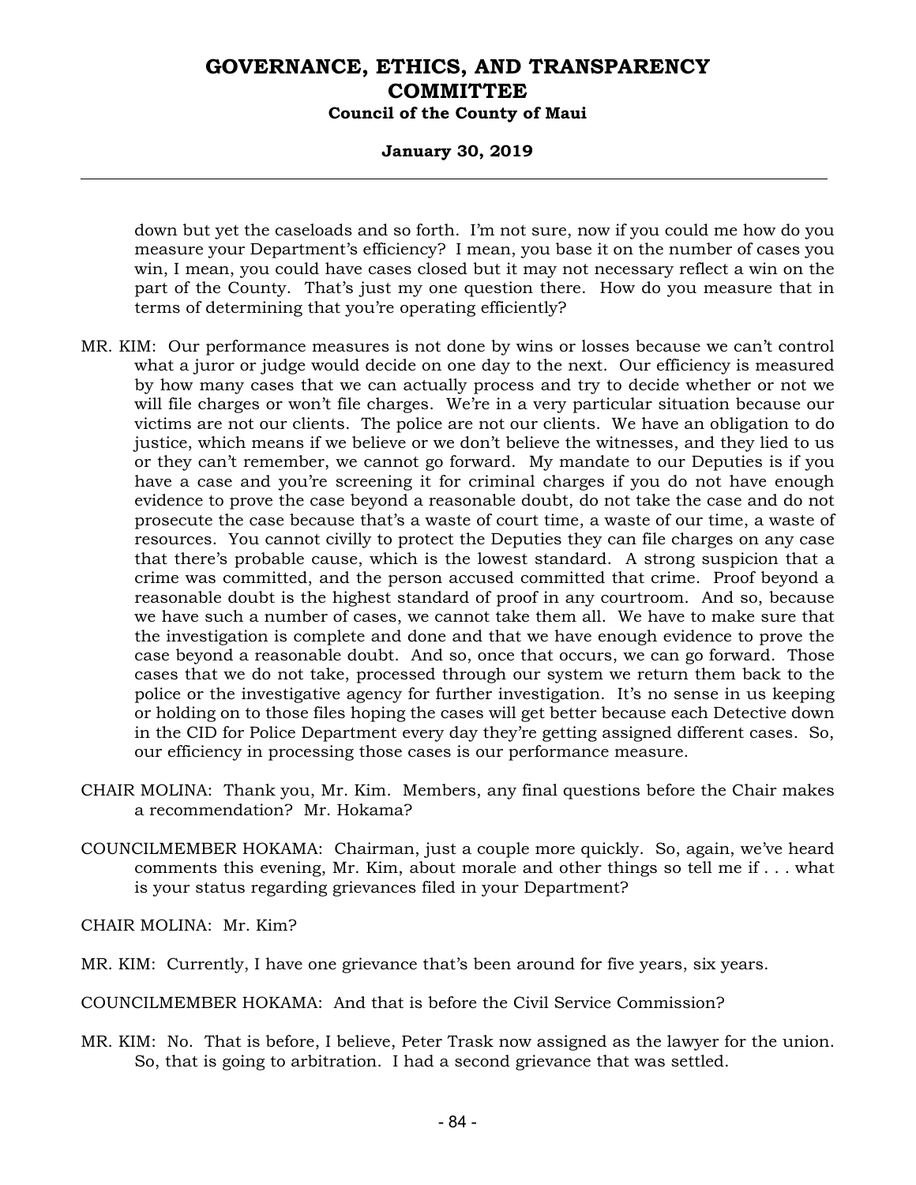down but yet the caseloads and so forth. I'm not sure, now if you could me how do you measure your Department's efficiency? I mean, you base it on the number of cases you win, I mean, you could have cases closed but it may not necessary reflect a win on the part of the County. That's just my one question there. How do you measure that in terms of determining that you're operating efficiently?

MR. KIM: Our performance measures is not done by wins or losses because we can't control what a juror or judge would decide on one day to the next. Our efficiency is measured by how many cases that we can actually process and try to decide whether or not we will file charges or won't file charges. We're in a very particular situation because our victims are not our clients. The police are not our clients. We have an obligation to do justice, which means if we believe or we don't believe the witnesses, and they lied to us or they can't remember, we cannot go forward. My mandate to our Deputies is if you have a case and you're screening it for criminal charges if you do not have enough evidence to prove the case beyond a reasonable doubt, do not take the case and do not prosecute the case because that's a waste of court time, a waste of our time, a waste of resources. You cannot civilly to protect the Deputies they can file charges on any case that there's probable cause, which is the lowest standard. A strong suspicion that a crime was committed, and the person accused committed that crime. Proof beyond a reasonable doubt is the highest standard of proof in any courtroom. And so, because we have such a number of cases, we cannot take them all. We have to make sure that the investigation is complete and done and that we have enough evidence to prove the case beyond a reasonable doubt. And so, once that occurs, we can go forward. Those cases that we do not take, processed through our system we return them back to the police or the investigative agency for further investigation. It's no sense in us keeping or holding on to those files hoping the cases will get better because each Detective down in the CID for Police Department every day they're getting assigned different cases. So, our efficiency in processing those cases is our performance measure.

CHAIR MOLINA: Thank you, Mr. Kim. Members, any final questions before the Chair makes a recommendation? Mr. Hokama?

COUNCILMEMBER HOKAMA: Chairman, just a couple more quickly. So, again, we've heard comments this evening, Mr. Kim, about morale and other things so tell me if . . . what is your status regarding grievances filed in your Department?

CHAIR MOLINA: Mr. Kim?

MR. KIM: Currently, I have one grievance that's been around for five years, six years.

COUNCILMEMBER HOKAMA: And that is before the Civil Service Commission?

MR. KIM: No. That is before, I believe, Peter Trask now assigned as the lawyer for the union. So, that is going to arbitration. I had a second grievance that was settled.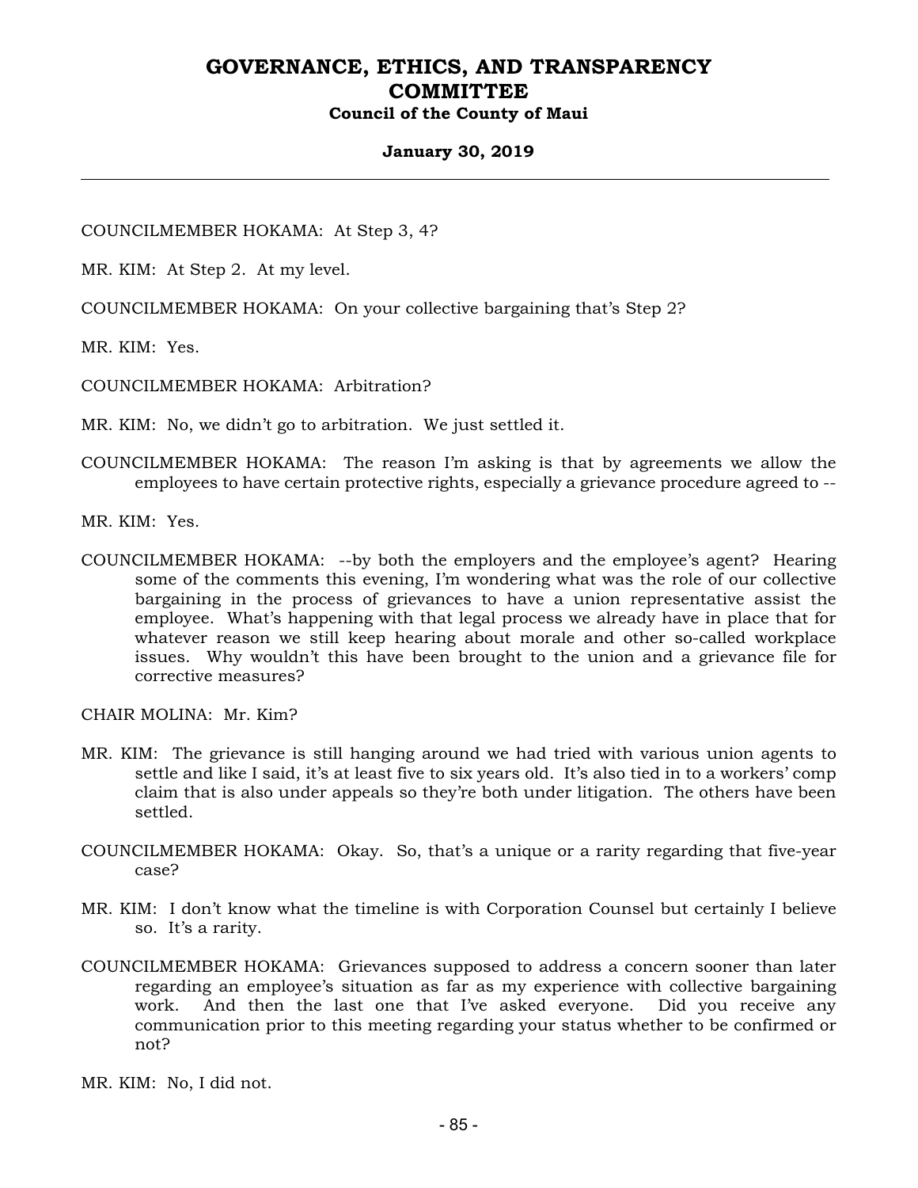COUNCILMEMBER HOKAMA: At Step 3, 4?

MR. KIM: At Step 2. At my level.

COUNCILMEMBER HOKAMA: On your collective bargaining that's Step 2?

MR. KIM: Yes.

COUNCILMEMBER HOKAMA: Arbitration?

MR. KIM: No, we didn't go to arbitration. We just settled it.

COUNCILMEMBER HOKAMA: The reason I'm asking is that by agreements we allow the employees to have certain protective rights, especially a grievance procedure agreed to --

MR. KIM: Yes.

COUNCILMEMBER HOKAMA: --by both the employers and the employee's agent? Hearing some of the comments this evening, I'm wondering what was the role of our collective bargaining in the process of grievances to have a union representative assist the employee. What's happening with that legal process we already have in place that for whatever reason we still keep hearing about morale and other so-called workplace issues. Why wouldn't this have been brought to the union and a grievance file for corrective measures?

CHAIR MOLINA: Mr. Kim?

MR. KIM: The grievance is still hanging around we had tried with various union agents to settle and like I said, it's at least five to six years old. It's also tied in to a workers' comp claim that is also under appeals so they're both under litigation. The others have been settled.

COUNCILMEMBER HOKAMA: Okay. So, that's a unique or a rarity regarding that five-year case?

MR. KIM: I don't know what the timeline is with Corporation Counsel but certainly I believe so. It's a rarity.

COUNCILMEMBER HOKAMA: Grievances supposed to address a concern sooner than later regarding an employee's situation as far as my experience with collective bargaining work. And then the last one that I've asked everyone. Did you receive any communication prior to this meeting regarding your status whether to be confirmed or not?

MR. KIM: No, I did not.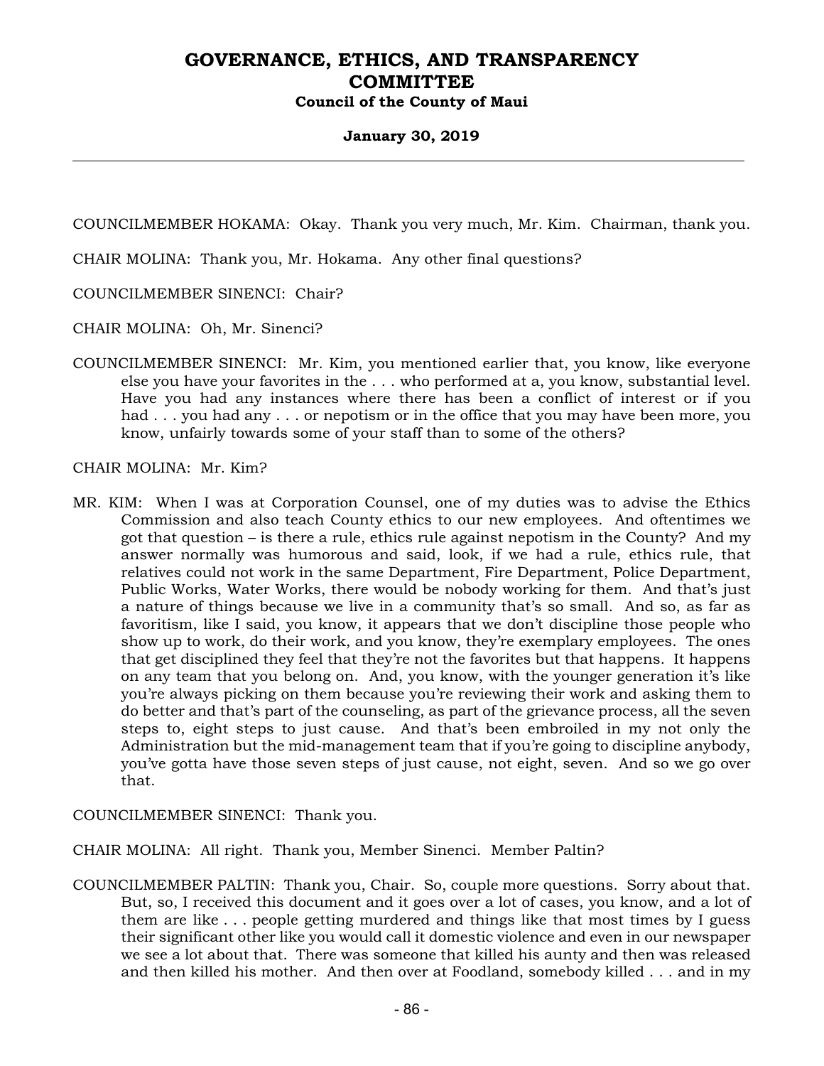COUNCILMEMBER HOKAMA: Okay. Thank you very much, Mr. Kim. Chairman, thank you.

CHAIR MOLINA: Thank you, Mr. Hokama. Any other final questions?

COUNCILMEMBER SINENCI: Chair?

CHAIR MOLINA: Oh, Mr. Sinenci?

COUNCILMEMBER SINENCI: Mr. Kim, you mentioned earlier that, you know, like everyone else you have your favorites in the . . . who performed at a, you know, substantial level. Have you had any instances where there has been a conflict of interest or if you had . . . you had any . . . or nepotism or in the office that you may have been more, you know, unfairly towards some of your staff than to some of the others?

CHAIR MOLINA: Mr. Kim?

MR. KIM: When I was at Corporation Counsel, one of my duties was to advise the Ethics Commission and also teach County ethics to our new employees. And oftentimes we got that question – is there a rule, ethics rule against nepotism in the County? And my answer normally was humorous and said, look, if we had a rule, ethics rule, that relatives could not work in the same Department, Fire Department, Police Department, Public Works, Water Works, there would be nobody working for them. And that's just a nature of things because we live in a community that's so small. And so, as far as favoritism, like I said, you know, it appears that we don't discipline those people who show up to work, do their work, and you know, they're exemplary employees. The ones that get disciplined they feel that they're not the favorites but that happens. It happens on any team that you belong on. And, you know, with the younger generation it's like you're always picking on them because you're reviewing their work and asking them to do better and that's part of the counseling, as part of the grievance process, all the seven steps to, eight steps to just cause. And that's been embroiled in my not only the Administration but the mid-management team that if you're going to discipline anybody, you've gotta have those seven steps of just cause, not eight, seven. And so we go over that.

COUNCILMEMBER SINENCI: Thank you.

CHAIR MOLINA: All right. Thank you, Member Sinenci. Member Paltin?

COUNCILMEMBER PALTIN: Thank you, Chair. So, couple more questions. Sorry about that. But, so, I received this document and it goes over a lot of cases, you know, and a lot of them are like . . . people getting murdered and things like that most times by I guess their significant other like you would call it domestic violence and even in our newspaper we see a lot about that. There was someone that killed his aunty and then was released and then killed his mother. And then over at Foodland, somebody killed . . . and in my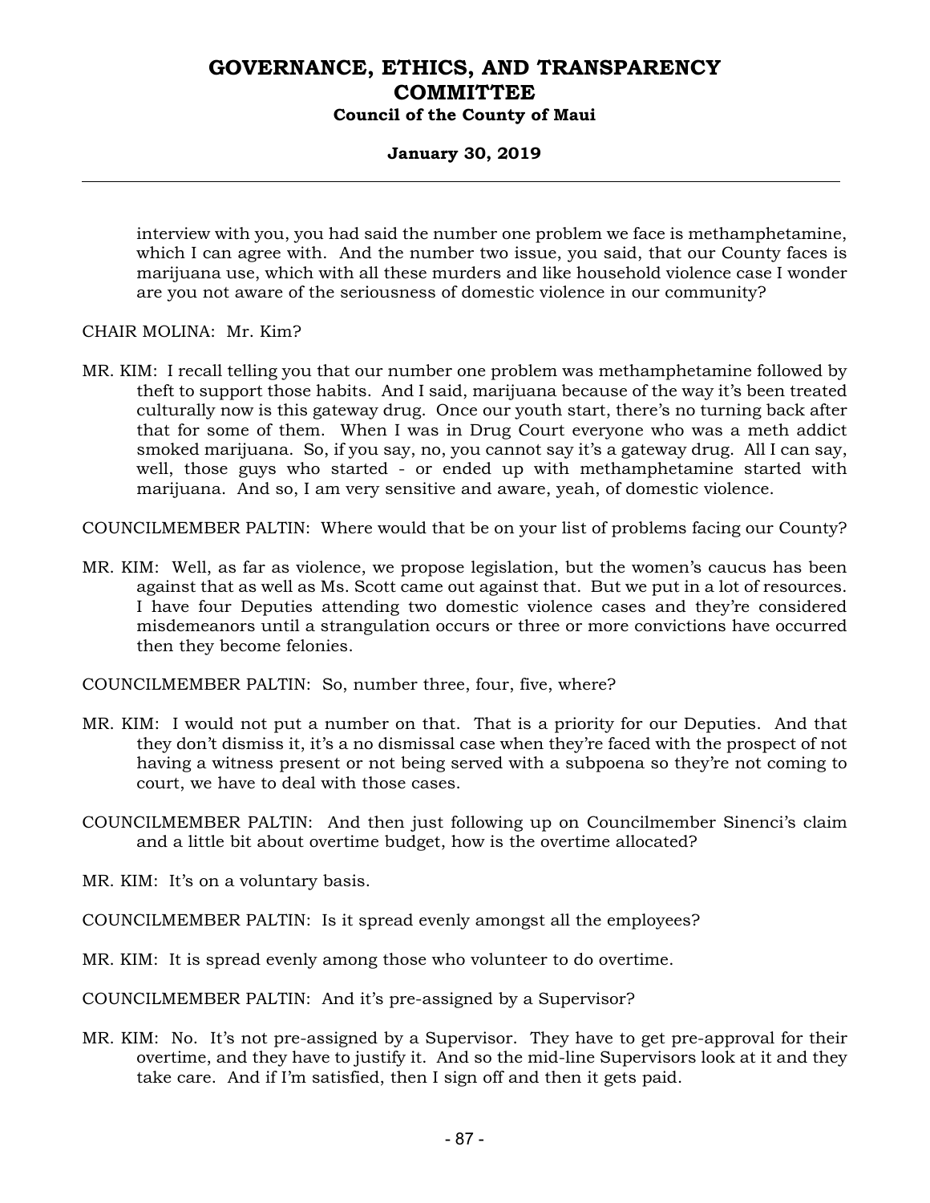interview with you, you had said the number one problem we face is methamphetamine, which I can agree with. And the number two issue, you said, that our County faces is marijuana use, which with all these murders and like household violence case I wonder are you not aware of the seriousness of domestic violence in our community?

CHAIR MOLINA: Mr. Kim?

MR. KIM: I recall telling you that our number one problem was methamphetamine followed by theft to support those habits. And I said, marijuana because of the way it's been treated culturally now is this gateway drug. Once our youth start, there's no turning back after that for some of them. When I was in Drug Court everyone who was a meth addict smoked marijuana. So, if you say, no, you cannot say it's a gateway drug. All I can say, well, those guys who started - or ended up with methamphetamine started with marijuana. And so, I am very sensitive and aware, yeah, of domestic violence.

COUNCILMEMBER PALTIN: Where would that be on your list of problems facing our County?

MR. KIM: Well, as far as violence, we propose legislation, but the women's caucus has been against that as well as Ms. Scott came out against that. But we put in a lot of resources. I have four Deputies attending two domestic violence cases and they're considered misdemeanors until a strangulation occurs or three or more convictions have occurred then they become felonies.

COUNCILMEMBER PALTIN: So, number three, four, five, where?

MR. KIM: I would not put a number on that. That is a priority for our Deputies. And that they don't dismiss it, it's a no dismissal case when they're faced with the prospect of not having a witness present or not being served with a subpoena so they're not coming to court, we have to deal with those cases.

COUNCILMEMBER PALTIN: And then just following up on Councilmember Sinenci's claim and a little bit about overtime budget, how is the overtime allocated?

MR. KIM: It's on a voluntary basis.

COUNCILMEMBER PALTIN: Is it spread evenly amongst all the employees?

MR. KIM: It is spread evenly among those who volunteer to do overtime.

COUNCILMEMBER PALTIN: And it's pre-assigned by a Supervisor?

MR. KIM: No. It's not pre-assigned by a Supervisor. They have to get pre-approval for their overtime, and they have to justify it. And so the mid-line Supervisors look at it and they take care. And if I'm satisfied, then I sign off and then it gets paid.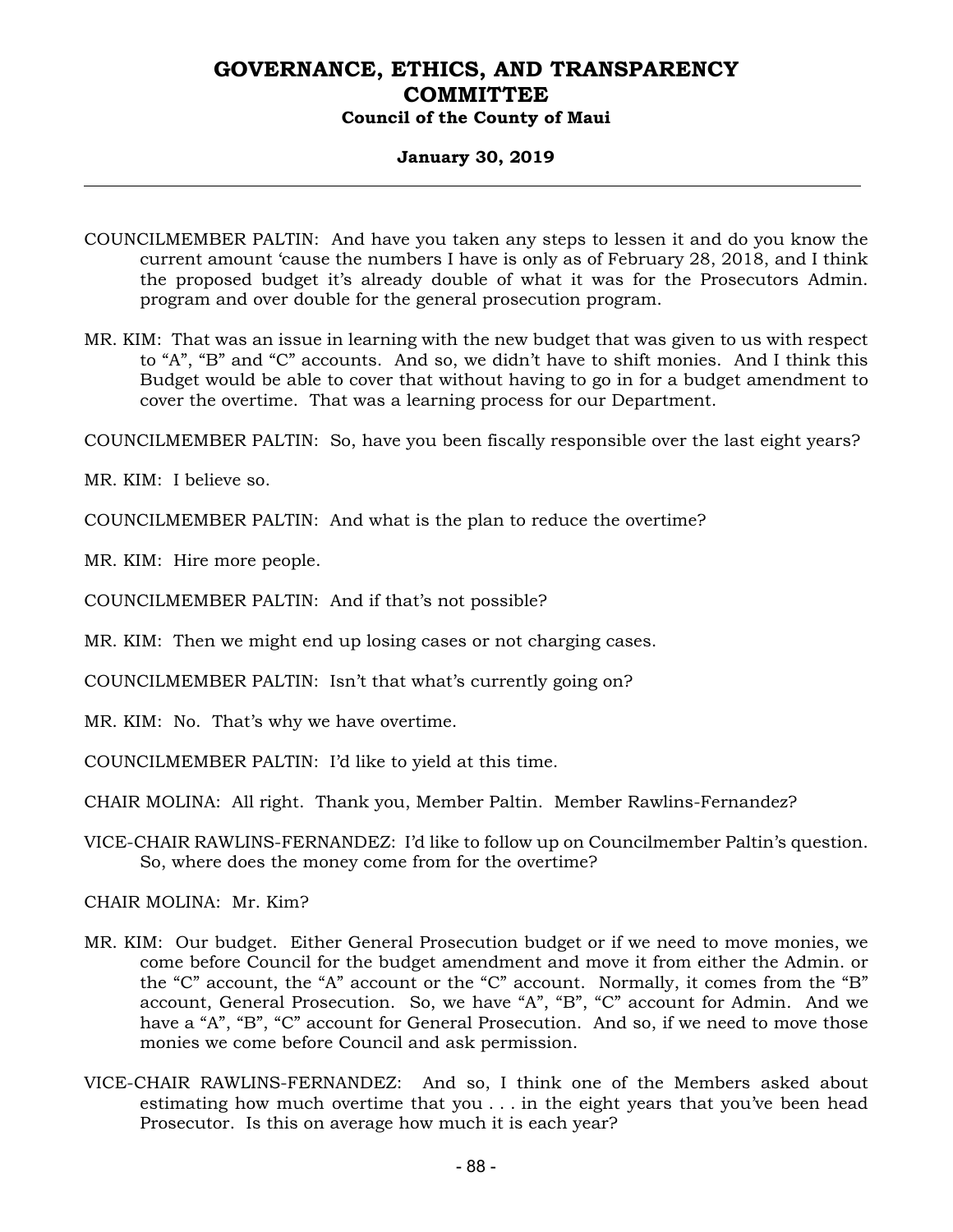COUNCILMEMBER PALTIN: And have you taken any steps to lessen it and do you know the current amount 'cause the numbers I have is only as of February 28, 2018, and I think the proposed budget it's already double of what it was for the Prosecutors Admin. program and over double for the general prosecution program.

MR. KIM: That was an issue in learning with the new budget that was given to us with respect to "A", "B" and "C" accounts. And so, we didn't have to shift monies. And I think this Budget would be able to cover that without having to go in for a budget amendment to cover the overtime. That was a learning process for our Department.

COUNCILMEMBER PALTIN: So, have you been fiscally responsible over the last eight years?

MR. KIM: I believe so.

COUNCILMEMBER PALTIN: And what is the plan to reduce the overtime?

MR. KIM: Hire more people.

COUNCILMEMBER PALTIN: And if that's not possible?

MR. KIM: Then we might end up losing cases or not charging cases.

COUNCILMEMBER PALTIN: Isn't that what's currently going on?

MR. KIM: No. That's why we have overtime.

COUNCILMEMBER PALTIN: I'd like to yield at this time.

CHAIR MOLINA: All right. Thank you, Member Paltin. Member Rawlins-Fernandez?

VICE-CHAIR RAWLINS-FERNANDEZ: I'd like to follow up on Councilmember Paltin's question. So, where does the money come from for the overtime?

CHAIR MOLINA: Mr. Kim?

MR. KIM: Our budget. Either General Prosecution budget or if we need to move monies, we come before Council for the budget amendment and move it from either the Admin. or the "C" account, the "A" account or the "C" account. Normally, it comes from the "B" account, General Prosecution. So, we have "A", "B", "C" account for Admin. And we have a "A", "B", "C" account for General Prosecution. And so, if we need to move those monies we come before Council and ask permission.

VICE-CHAIR RAWLINS-FERNANDEZ: And so, I think one of the Members asked about estimating how much overtime that you . . . in the eight years that you've been head Prosecutor. Is this on average how much it is each year?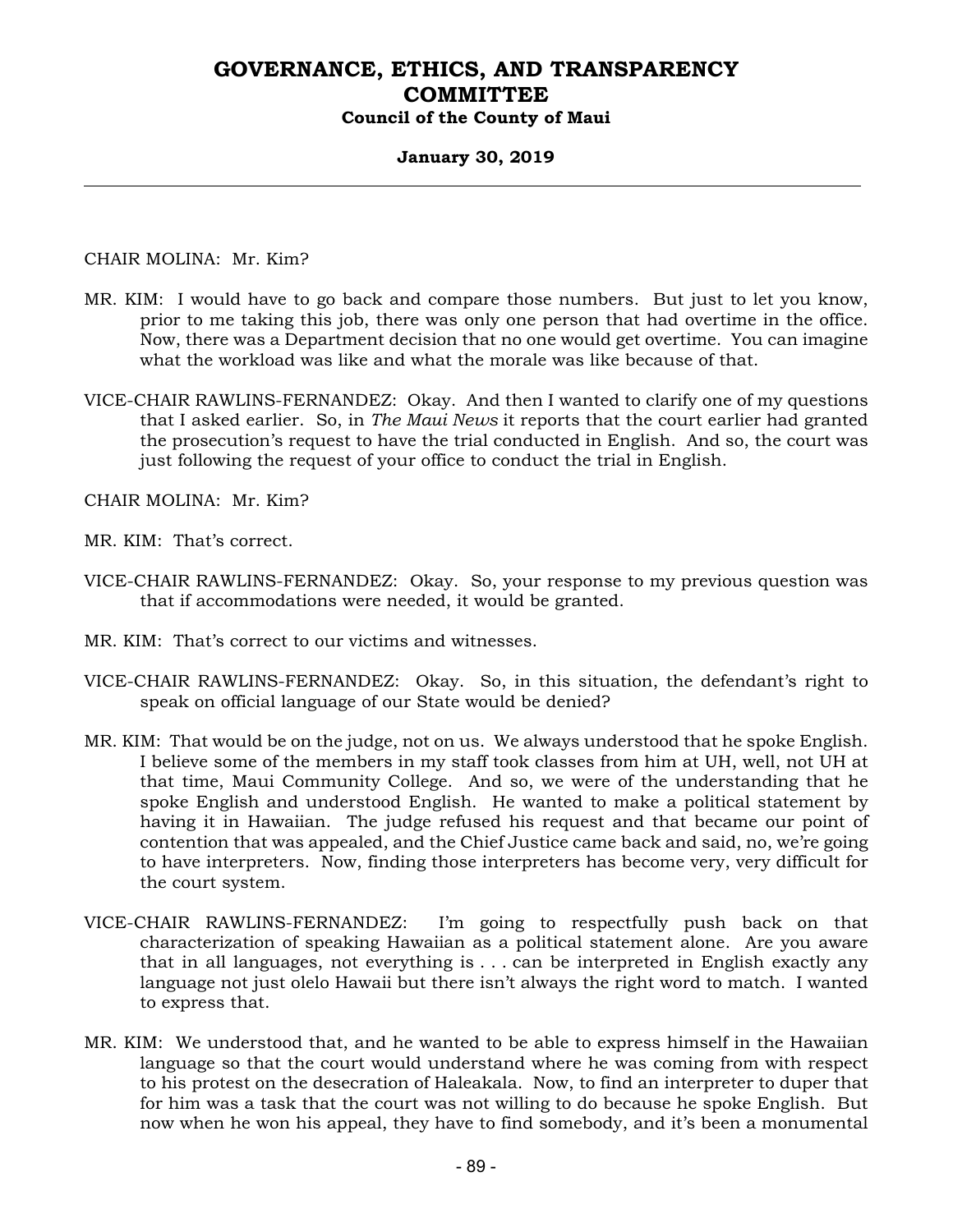CHAIR MOLINA: Mr. Kim?

MR. KIM: I would have to go back and compare those numbers. But just to let you know, prior to me taking this job, there was only one person that had overtime in the office. Now, there was a Department decision that no one would get overtime. You can imagine what the workload was like and what the morale was like because of that.

VICE-CHAIR RAWLINS-FERNANDEZ: Okay. And then I wanted to clarify one of my questions that I asked earlier. So, in *The Maui News* it reports that the court earlier had granted the prosecution's request to have the trial conducted in English. And so, the court was just following the request of your office to conduct the trial in English.

CHAIR MOLINA: Mr. Kim?

MR. KIM: That's correct.

VICE-CHAIR RAWLINS-FERNANDEZ: Okay. So, your response to my previous question was that if accommodations were needed, it would be granted.

MR. KIM: That's correct to our victims and witnesses.

VICE-CHAIR RAWLINS-FERNANDEZ: Okay. So, in this situation, the defendant's right to speak on official language of our State would be denied?

MR. KIM: That would be on the judge, not on us. We always understood that he spoke English. I believe some of the members in my staff took classes from him at UH, well, not UH at that time, Maui Community College. And so, we were of the understanding that he spoke English and understood English. He wanted to make a political statement by having it in Hawaiian. The judge refused his request and that became our point of contention that was appealed, and the Chief Justice came back and said, no, we're going to have interpreters. Now, finding those interpreters has become very, very difficult for the court system.

VICE-CHAIR RAWLINS-FERNANDEZ: I'm going to respectfully push back on that characterization of speaking Hawaiian as a political statement alone. Are you aware that in all languages, not everything is . . . can be interpreted in English exactly any language not just olelo Hawaii but there isn't always the right word to match. I wanted to express that.

MR. KIM: We understood that, and he wanted to be able to express himself in the Hawaiian language so that the court would understand where he was coming from with respect to his protest on the desecration of Haleakala. Now, to find an interpreter to duper that for him was a task that the court was not willing to do because he spoke English. But now when he won his appeal, they have to find somebody, and it's been a monumental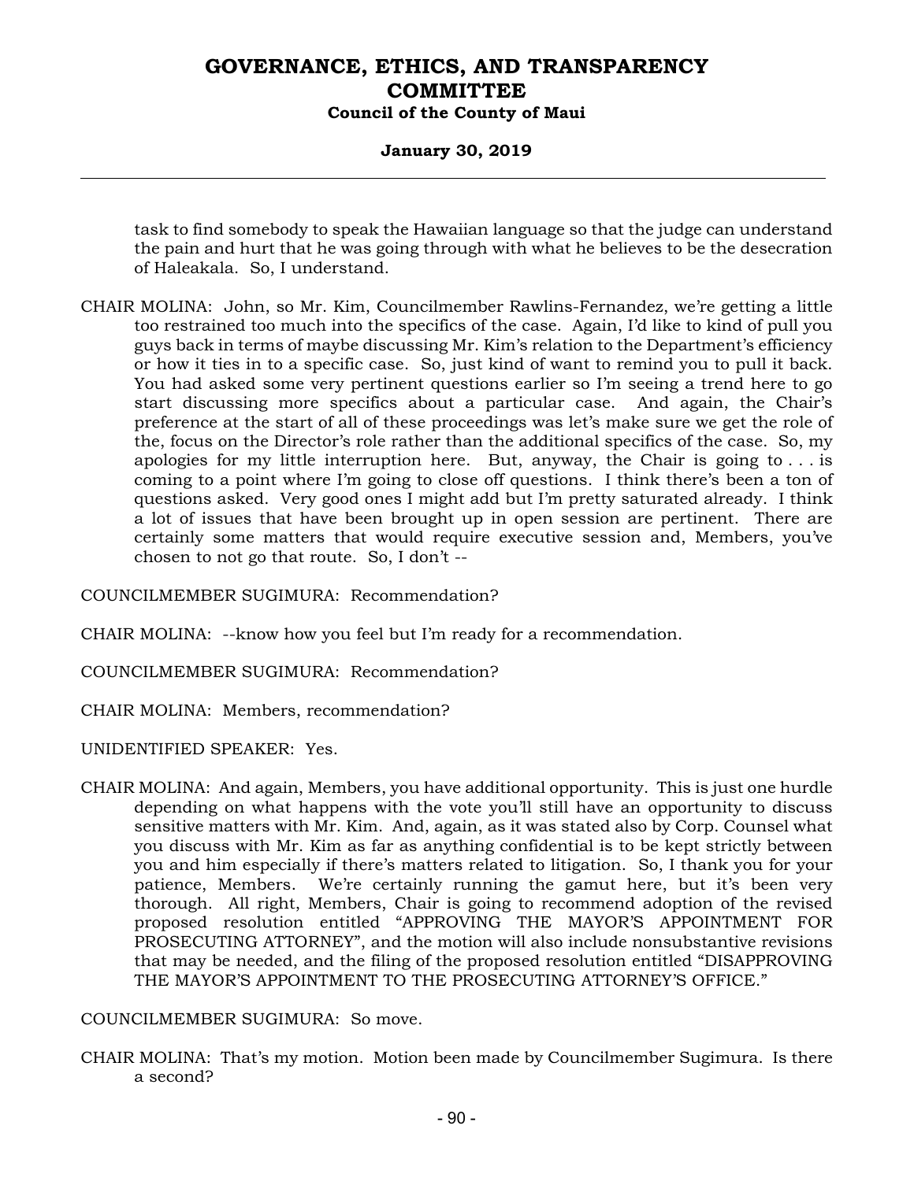task to find somebody to speak the Hawaiian language so that the judge can understand the pain and hurt that he was going through with what he believes to be the desecration of Haleakala. So, I understand.

CHAIR MOLINA: John, so Mr. Kim, Councilmember Rawlins-Fernandez, we're getting a little too restrained too much into the specifics of the case. Again, I'd like to kind of pull you guys back in terms of maybe discussing Mr. Kim's relation to the Department's efficiency or how it ties in to a specific case. So, just kind of want to remind you to pull it back. You had asked some very pertinent questions earlier so I'm seeing a trend here to go start discussing more specifics about a particular case. And again, the Chair's preference at the start of all of these proceedings was let's make sure we get the role of the, focus on the Director's role rather than the additional specifics of the case. So, my apologies for my little interruption here. But, anyway, the Chair is going to . . . is coming to a point where I'm going to close off questions. I think there's been a ton of questions asked. Very good ones I might add but I'm pretty saturated already. I think a lot of issues that have been brought up in open session are pertinent. There are certainly some matters that would require executive session and, Members, you've chosen to not go that route. So, I don't --

COUNCILMEMBER SUGIMURA: Recommendation?

CHAIR MOLINA: --know how you feel but I'm ready for a recommendation.

COUNCILMEMBER SUGIMURA: Recommendation?

CHAIR MOLINA: Members, recommendation?

UNIDENTIFIED SPEAKER: Yes.

CHAIR MOLINA: And again, Members, you have additional opportunity. This is just one hurdle depending on what happens with the vote you'll still have an opportunity to discuss sensitive matters with Mr. Kim. And, again, as it was stated also by Corp. Counsel what you discuss with Mr. Kim as far as anything confidential is to be kept strictly between you and him especially if there's matters related to litigation. So, I thank you for your patience, Members. We're certainly running the gamut here, but it's been very thorough. All right, Members, Chair is going to recommend adoption of the revised proposed resolution entitled "APPROVING THE MAYOR'S APPOINTMENT FOR PROSECUTING ATTORNEY", and the motion will also include nonsubstantive revisions that may be needed, and the filing of the proposed resolution entitled "DISAPPROVING THE MAYOR'S APPOINTMENT TO THE PROSECUTING ATTORNEY'S OFFICE."

COUNCILMEMBER SUGIMURA: So move.

CHAIR MOLINA: That's my motion. Motion been made by Councilmember Sugimura. Is there a second?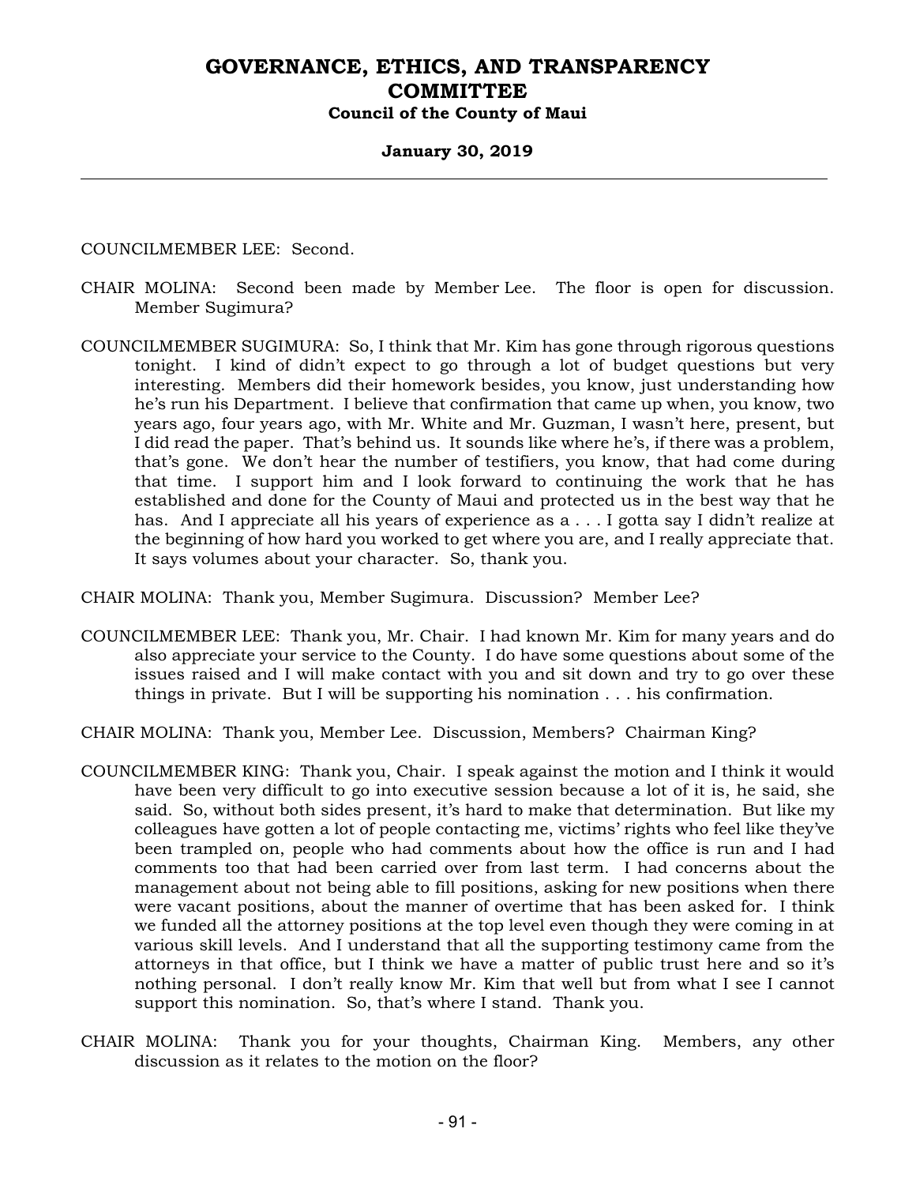COUNCILMEMBER LEE: Second.

CHAIR MOLINA: Second been made by Member Lee. The floor is open for discussion. Member Sugimura?

COUNCILMEMBER SUGIMURA: So, I think that Mr. Kim has gone through rigorous questions tonight. I kind of didn't expect to go through a lot of budget questions but very interesting. Members did their homework besides, you know, just understanding how he's run his Department. I believe that confirmation that came up when, you know, two years ago, four years ago, with Mr. White and Mr. Guzman, I wasn't here, present, but I did read the paper. That's behind us. It sounds like where he's, if there was a problem, that's gone. We don't hear the number of testifiers, you know, that had come during that time. I support him and I look forward to continuing the work that he has established and done for the County of Maui and protected us in the best way that he has. And I appreciate all his years of experience as a . . . I gotta say I didn't realize at the beginning of how hard you worked to get where you are, and I really appreciate that. It says volumes about your character. So, thank you.

CHAIR MOLINA: Thank you, Member Sugimura. Discussion? Member Lee?

COUNCILMEMBER LEE: Thank you, Mr. Chair. I had known Mr. Kim for many years and do also appreciate your service to the County. I do have some questions about some of the issues raised and I will make contact with you and sit down and try to go over these things in private. But I will be supporting his nomination . . . his confirmation.

CHAIR MOLINA: Thank you, Member Lee. Discussion, Members? Chairman King?

COUNCILMEMBER KING: Thank you, Chair. I speak against the motion and I think it would have been very difficult to go into executive session because a lot of it is, he said, she said. So, without both sides present, it's hard to make that determination. But like my colleagues have gotten a lot of people contacting me, victims' rights who feel like they've been trampled on, people who had comments about how the office is run and I had comments too that had been carried over from last term. I had concerns about the management about not being able to fill positions, asking for new positions when there were vacant positions, about the manner of overtime that has been asked for. I think we funded all the attorney positions at the top level even though they were coming in at various skill levels. And I understand that all the supporting testimony came from the attorneys in that office, but I think we have a matter of public trust here and so it's nothing personal. I don't really know Mr. Kim that well but from what I see I cannot support this nomination. So, that's where I stand. Thank you.

CHAIR MOLINA: Thank you for your thoughts, Chairman King. Members, any other discussion as it relates to the motion on the floor?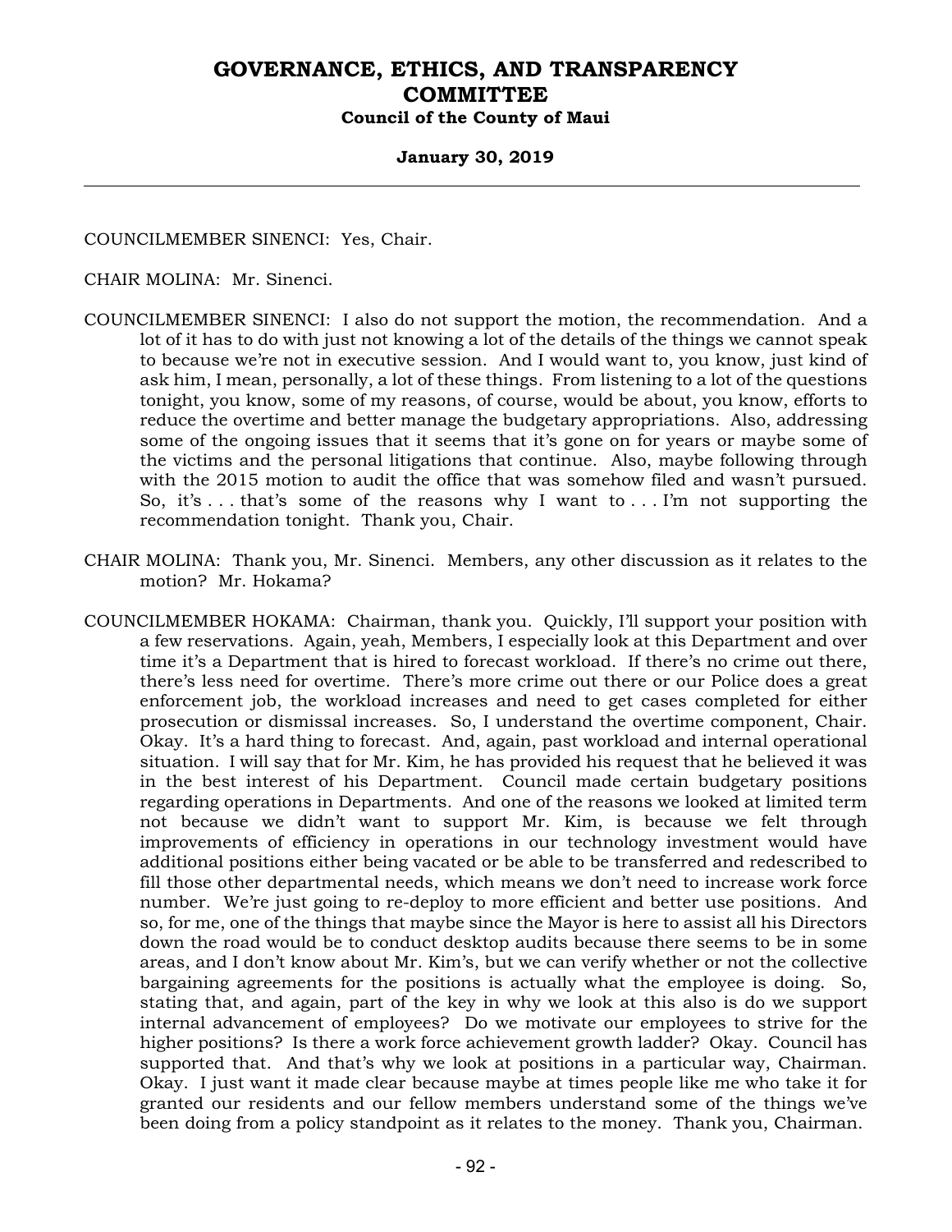COUNCILMEMBER SINENCI: Yes, Chair.

CHAIR MOLINA: Mr. Sinenci.

COUNCILMEMBER SINENCI: I also do not support the motion, the recommendation. And a lot of it has to do with just not knowing a lot of the details of the things we cannot speak to because we're not in executive session. And I would want to, you know, just kind of ask him, I mean, personally, a lot of these things. From listening to a lot of the questions tonight, you know, some of my reasons, of course, would be about, you know, efforts to reduce the overtime and better manage the budgetary appropriations. Also, addressing some of the ongoing issues that it seems that it's gone on for years or maybe some of the victims and the personal litigations that continue. Also, maybe following through with the 2015 motion to audit the office that was somehow filed and wasn't pursued. So, it's . . . that's some of the reasons why I want to . . . I'm not supporting the recommendation tonight. Thank you, Chair.

CHAIR MOLINA: Thank you, Mr. Sinenci. Members, any other discussion as it relates to the motion? Mr. Hokama?

COUNCILMEMBER HOKAMA: Chairman, thank you. Quickly, I'll support your position with a few reservations. Again, yeah, Members, I especially look at this Department and over time it's a Department that is hired to forecast workload. If there's no crime out there, there's less need for overtime. There's more crime out there or our Police does a great enforcement job, the workload increases and need to get cases completed for either prosecution or dismissal increases. So, I understand the overtime component, Chair. Okay. It's a hard thing to forecast. And, again, past workload and internal operational situation. I will say that for Mr. Kim, he has provided his request that he believed it was in the best interest of his Department. Council made certain budgetary positions regarding operations in Departments. And one of the reasons we looked at limited term not because we didn't want to support Mr. Kim, is because we felt through improvements of efficiency in operations in our technology investment would have additional positions either being vacated or be able to be transferred and redescribed to fill those other departmental needs, which means we don't need to increase work force number. We're just going to re-deploy to more efficient and better use positions. And so, for me, one of the things that maybe since the Mayor is here to assist all his Directors down the road would be to conduct desktop audits because there seems to be in some areas, and I don't know about Mr. Kim's, but we can verify whether or not the collective bargaining agreements for the positions is actually what the employee is doing. So, stating that, and again, part of the key in why we look at this also is do we support internal advancement of employees? Do we motivate our employees to strive for the higher positions? Is there a work force achievement growth ladder? Okay. Council has supported that. And that's why we look at positions in a particular way, Chairman. Okay. I just want it made clear because maybe at times people like me who take it for granted our residents and our fellow members understand some of the things we've been doing from a policy standpoint as it relates to the money. Thank you, Chairman.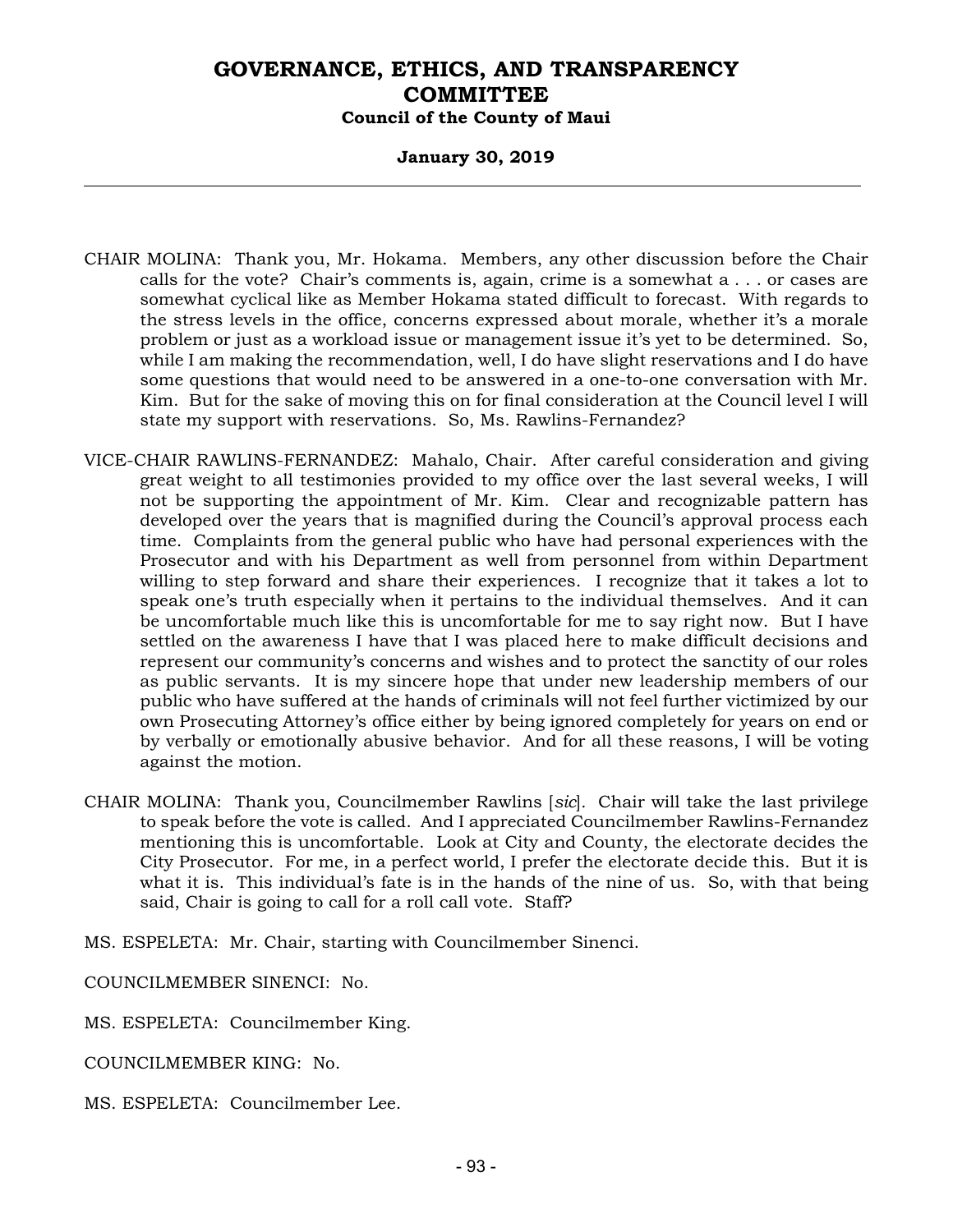CHAIR MOLINA: Thank you, Mr. Hokama. Members, any other discussion before the Chair calls for the vote? Chair's comments is, again, crime is a somewhat a . . . or cases are somewhat cyclical like as Member Hokama stated difficult to forecast. With regards to the stress levels in the office, concerns expressed about morale, whether it's a morale problem or just as a workload issue or management issue it's yet to be determined. So, while I am making the recommendation, well, I do have slight reservations and I do have some questions that would need to be answered in a one-to-one conversation with Mr. Kim. But for the sake of moving this on for final consideration at the Council level I will state my support with reservations. So, Ms. Rawlins-Fernandez?

VICE-CHAIR RAWLINS-FERNANDEZ: Mahalo, Chair. After careful consideration and giving great weight to all testimonies provided to my office over the last several weeks, I will not be supporting the appointment of Mr. Kim. Clear and recognizable pattern has developed over the years that is magnified during the Council's approval process each time. Complaints from the general public who have had personal experiences with the Prosecutor and with his Department as well from personnel from within Department willing to step forward and share their experiences. I recognize that it takes a lot to speak one's truth especially when it pertains to the individual themselves. And it can be uncomfortable much like this is uncomfortable for me to say right now. But I have settled on the awareness I have that I was placed here to make difficult decisions and represent our community's concerns and wishes and to protect the sanctity of our roles as public servants. It is my sincere hope that under new leadership members of our public who have suffered at the hands of criminals will not feel further victimized by our own Prosecuting Attorney's office either by being ignored completely for years on end or by verbally or emotionally abusive behavior. And for all these reasons, I will be voting against the motion.

CHAIR MOLINA: Thank you, Councilmember Rawlins [*sic*]. Chair will take the last privilege to speak before the vote is called. And I appreciated Councilmember Rawlins-Fernandez mentioning this is uncomfortable. Look at City and County, the electorate decides the City Prosecutor. For me, in a perfect world, I prefer the electorate decide this. But it is what it is. This individual's fate is in the hands of the nine of us. So, with that being said, Chair is going to call for a roll call vote. Staff?

MS. ESPELETA: Mr. Chair, starting with Councilmember Sinenci.

COUNCILMEMBER SINENCI: No.

MS. ESPELETA: Councilmember King.

COUNCILMEMBER KING: No.

MS. ESPELETA: Councilmember Lee.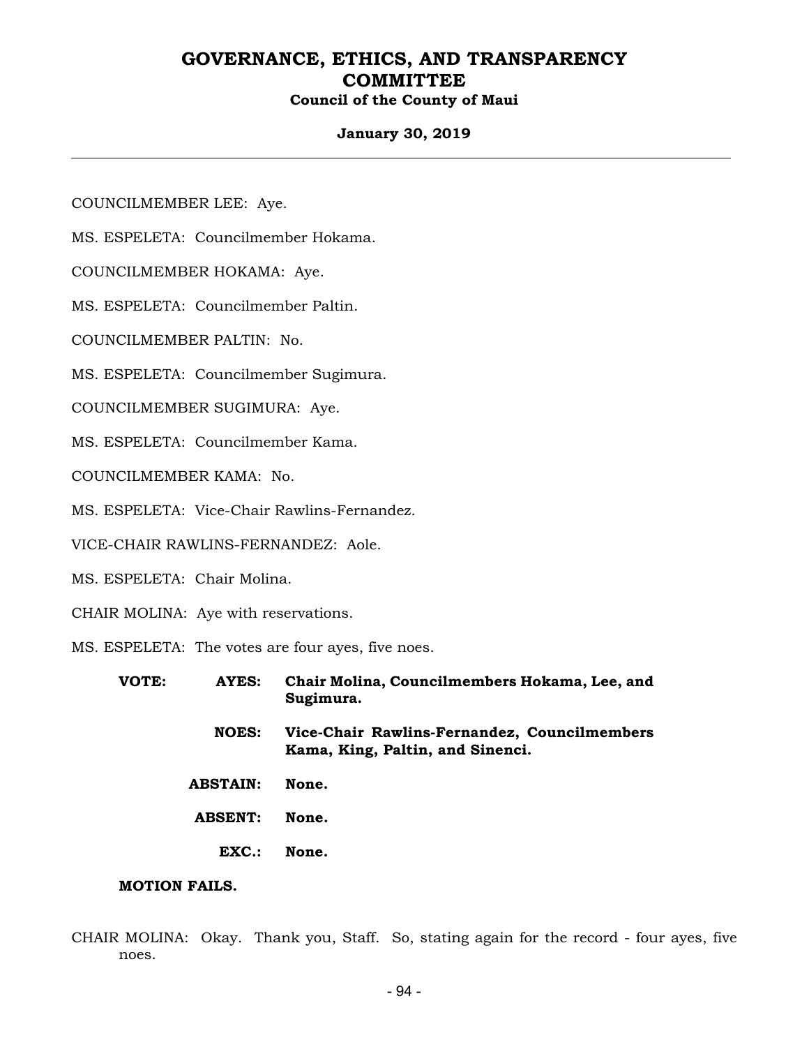COUNCILMEMBER LEE: Aye.

MS. ESPELETA: Councilmember Hokama.

COUNCILMEMBER HOKAMA: Aye.

MS. ESPELETA: Councilmember Paltin.

COUNCILMEMBER PALTIN: No.

MS. ESPELETA: Councilmember Sugimura.

COUNCILMEMBER SUGIMURA: Aye.

MS. ESPELETA: Councilmember Kama.

COUNCILMEMBER KAMA: No.

MS. ESPELETA: Vice-Chair Rawlins-Fernandez.

VICE-CHAIR RAWLINS-FERNANDEZ: Aole.

MS. ESPELETA: Chair Molina.

CHAIR MOLINA: Aye with reservations.

MS. ESPELETA: The votes are four ayes, five noes.

| | | |
|---|---|---|
| **VOTE:** | **AYES:** | **Chair Molina, Councilmembers Hokama, Lee, and Sugimura.** |
| | **NOES:** | **Vice-Chair Rawlins-Fernandez, Councilmembers Kama, King, Paltin, and Sinenci.** |
| | **ABSTAIN:** | **None.** |
| | **ABSENT:** | **None.** |
| | **EXC.:** | **None.** |

**MOTION FAILS.**

CHAIR MOLINA: Okay. Thank you, Staff. So, stating again for the record - four ayes, five noes.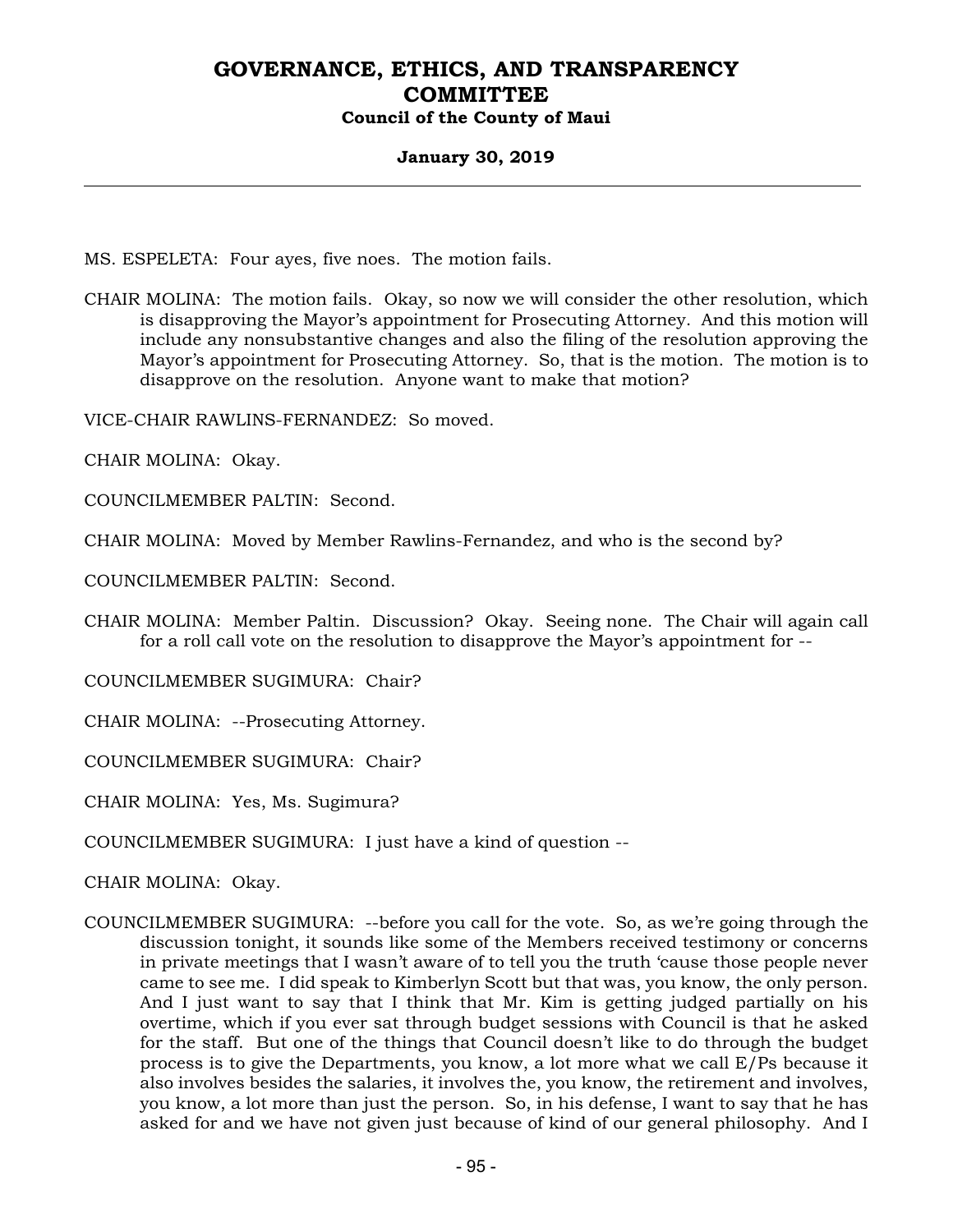MS. ESPELETA: Four ayes, five noes. The motion fails.

CHAIR MOLINA: The motion fails. Okay, so now we will consider the other resolution, which is disapproving the Mayor's appointment for Prosecuting Attorney. And this motion will include any nonsubstantive changes and also the filing of the resolution approving the Mayor's appointment for Prosecuting Attorney. So, that is the motion. The motion is to disapprove on the resolution. Anyone want to make that motion?

VICE-CHAIR RAWLINS-FERNANDEZ: So moved.

CHAIR MOLINA: Okay.

COUNCILMEMBER PALTIN: Second.

CHAIR MOLINA: Moved by Member Rawlins-Fernandez, and who is the second by?

COUNCILMEMBER PALTIN: Second.

CHAIR MOLINA: Member Paltin. Discussion? Okay. Seeing none. The Chair will again call for a roll call vote on the resolution to disapprove the Mayor's appointment for --

COUNCILMEMBER SUGIMURA: Chair?

CHAIR MOLINA: --Prosecuting Attorney.

COUNCILMEMBER SUGIMURA: Chair?

CHAIR MOLINA: Yes, Ms. Sugimura?

COUNCILMEMBER SUGIMURA: I just have a kind of question --

CHAIR MOLINA: Okay.

COUNCILMEMBER SUGIMURA: --before you call for the vote. So, as we're going through the discussion tonight, it sounds like some of the Members received testimony or concerns in private meetings that I wasn't aware of to tell you the truth 'cause those people never came to see me. I did speak to Kimberlyn Scott but that was, you know, the only person. And I just want to say that I think that Mr. Kim is getting judged partially on his overtime, which if you ever sat through budget sessions with Council is that he asked for the staff. But one of the things that Council doesn't like to do through the budget process is to give the Departments, you know, a lot more what we call E/Ps because it also involves besides the salaries, it involves the, you know, the retirement and involves, you know, a lot more than just the person. So, in his defense, I want to say that he has asked for and we have not given just because of kind of our general philosophy. And I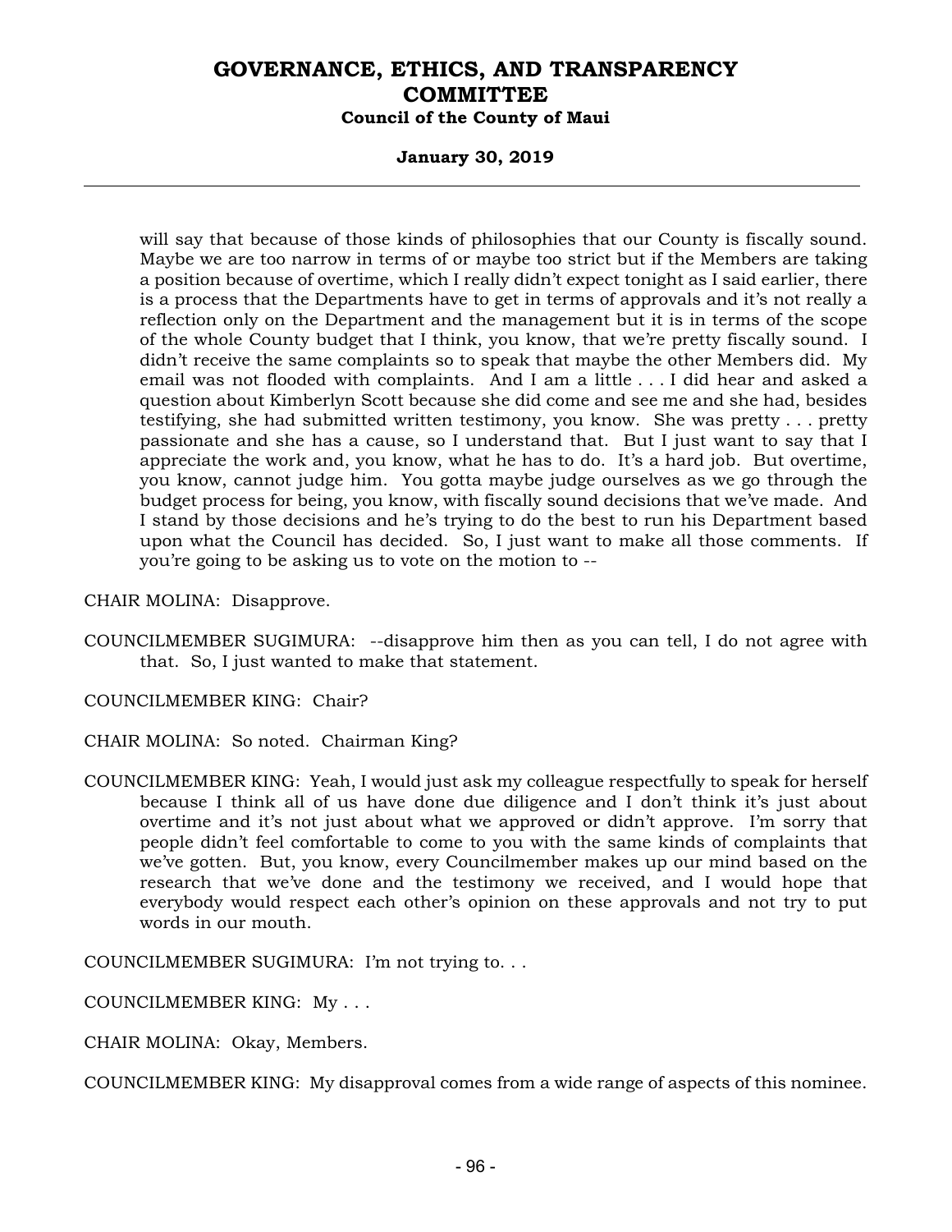will say that because of those kinds of philosophies that our County is fiscally sound. Maybe we are too narrow in terms of or maybe too strict but if the Members are taking a position because of overtime, which I really didn't expect tonight as I said earlier, there is a process that the Departments have to get in terms of approvals and it's not really a reflection only on the Department and the management but it is in terms of the scope of the whole County budget that I think, you know, that we're pretty fiscally sound. I didn't receive the same complaints so to speak that maybe the other Members did. My email was not flooded with complaints. And I am a little . . . I did hear and asked a question about Kimberlyn Scott because she did come and see me and she had, besides testifying, she had submitted written testimony, you know. She was pretty . . . pretty passionate and she has a cause, so I understand that. But I just want to say that I appreciate the work and, you know, what he has to do. It's a hard job. But overtime, you know, cannot judge him. You gotta maybe judge ourselves as we go through the budget process for being, you know, with fiscally sound decisions that we've made. And I stand by those decisions and he's trying to do the best to run his Department based upon what the Council has decided. So, I just want to make all those comments. If you're going to be asking us to vote on the motion to --

CHAIR MOLINA: Disapprove.

COUNCILMEMBER SUGIMURA: --disapprove him then as you can tell, I do not agree with that. So, I just wanted to make that statement.

COUNCILMEMBER KING: Chair?

CHAIR MOLINA: So noted. Chairman King?

COUNCILMEMBER KING: Yeah, I would just ask my colleague respectfully to speak for herself because I think all of us have done due diligence and I don't think it's just about overtime and it's not just about what we approved or didn't approve. I'm sorry that people didn't feel comfortable to come to you with the same kinds of complaints that we've gotten. But, you know, every Councilmember makes up our mind based on the research that we've done and the testimony we received, and I would hope that everybody would respect each other's opinion on these approvals and not try to put words in our mouth.

COUNCILMEMBER SUGIMURA: I'm not trying to. . .

COUNCILMEMBER KING: My . . .

CHAIR MOLINA: Okay, Members.

COUNCILMEMBER KING: My disapproval comes from a wide range of aspects of this nominee.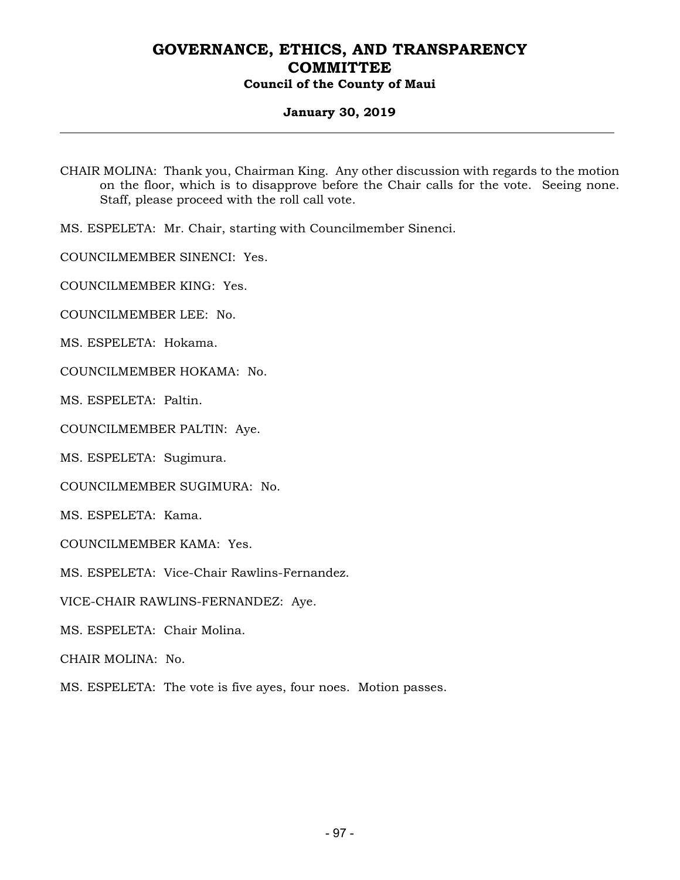CHAIR MOLINA: Thank you, Chairman King. Any other discussion with regards to the motion on the floor, which is to disapprove before the Chair calls for the vote. Seeing none. Staff, please proceed with the roll call vote.

MS. ESPELETA: Mr. Chair, starting with Councilmember Sinenci.

COUNCILMEMBER SINENCI: Yes.

COUNCILMEMBER KING: Yes.

COUNCILMEMBER LEE: No.

MS. ESPELETA: Hokama.

COUNCILMEMBER HOKAMA: No.

MS. ESPELETA: Paltin.

COUNCILMEMBER PALTIN: Aye.

MS. ESPELETA: Sugimura.

COUNCILMEMBER SUGIMURA: No.

MS. ESPELETA: Kama.

COUNCILMEMBER KAMA: Yes.

MS. ESPELETA: Vice-Chair Rawlins-Fernandez.

VICE-CHAIR RAWLINS-FERNANDEZ: Aye.

MS. ESPELETA: Chair Molina.

CHAIR MOLINA: No.

MS. ESPELETA: The vote is five ayes, four noes. Motion passes.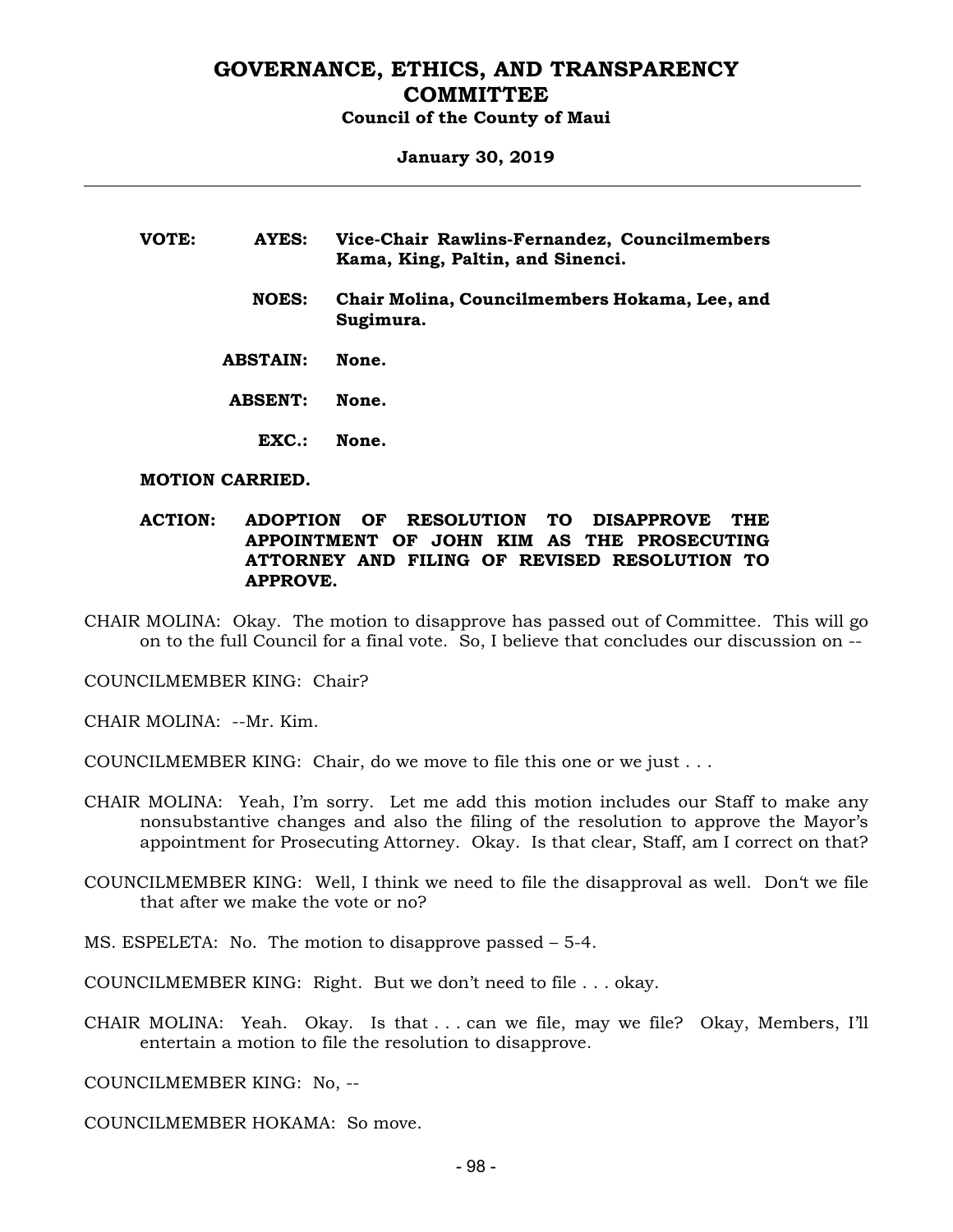**VOTE:**

| | | |
|---|---|---|
| **VOTE:** | **AYES:** | **Vice-Chair Rawlins-Fernandez, Councilmembers Kama, King, Paltin, and Sinenci.** |
| | **NOES:** | **Chair Molina, Councilmembers Hokama, Lee, and Sugimura.** |
| | **ABSTAIN:** | **None.** |
| | **ABSENT:** | **None.** |
| | **EXC.:** | **None.** |

**MOTION CARRIED.**

**ACTION: ADOPTION OF RESOLUTION TO DISAPPROVE THE APPOINTMENT OF JOHN KIM AS THE PROSECUTING ATTORNEY AND FILING OF REVISED RESOLUTION TO APPROVE.**

CHAIR MOLINA: Okay. The motion to disapprove has passed out of Committee. This will go on to the full Council for a final vote. So, I believe that concludes our discussion on --

COUNCILMEMBER KING: Chair?

CHAIR MOLINA: --Mr. Kim.

COUNCILMEMBER KING: Chair, do we move to file this one or we just . . .

CHAIR MOLINA: Yeah, I'm sorry. Let me add this motion includes our Staff to make any nonsubstantive changes and also the filing of the resolution to approve the Mayor's appointment for Prosecuting Attorney. Okay. Is that clear, Staff, am I correct on that?

COUNCILMEMBER KING: Well, I think we need to file the disapproval as well. Don't we file that after we make the vote or no?

MS. ESPELETA: No. The motion to disapprove passed – 5-4.

COUNCILMEMBER KING: Right. But we don't need to file . . . okay.

CHAIR MOLINA: Yeah. Okay. Is that . . . can we file, may we file? Okay, Members, I'll entertain a motion to file the resolution to disapprove.

COUNCILMEMBER KING: No, --

COUNCILMEMBER HOKAMA: So move.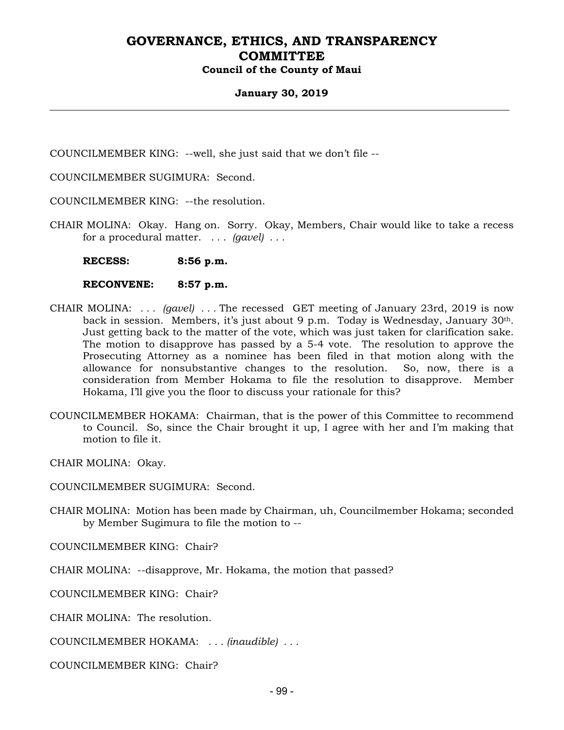COUNCILMEMBER KING: --well, she just said that we don't file --

COUNCILMEMBER SUGIMURA: Second.

COUNCILMEMBER KING: --the resolution.

CHAIR MOLINA: Okay. Hang on. Sorry. Okay, Members, Chair would like to take a recess for a procedural matter. . . . *(gavel)* . . .

**RECESS: 8:56 p.m.**

**RECONVENE: 8:57 p.m.**

CHAIR MOLINA: . . . *(gavel)* . . . The recessed GET meeting of January 23rd, 2019 is now back in session. Members, it's just about 9 p.m. Today is Wednesday, January 30th. Just getting back to the matter of the vote, which was just taken for clarification sake. The motion to disapprove has passed by a 5-4 vote. The resolution to approve the Prosecuting Attorney as a nominee has been filed in that motion along with the allowance for nonsubstantive changes to the resolution. So, now, there is a consideration from Member Hokama to file the resolution to disapprove. Member Hokama, I'll give you the floor to discuss your rationale for this?

COUNCILMEMBER HOKAMA: Chairman, that is the power of this Committee to recommend to Council. So, since the Chair brought it up, I agree with her and I'm making that motion to file it.

CHAIR MOLINA: Okay.

COUNCILMEMBER SUGIMURA: Second.

CHAIR MOLINA: Motion has been made by Chairman, uh, Councilmember Hokama; seconded by Member Sugimura to file the motion to --

COUNCILMEMBER KING: Chair?

CHAIR MOLINA: --disapprove, Mr. Hokama, the motion that passed?

COUNCILMEMBER KING: Chair?

CHAIR MOLINA: The resolution.

COUNCILMEMBER HOKAMA: . . . *(inaudible)* . . .

COUNCILMEMBER KING: Chair?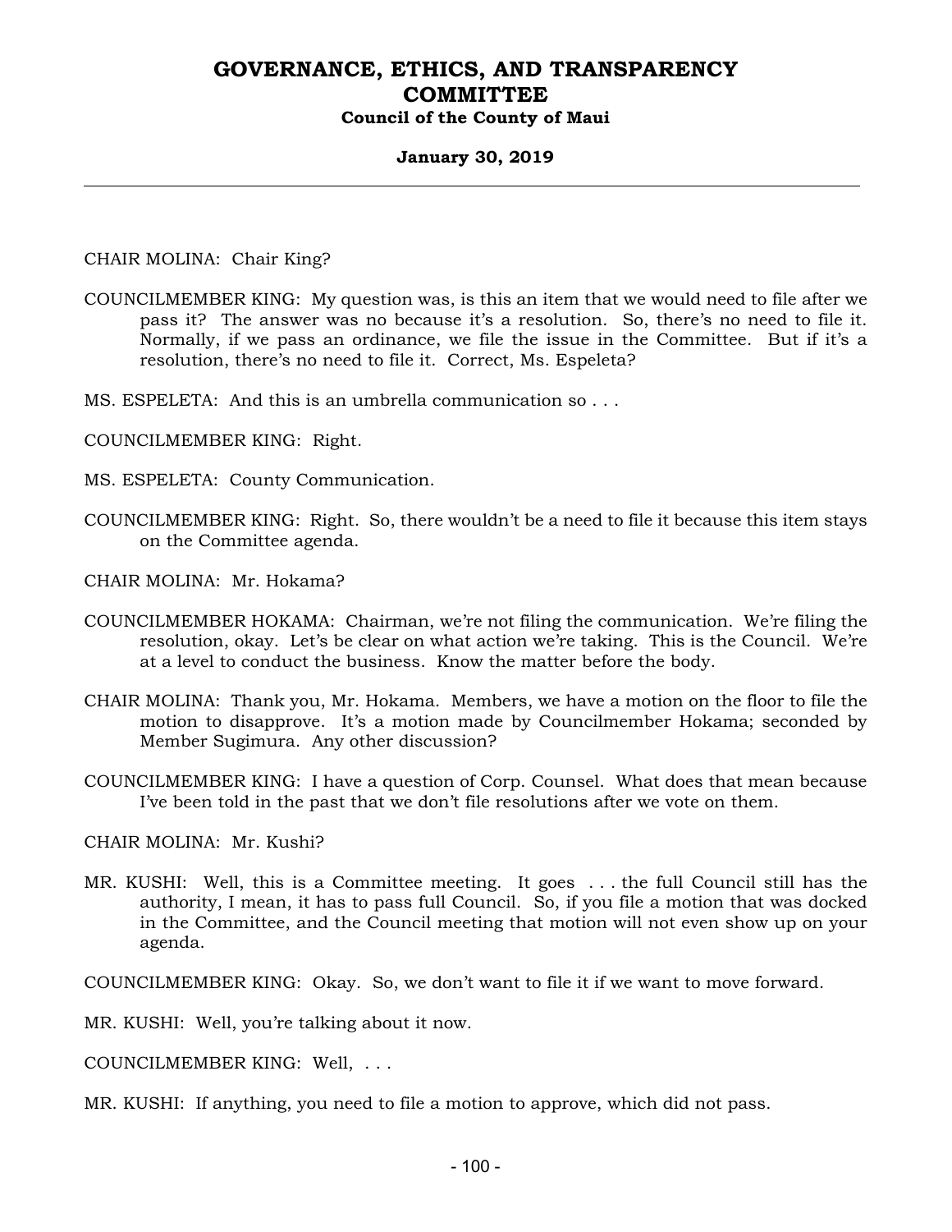CHAIR MOLINA: Chair King?

COUNCILMEMBER KING: My question was, is this an item that we would need to file after we pass it? The answer was no because it's a resolution. So, there's no need to file it. Normally, if we pass an ordinance, we file the issue in the Committee. But if it's a resolution, there's no need to file it. Correct, Ms. Espeleta?

MS. ESPELETA: And this is an umbrella communication so . . .

COUNCILMEMBER KING: Right.

MS. ESPELETA: County Communication.

COUNCILMEMBER KING: Right. So, there wouldn't be a need to file it because this item stays on the Committee agenda.

CHAIR MOLINA: Mr. Hokama?

COUNCILMEMBER HOKAMA: Chairman, we're not filing the communication. We're filing the resolution, okay. Let's be clear on what action we're taking. This is the Council. We're at a level to conduct the business. Know the matter before the body.

CHAIR MOLINA: Thank you, Mr. Hokama. Members, we have a motion on the floor to file the motion to disapprove. It's a motion made by Councilmember Hokama; seconded by Member Sugimura. Any other discussion?

COUNCILMEMBER KING: I have a question of Corp. Counsel. What does that mean because I've been told in the past that we don't file resolutions after we vote on them.

CHAIR MOLINA: Mr. Kushi?

MR. KUSHI: Well, this is a Committee meeting. It goes . . . the full Council still has the authority, I mean, it has to pass full Council. So, if you file a motion that was docked in the Committee, and the Council meeting that motion will not even show up on your agenda.

COUNCILMEMBER KING: Okay. So, we don't want to file it if we want to move forward.

MR. KUSHI: Well, you're talking about it now.

COUNCILMEMBER KING: Well, . . .

MR. KUSHI: If anything, you need to file a motion to approve, which did not pass.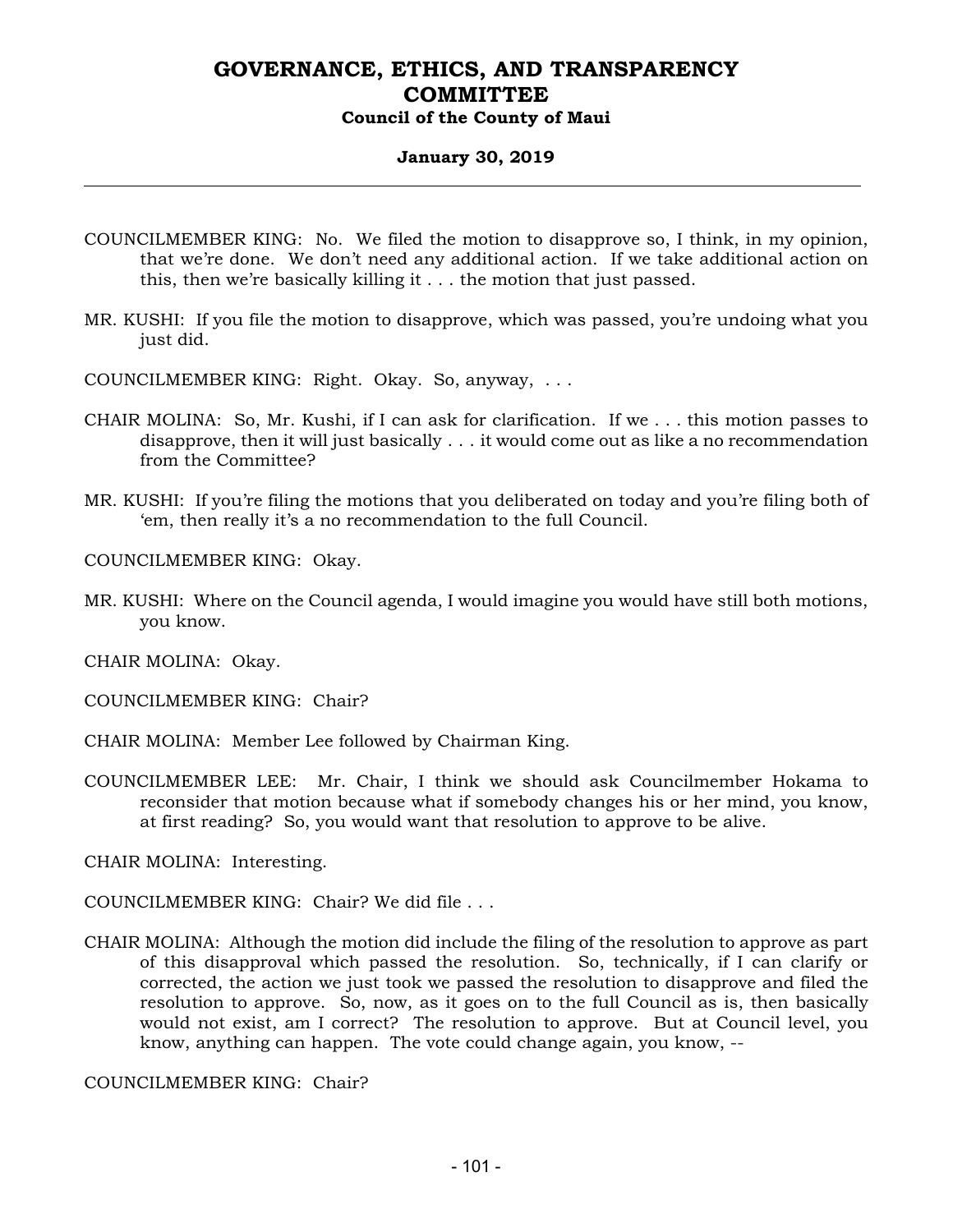COUNCILMEMBER KING: No. We filed the motion to disapprove so, I think, in my opinion, that we're done. We don't need any additional action. If we take additional action on this, then we're basically killing it . . . the motion that just passed.

MR. KUSHI: If you file the motion to disapprove, which was passed, you're undoing what you just did.

COUNCILMEMBER KING: Right. Okay. So, anyway, . . .

CHAIR MOLINA: So, Mr. Kushi, if I can ask for clarification. If we . . . this motion passes to disapprove, then it will just basically . . . it would come out as like a no recommendation from the Committee?

MR. KUSHI: If you're filing the motions that you deliberated on today and you're filing both of 'em, then really it's a no recommendation to the full Council.

COUNCILMEMBER KING: Okay.

MR. KUSHI: Where on the Council agenda, I would imagine you would have still both motions, you know.

CHAIR MOLINA: Okay.

COUNCILMEMBER KING: Chair?

CHAIR MOLINA: Member Lee followed by Chairman King.

COUNCILMEMBER LEE: Mr. Chair, I think we should ask Councilmember Hokama to reconsider that motion because what if somebody changes his or her mind, you know, at first reading? So, you would want that resolution to approve to be alive.

CHAIR MOLINA: Interesting.

COUNCILMEMBER KING: Chair? We did file . . .

CHAIR MOLINA: Although the motion did include the filing of the resolution to approve as part of this disapproval which passed the resolution. So, technically, if I can clarify or corrected, the action we just took we passed the resolution to disapprove and filed the resolution to approve. So, now, as it goes on to the full Council as is, then basically would not exist, am I correct? The resolution to approve. But at Council level, you know, anything can happen. The vote could change again, you know, --

COUNCILMEMBER KING: Chair?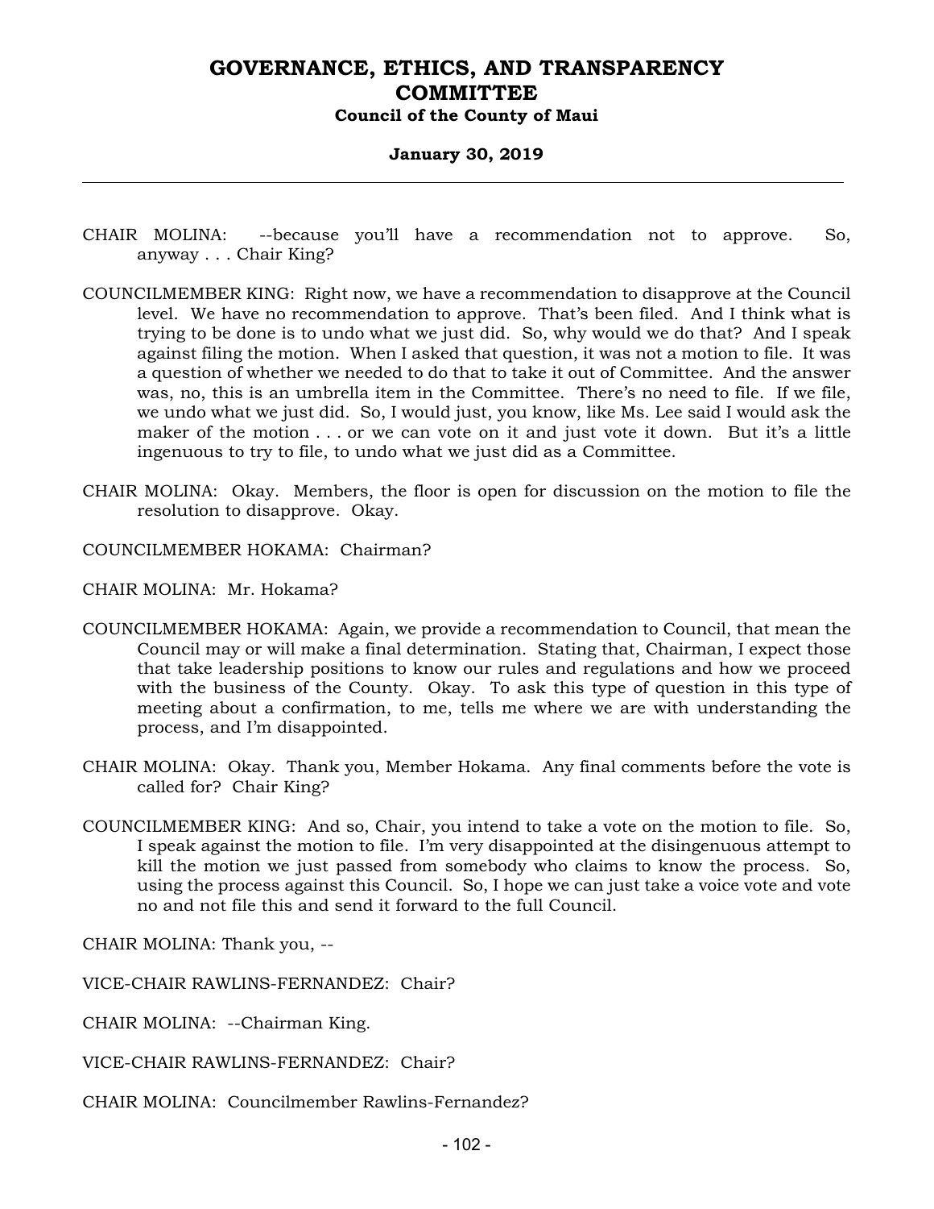CHAIR MOLINA: --because you'll have a recommendation not to approve. So, anyway . . . Chair King?

COUNCILMEMBER KING: Right now, we have a recommendation to disapprove at the Council level. We have no recommendation to approve. That's been filed. And I think what is trying to be done is to undo what we just did. So, why would we do that? And I speak against filing the motion. When I asked that question, it was not a motion to file. It was a question of whether we needed to do that to take it out of Committee. And the answer was, no, this is an umbrella item in the Committee. There's no need to file. If we file, we undo what we just did. So, I would just, you know, like Ms. Lee said I would ask the maker of the motion . . . or we can vote on it and just vote it down. But it's a little ingenuous to try to file, to undo what we just did as a Committee.

CHAIR MOLINA: Okay. Members, the floor is open for discussion on the motion to file the resolution to disapprove. Okay.

COUNCILMEMBER HOKAMA: Chairman?

CHAIR MOLINA: Mr. Hokama?

COUNCILMEMBER HOKAMA: Again, we provide a recommendation to Council, that mean the Council may or will make a final determination. Stating that, Chairman, I expect those that take leadership positions to know our rules and regulations and how we proceed with the business of the County. Okay. To ask this type of question in this type of meeting about a confirmation, to me, tells me where we are with understanding the process, and I'm disappointed.

CHAIR MOLINA: Okay. Thank you, Member Hokama. Any final comments before the vote is called for? Chair King?

COUNCILMEMBER KING: And so, Chair, you intend to take a vote on the motion to file. So, I speak against the motion to file. I'm very disappointed at the disingenuous attempt to kill the motion we just passed from somebody who claims to know the process. So, using the process against this Council. So, I hope we can just take a voice vote and vote no and not file this and send it forward to the full Council.

CHAIR MOLINA: Thank you, --

VICE-CHAIR RAWLINS-FERNANDEZ: Chair?

CHAIR MOLINA: --Chairman King.

VICE-CHAIR RAWLINS-FERNANDEZ: Chair?

CHAIR MOLINA: Councilmember Rawlins-Fernandez?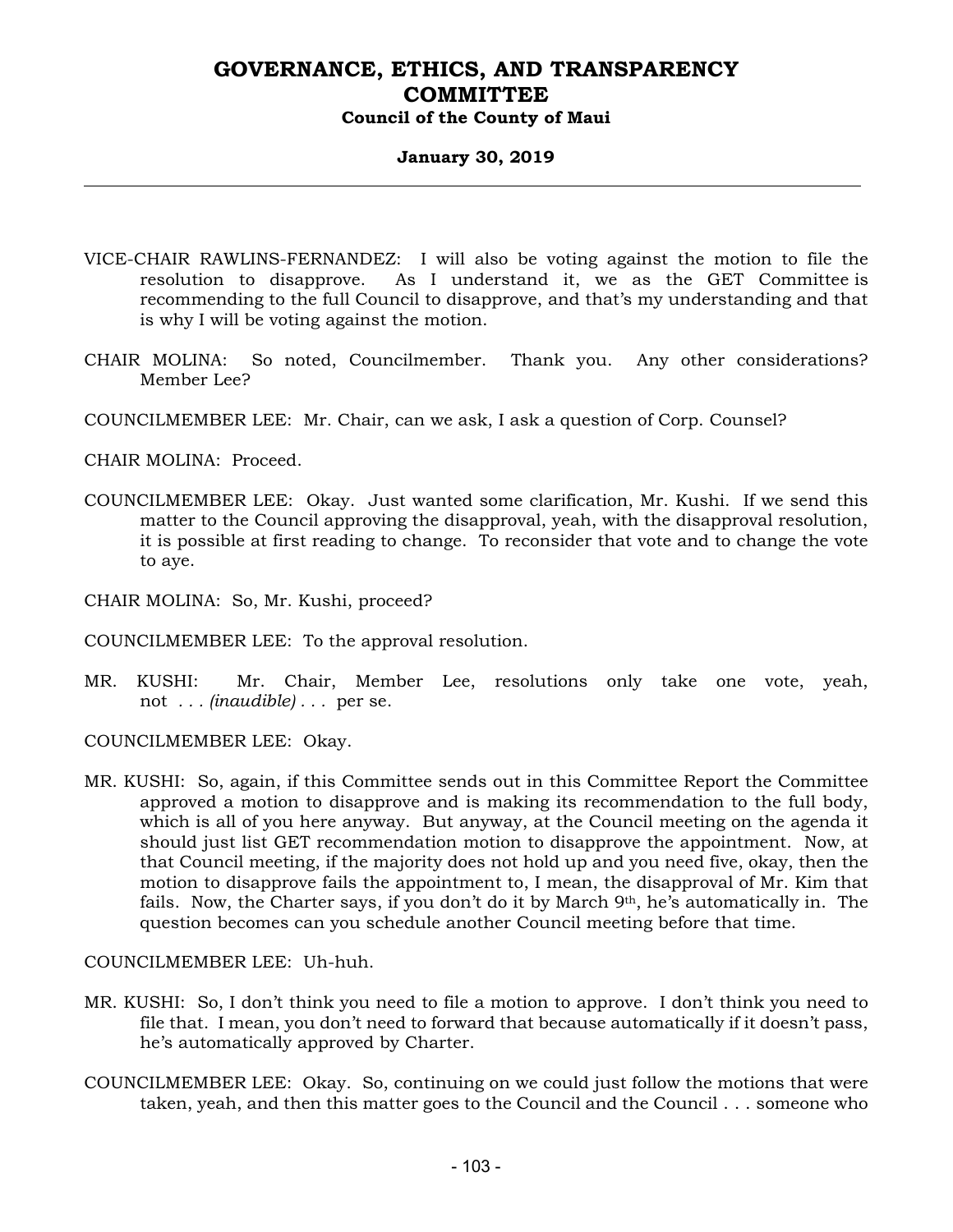VICE-CHAIR RAWLINS-FERNANDEZ: I will also be voting against the motion to file the resolution to disapprove. As I understand it, we as the GET Committee is recommending to the full Council to disapprove, and that's my understanding and that is why I will be voting against the motion.

CHAIR MOLINA: So noted, Councilmember. Thank you. Any other considerations? Member Lee?

COUNCILMEMBER LEE: Mr. Chair, can we ask, I ask a question of Corp. Counsel?

CHAIR MOLINA: Proceed.

COUNCILMEMBER LEE: Okay. Just wanted some clarification, Mr. Kushi. If we send this matter to the Council approving the disapproval, yeah, with the disapproval resolution, it is possible at first reading to change. To reconsider that vote and to change the vote to aye.

CHAIR MOLINA: So, Mr. Kushi, proceed?

COUNCILMEMBER LEE: To the approval resolution.

MR. KUSHI: Mr. Chair, Member Lee, resolutions only take one vote, yeah, not . . . *(inaudible)* . . . per se.

COUNCILMEMBER LEE: Okay.

MR. KUSHI: So, again, if this Committee sends out in this Committee Report the Committee approved a motion to disapprove and is making its recommendation to the full body, which is all of you here anyway. But anyway, at the Council meeting on the agenda it should just list GET recommendation motion to disapprove the appointment. Now, at that Council meeting, if the majority does not hold up and you need five, okay, then the motion to disapprove fails the appointment to, I mean, the disapproval of Mr. Kim that fails. Now, the Charter says, if you don't do it by March 9th, he's automatically in. The question becomes can you schedule another Council meeting before that time.

COUNCILMEMBER LEE: Uh-huh.

MR. KUSHI: So, I don't think you need to file a motion to approve. I don't think you need to file that. I mean, you don't need to forward that because automatically if it doesn't pass, he's automatically approved by Charter.

COUNCILMEMBER LEE: Okay. So, continuing on we could just follow the motions that were taken, yeah, and then this matter goes to the Council and the Council . . . someone who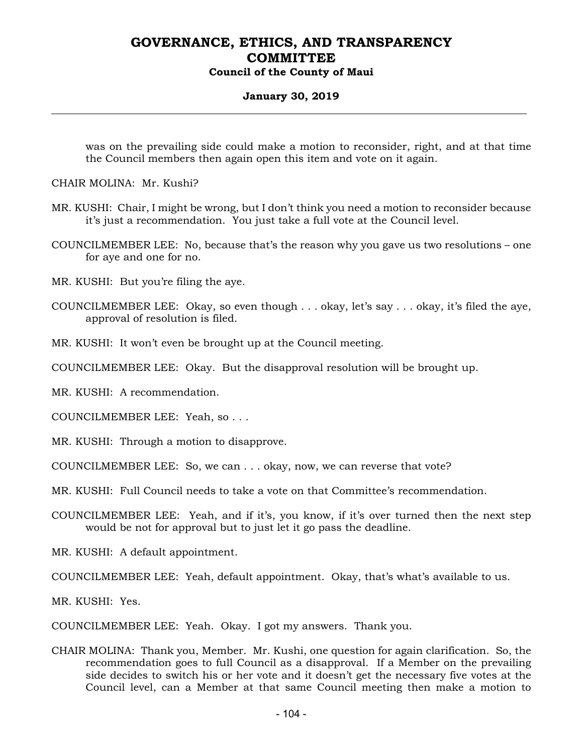was on the prevailing side could make a motion to reconsider, right, and at that time the Council members then again open this item and vote on it again.

CHAIR MOLINA: Mr. Kushi?

MR. KUSHI: Chair, I might be wrong, but I don't think you need a motion to reconsider because it's just a recommendation. You just take a full vote at the Council level.

COUNCILMEMBER LEE: No, because that's the reason why you gave us two resolutions – one for aye and one for no.

MR. KUSHI: But you're filing the aye.

COUNCILMEMBER LEE: Okay, so even though . . . okay, let's say . . . okay, it's filed the aye, approval of resolution is filed.

MR. KUSHI: It won't even be brought up at the Council meeting.

COUNCILMEMBER LEE: Okay. But the disapproval resolution will be brought up.

MR. KUSHI: A recommendation.

COUNCILMEMBER LEE: Yeah, so . . .

MR. KUSHI: Through a motion to disapprove.

COUNCILMEMBER LEE: So, we can . . . okay, now, we can reverse that vote?

MR. KUSHI: Full Council needs to take a vote on that Committee's recommendation.

COUNCILMEMBER LEE: Yeah, and if it's, you know, if it's over turned then the next step would be not for approval but to just let it go pass the deadline.

MR. KUSHI: A default appointment.

COUNCILMEMBER LEE: Yeah, default appointment. Okay, that's what's available to us.

MR. KUSHI: Yes.

COUNCILMEMBER LEE: Yeah. Okay. I got my answers. Thank you.

CHAIR MOLINA: Thank you, Member. Mr. Kushi, one question for again clarification. So, the recommendation goes to full Council as a disapproval. If a Member on the prevailing side decides to switch his or her vote and it doesn't get the necessary five votes at the Council level, can a Member at that same Council meeting then make a motion to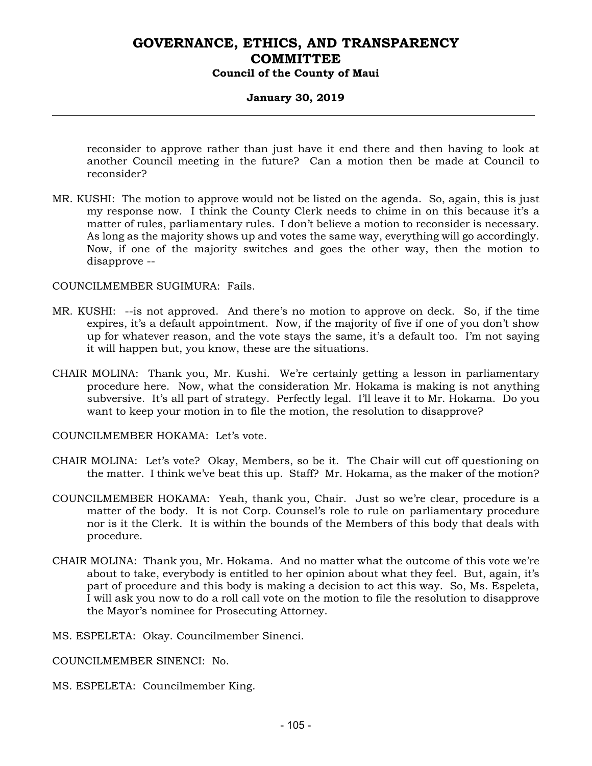reconsider to approve rather than just have it end there and then having to look at another Council meeting in the future? Can a motion then be made at Council to reconsider?

MR. KUSHI: The motion to approve would not be listed on the agenda. So, again, this is just my response now. I think the County Clerk needs to chime in on this because it's a matter of rules, parliamentary rules. I don't believe a motion to reconsider is necessary. As long as the majority shows up and votes the same way, everything will go accordingly. Now, if one of the majority switches and goes the other way, then the motion to disapprove --

COUNCILMEMBER SUGIMURA: Fails.

MR. KUSHI: --is not approved. And there's no motion to approve on deck. So, if the time expires, it's a default appointment. Now, if the majority of five if one of you don't show up for whatever reason, and the vote stays the same, it's a default too. I'm not saying it will happen but, you know, these are the situations.

CHAIR MOLINA: Thank you, Mr. Kushi. We're certainly getting a lesson in parliamentary procedure here. Now, what the consideration Mr. Hokama is making is not anything subversive. It's all part of strategy. Perfectly legal. I'll leave it to Mr. Hokama. Do you want to keep your motion in to file the motion, the resolution to disapprove?

COUNCILMEMBER HOKAMA: Let's vote.

CHAIR MOLINA: Let's vote? Okay, Members, so be it. The Chair will cut off questioning on the matter. I think we've beat this up. Staff? Mr. Hokama, as the maker of the motion?

COUNCILMEMBER HOKAMA: Yeah, thank you, Chair. Just so we're clear, procedure is a matter of the body. It is not Corp. Counsel's role to rule on parliamentary procedure nor is it the Clerk. It is within the bounds of the Members of this body that deals with procedure.

CHAIR MOLINA: Thank you, Mr. Hokama. And no matter what the outcome of this vote we're about to take, everybody is entitled to her opinion about what they feel. But, again, it's part of procedure and this body is making a decision to act this way. So, Ms. Espeleta, I will ask you now to do a roll call vote on the motion to file the resolution to disapprove the Mayor's nominee for Prosecuting Attorney.

MS. ESPELETA: Okay. Councilmember Sinenci.

COUNCILMEMBER SINENCI: No.

MS. ESPELETA: Councilmember King.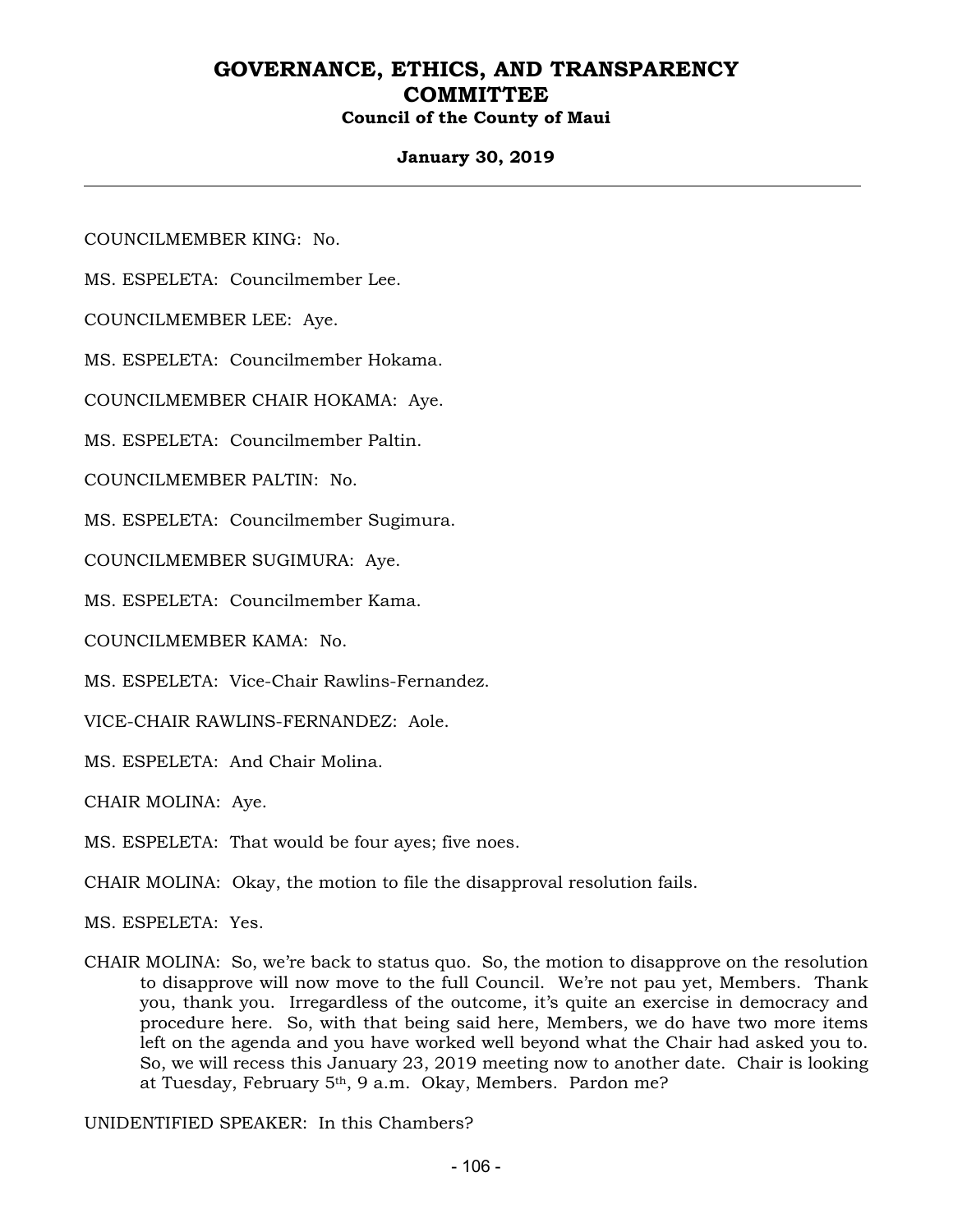COUNCILMEMBER KING: No.

MS. ESPELETA: Councilmember Lee.

COUNCILMEMBER LEE: Aye.

MS. ESPELETA: Councilmember Hokama.

COUNCILMEMBER CHAIR HOKAMA: Aye.

MS. ESPELETA: Councilmember Paltin.

COUNCILMEMBER PALTIN: No.

MS. ESPELETA: Councilmember Sugimura.

COUNCILMEMBER SUGIMURA: Aye.

MS. ESPELETA: Councilmember Kama.

COUNCILMEMBER KAMA: No.

MS. ESPELETA: Vice-Chair Rawlins-Fernandez.

VICE-CHAIR RAWLINS-FERNANDEZ: Aole.

MS. ESPELETA: And Chair Molina.

CHAIR MOLINA: Aye.

MS. ESPELETA: That would be four ayes; five noes.

CHAIR MOLINA: Okay, the motion to file the disapproval resolution fails.

MS. ESPELETA: Yes.

CHAIR MOLINA: So, we're back to status quo. So, the motion to disapprove on the resolution to disapprove will now move to the full Council. We're not pau yet, Members. Thank you, thank you. Irregardless of the outcome, it's quite an exercise in democracy and procedure here. So, with that being said here, Members, we do have two more items left on the agenda and you have worked well beyond what the Chair had asked you to. So, we will recess this January 23, 2019 meeting now to another date. Chair is looking at Tuesday, February 5th, 9 a.m. Okay, Members. Pardon me?

UNIDENTIFIED SPEAKER: In this Chambers?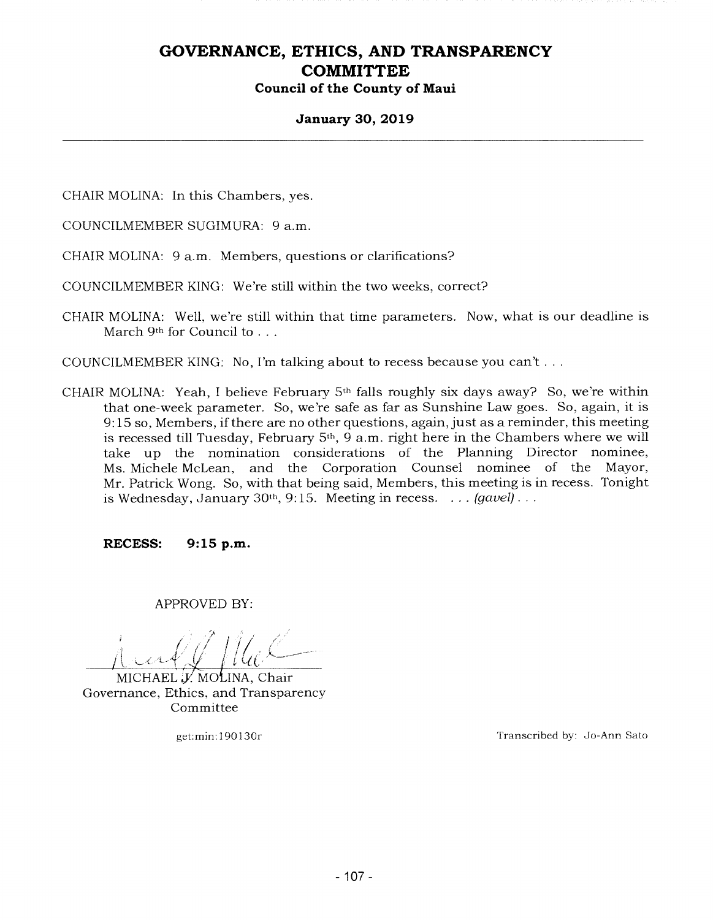CHAIR MOLINA: In this Chambers, yes.

COUNCILMEMBER SUGIMURA: 9 a.m.

CHAIR MOLINA: 9 a.m. Members, questions or clarifications?

COUNCILMEMBER KING: We're still within the two weeks, correct?

CHAIR MOLINA: Well, we're still within that time parameters. Now, what is our deadline is March 9th for Council to . . .

COUNCILMEMBER KING: No, I'm talking about to recess because you can't . . .

CHAIR MOLINA: Yeah, I believe February 5th falls roughly six days away? So, we're within that one-week parameter. So, we're safe as far as Sunshine Law goes. So, again, it is 9:15 so, Members, if there are no other questions, again, just as a reminder, this meeting is recessed till Tuesday, February 5th, 9 a.m. right here in the Chambers where we will take up the nomination considerations of the Planning Director nominee, Ms. Michele McLean, and the Corporation Counsel nominee of the Mayor, Mr. Patrick Wong. So, with that being said, Members, this meeting is in recess. Tonight is Wednesday, January 30th, 9:15. Meeting in recess. . . . *(gavel)* . . .

**RECESS: 9:15 p.m.**

APPROVED BY:

MICHAEL J. MOLINA, Chair
Governance, Ethics, and Transparency Committee

get:min:190130r

Transcribed by: Jo-Ann Sato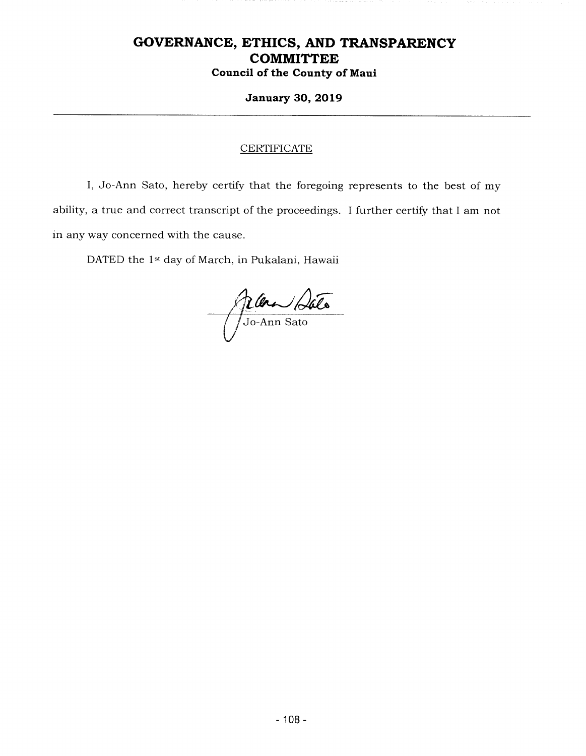# GOVERNANCE, ETHICS, AND TRANSPARENCY COMMITTEE

**Council of the County of Maui**

**January 30, 2019**

---

CERTIFICATE

I, Jo-Ann Sato, hereby certify that the foregoing represents to the best of my ability, a true and correct transcript of the proceedings. I further certify that I am not in any way concerned with the cause.

DATED the 1st day of March, in Pukalani, Hawaii

Jo-Ann Sato